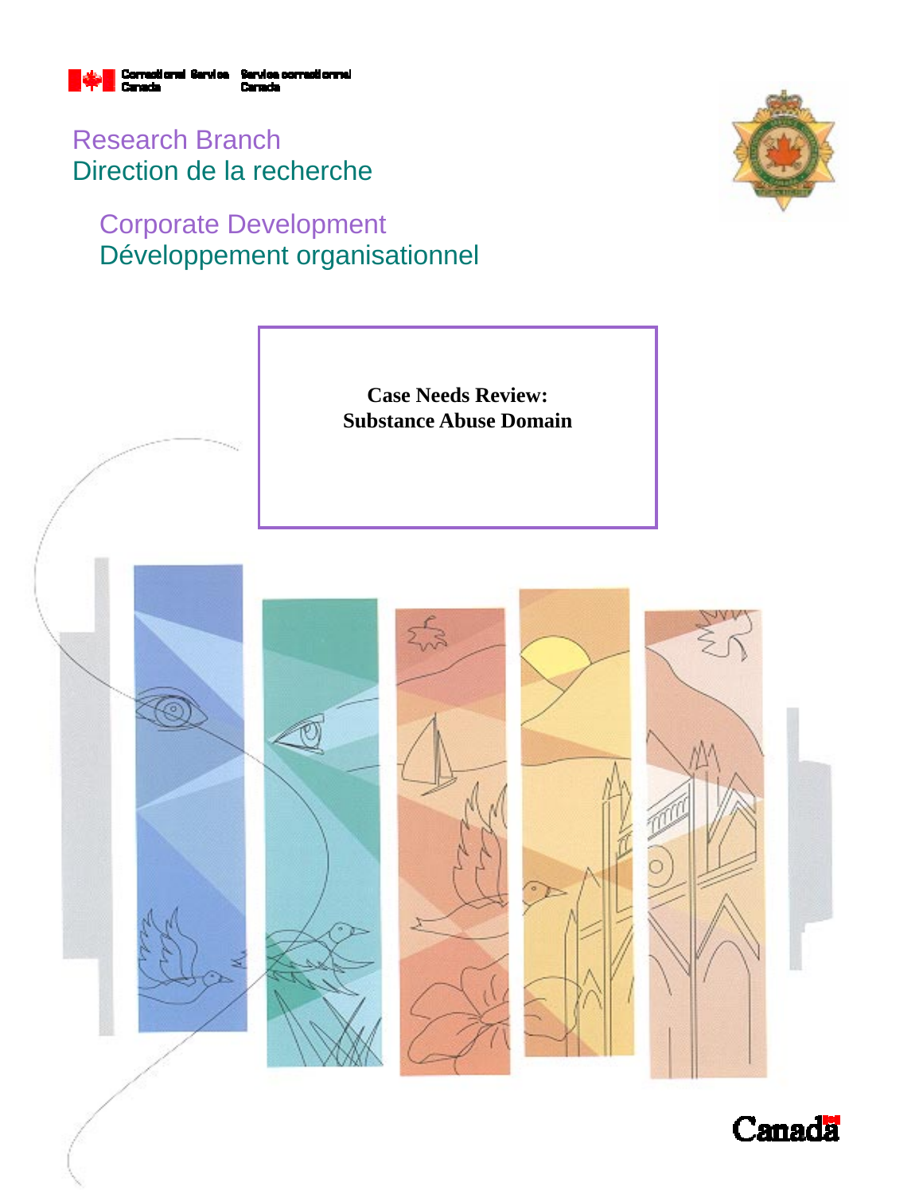Correctional Service Canada | Service correctionnel Canada

Research Branch
Direction de la recherche

Corporate Development
Développement organisationnel

# Case Needs Review: Substance Abuse Domain

Canada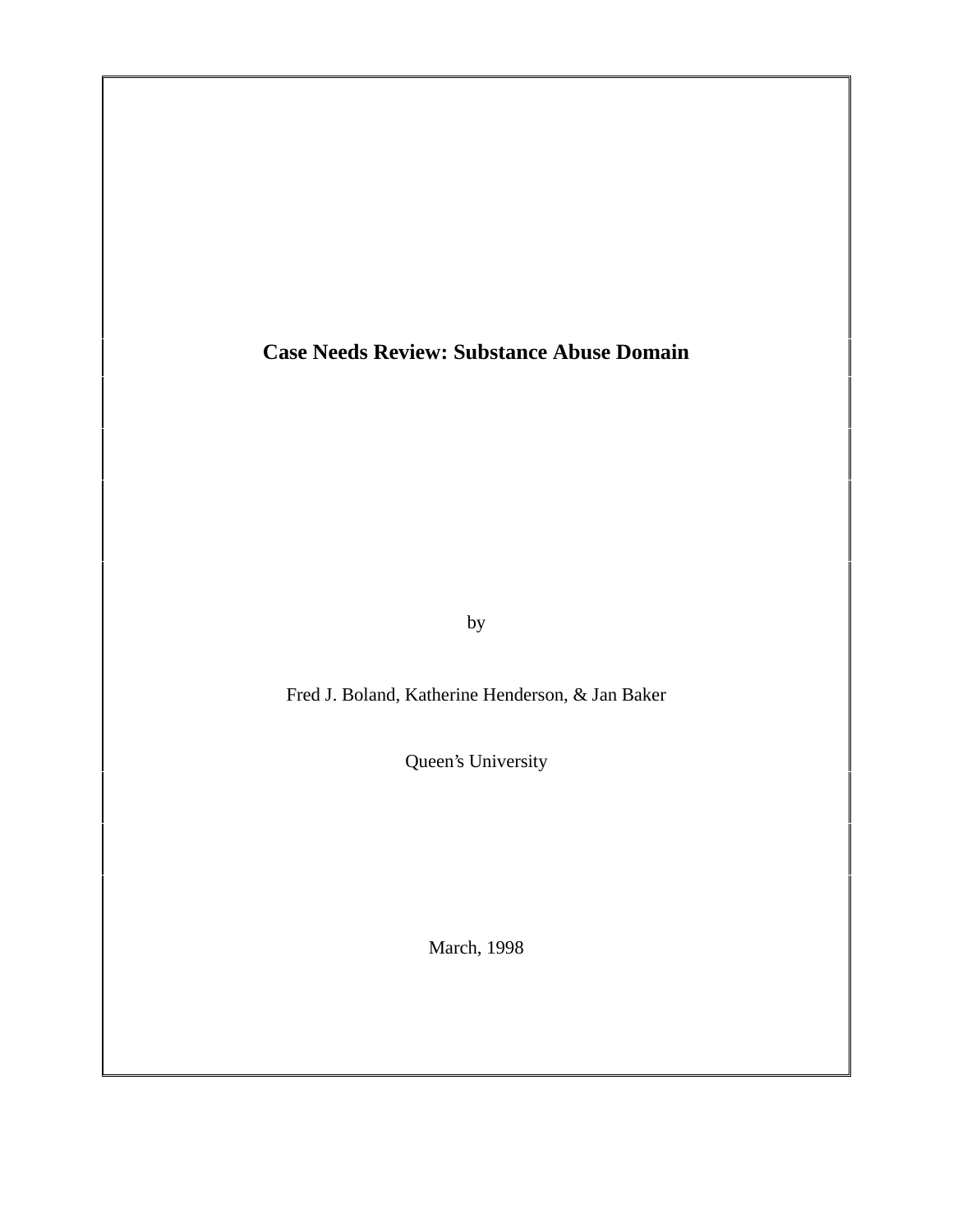# Case Needs Review: Substance Abuse Domain

by

Fred J. Boland, Katherine Henderson, & Jan Baker

Queen's University

March, 1998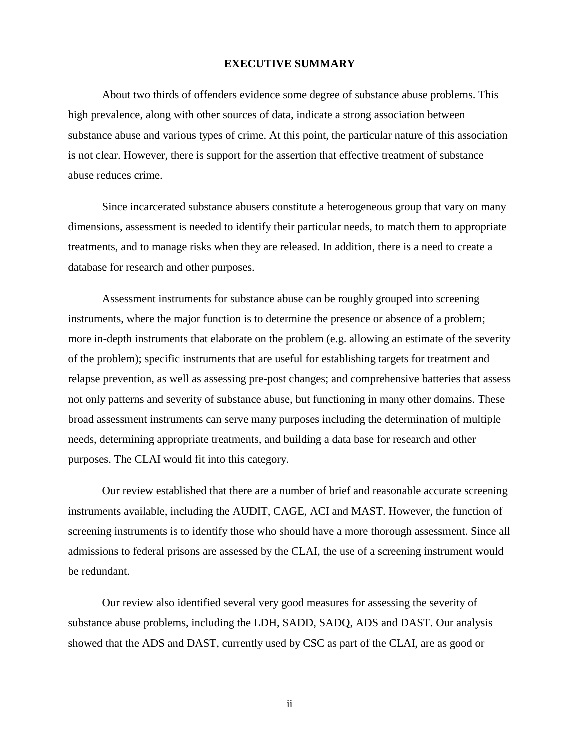## EXECUTIVE SUMMARY

About two thirds of offenders evidence some degree of substance abuse problems. This high prevalence, along with other sources of data, indicate a strong association between substance abuse and various types of crime. At this point, the particular nature of this association is not clear. However, there is support for the assertion that effective treatment of substance abuse reduces crime.

Since incarcerated substance abusers constitute a heterogeneous group that vary on many dimensions, assessment is needed to identify their particular needs, to match them to appropriate treatments, and to manage risks when they are released. In addition, there is a need to create a database for research and other purposes.

Assessment instruments for substance abuse can be roughly grouped into screening instruments, where the major function is to determine the presence or absence of a problem; more in-depth instruments that elaborate on the problem (e.g. allowing an estimate of the severity of the problem); specific instruments that are useful for establishing targets for treatment and relapse prevention, as well as assessing pre-post changes; and comprehensive batteries that assess not only patterns and severity of substance abuse, but functioning in many other domains. These broad assessment instruments can serve many purposes including the determination of multiple needs, determining appropriate treatments, and building a data base for research and other purposes. The CLAI would fit into this category.

Our review established that there are a number of brief and reasonable accurate screening instruments available, including the AUDIT, CAGE, ACI and MAST. However, the function of screening instruments is to identify those who should have a more thorough assessment. Since all admissions to federal prisons are assessed by the CLAI, the use of a screening instrument would be redundant.

Our review also identified several very good measures for assessing the severity of substance abuse problems, including the LDH, SADD, SADQ, ADS and DAST. Our analysis showed that the ADS and DAST, currently used by CSC as part of the CLAI, are as good or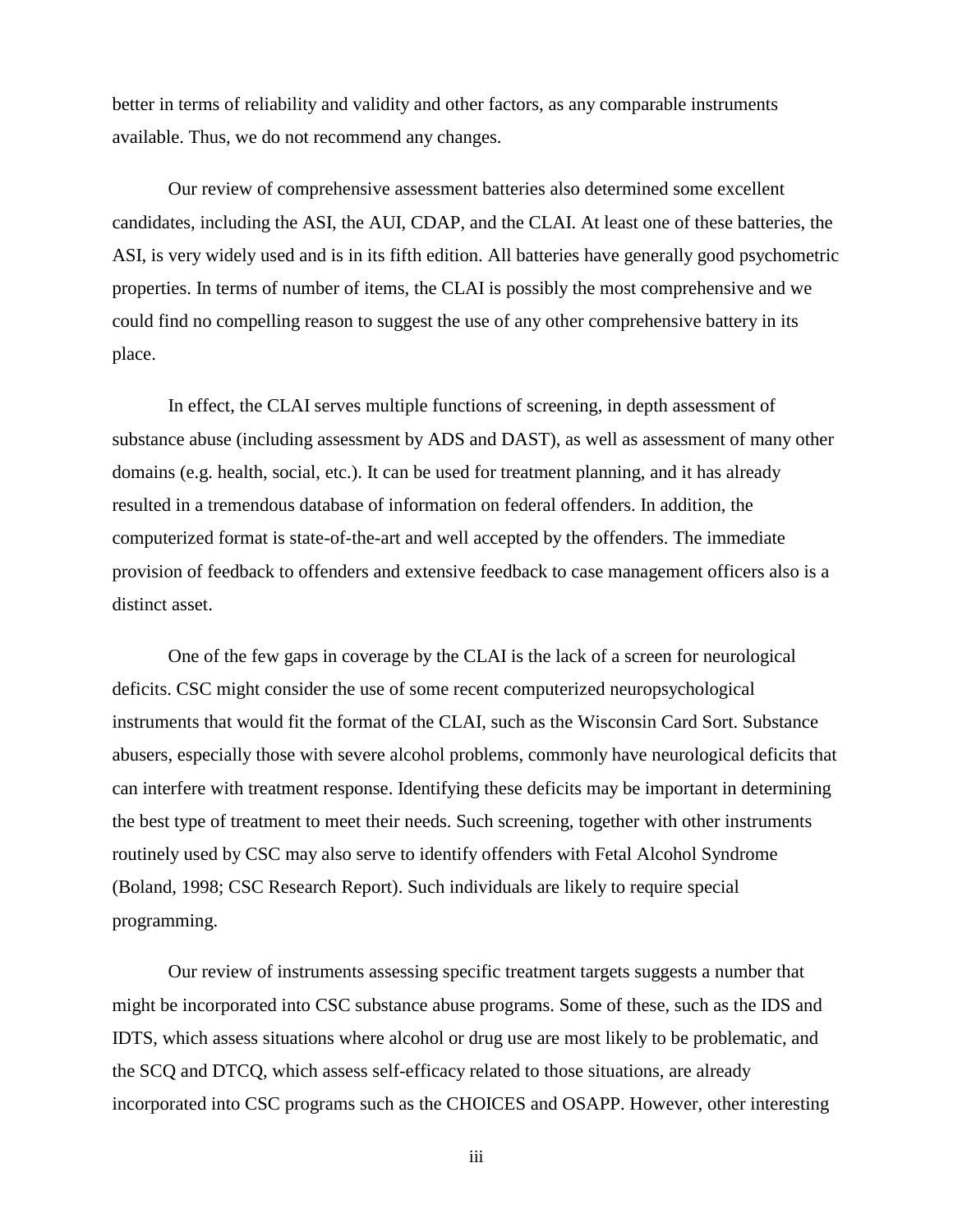better in terms of reliability and validity and other factors, as any comparable instruments available. Thus, we do not recommend any changes.

Our review of comprehensive assessment batteries also determined some excellent candidates, including the ASI, the AUI, CDAP, and the CLAI. At least one of these batteries, the ASI, is very widely used and is in its fifth edition. All batteries have generally good psychometric properties. In terms of number of items, the CLAI is possibly the most comprehensive and we could find no compelling reason to suggest the use of any other comprehensive battery in its place.

In effect, the CLAI serves multiple functions of screening, in depth assessment of substance abuse (including assessment by ADS and DAST), as well as assessment of many other domains (e.g. health, social, etc.). It can be used for treatment planning, and it has already resulted in a tremendous database of information on federal offenders. In addition, the computerized format is state-of-the-art and well accepted by the offenders. The immediate provision of feedback to offenders and extensive feedback to case management officers also is a distinct asset.

One of the few gaps in coverage by the CLAI is the lack of a screen for neurological deficits. CSC might consider the use of some recent computerized neuropsychological instruments that would fit the format of the CLAI, such as the Wisconsin Card Sort. Substance abusers, especially those with severe alcohol problems, commonly have neurological deficits that can interfere with treatment response. Identifying these deficits may be important in determining the best type of treatment to meet their needs. Such screening, together with other instruments routinely used by CSC may also serve to identify offenders with Fetal Alcohol Syndrome (Boland, 1998; CSC Research Report). Such individuals are likely to require special programming.

Our review of instruments assessing specific treatment targets suggests a number that might be incorporated into CSC substance abuse programs. Some of these, such as the IDS and IDTS, which assess situations where alcohol or drug use are most likely to be problematic, and the SCQ and DTCQ, which assess self-efficacy related to those situations, are already incorporated into CSC programs such as the CHOICES and OSAPP. However, other interesting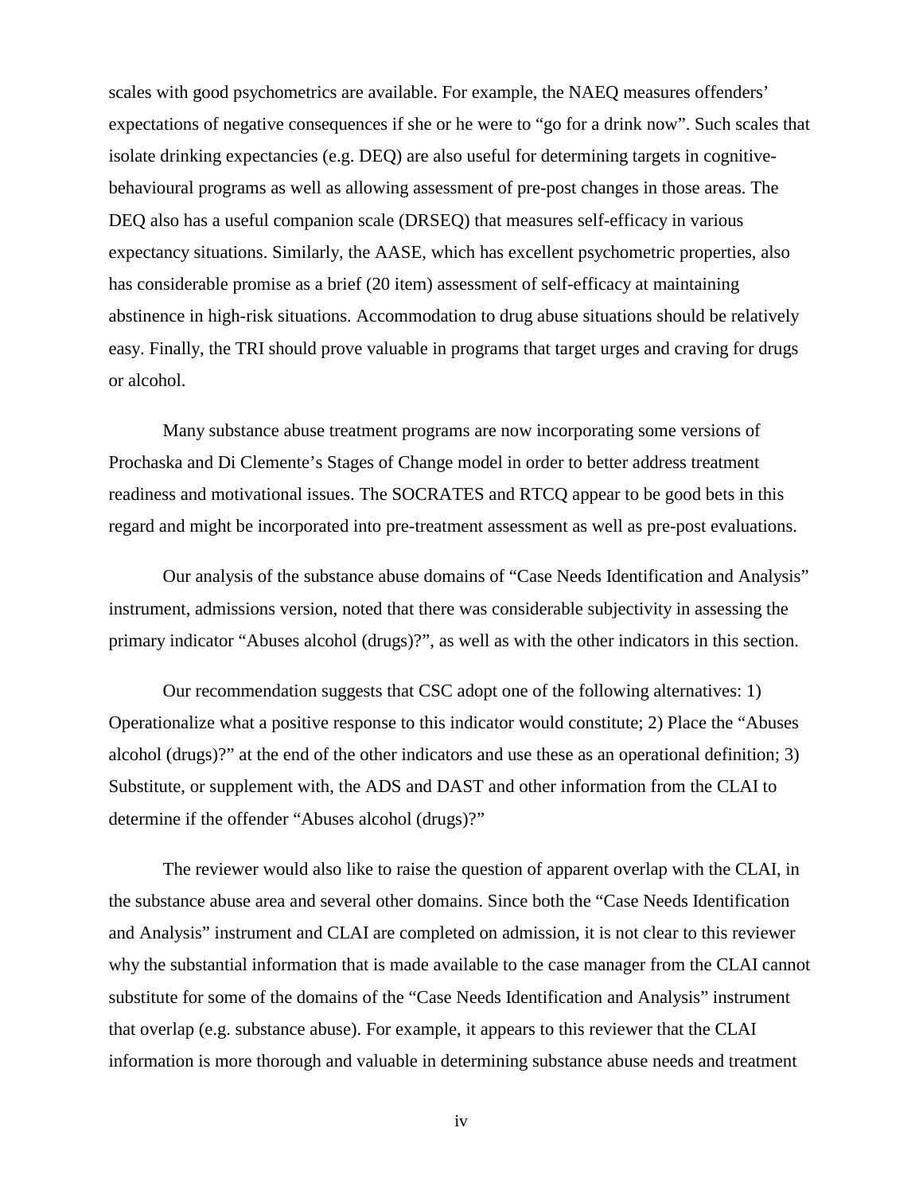scales with good psychometrics are available. For example, the NAEQ measures offenders' expectations of negative consequences if she or he were to "go for a drink now". Such scales that isolate drinking expectancies (e.g. DEQ) are also useful for determining targets in cognitive-behavioural programs as well as allowing assessment of pre-post changes in those areas. The DEQ also has a useful companion scale (DRSEQ) that measures self-efficacy in various expectancy situations. Similarly, the AASE, which has excellent psychometric properties, also has considerable promise as a brief (20 item) assessment of self-efficacy at maintaining abstinence in high-risk situations. Accommodation to drug abuse situations should be relatively easy. Finally, the TRI should prove valuable in programs that target urges and craving for drugs or alcohol.

Many substance abuse treatment programs are now incorporating some versions of Prochaska and Di Clemente's Stages of Change model in order to better address treatment readiness and motivational issues. The SOCRATES and RTCQ appear to be good bets in this regard and might be incorporated into pre-treatment assessment as well as pre-post evaluations.

Our analysis of the substance abuse domains of "Case Needs Identification and Analysis" instrument, admissions version, noted that there was considerable subjectivity in assessing the primary indicator "Abuses alcohol (drugs)?", as well as with the other indicators in this section.

Our recommendation suggests that CSC adopt one of the following alternatives: 1) Operationalize what a positive response to this indicator would constitute; 2) Place the "Abuses alcohol (drugs)?" at the end of the other indicators and use these as an operational definition; 3) Substitute, or supplement with, the ADS and DAST and other information from the CLAI to determine if the offender "Abuses alcohol (drugs)?"

The reviewer would also like to raise the question of apparent overlap with the CLAI, in the substance abuse area and several other domains. Since both the "Case Needs Identification and Analysis" instrument and CLAI are completed on admission, it is not clear to this reviewer why the substantial information that is made available to the case manager from the CLAI cannot substitute for some of the domains of the "Case Needs Identification and Analysis" instrument that overlap (e.g. substance abuse). For example, it appears to this reviewer that the CLAI information is more thorough and valuable in determining substance abuse needs and treatment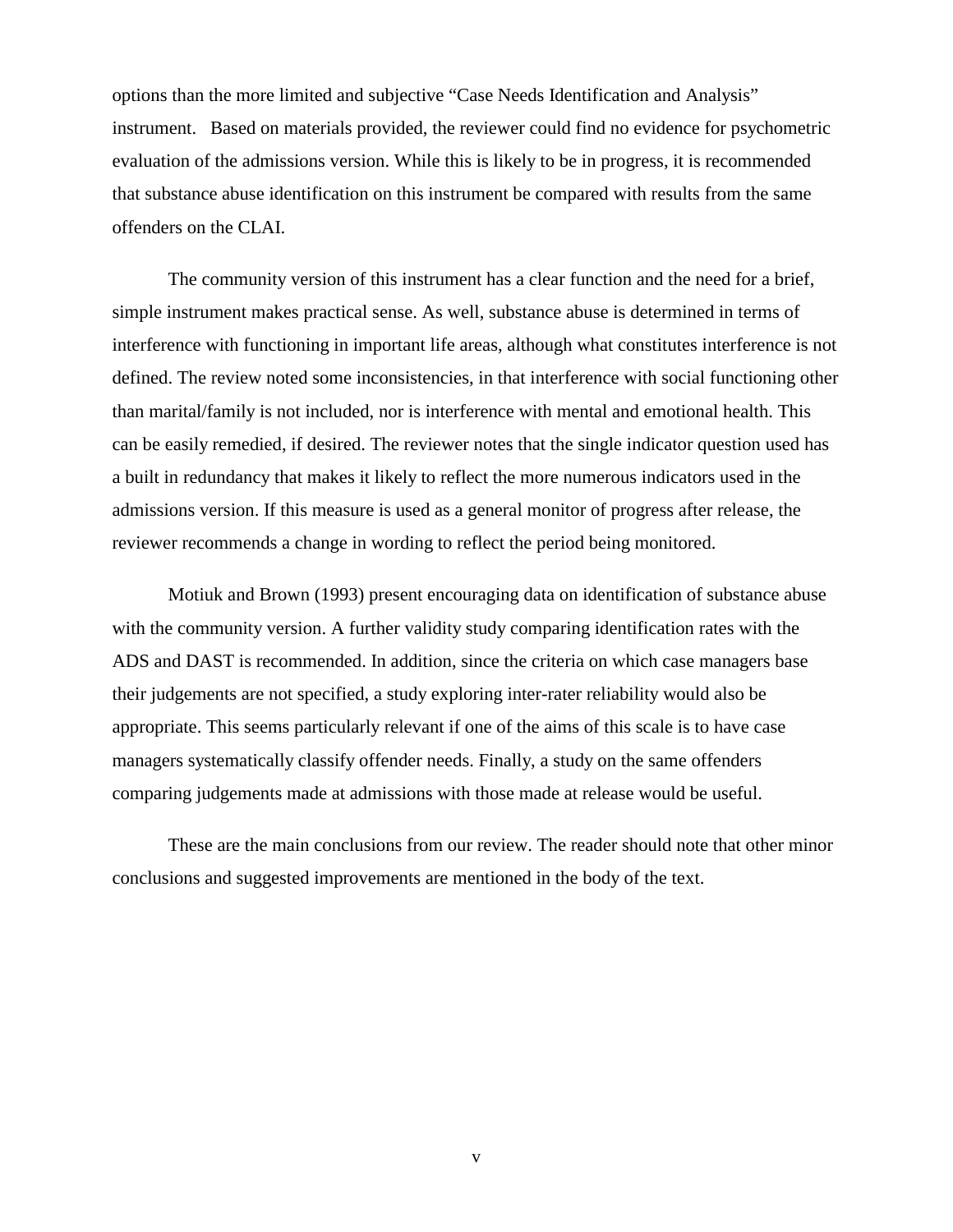options than the more limited and subjective "Case Needs Identification and Analysis" instrument. Based on materials provided, the reviewer could find no evidence for psychometric evaluation of the admissions version. While this is likely to be in progress, it is recommended that substance abuse identification on this instrument be compared with results from the same offenders on the CLAI.

The community version of this instrument has a clear function and the need for a brief, simple instrument makes practical sense. As well, substance abuse is determined in terms of interference with functioning in important life areas, although what constitutes interference is not defined. The review noted some inconsistencies, in that interference with social functioning other than marital/family is not included, nor is interference with mental and emotional health. This can be easily remedied, if desired. The reviewer notes that the single indicator question used has a built in redundancy that makes it likely to reflect the more numerous indicators used in the admissions version. If this measure is used as a general monitor of progress after release, the reviewer recommends a change in wording to reflect the period being monitored.

Motiuk and Brown (1993) present encouraging data on identification of substance abuse with the community version. A further validity study comparing identification rates with the ADS and DAST is recommended. In addition, since the criteria on which case managers base their judgements are not specified, a study exploring inter-rater reliability would also be appropriate. This seems particularly relevant if one of the aims of this scale is to have case managers systematically classify offender needs. Finally, a study on the same offenders comparing judgements made at admissions with those made at release would be useful.

These are the main conclusions from our review. The reader should note that other minor conclusions and suggested improvements are mentioned in the body of the text.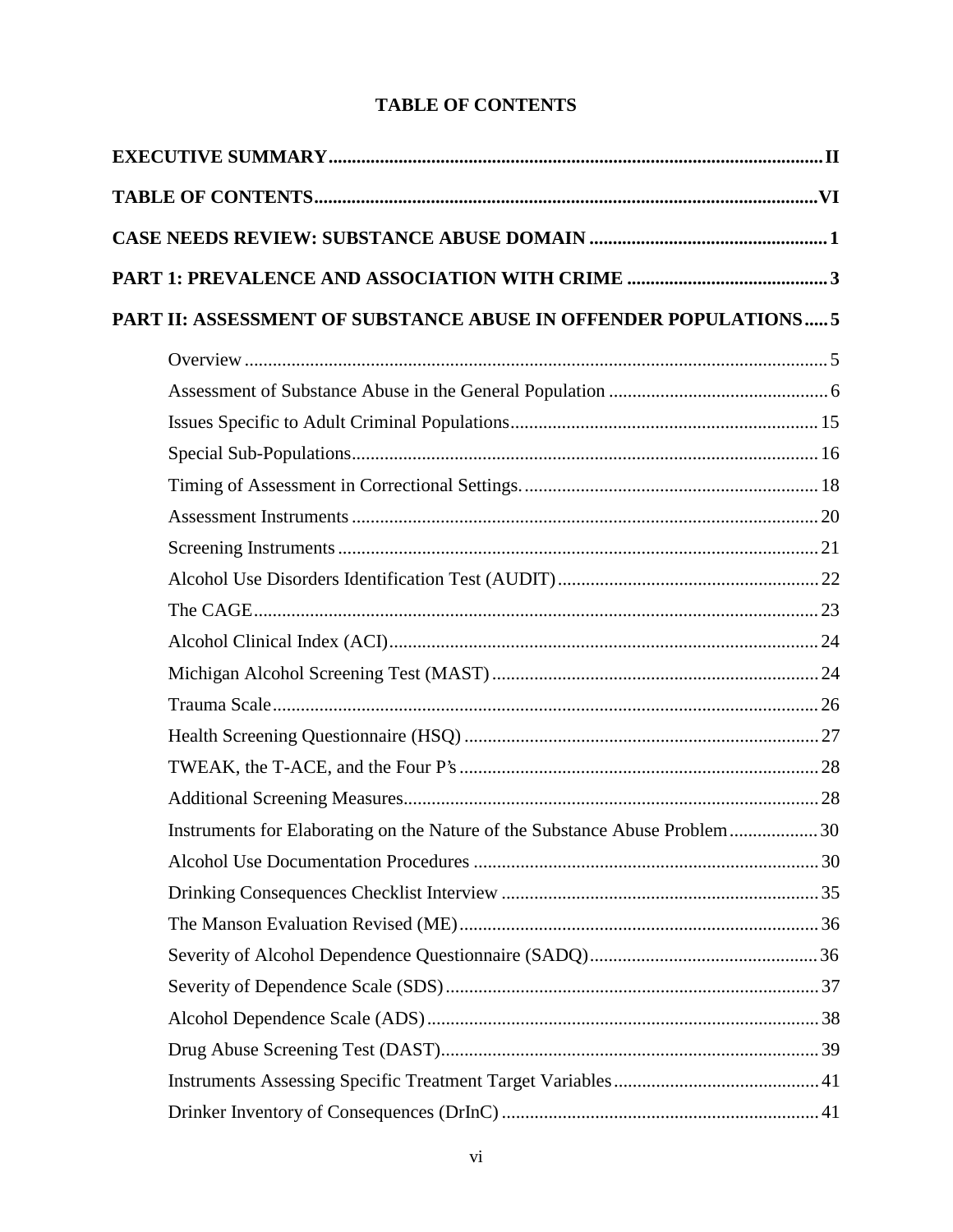# TABLE OF CONTENTS

**EXECUTIVE SUMMARY** ..... II

**TABLE OF CONTENTS** ..... VI

**CASE NEEDS REVIEW: SUBSTANCE ABUSE DOMAIN** ..... 1

**PART 1: PREVALENCE AND ASSOCIATION WITH CRIME** ..... 3

**PART II: ASSESSMENT OF SUBSTANCE ABUSE IN OFFENDER POPULATIONS** ..... 5

- Overview ..... 5
- Assessment of Substance Abuse in the General Population ..... 6
- Issues Specific to Adult Criminal Populations ..... 15
- Special Sub-Populations ..... 16
- Timing of Assessment in Correctional Settings. ..... 18
- Assessment Instruments ..... 20
- Screening Instruments ..... 21
- Alcohol Use Disorders Identification Test (AUDIT) ..... 22
- The CAGE ..... 23
- Alcohol Clinical Index (ACI) ..... 24
- Michigan Alcohol Screening Test (MAST) ..... 24
- Trauma Scale ..... 26
- Health Screening Questionnaire (HSQ) ..... 27
- TWEAK, the T-ACE, and the Four P's ..... 28
- Additional Screening Measures ..... 28
- Instruments for Elaborating on the Nature of the Substance Abuse Problem ..... 30
- Alcohol Use Documentation Procedures ..... 30
- Drinking Consequences Checklist Interview ..... 35
- The Manson Evaluation Revised (ME) ..... 36
- Severity of Alcohol Dependence Questionnaire (SADQ) ..... 36
- Severity of Dependence Scale (SDS) ..... 37
- Alcohol Dependence Scale (ADS) ..... 38
- Drug Abuse Screening Test (DAST) ..... 39
- Instruments Assessing Specific Treatment Target Variables ..... 41
- Drinker Inventory of Consequences (DrInC) ..... 41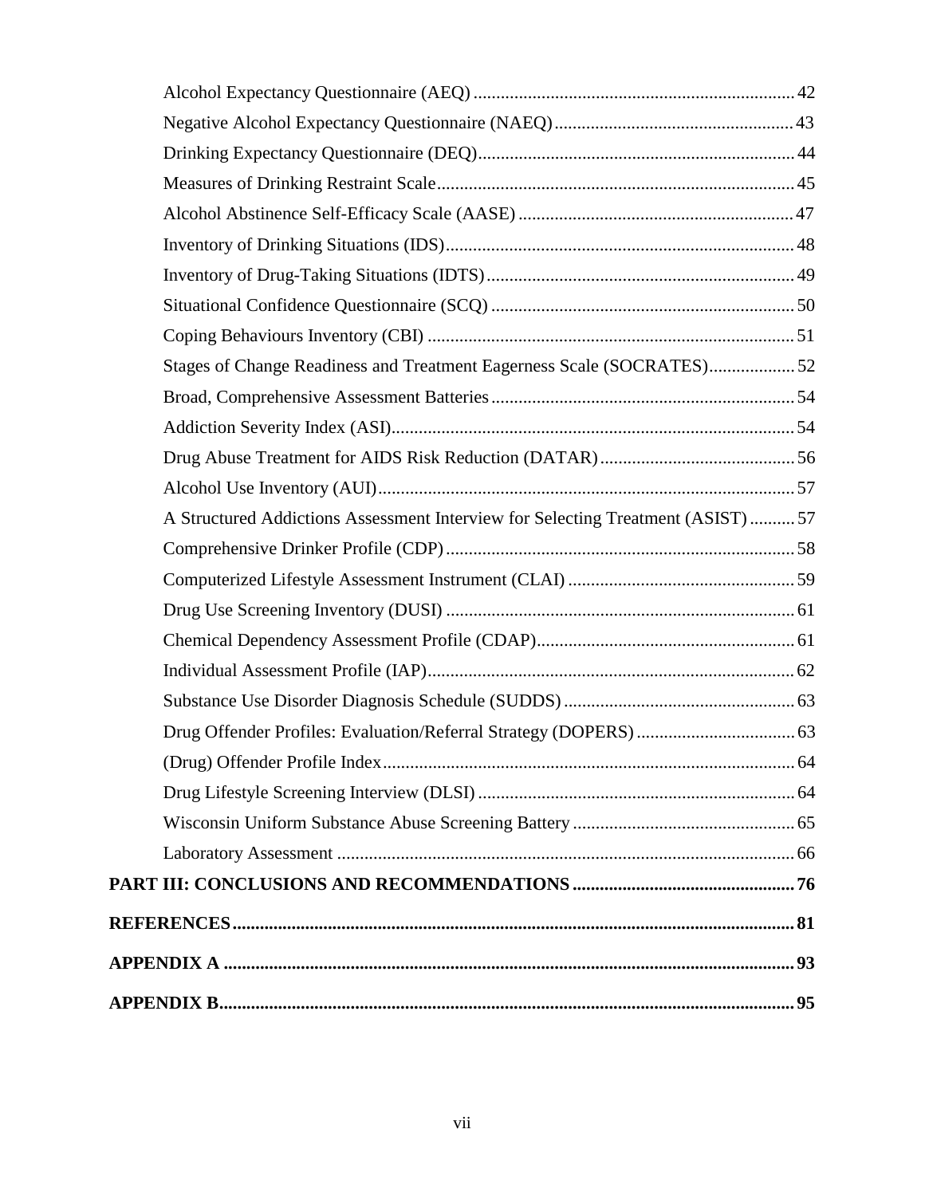- Alcohol Expectancy Questionnaire (AEQ) ........ 42
- Negative Alcohol Expectancy Questionnaire (NAEQ) ........ 43
- Drinking Expectancy Questionnaire (DEQ) ........ 44
- Measures of Drinking Restraint Scale ........ 45
- Alcohol Abstinence Self-Efficacy Scale (AASE) ........ 47
- Inventory of Drinking Situations (IDS) ........ 48
- Inventory of Drug-Taking Situations (IDTS) ........ 49
- Situational Confidence Questionnaire (SCQ) ........ 50
- Coping Behaviours Inventory (CBI) ........ 51
- Stages of Change Readiness and Treatment Eagerness Scale (SOCRATES) ........ 52
- Broad, Comprehensive Assessment Batteries ........ 54
- Addiction Severity Index (ASI) ........ 54
- Drug Abuse Treatment for AIDS Risk Reduction (DATAR) ........ 56
- Alcohol Use Inventory (AUI) ........ 57
- A Structured Addictions Assessment Interview for Selecting Treatment (ASIST) ........ 57
- Comprehensive Drinker Profile (CDP) ........ 58
- Computerized Lifestyle Assessment Instrument (CLAI) ........ 59
- Drug Use Screening Inventory (DUSI) ........ 61
- Chemical Dependency Assessment Profile (CDAP) ........ 61
- Individual Assessment Profile (IAP) ........ 62
- Substance Use Disorder Diagnosis Schedule (SUDDS) ........ 63
- Drug Offender Profiles: Evaluation/Referral Strategy (DOPERS) ........ 63
- (Drug) Offender Profile Index ........ 64
- Drug Lifestyle Screening Interview (DLSI) ........ 64
- Wisconsin Uniform Substance Abuse Screening Battery ........ 65
- Laboratory Assessment ........ 66

**PART III: CONCLUSIONS AND RECOMMENDATIONS ........ 76**

**REFERENCES ........ 81**

**APPENDIX A ........ 93**

**APPENDIX B ........ 95**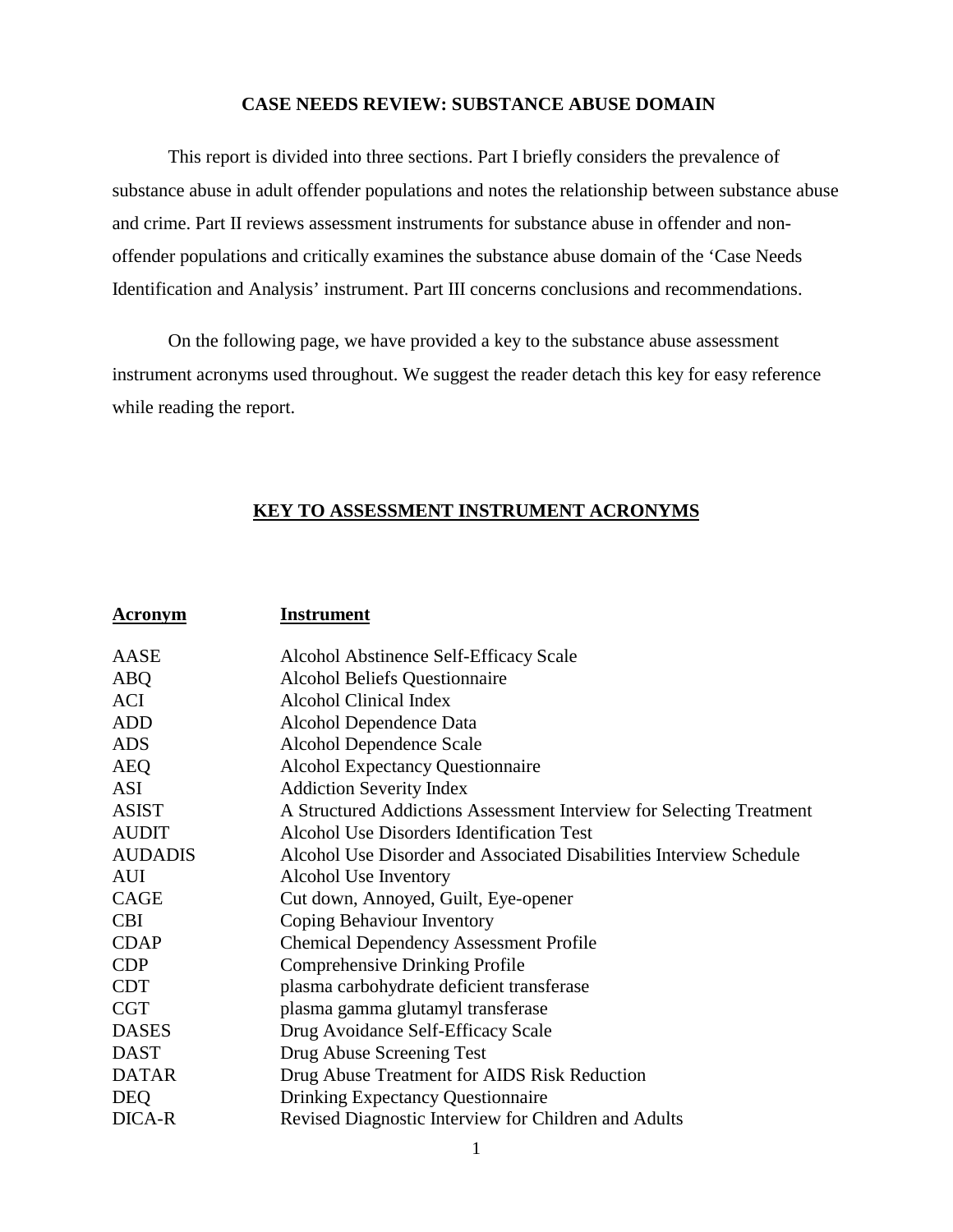# CASE NEEDS REVIEW: SUBSTANCE ABUSE DOMAIN

This report is divided into three sections. Part I briefly considers the prevalence of substance abuse in adult offender populations and notes the relationship between substance abuse and crime. Part II reviews assessment instruments for substance abuse in offender and non-offender populations and critically examines the substance abuse domain of the 'Case Needs Identification and Analysis' instrument. Part III concerns conclusions and recommendations.

On the following page, we have provided a key to the substance abuse assessment instrument acronyms used throughout. We suggest the reader detach this key for easy reference while reading the report.

## KEY TO ASSESSMENT INSTRUMENT ACRONYMS

| Acronym | Instrument |
|---|---|
| AASE | Alcohol Abstinence Self-Efficacy Scale |
| ABQ | Alcohol Beliefs Questionnaire |
| ACI | Alcohol Clinical Index |
| ADD | Alcohol Dependence Data |
| ADS | Alcohol Dependence Scale |
| AEQ | Alcohol Expectancy Questionnaire |
| ASI | Addiction Severity Index |
| ASIST | A Structured Addictions Assessment Interview for Selecting Treatment |
| AUDIT | Alcohol Use Disorders Identification Test |
| AUDADIS | Alcohol Use Disorder and Associated Disabilities Interview Schedule |
| AUI | Alcohol Use Inventory |
| CAGE | Cut down, Annoyed, Guilt, Eye-opener |
| CBI | Coping Behaviour Inventory |
| CDAP | Chemical Dependency Assessment Profile |
| CDP | Comprehensive Drinking Profile |
| CDT | plasma carbohydrate deficient transferase |
| CGT | plasma gamma glutamyl transferase |
| DASES | Drug Avoidance Self-Efficacy Scale |
| DAST | Drug Abuse Screening Test |
| DATAR | Drug Abuse Treatment for AIDS Risk Reduction |
| DEQ | Drinking Expectancy Questionnaire |
| DICA-R | Revised Diagnostic Interview for Children and Adults |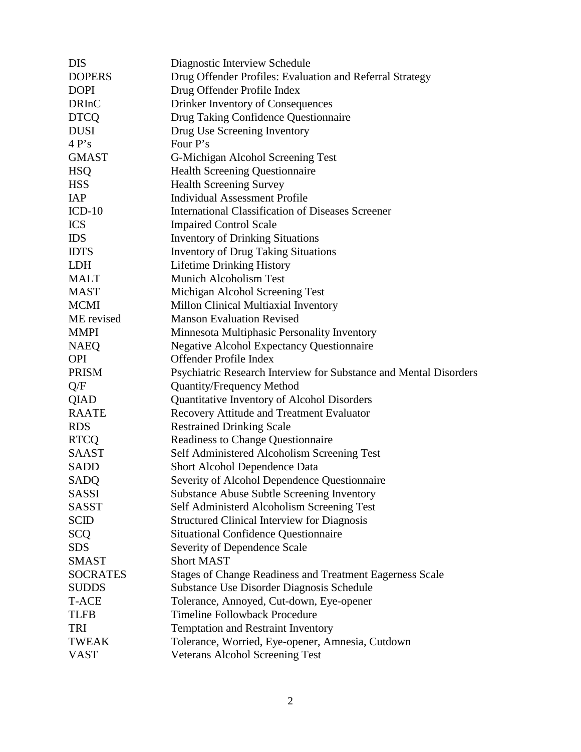| | |
|---|---|
| DIS | Diagnostic Interview Schedule |
| DOPERS | Drug Offender Profiles: Evaluation and Referral Strategy |
| DOPI | Drug Offender Profile Index |
| DRInC | Drinker Inventory of Consequences |
| DTCQ | Drug Taking Confidence Questionnaire |
| DUSI | Drug Use Screening Inventory |
| 4 P's | Four P's |
| GMAST | G-Michigan Alcohol Screening Test |
| HSQ | Health Screening Questionnaire |
| HSS | Health Screening Survey |
| IAP | Individual Assessment Profile |
| ICD-10 | International Classification of Diseases Screener |
| ICS | Impaired Control Scale |
| IDS | Inventory of Drinking Situations |
| IDTS | Inventory of Drug Taking Situations |
| LDH | Lifetime Drinking History |
| MALT | Munich Alcoholism Test |
| MAST | Michigan Alcohol Screening Test |
| MCMI | Millon Clinical Multiaxial Inventory |
| ME revised | Manson Evaluation Revised |
| MMPI | Minnesota Multiphasic Personality Inventory |
| NAEQ | Negative Alcohol Expectancy Questionnaire |
| OPI | Offender Profile Index |
| PRISM | Psychiatric Research Interview for Substance and Mental Disorders |
| Q/F | Quantity/Frequency Method |
| QIAD | Quantitative Inventory of Alcohol Disorders |
| RAATE | Recovery Attitude and Treatment Evaluator |
| RDS | Restrained Drinking Scale |
| RTCQ | Readiness to Change Questionnaire |
| SAAST | Self Administered Alcoholism Screening Test |
| SADD | Short Alcohol Dependence Data |
| SADQ | Severity of Alcohol Dependence Questionnaire |
| SASSI | Substance Abuse Subtle Screening Inventory |
| SASST | Self Administerd Alcoholism Screening Test |
| SCID | Structured Clinical Interview for Diagnosis |
| SCQ | Situational Confidence Questionnaire |
| SDS | Severity of Dependence Scale |
| SMAST | Short MAST |
| SOCRATES | Stages of Change Readiness and Treatment Eagerness Scale |
| SUDDS | Substance Use Disorder Diagnosis Schedule |
| T-ACE | Tolerance, Annoyed, Cut-down, Eye-opener |
| TLFB | Timeline Followback Procedure |
| TRI | Temptation and Restraint Inventory |
| TWEAK | Tolerance, Worried, Eye-opener, Amnesia, Cutdown |
| VAST | Veterans Alcohol Screening Test |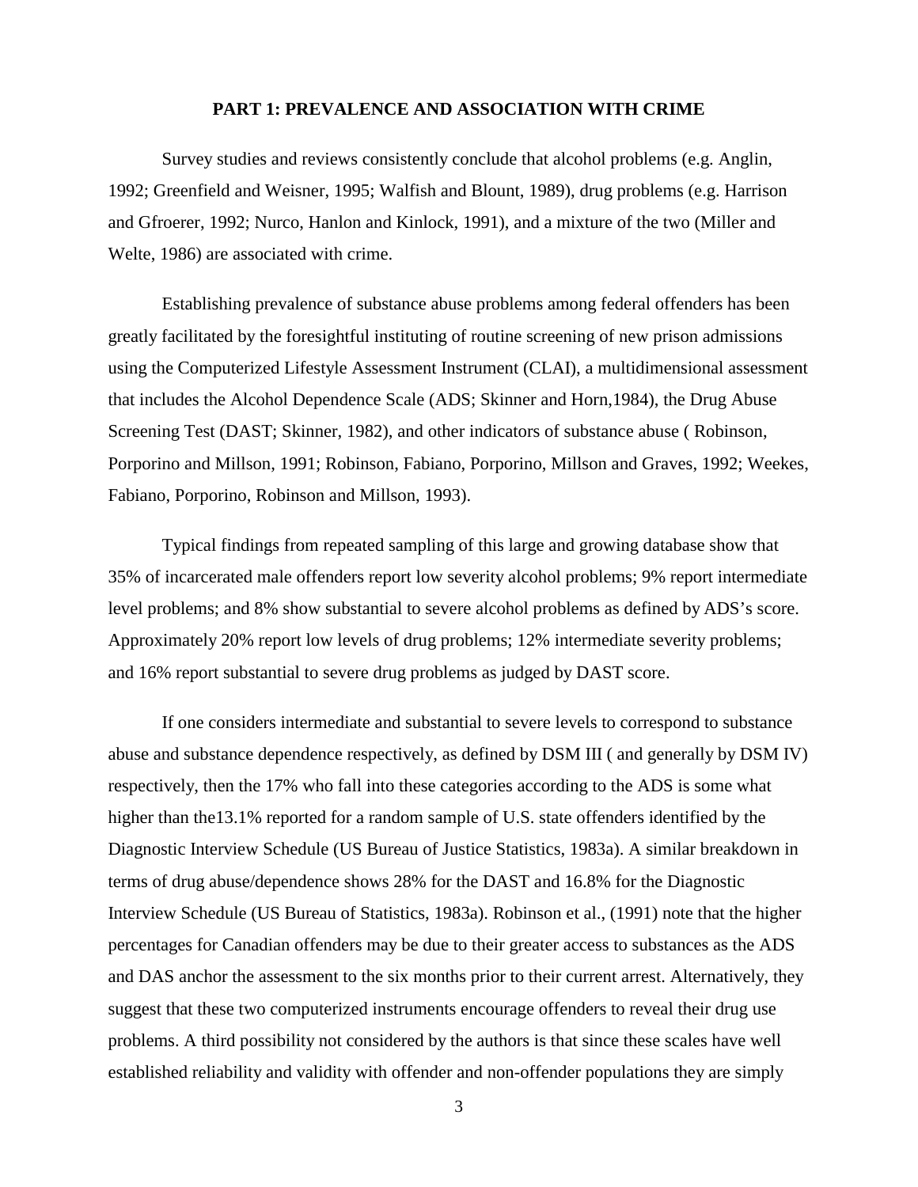## PART 1: PREVALENCE AND ASSOCIATION WITH CRIME

Survey studies and reviews consistently conclude that alcohol problems (e.g. Anglin, 1992; Greenfield and Weisner, 1995; Walfish and Blount, 1989), drug problems (e.g. Harrison and Gfroerer, 1992; Nurco, Hanlon and Kinlock, 1991), and a mixture of the two (Miller and Welte, 1986) are associated with crime.

Establishing prevalence of substance abuse problems among federal offenders has been greatly facilitated by the foresightful instituting of routine screening of new prison admissions using the Computerized Lifestyle Assessment Instrument (CLAI), a multidimensional assessment that includes the Alcohol Dependence Scale (ADS; Skinner and Horn,1984), the Drug Abuse Screening Test (DAST; Skinner, 1982), and other indicators of substance abuse ( Robinson, Porporino and Millson, 1991; Robinson, Fabiano, Porporino, Millson and Graves, 1992; Weekes, Fabiano, Porporino, Robinson and Millson, 1993).

Typical findings from repeated sampling of this large and growing database show that 35% of incarcerated male offenders report low severity alcohol problems; 9% report intermediate level problems; and 8% show substantial to severe alcohol problems as defined by ADS's score. Approximately 20% report low levels of drug problems; 12% intermediate severity problems; and 16% report substantial to severe drug problems as judged by DAST score.

If one considers intermediate and substantial to severe levels to correspond to substance abuse and substance dependence respectively, as defined by DSM III ( and generally by DSM IV) respectively, then the 17% who fall into these categories according to the ADS is some what higher than the13.1% reported for a random sample of U.S. state offenders identified by the Diagnostic Interview Schedule (US Bureau of Justice Statistics, 1983a). A similar breakdown in terms of drug abuse/dependence shows 28% for the DAST and 16.8% for the Diagnostic Interview Schedule (US Bureau of Statistics, 1983a). Robinson et al., (1991) note that the higher percentages for Canadian offenders may be due to their greater access to substances as the ADS and DAS anchor the assessment to the six months prior to their current arrest. Alternatively, they suggest that these two computerized instruments encourage offenders to reveal their drug use problems. A third possibility not considered by the authors is that since these scales have well established reliability and validity with offender and non-offender populations they are simply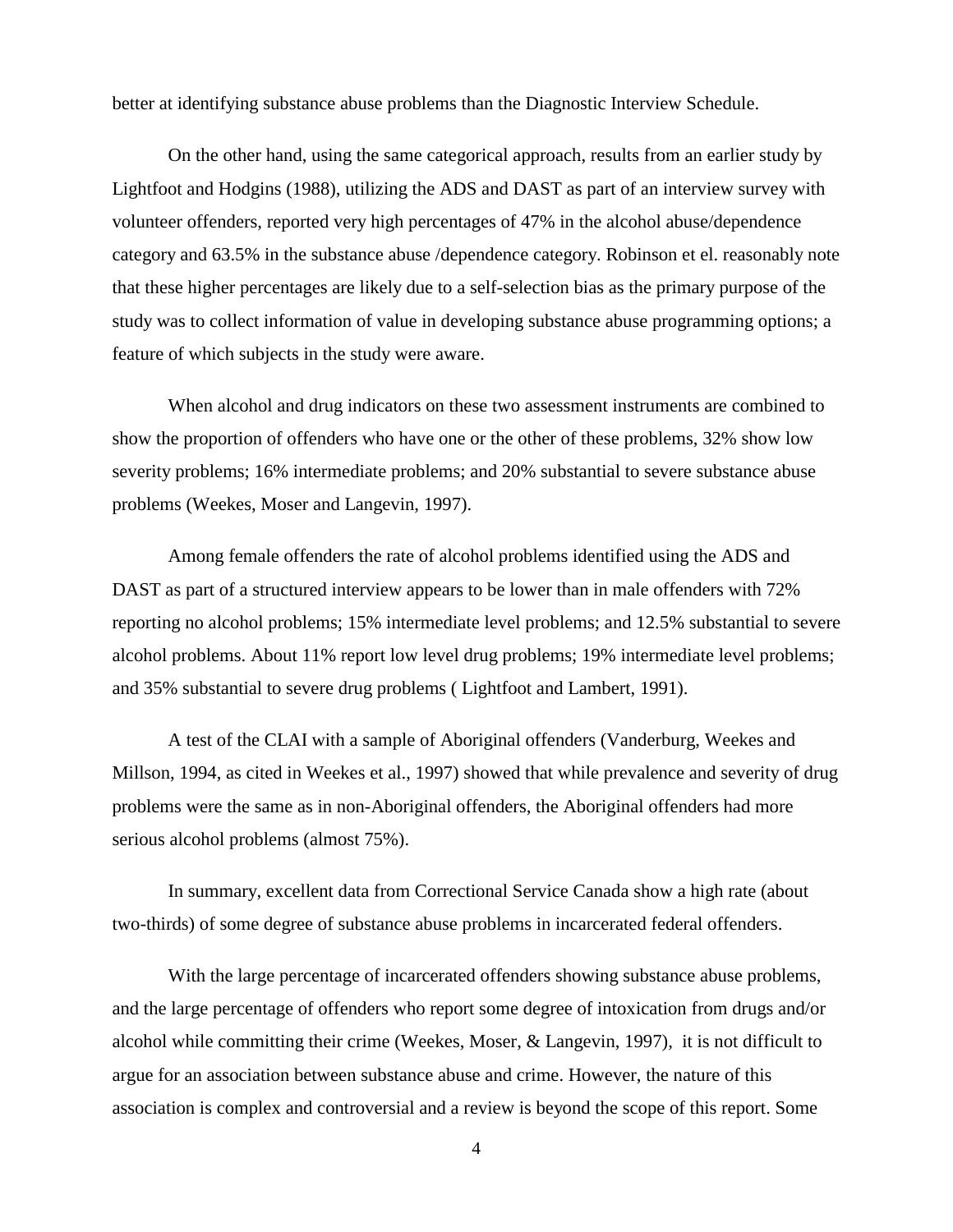better at identifying substance abuse problems than the Diagnostic Interview Schedule.

On the other hand, using the same categorical approach, results from an earlier study by Lightfoot and Hodgins (1988), utilizing the ADS and DAST as part of an interview survey with volunteer offenders, reported very high percentages of 47% in the alcohol abuse/dependence category and 63.5% in the substance abuse /dependence category. Robinson et el. reasonably note that these higher percentages are likely due to a self-selection bias as the primary purpose of the study was to collect information of value in developing substance abuse programming options; a feature of which subjects in the study were aware.

When alcohol and drug indicators on these two assessment instruments are combined to show the proportion of offenders who have one or the other of these problems, 32% show low severity problems; 16% intermediate problems; and 20% substantial to severe substance abuse problems (Weekes, Moser and Langevin, 1997).

Among female offenders the rate of alcohol problems identified using the ADS and DAST as part of a structured interview appears to be lower than in male offenders with 72% reporting no alcohol problems; 15% intermediate level problems; and 12.5% substantial to severe alcohol problems. About 11% report low level drug problems; 19% intermediate level problems; and 35% substantial to severe drug problems ( Lightfoot and Lambert, 1991).

A test of the CLAI with a sample of Aboriginal offenders (Vanderburg, Weekes and Millson, 1994, as cited in Weekes et al., 1997) showed that while prevalence and severity of drug problems were the same as in non-Aboriginal offenders, the Aboriginal offenders had more serious alcohol problems (almost 75%).

In summary, excellent data from Correctional Service Canada show a high rate (about two-thirds) of some degree of substance abuse problems in incarcerated federal offenders.

With the large percentage of incarcerated offenders showing substance abuse problems, and the large percentage of offenders who report some degree of intoxication from drugs and/or alcohol while committing their crime (Weekes, Moser, & Langevin, 1997), it is not difficult to argue for an association between substance abuse and crime. However, the nature of this association is complex and controversial and a review is beyond the scope of this report. Some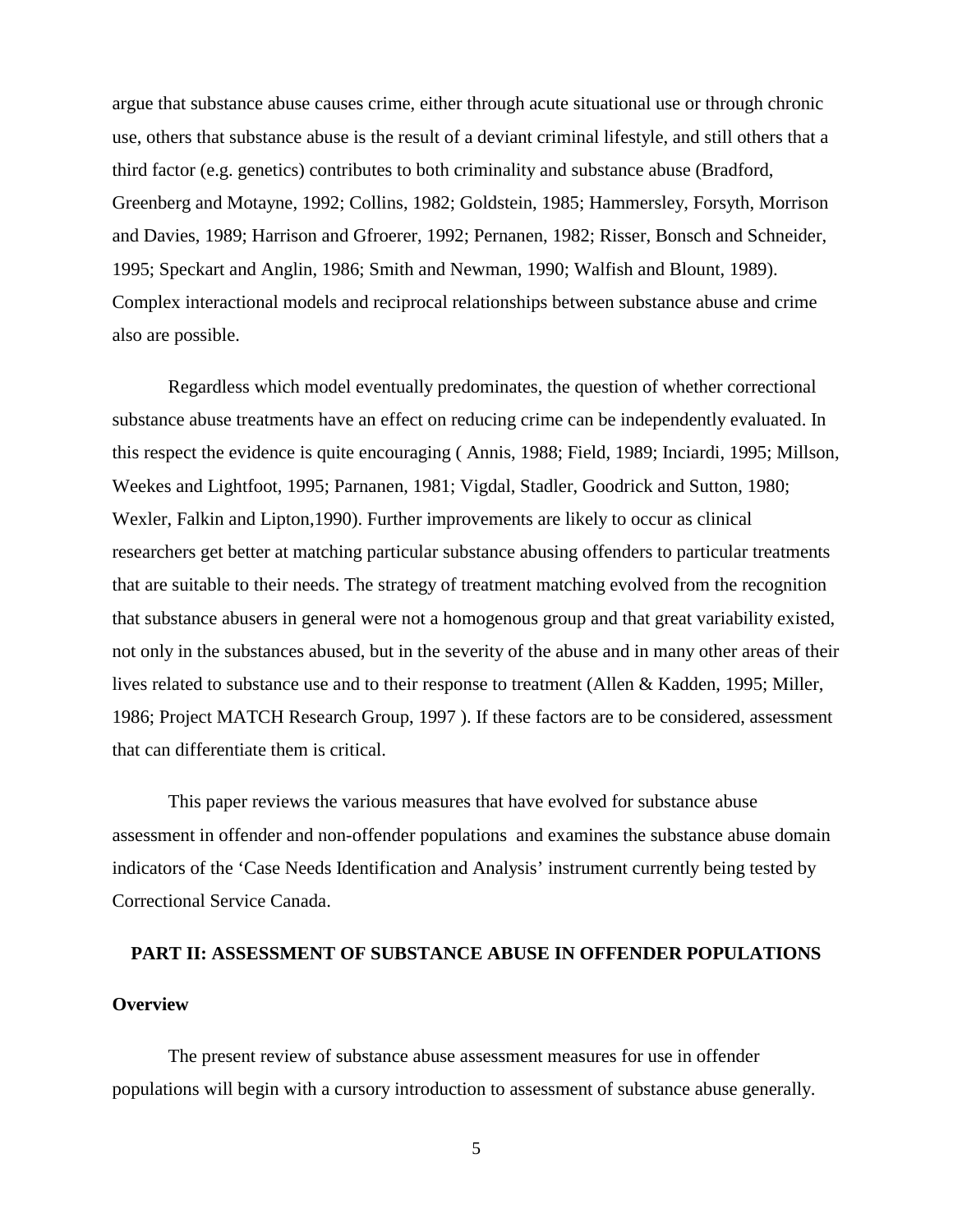argue that substance abuse causes crime, either through acute situational use or through chronic use, others that substance abuse is the result of a deviant criminal lifestyle, and still others that a third factor (e.g. genetics) contributes to both criminality and substance abuse (Bradford, Greenberg and Motayne, 1992; Collins, 1982; Goldstein, 1985; Hammersley, Forsyth, Morrison and Davies, 1989; Harrison and Gfroerer, 1992; Pernanen, 1982; Risser, Bonsch and Schneider, 1995; Speckart and Anglin, 1986; Smith and Newman, 1990; Walfish and Blount, 1989). Complex interactional models and reciprocal relationships between substance abuse and crime also are possible.

Regardless which model eventually predominates, the question of whether correctional substance abuse treatments have an effect on reducing crime can be independently evaluated. In this respect the evidence is quite encouraging ( Annis, 1988; Field, 1989; Inciardi, 1995; Millson, Weekes and Lightfoot, 1995; Parnanen, 1981; Vigdal, Stadler, Goodrick and Sutton, 1980; Wexler, Falkin and Lipton,1990). Further improvements are likely to occur as clinical researchers get better at matching particular substance abusing offenders to particular treatments that are suitable to their needs. The strategy of treatment matching evolved from the recognition that substance abusers in general were not a homogenous group and that great variability existed, not only in the substances abused, but in the severity of the abuse and in many other areas of their lives related to substance use and to their response to treatment (Allen & Kadden, 1995; Miller, 1986; Project MATCH Research Group, 1997 ). If these factors are to be considered, assessment that can differentiate them is critical.

This paper reviews the various measures that have evolved for substance abuse assessment in offender and non-offender populations and examines the substance abuse domain indicators of the 'Case Needs Identification and Analysis' instrument currently being tested by Correctional Service Canada.

## PART II: ASSESSMENT OF SUBSTANCE ABUSE IN OFFENDER POPULATIONS

### Overview

The present review of substance abuse assessment measures for use in offender populations will begin with a cursory introduction to assessment of substance abuse generally.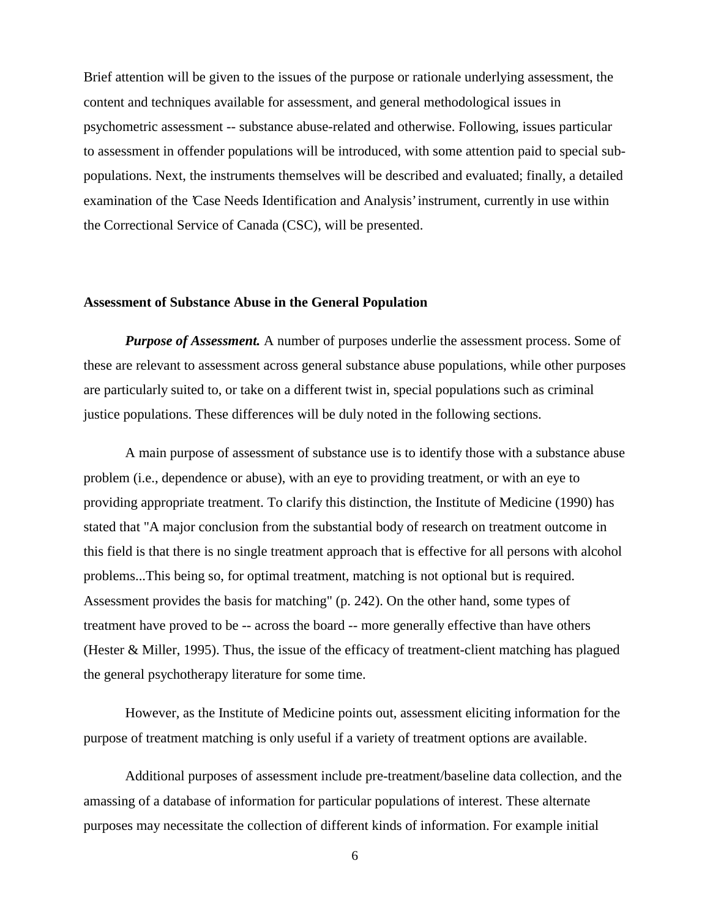Brief attention will be given to the issues of the purpose or rationale underlying assessment, the content and techniques available for assessment, and general methodological issues in psychometric assessment -- substance abuse-related and otherwise. Following, issues particular to assessment in offender populations will be introduced, with some attention paid to special sub-populations. Next, the instruments themselves will be described and evaluated; finally, a detailed examination of the 'Case Needs Identification and Analysis' instrument, currently in use within the Correctional Service of Canada (CSC), will be presented.

### Assessment of Substance Abuse in the General Population

***Purpose of Assessment.*** A number of purposes underlie the assessment process. Some of these are relevant to assessment across general substance abuse populations, while other purposes are particularly suited to, or take on a different twist in, special populations such as criminal justice populations. These differences will be duly noted in the following sections.

A main purpose of assessment of substance use is to identify those with a substance abuse problem (i.e., dependence or abuse), with an eye to providing treatment, or with an eye to providing appropriate treatment. To clarify this distinction, the Institute of Medicine (1990) has stated that "A major conclusion from the substantial body of research on treatment outcome in this field is that there is no single treatment approach that is effective for all persons with alcohol problems...This being so, for optimal treatment, matching is not optional but is required. Assessment provides the basis for matching" (p. 242). On the other hand, some types of treatment have proved to be -- across the board -- more generally effective than have others (Hester & Miller, 1995). Thus, the issue of the efficacy of treatment-client matching has plagued the general psychotherapy literature for some time.

However, as the Institute of Medicine points out, assessment eliciting information for the purpose of treatment matching is only useful if a variety of treatment options are available.

Additional purposes of assessment include pre-treatment/baseline data collection, and the amassing of a database of information for particular populations of interest. These alternate purposes may necessitate the collection of different kinds of information. For example initial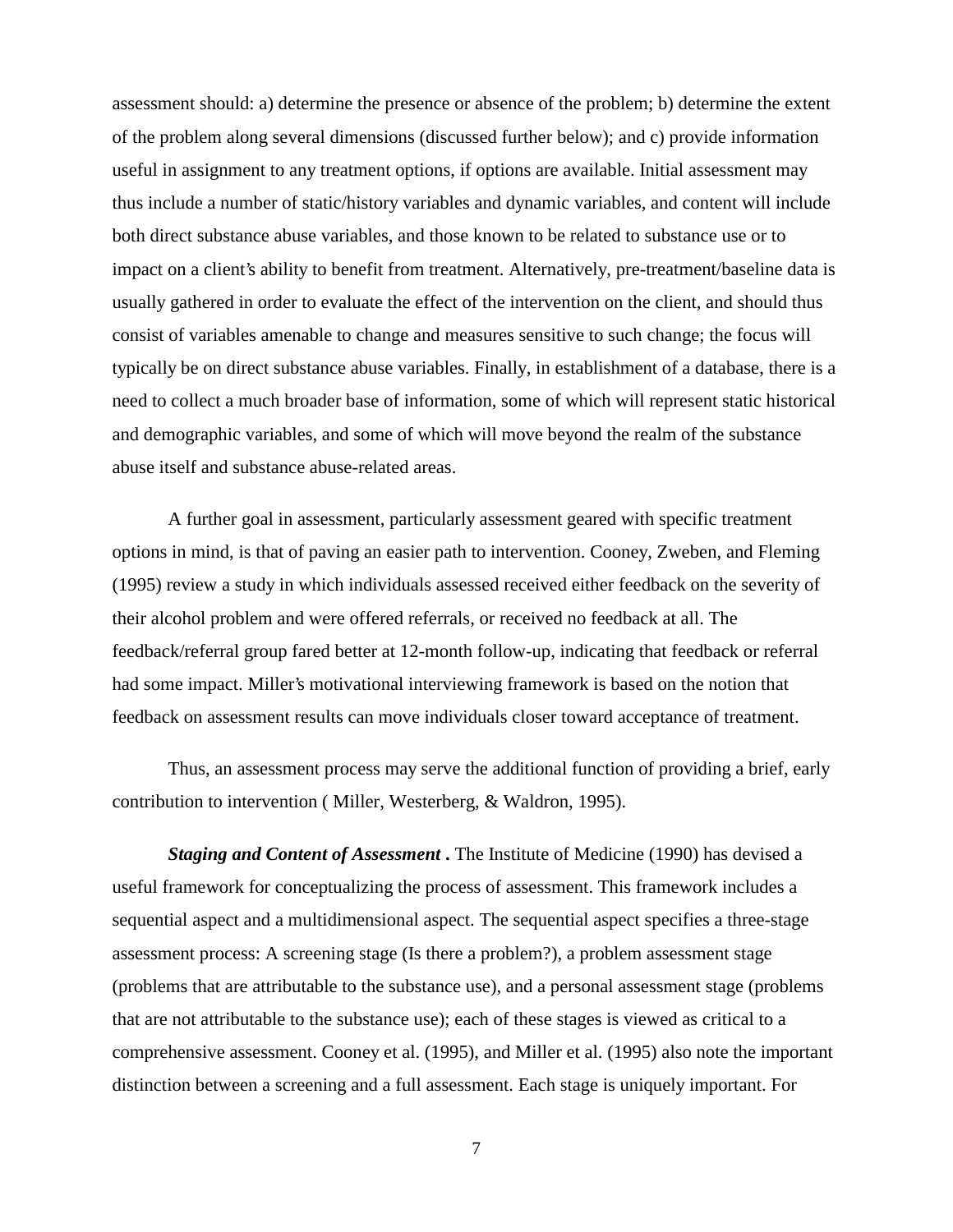assessment should: a) determine the presence or absence of the problem; b) determine the extent of the problem along several dimensions (discussed further below); and c) provide information useful in assignment to any treatment options, if options are available. Initial assessment may thus include a number of static/history variables and dynamic variables, and content will include both direct substance abuse variables, and those known to be related to substance use or to impact on a client's ability to benefit from treatment. Alternatively, pre-treatment/baseline data is usually gathered in order to evaluate the effect of the intervention on the client, and should thus consist of variables amenable to change and measures sensitive to such change; the focus will typically be on direct substance abuse variables. Finally, in establishment of a database, there is a need to collect a much broader base of information, some of which will represent static historical and demographic variables, and some of which will move beyond the realm of the substance abuse itself and substance abuse-related areas.

A further goal in assessment, particularly assessment geared with specific treatment options in mind, is that of paving an easier path to intervention. Cooney, Zweben, and Fleming (1995) review a study in which individuals assessed received either feedback on the severity of their alcohol problem and were offered referrals, or received no feedback at all. The feedback/referral group fared better at 12-month follow-up, indicating that feedback or referral had some impact. Miller's motivational interviewing framework is based on the notion that feedback on assessment results can move individuals closer toward acceptance of treatment.

Thus, an assessment process may serve the additional function of providing a brief, early contribution to intervention ( Miller, Westerberg, & Waldron, 1995).

***Staging and Content of Assessment .*** The Institute of Medicine (1990) has devised a useful framework for conceptualizing the process of assessment. This framework includes a sequential aspect and a multidimensional aspect. The sequential aspect specifies a three-stage assessment process: A screening stage (Is there a problem?), a problem assessment stage (problems that are attributable to the substance use), and a personal assessment stage (problems that are not attributable to the substance use); each of these stages is viewed as critical to a comprehensive assessment. Cooney et al. (1995), and Miller et al. (1995) also note the important distinction between a screening and a full assessment. Each stage is uniquely important. For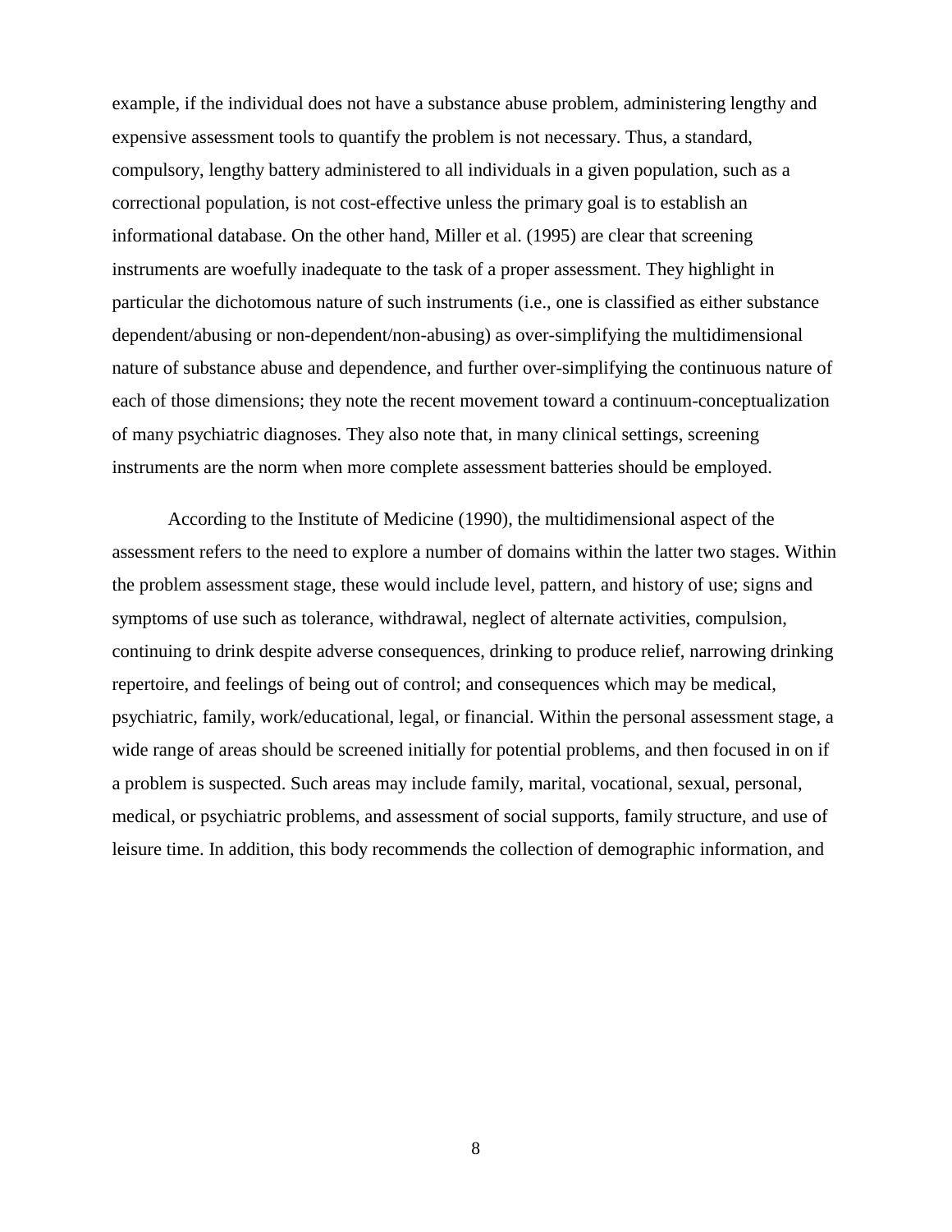example, if the individual does not have a substance abuse problem, administering lengthy and expensive assessment tools to quantify the problem is not necessary. Thus, a standard, compulsory, lengthy battery administered to all individuals in a given population, such as a correctional population, is not cost-effective unless the primary goal is to establish an informational database. On the other hand, Miller et al. (1995) are clear that screening instruments are woefully inadequate to the task of a proper assessment. They highlight in particular the dichotomous nature of such instruments (i.e., one is classified as either substance dependent/abusing or non-dependent/non-abusing) as over-simplifying the multidimensional nature of substance abuse and dependence, and further over-simplifying the continuous nature of each of those dimensions; they note the recent movement toward a continuum-conceptualization of many psychiatric diagnoses. They also note that, in many clinical settings, screening instruments are the norm when more complete assessment batteries should be employed.

According to the Institute of Medicine (1990), the multidimensional aspect of the assessment refers to the need to explore a number of domains within the latter two stages. Within the problem assessment stage, these would include level, pattern, and history of use; signs and symptoms of use such as tolerance, withdrawal, neglect of alternate activities, compulsion, continuing to drink despite adverse consequences, drinking to produce relief, narrowing drinking repertoire, and feelings of being out of control; and consequences which may be medical, psychiatric, family, work/educational, legal, or financial. Within the personal assessment stage, a wide range of areas should be screened initially for potential problems, and then focused in on if a problem is suspected. Such areas may include family, marital, vocational, sexual, personal, medical, or psychiatric problems, and assessment of social supports, family structure, and use of leisure time. In addition, this body recommends the collection of demographic information, and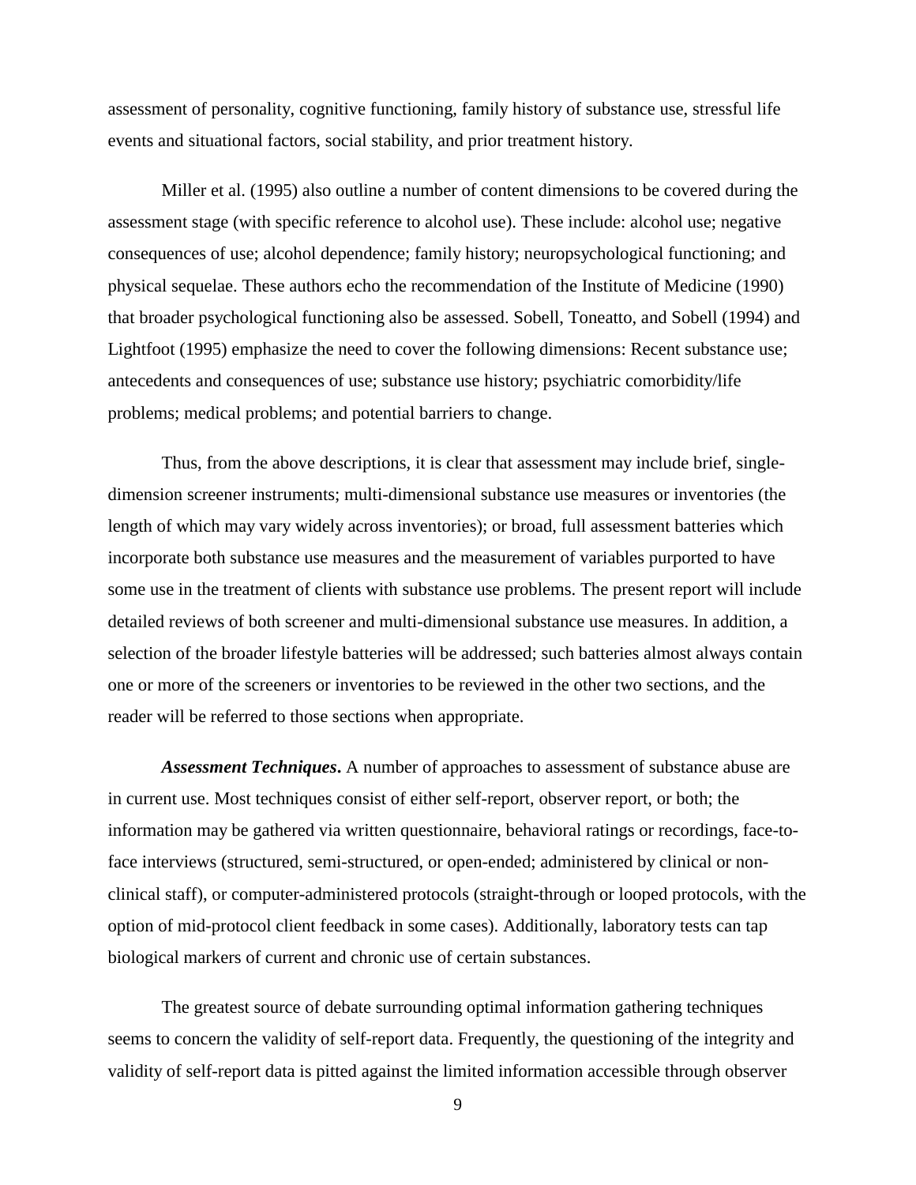assessment of personality, cognitive functioning, family history of substance use, stressful life events and situational factors, social stability, and prior treatment history.

Miller et al. (1995) also outline a number of content dimensions to be covered during the assessment stage (with specific reference to alcohol use). These include: alcohol use; negative consequences of use; alcohol dependence; family history; neuropsychological functioning; and physical sequelae. These authors echo the recommendation of the Institute of Medicine (1990) that broader psychological functioning also be assessed. Sobell, Toneatto, and Sobell (1994) and Lightfoot (1995) emphasize the need to cover the following dimensions: Recent substance use; antecedents and consequences of use; substance use history; psychiatric comorbidity/life problems; medical problems; and potential barriers to change.

Thus, from the above descriptions, it is clear that assessment may include brief, single-dimension screener instruments; multi-dimensional substance use measures or inventories (the length of which may vary widely across inventories); or broad, full assessment batteries which incorporate both substance use measures and the measurement of variables purported to have some use in the treatment of clients with substance use problems. The present report will include detailed reviews of both screener and multi-dimensional substance use measures. In addition, a selection of the broader lifestyle batteries will be addressed; such batteries almost always contain one or more of the screeners or inventories to be reviewed in the other two sections, and the reader will be referred to those sections when appropriate.

***Assessment Techniques*.** A number of approaches to assessment of substance abuse are in current use. Most techniques consist of either self-report, observer report, or both; the information may be gathered via written questionnaire, behavioral ratings or recordings, face-to-face interviews (structured, semi-structured, or open-ended; administered by clinical or non-clinical staff), or computer-administered protocols (straight-through or looped protocols, with the option of mid-protocol client feedback in some cases). Additionally, laboratory tests can tap biological markers of current and chronic use of certain substances.

The greatest source of debate surrounding optimal information gathering techniques seems to concern the validity of self-report data. Frequently, the questioning of the integrity and validity of self-report data is pitted against the limited information accessible through observer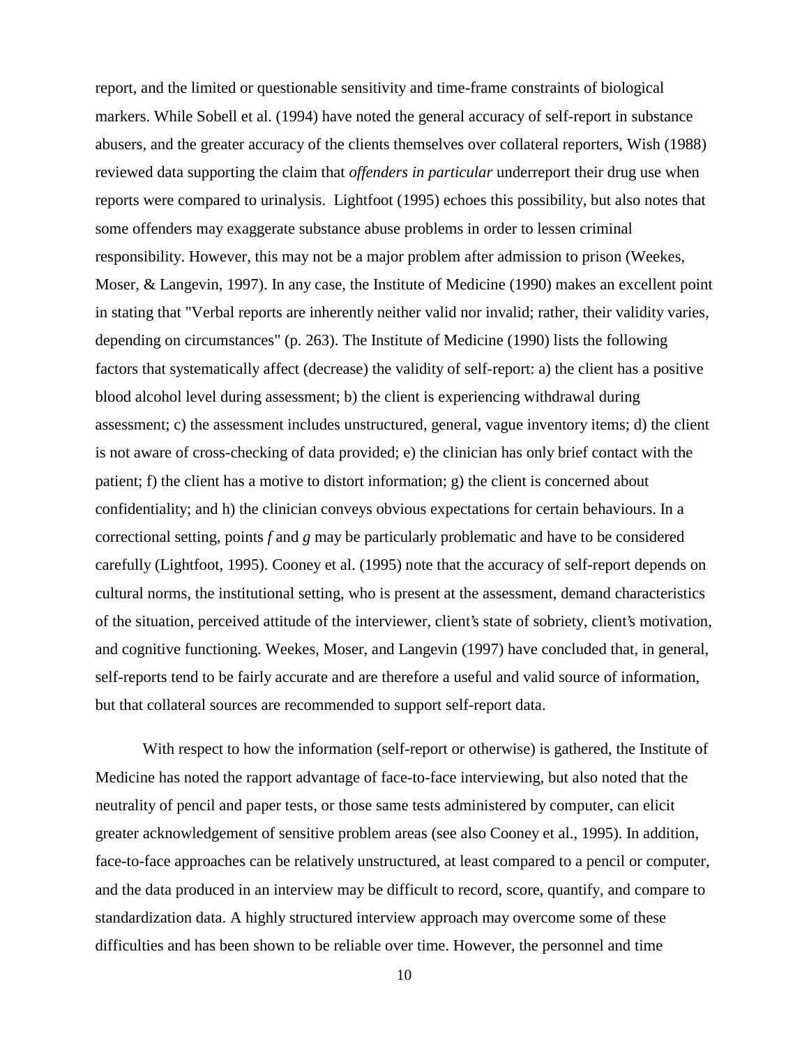report, and the limited or questionable sensitivity and time-frame constraints of biological markers. While Sobell et al. (1994) have noted the general accuracy of self-report in substance abusers, and the greater accuracy of the clients themselves over collateral reporters, Wish (1988) reviewed data supporting the claim that *offenders in particular* underreport their drug use when reports were compared to urinalysis. Lightfoot (1995) echoes this possibility, but also notes that some offenders may exaggerate substance abuse problems in order to lessen criminal responsibility. However, this may not be a major problem after admission to prison (Weekes, Moser, & Langevin, 1997). In any case, the Institute of Medicine (1990) makes an excellent point in stating that "Verbal reports are inherently neither valid nor invalid; rather, their validity varies, depending on circumstances" (p. 263). The Institute of Medicine (1990) lists the following factors that systematically affect (decrease) the validity of self-report: a) the client has a positive blood alcohol level during assessment; b) the client is experiencing withdrawal during assessment; c) the assessment includes unstructured, general, vague inventory items; d) the client is not aware of cross-checking of data provided; e) the clinician has only brief contact with the patient; f) the client has a motive to distort information; g) the client is concerned about confidentiality; and h) the clinician conveys obvious expectations for certain behaviours. In a correctional setting, points *f* and *g* may be particularly problematic and have to be considered carefully (Lightfoot, 1995). Cooney et al. (1995) note that the accuracy of self-report depends on cultural norms, the institutional setting, who is present at the assessment, demand characteristics of the situation, perceived attitude of the interviewer, client's state of sobriety, client's motivation, and cognitive functioning. Weekes, Moser, and Langevin (1997) have concluded that, in general, self-reports tend to be fairly accurate and are therefore a useful and valid source of information, but that collateral sources are recommended to support self-report data.

With respect to how the information (self-report or otherwise) is gathered, the Institute of Medicine has noted the rapport advantage of face-to-face interviewing, but also noted that the neutrality of pencil and paper tests, or those same tests administered by computer, can elicit greater acknowledgement of sensitive problem areas (see also Cooney et al., 1995). In addition, face-to-face approaches can be relatively unstructured, at least compared to a pencil or computer, and the data produced in an interview may be difficult to record, score, quantify, and compare to standardization data. A highly structured interview approach may overcome some of these difficulties and has been shown to be reliable over time. However, the personnel and time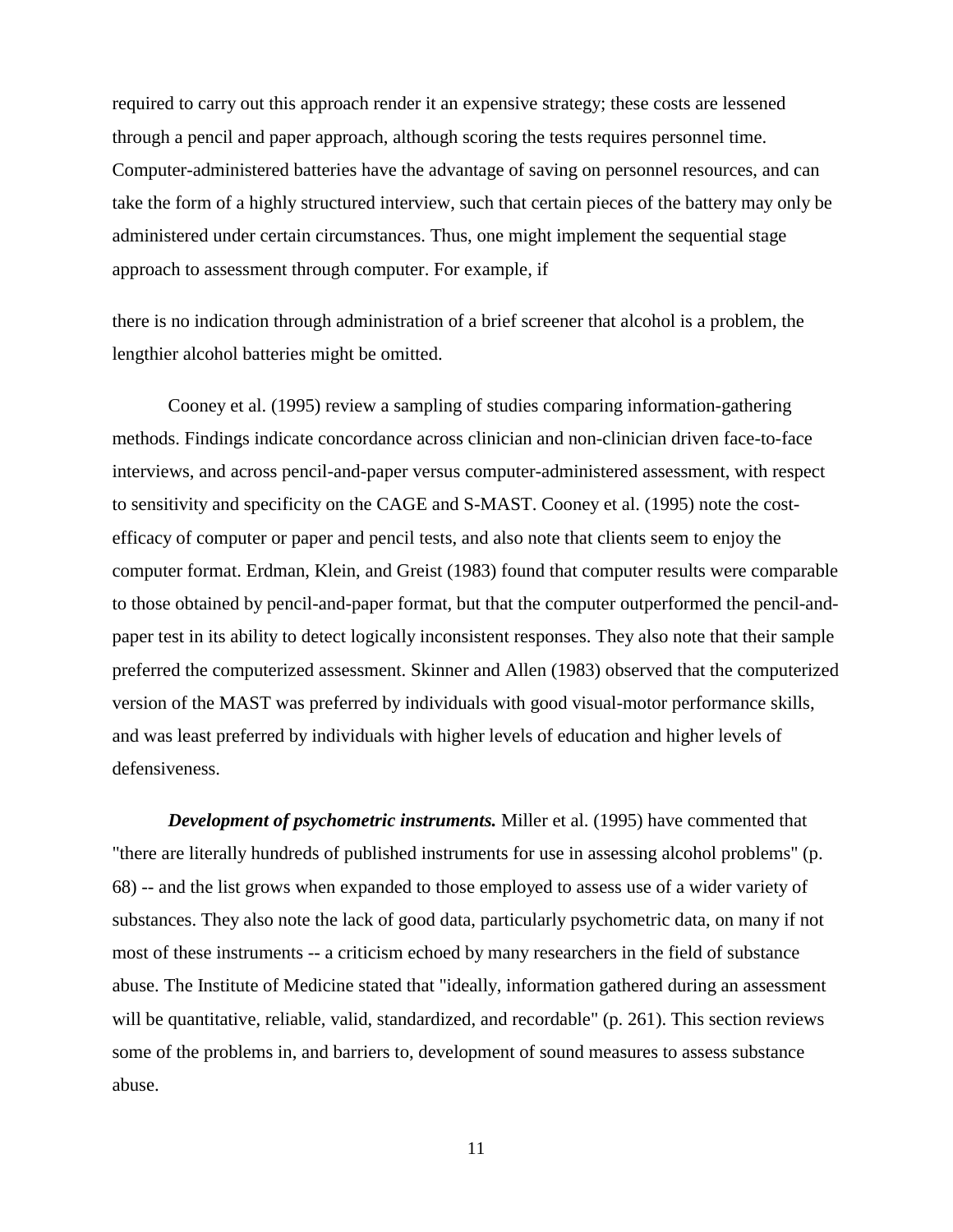required to carry out this approach render it an expensive strategy; these costs are lessened through a pencil and paper approach, although scoring the tests requires personnel time. Computer-administered batteries have the advantage of saving on personnel resources, and can take the form of a highly structured interview, such that certain pieces of the battery may only be administered under certain circumstances. Thus, one might implement the sequential stage approach to assessment through computer. For example, if there is no indication through administration of a brief screener that alcohol is a problem, the lengthier alcohol batteries might be omitted.

Cooney et al. (1995) review a sampling of studies comparing information-gathering methods. Findings indicate concordance across clinician and non-clinician driven face-to-face interviews, and across pencil-and-paper versus computer-administered assessment, with respect to sensitivity and specificity on the CAGE and S-MAST. Cooney et al. (1995) note the cost-efficacy of computer or paper and pencil tests, and also note that clients seem to enjoy the computer format. Erdman, Klein, and Greist (1983) found that computer results were comparable to those obtained by pencil-and-paper format, but that the computer outperformed the pencil-and-paper test in its ability to detect logically inconsistent responses. They also note that their sample preferred the computerized assessment. Skinner and Allen (1983) observed that the computerized version of the MAST was preferred by individuals with good visual-motor performance skills, and was least preferred by individuals with higher levels of education and higher levels of defensiveness.

***Development of psychometric instruments.*** Miller et al. (1995) have commented that "there are literally hundreds of published instruments for use in assessing alcohol problems" (p. 68) -- and the list grows when expanded to those employed to assess use of a wider variety of substances. They also note the lack of good data, particularly psychometric data, on many if not most of these instruments -- a criticism echoed by many researchers in the field of substance abuse. The Institute of Medicine stated that "ideally, information gathered during an assessment will be quantitative, reliable, valid, standardized, and recordable" (p. 261). This section reviews some of the problems in, and barriers to, development of sound measures to assess substance abuse.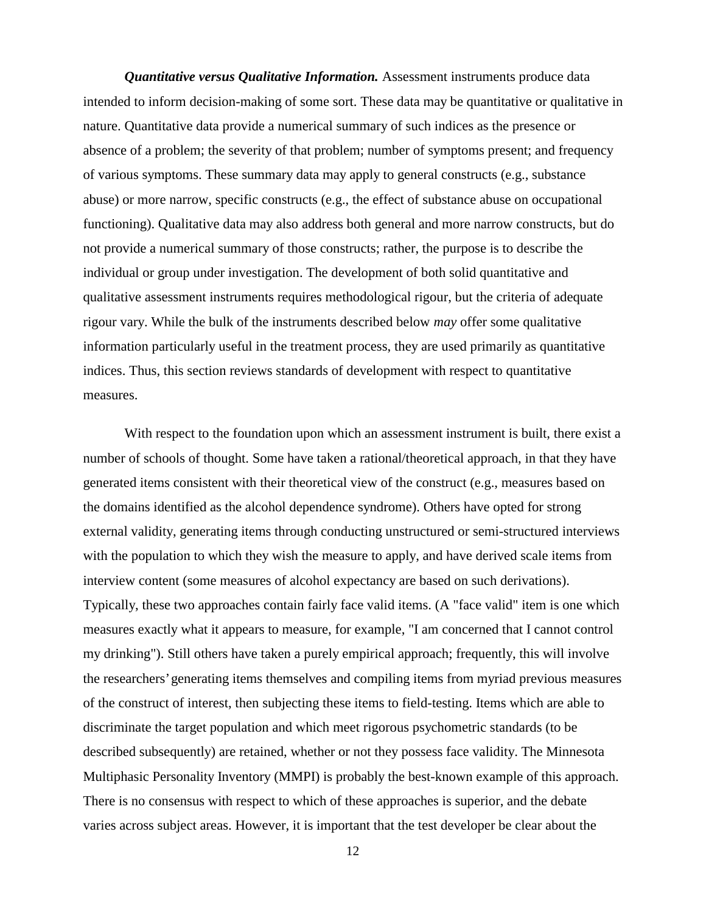***Quantitative versus Qualitative Information.*** Assessment instruments produce data intended to inform decision-making of some sort. These data may be quantitative or qualitative in nature. Quantitative data provide a numerical summary of such indices as the presence or absence of a problem; the severity of that problem; number of symptoms present; and frequency of various symptoms. These summary data may apply to general constructs (e.g., substance abuse) or more narrow, specific constructs (e.g., the effect of substance abuse on occupational functioning). Qualitative data may also address both general and more narrow constructs, but do not provide a numerical summary of those constructs; rather, the purpose is to describe the individual or group under investigation. The development of both solid quantitative and qualitative assessment instruments requires methodological rigour, but the criteria of adequate rigour vary. While the bulk of the instruments described below *may* offer some qualitative information particularly useful in the treatment process, they are used primarily as quantitative indices. Thus, this section reviews standards of development with respect to quantitative measures.

With respect to the foundation upon which an assessment instrument is built, there exist a number of schools of thought. Some have taken a rational/theoretical approach, in that they have generated items consistent with their theoretical view of the construct (e.g., measures based on the domains identified as the alcohol dependence syndrome). Others have opted for strong external validity, generating items through conducting unstructured or semi-structured interviews with the population to which they wish the measure to apply, and have derived scale items from interview content (some measures of alcohol expectancy are based on such derivations). Typically, these two approaches contain fairly face valid items. (A "face valid" item is one which measures exactly what it appears to measure, for example, "I am concerned that I cannot control my drinking"). Still others have taken a purely empirical approach; frequently, this will involve the researchers' generating items themselves and compiling items from myriad previous measures of the construct of interest, then subjecting these items to field-testing. Items which are able to discriminate the target population and which meet rigorous psychometric standards (to be described subsequently) are retained, whether or not they possess face validity. The Minnesota Multiphasic Personality Inventory (MMPI) is probably the best-known example of this approach. There is no consensus with respect to which of these approaches is superior, and the debate varies across subject areas. However, it is important that the test developer be clear about the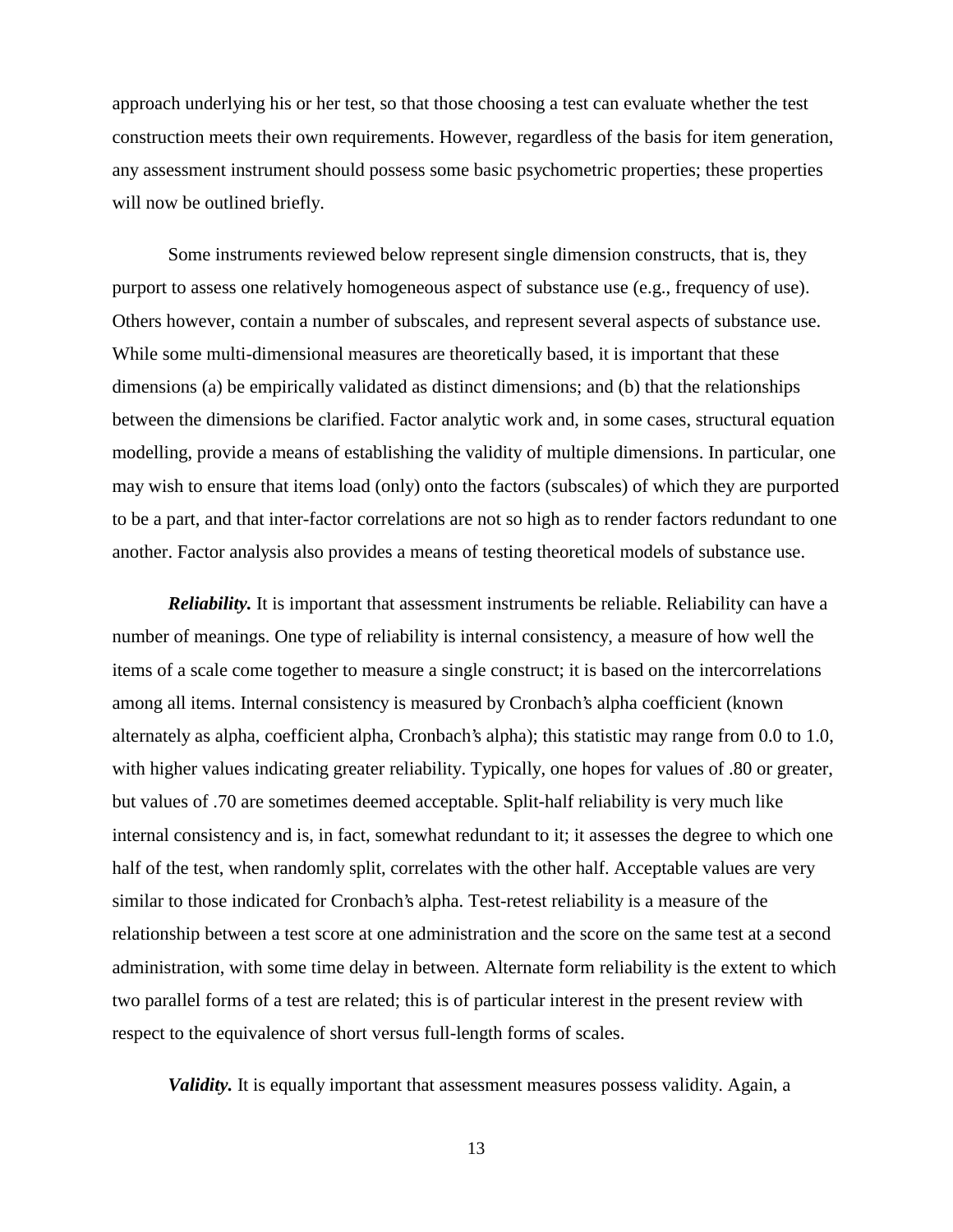approach underlying his or her test, so that those choosing a test can evaluate whether the test construction meets their own requirements. However, regardless of the basis for item generation, any assessment instrument should possess some basic psychometric properties; these properties will now be outlined briefly.

Some instruments reviewed below represent single dimension constructs, that is, they purport to assess one relatively homogeneous aspect of substance use (e.g., frequency of use). Others however, contain a number of subscales, and represent several aspects of substance use. While some multi-dimensional measures are theoretically based, it is important that these dimensions (a) be empirically validated as distinct dimensions; and (b) that the relationships between the dimensions be clarified. Factor analytic work and, in some cases, structural equation modelling, provide a means of establishing the validity of multiple dimensions. In particular, one may wish to ensure that items load (only) onto the factors (subscales) of which they are purported to be a part, and that inter-factor correlations are not so high as to render factors redundant to one another. Factor analysis also provides a means of testing theoretical models of substance use.

***Reliability.*** It is important that assessment instruments be reliable. Reliability can have a number of meanings. One type of reliability is internal consistency, a measure of how well the items of a scale come together to measure a single construct; it is based on the intercorrelations among all items. Internal consistency is measured by Cronbach's alpha coefficient (known alternately as alpha, coefficient alpha, Cronbach's alpha); this statistic may range from 0.0 to 1.0, with higher values indicating greater reliability. Typically, one hopes for values of .80 or greater, but values of .70 are sometimes deemed acceptable. Split-half reliability is very much like internal consistency and is, in fact, somewhat redundant to it; it assesses the degree to which one half of the test, when randomly split, correlates with the other half. Acceptable values are very similar to those indicated for Cronbach's alpha. Test-retest reliability is a measure of the relationship between a test score at one administration and the score on the same test at a second administration, with some time delay in between. Alternate form reliability is the extent to which two parallel forms of a test are related; this is of particular interest in the present review with respect to the equivalence of short versus full-length forms of scales.

***Validity.*** It is equally important that assessment measures possess validity. Again, a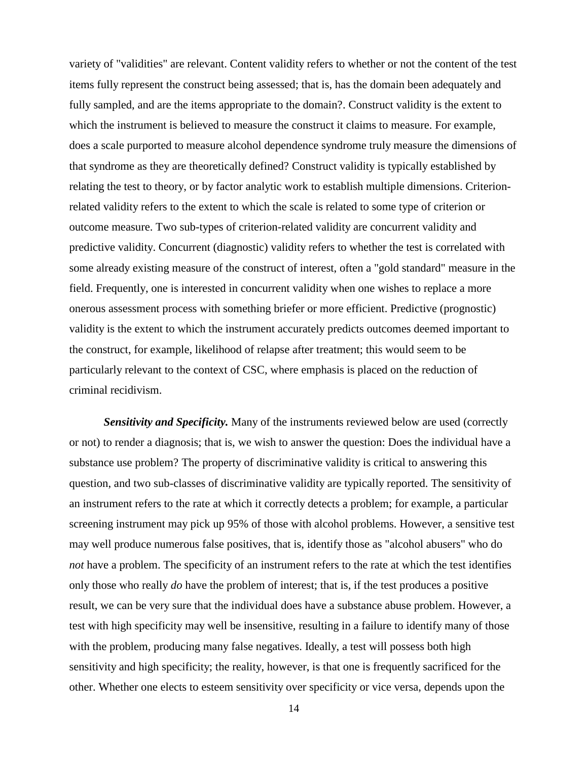variety of "validities" are relevant. Content validity refers to whether or not the content of the test items fully represent the construct being assessed; that is, has the domain been adequately and fully sampled, and are the items appropriate to the domain?. Construct validity is the extent to which the instrument is believed to measure the construct it claims to measure. For example, does a scale purported to measure alcohol dependence syndrome truly measure the dimensions of that syndrome as they are theoretically defined? Construct validity is typically established by relating the test to theory, or by factor analytic work to establish multiple dimensions. Criterion-related validity refers to the extent to which the scale is related to some type of criterion or outcome measure. Two sub-types of criterion-related validity are concurrent validity and predictive validity. Concurrent (diagnostic) validity refers to whether the test is correlated with some already existing measure of the construct of interest, often a "gold standard" measure in the field. Frequently, one is interested in concurrent validity when one wishes to replace a more onerous assessment process with something briefer or more efficient. Predictive (prognostic) validity is the extent to which the instrument accurately predicts outcomes deemed important to the construct, for example, likelihood of relapse after treatment; this would seem to be particularly relevant to the context of CSC, where emphasis is placed on the reduction of criminal recidivism.

***Sensitivity and Specificity.*** Many of the instruments reviewed below are used (correctly or not) to render a diagnosis; that is, we wish to answer the question: Does the individual have a substance use problem? The property of discriminative validity is critical to answering this question, and two sub-classes of discriminative validity are typically reported. The sensitivity of an instrument refers to the rate at which it correctly detects a problem; for example, a particular screening instrument may pick up 95% of those with alcohol problems. However, a sensitive test may well produce numerous false positives, that is, identify those as "alcohol abusers" who do *not* have a problem. The specificity of an instrument refers to the rate at which the test identifies only those who really *do* have the problem of interest; that is, if the test produces a positive result, we can be very sure that the individual does have a substance abuse problem. However, a test with high specificity may well be insensitive, resulting in a failure to identify many of those with the problem, producing many false negatives. Ideally, a test will possess both high sensitivity and high specificity; the reality, however, is that one is frequently sacrificed for the other. Whether one elects to esteem sensitivity over specificity or vice versa, depends upon the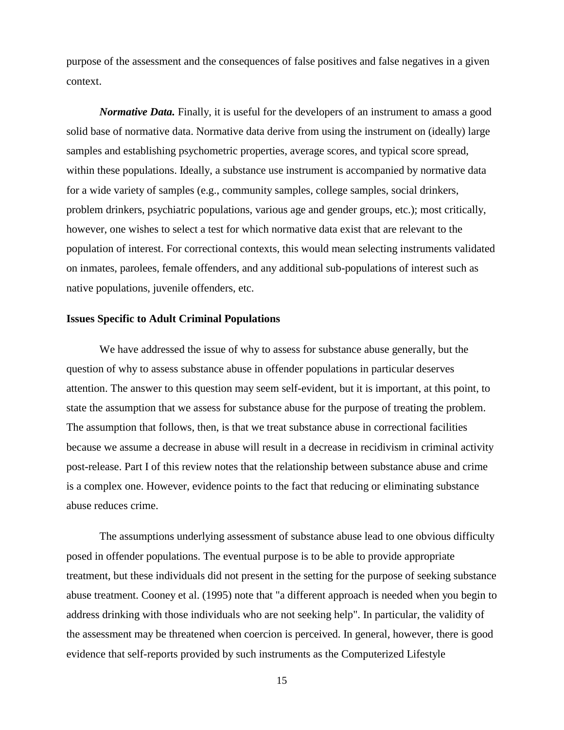purpose of the assessment and the consequences of false positives and false negatives in a given context.

***Normative Data.*** Finally, it is useful for the developers of an instrument to amass a good solid base of normative data. Normative data derive from using the instrument on (ideally) large samples and establishing psychometric properties, average scores, and typical score spread, within these populations. Ideally, a substance use instrument is accompanied by normative data for a wide variety of samples (e.g., community samples, college samples, social drinkers, problem drinkers, psychiatric populations, various age and gender groups, etc.); most critically, however, one wishes to select a test for which normative data exist that are relevant to the population of interest. For correctional contexts, this would mean selecting instruments validated on inmates, parolees, female offenders, and any additional sub-populations of interest such as native populations, juvenile offenders, etc.

**Issues Specific to Adult Criminal Populations**

We have addressed the issue of why to assess for substance abuse generally, but the question of why to assess substance abuse in offender populations in particular deserves attention. The answer to this question may seem self-evident, but it is important, at this point, to state the assumption that we assess for substance abuse for the purpose of treating the problem. The assumption that follows, then, is that we treat substance abuse in correctional facilities because we assume a decrease in abuse will result in a decrease in recidivism in criminal activity post-release. Part I of this review notes that the relationship between substance abuse and crime is a complex one. However, evidence points to the fact that reducing or eliminating substance abuse reduces crime.

The assumptions underlying assessment of substance abuse lead to one obvious difficulty posed in offender populations. The eventual purpose is to be able to provide appropriate treatment, but these individuals did not present in the setting for the purpose of seeking substance abuse treatment. Cooney et al. (1995) note that "a different approach is needed when you begin to address drinking with those individuals who are not seeking help". In particular, the validity of the assessment may be threatened when coercion is perceived. In general, however, there is good evidence that self-reports provided by such instruments as the Computerized Lifestyle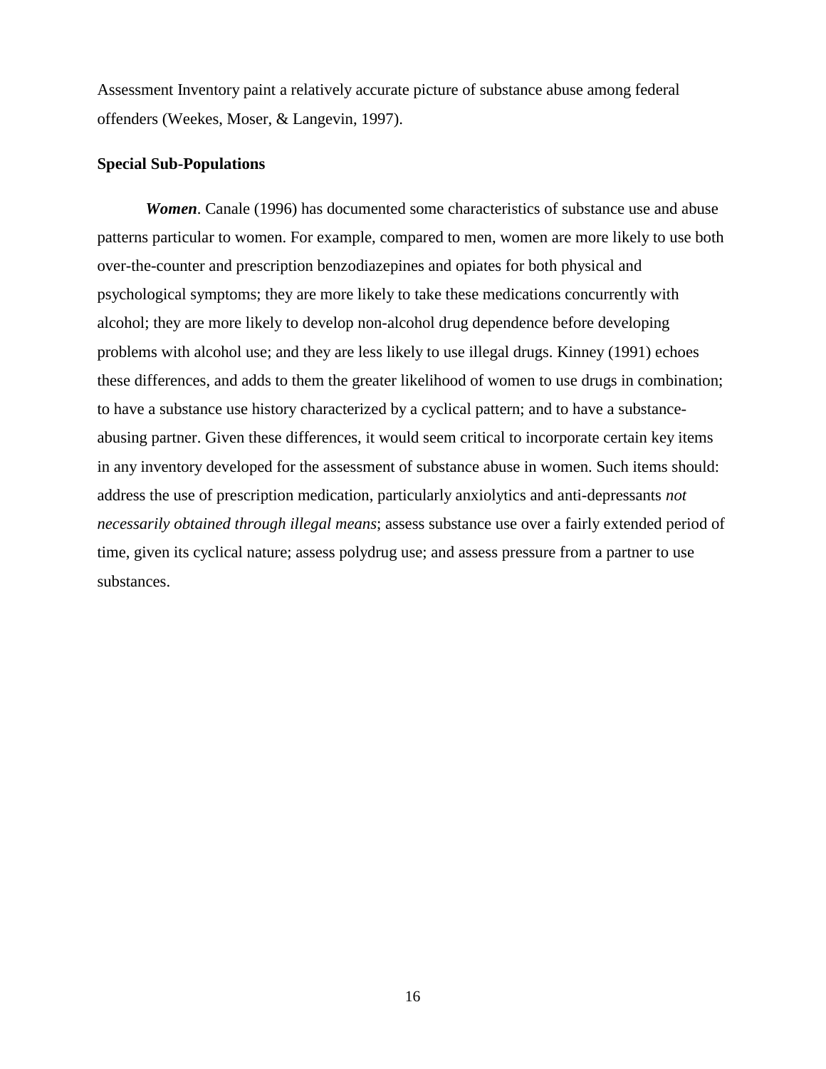Assessment Inventory paint a relatively accurate picture of substance abuse among federal offenders (Weekes, Moser, & Langevin, 1997).

### Special Sub-Populations

***Women***. Canale (1996) has documented some characteristics of substance use and abuse patterns particular to women. For example, compared to men, women are more likely to use both over-the-counter and prescription benzodiazepines and opiates for both physical and psychological symptoms; they are more likely to take these medications concurrently with alcohol; they are more likely to develop non-alcohol drug dependence before developing problems with alcohol use; and they are less likely to use illegal drugs. Kinney (1991) echoes these differences, and adds to them the greater likelihood of women to use drugs in combination; to have a substance use history characterized by a cyclical pattern; and to have a substance-abusing partner. Given these differences, it would seem critical to incorporate certain key items in any inventory developed for the assessment of substance abuse in women. Such items should: address the use of prescription medication, particularly anxiolytics and anti-depressants *not necessarily obtained through illegal means*; assess substance use over a fairly extended period of time, given its cyclical nature; assess polydrug use; and assess pressure from a partner to use substances.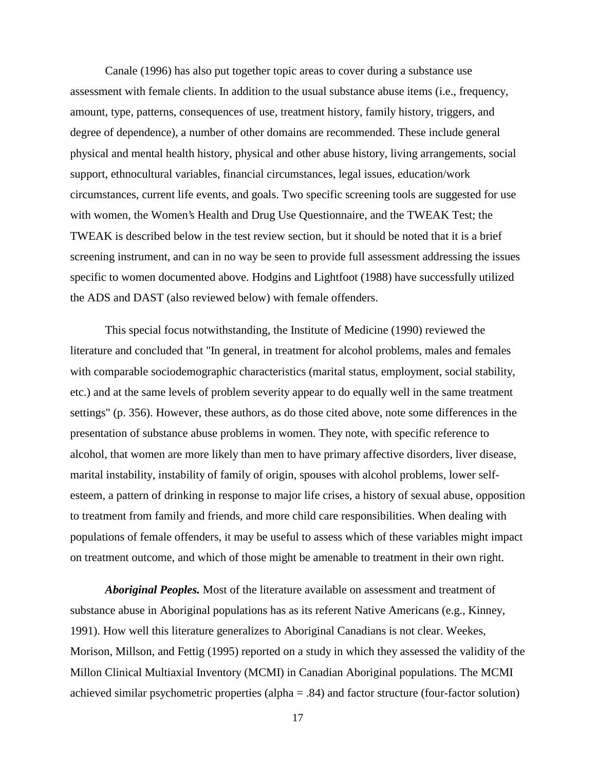Canale (1996) has also put together topic areas to cover during a substance use assessment with female clients. In addition to the usual substance abuse items (i.e., frequency, amount, type, patterns, consequences of use, treatment history, family history, triggers, and degree of dependence), a number of other domains are recommended. These include general physical and mental health history, physical and other abuse history, living arrangements, social support, ethnocultural variables, financial circumstances, legal issues, education/work circumstances, current life events, and goals. Two specific screening tools are suggested for use with women, the Women's Health and Drug Use Questionnaire, and the TWEAK Test; the TWEAK is described below in the test review section, but it should be noted that it is a brief screening instrument, and can in no way be seen to provide full assessment addressing the issues specific to women documented above. Hodgins and Lightfoot (1988) have successfully utilized the ADS and DAST (also reviewed below) with female offenders.

This special focus notwithstanding, the Institute of Medicine (1990) reviewed the literature and concluded that "In general, in treatment for alcohol problems, males and females with comparable sociodemographic characteristics (marital status, employment, social stability, etc.) and at the same levels of problem severity appear to do equally well in the same treatment settings" (p. 356). However, these authors, as do those cited above, note some differences in the presentation of substance abuse problems in women. They note, with specific reference to alcohol, that women are more likely than men to have primary affective disorders, liver disease, marital instability, instability of family of origin, spouses with alcohol problems, lower self-esteem, a pattern of drinking in response to major life crises, a history of sexual abuse, opposition to treatment from family and friends, and more child care responsibilities. When dealing with populations of female offenders, it may be useful to assess which of these variables might impact on treatment outcome, and which of those might be amenable to treatment in their own right.

***Aboriginal Peoples.*** Most of the literature available on assessment and treatment of substance abuse in Aboriginal populations has as its referent Native Americans (e.g., Kinney, 1991). How well this literature generalizes to Aboriginal Canadians is not clear. Weekes, Morison, Millson, and Fettig (1995) reported on a study in which they assessed the validity of the Millon Clinical Multiaxial Inventory (MCMI) in Canadian Aboriginal populations. The MCMI achieved similar psychometric properties (alpha = .84) and factor structure (four-factor solution)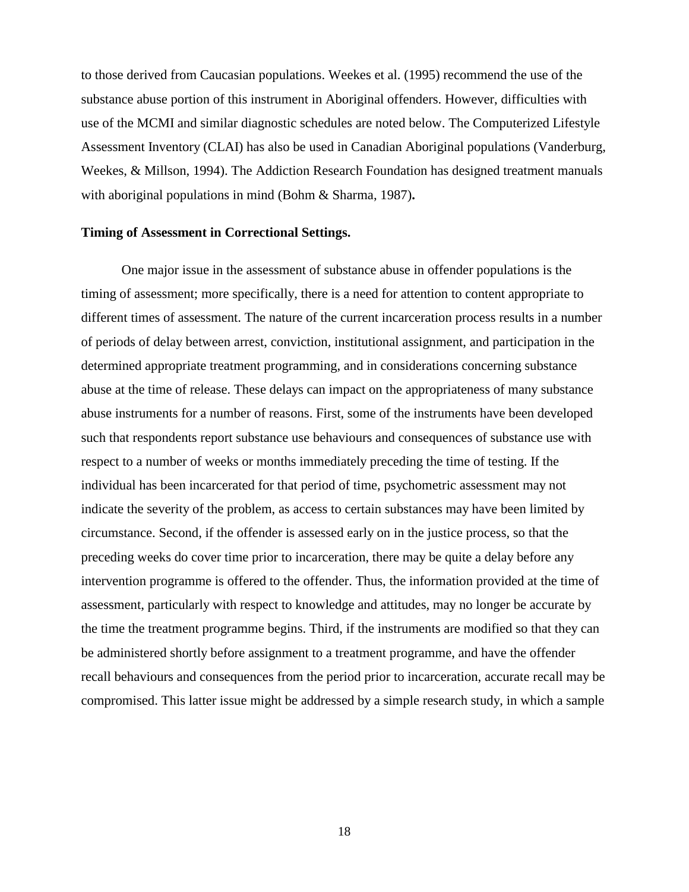to those derived from Caucasian populations. Weekes et al. (1995) recommend the use of the substance abuse portion of this instrument in Aboriginal offenders. However, difficulties with use of the MCMI and similar diagnostic schedules are noted below. The Computerized Lifestyle Assessment Inventory (CLAI) has also be used in Canadian Aboriginal populations (Vanderburg, Weekes, & Millson, 1994). The Addiction Research Foundation has designed treatment manuals with aboriginal populations in mind (Bohm & Sharma, 1987)**.**

**Timing of Assessment in Correctional Settings.**

One major issue in the assessment of substance abuse in offender populations is the timing of assessment; more specifically, there is a need for attention to content appropriate to different times of assessment. The nature of the current incarceration process results in a number of periods of delay between arrest, conviction, institutional assignment, and participation in the determined appropriate treatment programming, and in considerations concerning substance abuse at the time of release. These delays can impact on the appropriateness of many substance abuse instruments for a number of reasons. First, some of the instruments have been developed such that respondents report substance use behaviours and consequences of substance use with respect to a number of weeks or months immediately preceding the time of testing. If the individual has been incarcerated for that period of time, psychometric assessment may not indicate the severity of the problem, as access to certain substances may have been limited by circumstance. Second, if the offender is assessed early on in the justice process, so that the preceding weeks do cover time prior to incarceration, there may be quite a delay before any intervention programme is offered to the offender. Thus, the information provided at the time of assessment, particularly with respect to knowledge and attitudes, may no longer be accurate by the time the treatment programme begins. Third, if the instruments are modified so that they can be administered shortly before assignment to a treatment programme, and have the offender recall behaviours and consequences from the period prior to incarceration, accurate recall may be compromised. This latter issue might be addressed by a simple research study, in which a sample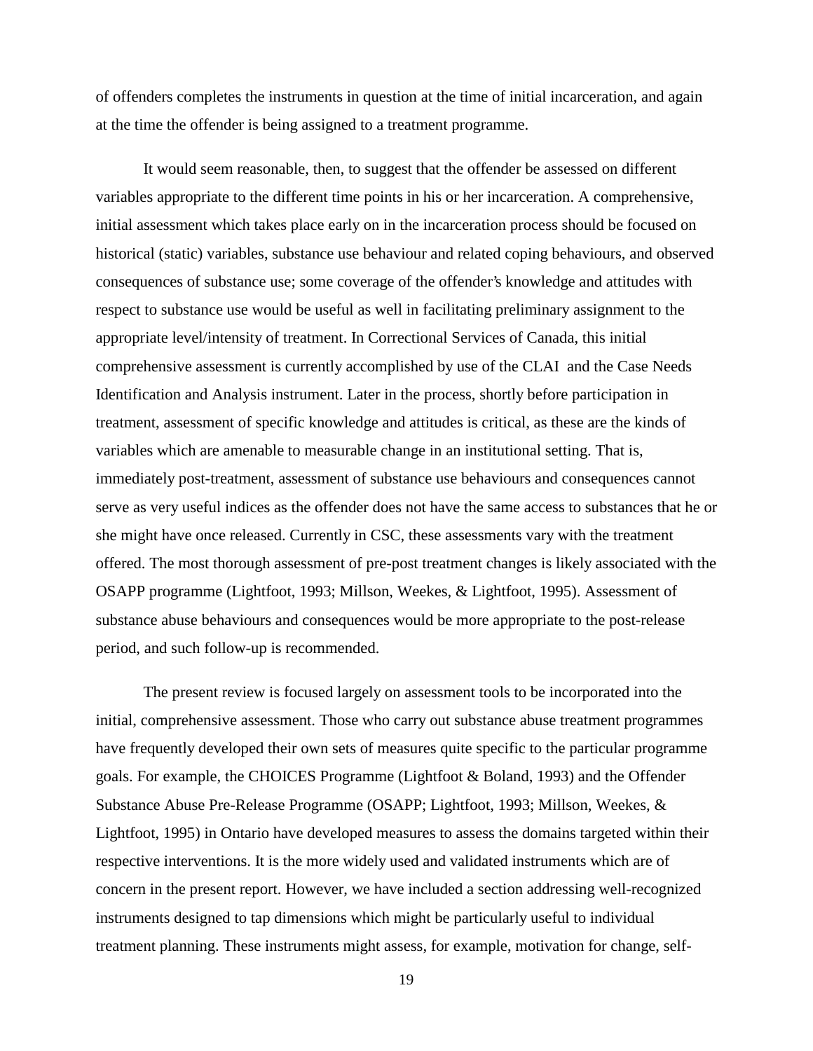of offenders completes the instruments in question at the time of initial incarceration, and again at the time the offender is being assigned to a treatment programme.

It would seem reasonable, then, to suggest that the offender be assessed on different variables appropriate to the different time points in his or her incarceration. A comprehensive, initial assessment which takes place early on in the incarceration process should be focused on historical (static) variables, substance use behaviour and related coping behaviours, and observed consequences of substance use; some coverage of the offender's knowledge and attitudes with respect to substance use would be useful as well in facilitating preliminary assignment to the appropriate level/intensity of treatment. In Correctional Services of Canada, this initial comprehensive assessment is currently accomplished by use of the CLAI and the Case Needs Identification and Analysis instrument. Later in the process, shortly before participation in treatment, assessment of specific knowledge and attitudes is critical, as these are the kinds of variables which are amenable to measurable change in an institutional setting. That is, immediately post-treatment, assessment of substance use behaviours and consequences cannot serve as very useful indices as the offender does not have the same access to substances that he or she might have once released. Currently in CSC, these assessments vary with the treatment offered. The most thorough assessment of pre-post treatment changes is likely associated with the OSAPP programme (Lightfoot, 1993; Millson, Weekes, & Lightfoot, 1995). Assessment of substance abuse behaviours and consequences would be more appropriate to the post-release period, and such follow-up is recommended.

The present review is focused largely on assessment tools to be incorporated into the initial, comprehensive assessment. Those who carry out substance abuse treatment programmes have frequently developed their own sets of measures quite specific to the particular programme goals. For example, the CHOICES Programme (Lightfoot & Boland, 1993) and the Offender Substance Abuse Pre-Release Programme (OSAPP; Lightfoot, 1993; Millson, Weekes, & Lightfoot, 1995) in Ontario have developed measures to assess the domains targeted within their respective interventions. It is the more widely used and validated instruments which are of concern in the present report. However, we have included a section addressing well-recognized instruments designed to tap dimensions which might be particularly useful to individual treatment planning. These instruments might assess, for example, motivation for change, self-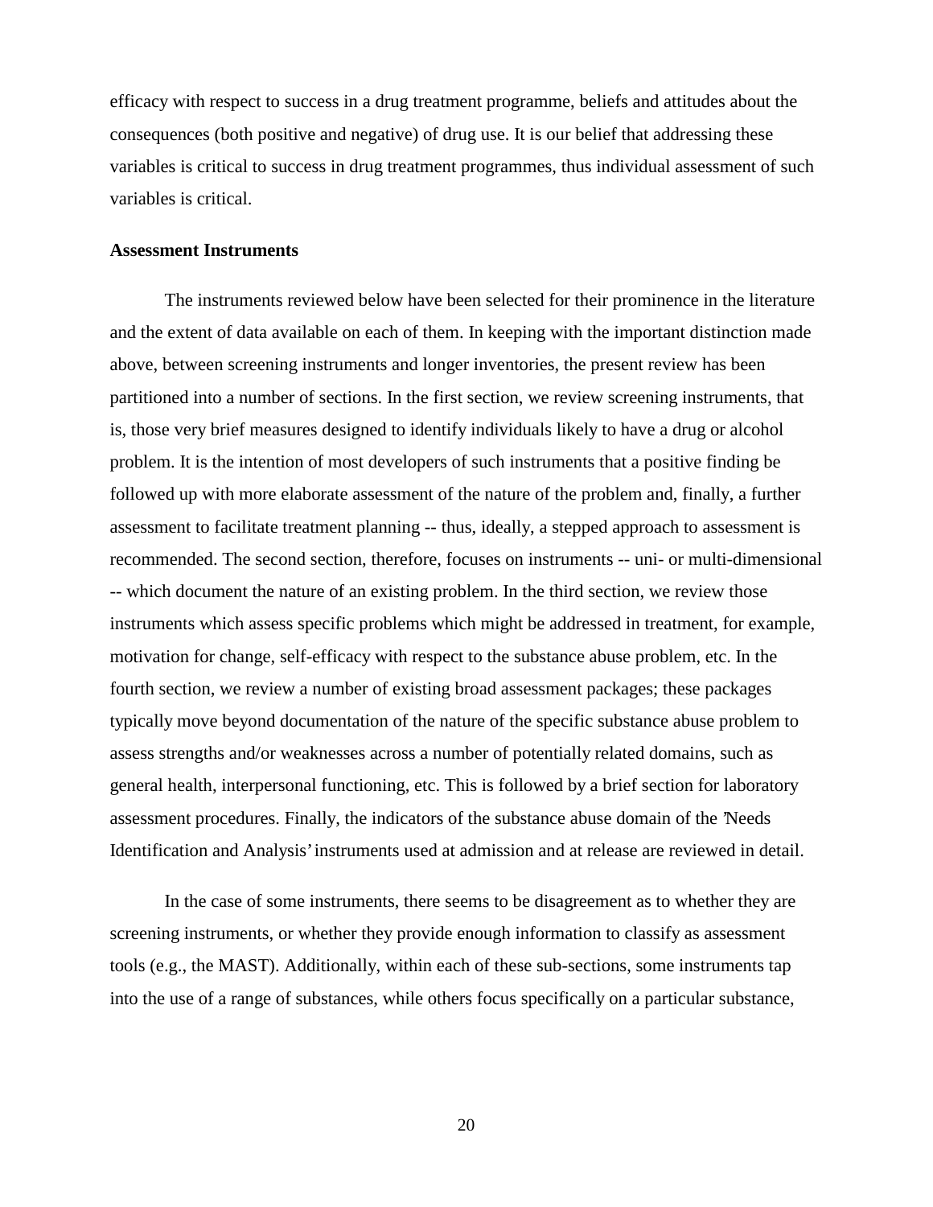efficacy with respect to success in a drug treatment programme, beliefs and attitudes about the consequences (both positive and negative) of drug use. It is our belief that addressing these variables is critical to success in drug treatment programmes, thus individual assessment of such variables is critical.

**Assessment Instruments**

The instruments reviewed below have been selected for their prominence in the literature and the extent of data available on each of them. In keeping with the important distinction made above, between screening instruments and longer inventories, the present review has been partitioned into a number of sections. In the first section, we review screening instruments, that is, those very brief measures designed to identify individuals likely to have a drug or alcohol problem. It is the intention of most developers of such instruments that a positive finding be followed up with more elaborate assessment of the nature of the problem and, finally, a further assessment to facilitate treatment planning -- thus, ideally, a stepped approach to assessment is recommended. The second section, therefore, focuses on instruments -- uni- or multi-dimensional -- which document the nature of an existing problem. In the third section, we review those instruments which assess specific problems which might be addressed in treatment, for example, motivation for change, self-efficacy with respect to the substance abuse problem, etc. In the fourth section, we review a number of existing broad assessment packages; these packages typically move beyond documentation of the nature of the specific substance abuse problem to assess strengths and/or weaknesses across a number of potentially related domains, such as general health, interpersonal functioning, etc. This is followed by a brief section for laboratory assessment procedures. Finally, the indicators of the substance abuse domain of the 'Needs Identification and Analysis' instruments used at admission and at release are reviewed in detail.

In the case of some instruments, there seems to be disagreement as to whether they are screening instruments, or whether they provide enough information to classify as assessment tools (e.g., the MAST). Additionally, within each of these sub-sections, some instruments tap into the use of a range of substances, while others focus specifically on a particular substance,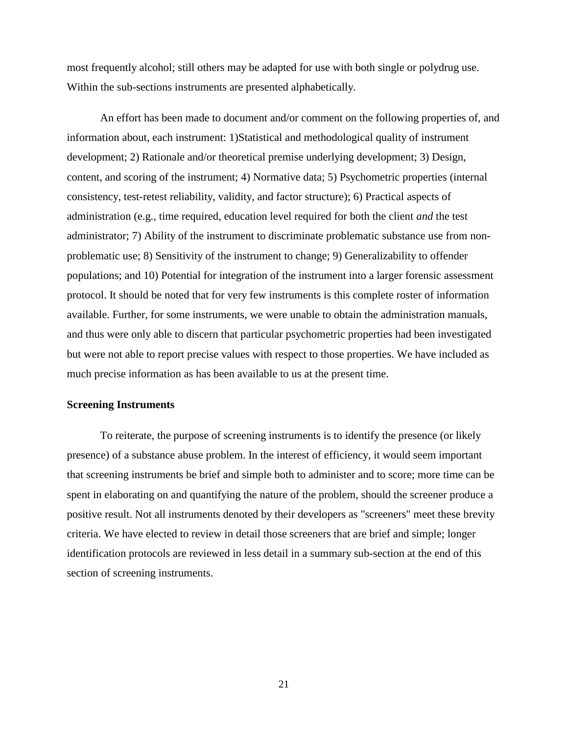most frequently alcohol; still others may be adapted for use with both single or polydrug use. Within the sub-sections instruments are presented alphabetically.

An effort has been made to document and/or comment on the following properties of, and information about, each instrument: 1)Statistical and methodological quality of instrument development; 2) Rationale and/or theoretical premise underlying development; 3) Design, content, and scoring of the instrument; 4) Normative data; 5) Psychometric properties (internal consistency, test-retest reliability, validity, and factor structure); 6) Practical aspects of administration (e.g., time required, education level required for both the client *and* the test administrator; 7) Ability of the instrument to discriminate problematic substance use from non-problematic use; 8) Sensitivity of the instrument to change; 9) Generalizability to offender populations; and 10) Potential for integration of the instrument into a larger forensic assessment protocol. It should be noted that for very few instruments is this complete roster of information available. Further, for some instruments, we were unable to obtain the administration manuals, and thus were only able to discern that particular psychometric properties had been investigated but were not able to report precise values with respect to those properties. We have included as much precise information as has been available to us at the present time.

**Screening Instruments**

To reiterate, the purpose of screening instruments is to identify the presence (or likely presence) of a substance abuse problem. In the interest of efficiency, it would seem important that screening instruments be brief and simple both to administer and to score; more time can be spent in elaborating on and quantifying the nature of the problem, should the screener produce a positive result. Not all instruments denoted by their developers as "screeners" meet these brevity criteria. We have elected to review in detail those screeners that are brief and simple; longer identification protocols are reviewed in less detail in a summary sub-section at the end of this section of screening instruments.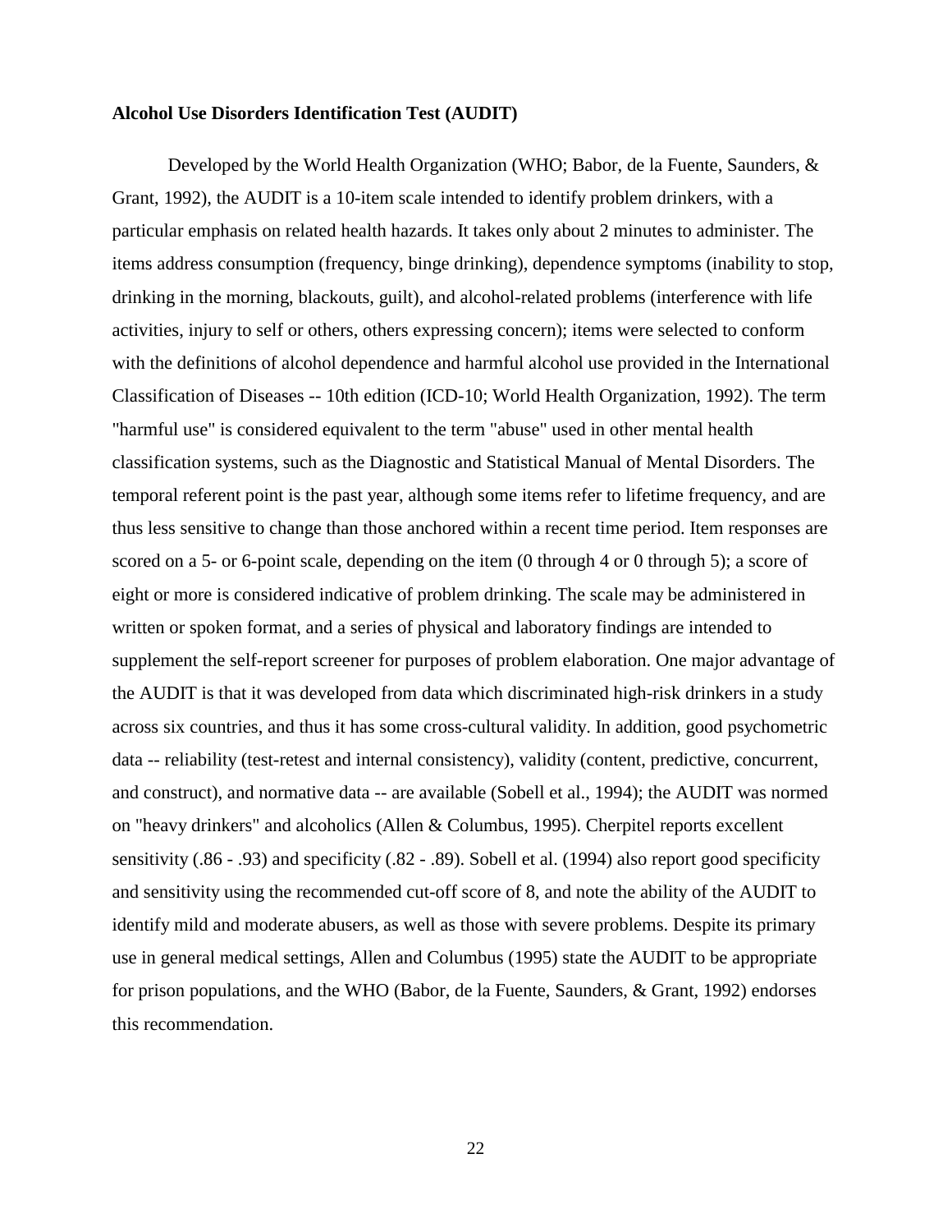**Alcohol Use Disorders Identification Test (AUDIT)**

Developed by the World Health Organization (WHO; Babor, de la Fuente, Saunders, & Grant, 1992), the AUDIT is a 10-item scale intended to identify problem drinkers, with a particular emphasis on related health hazards. It takes only about 2 minutes to administer. The items address consumption (frequency, binge drinking), dependence symptoms (inability to stop, drinking in the morning, blackouts, guilt), and alcohol-related problems (interference with life activities, injury to self or others, others expressing concern); items were selected to conform with the definitions of alcohol dependence and harmful alcohol use provided in the International Classification of Diseases -- 10th edition (ICD-10; World Health Organization, 1992). The term "harmful use" is considered equivalent to the term "abuse" used in other mental health classification systems, such as the Diagnostic and Statistical Manual of Mental Disorders. The temporal referent point is the past year, although some items refer to lifetime frequency, and are thus less sensitive to change than those anchored within a recent time period. Item responses are scored on a 5- or 6-point scale, depending on the item (0 through 4 or 0 through 5); a score of eight or more is considered indicative of problem drinking. The scale may be administered in written or spoken format, and a series of physical and laboratory findings are intended to supplement the self-report screener for purposes of problem elaboration. One major advantage of the AUDIT is that it was developed from data which discriminated high-risk drinkers in a study across six countries, and thus it has some cross-cultural validity. In addition, good psychometric data -- reliability (test-retest and internal consistency), validity (content, predictive, concurrent, and construct), and normative data -- are available (Sobell et al., 1994); the AUDIT was normed on "heavy drinkers" and alcoholics (Allen & Columbus, 1995). Cherpitel reports excellent sensitivity (.86 - .93) and specificity (.82 - .89). Sobell et al. (1994) also report good specificity and sensitivity using the recommended cut-off score of 8, and note the ability of the AUDIT to identify mild and moderate abusers, as well as those with severe problems. Despite its primary use in general medical settings, Allen and Columbus (1995) state the AUDIT to be appropriate for prison populations, and the WHO (Babor, de la Fuente, Saunders, & Grant, 1992) endorses this recommendation.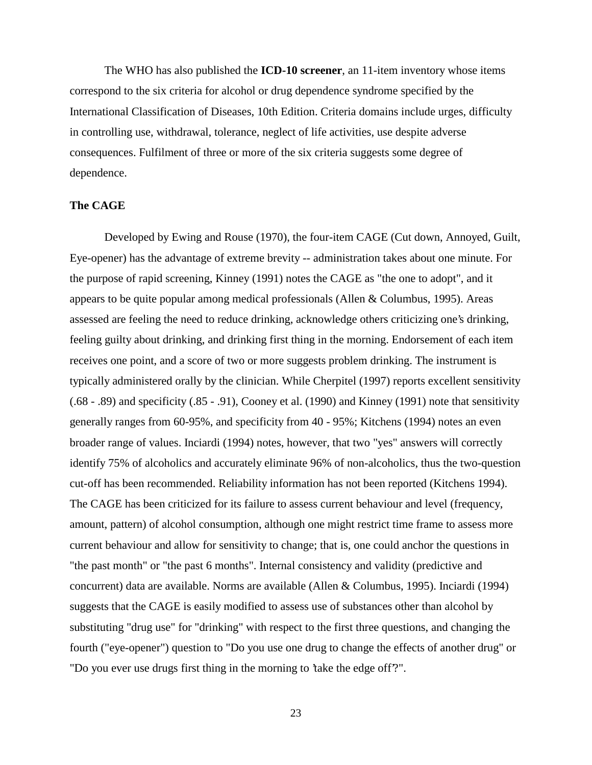The WHO has also published the **ICD-10 screener**, an 11-item inventory whose items correspond to the six criteria for alcohol or drug dependence syndrome specified by the International Classification of Diseases, 10th Edition. Criteria domains include urges, difficulty in controlling use, withdrawal, tolerance, neglect of life activities, use despite adverse consequences. Fulfilment of three or more of the six criteria suggests some degree of dependence.

**The CAGE**

Developed by Ewing and Rouse (1970), the four-item CAGE (Cut down, Annoyed, Guilt, Eye-opener) has the advantage of extreme brevity -- administration takes about one minute. For the purpose of rapid screening, Kinney (1991) notes the CAGE as "the one to adopt", and it appears to be quite popular among medical professionals (Allen & Columbus, 1995). Areas assessed are feeling the need to reduce drinking, acknowledge others criticizing one's drinking, feeling guilty about drinking, and drinking first thing in the morning. Endorsement of each item receives one point, and a score of two or more suggests problem drinking. The instrument is typically administered orally by the clinician. While Cherpitel (1997) reports excellent sensitivity (.68 - .89) and specificity (.85 - .91), Cooney et al. (1990) and Kinney (1991) note that sensitivity generally ranges from 60-95%, and specificity from 40 - 95%; Kitchens (1994) notes an even broader range of values. Inciardi (1994) notes, however, that two "yes" answers will correctly identify 75% of alcoholics and accurately eliminate 96% of non-alcoholics, thus the two-question cut-off has been recommended. Reliability information has not been reported (Kitchens 1994). The CAGE has been criticized for its failure to assess current behaviour and level (frequency, amount, pattern) of alcohol consumption, although one might restrict time frame to assess more current behaviour and allow for sensitivity to change; that is, one could anchor the questions in "the past month" or "the past 6 months". Internal consistency and validity (predictive and concurrent) data are available. Norms are available (Allen & Columbus, 1995). Inciardi (1994) suggests that the CAGE is easily modified to assess use of substances other than alcohol by substituting "drug use" for "drinking" with respect to the first three questions, and changing the fourth ("eye-opener") question to "Do you use one drug to change the effects of another drug" or "Do you ever use drugs first thing in the morning to 'take the edge off'?".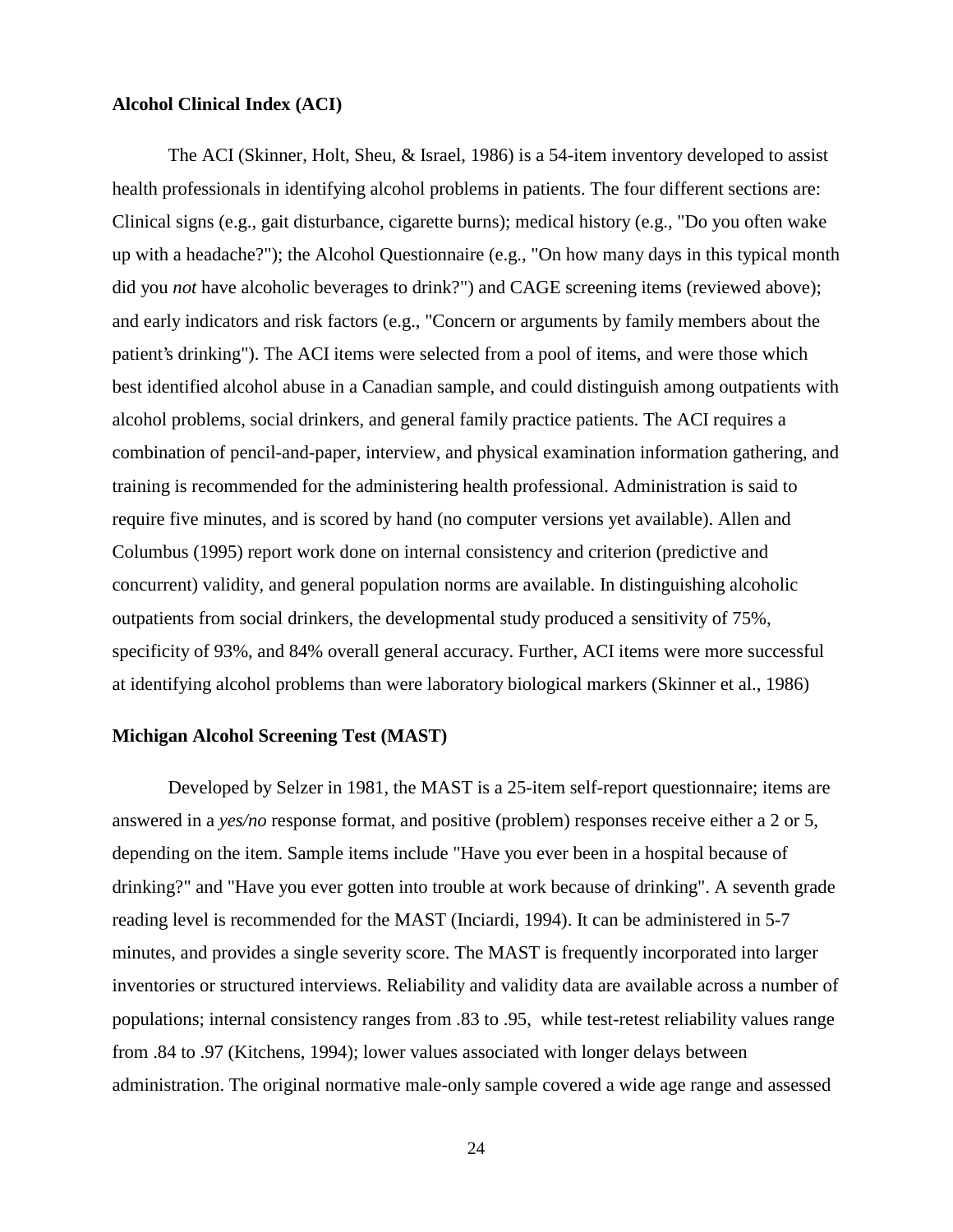**Alcohol Clinical Index (ACI)**

The ACI (Skinner, Holt, Sheu, & Israel, 1986) is a 54-item inventory developed to assist health professionals in identifying alcohol problems in patients. The four different sections are: Clinical signs (e.g., gait disturbance, cigarette burns); medical history (e.g., "Do you often wake up with a headache?"); the Alcohol Questionnaire (e.g., "On how many days in this typical month did you *not* have alcoholic beverages to drink?") and CAGE screening items (reviewed above); and early indicators and risk factors (e.g., "Concern or arguments by family members about the patient's drinking"). The ACI items were selected from a pool of items, and were those which best identified alcohol abuse in a Canadian sample, and could distinguish among outpatients with alcohol problems, social drinkers, and general family practice patients. The ACI requires a combination of pencil-and-paper, interview, and physical examination information gathering, and training is recommended for the administering health professional. Administration is said to require five minutes, and is scored by hand (no computer versions yet available). Allen and Columbus (1995) report work done on internal consistency and criterion (predictive and concurrent) validity, and general population norms are available. In distinguishing alcoholic outpatients from social drinkers, the developmental study produced a sensitivity of 75%, specificity of 93%, and 84% overall general accuracy. Further, ACI items were more successful at identifying alcohol problems than were laboratory biological markers (Skinner et al., 1986)

**Michigan Alcohol Screening Test (MAST)**

Developed by Selzer in 1981, the MAST is a 25-item self-report questionnaire; items are answered in a *yes/no* response format, and positive (problem) responses receive either a 2 or 5, depending on the item. Sample items include "Have you ever been in a hospital because of drinking?" and "Have you ever gotten into trouble at work because of drinking". A seventh grade reading level is recommended for the MAST (Inciardi, 1994). It can be administered in 5-7 minutes, and provides a single severity score. The MAST is frequently incorporated into larger inventories or structured interviews. Reliability and validity data are available across a number of populations; internal consistency ranges from .83 to .95, while test-retest reliability values range from .84 to .97 (Kitchens, 1994); lower values associated with longer delays between administration. The original normative male-only sample covered a wide age range and assessed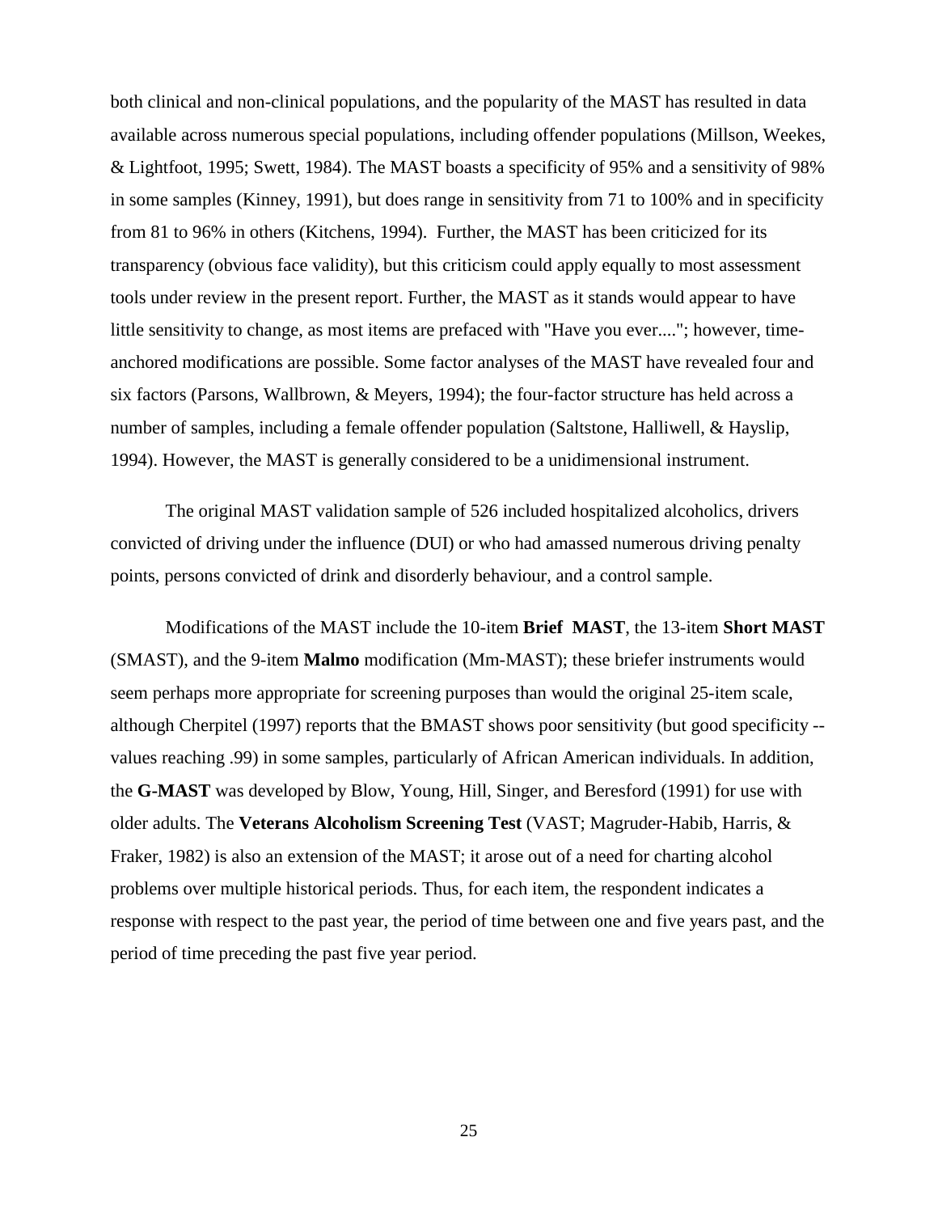both clinical and non-clinical populations, and the popularity of the MAST has resulted in data available across numerous special populations, including offender populations (Millson, Weekes, & Lightfoot, 1995; Swett, 1984). The MAST boasts a specificity of 95% and a sensitivity of 98% in some samples (Kinney, 1991), but does range in sensitivity from 71 to 100% and in specificity from 81 to 96% in others (Kitchens, 1994). Further, the MAST has been criticized for its transparency (obvious face validity), but this criticism could apply equally to most assessment tools under review in the present report. Further, the MAST as it stands would appear to have little sensitivity to change, as most items are prefaced with "Have you ever...."; however, time-anchored modifications are possible. Some factor analyses of the MAST have revealed four and six factors (Parsons, Wallbrown, & Meyers, 1994); the four-factor structure has held across a number of samples, including a female offender population (Saltstone, Halliwell, & Hayslip, 1994). However, the MAST is generally considered to be a unidimensional instrument.

The original MAST validation sample of 526 included hospitalized alcoholics, drivers convicted of driving under the influence (DUI) or who had amassed numerous driving penalty points, persons convicted of drink and disorderly behaviour, and a control sample.

Modifications of the MAST include the 10-item **Brief MAST**, the 13-item **Short MAST** (SMAST), and the 9-item **Malmo** modification (Mm-MAST); these briefer instruments would seem perhaps more appropriate for screening purposes than would the original 25-item scale, although Cherpitel (1997) reports that the BMAST shows poor sensitivity (but good specificity -- values reaching .99) in some samples, particularly of African American individuals. In addition, the **G-MAST** was developed by Blow, Young, Hill, Singer, and Beresford (1991) for use with older adults. The **Veterans Alcoholism Screening Test** (VAST; Magruder-Habib, Harris, & Fraker, 1982) is also an extension of the MAST; it arose out of a need for charting alcohol problems over multiple historical periods. Thus, for each item, the respondent indicates a response with respect to the past year, the period of time between one and five years past, and the period of time preceding the past five year period.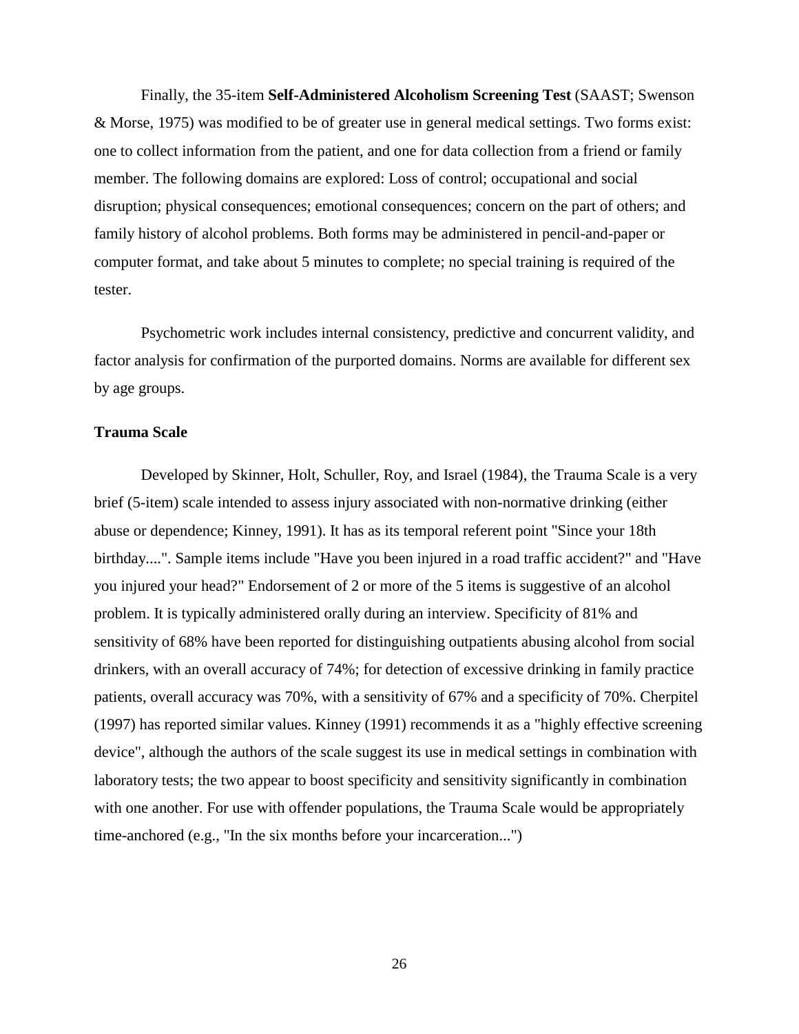Finally, the 35-item **Self-Administered Alcoholism Screening Test** (SAAST; Swenson & Morse, 1975) was modified to be of greater use in general medical settings. Two forms exist: one to collect information from the patient, and one for data collection from a friend or family member. The following domains are explored: Loss of control; occupational and social disruption; physical consequences; emotional consequences; concern on the part of others; and family history of alcohol problems. Both forms may be administered in pencil-and-paper or computer format, and take about 5 minutes to complete; no special training is required of the tester.

Psychometric work includes internal consistency, predictive and concurrent validity, and factor analysis for confirmation of the purported domains. Norms are available for different sex by age groups.

### Trauma Scale

Developed by Skinner, Holt, Schuller, Roy, and Israel (1984), the Trauma Scale is a very brief (5-item) scale intended to assess injury associated with non-normative drinking (either abuse or dependence; Kinney, 1991). It has as its temporal referent point "Since your 18th birthday....". Sample items include "Have you been injured in a road traffic accident?" and "Have you injured your head?" Endorsement of 2 or more of the 5 items is suggestive of an alcohol problem. It is typically administered orally during an interview. Specificity of 81% and sensitivity of 68% have been reported for distinguishing outpatients abusing alcohol from social drinkers, with an overall accuracy of 74%; for detection of excessive drinking in family practice patients, overall accuracy was 70%, with a sensitivity of 67% and a specificity of 70%. Cherpitel (1997) has reported similar values. Kinney (1991) recommends it as a "highly effective screening device", although the authors of the scale suggest its use in medical settings in combination with laboratory tests; the two appear to boost specificity and sensitivity significantly in combination with one another. For use with offender populations, the Trauma Scale would be appropriately time-anchored (e.g., "In the six months before your incarceration...")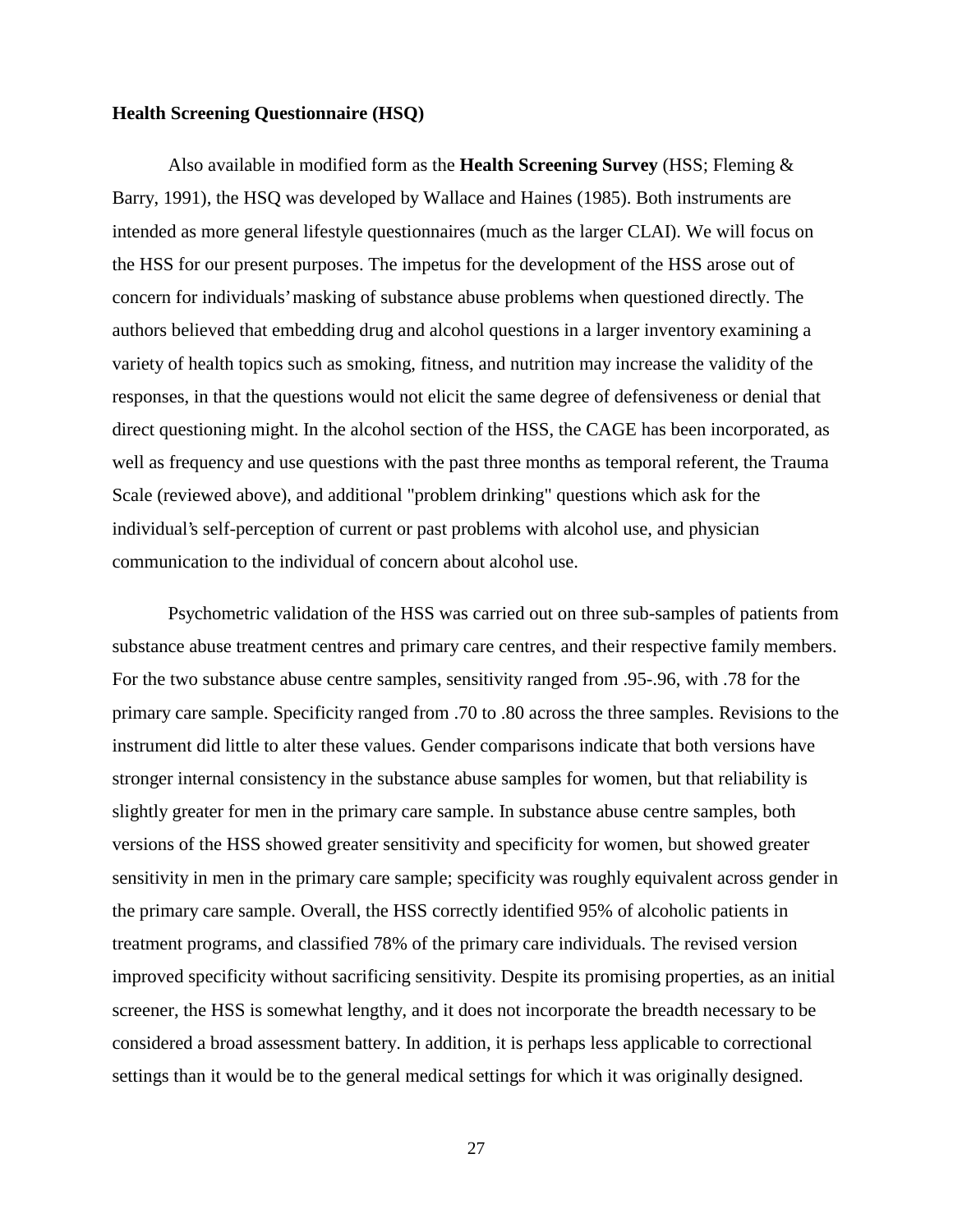**Health Screening Questionnaire (HSQ)**

Also available in modified form as the **Health Screening Survey** (HSS; Fleming & Barry, 1991), the HSQ was developed by Wallace and Haines (1985). Both instruments are intended as more general lifestyle questionnaires (much as the larger CLAI). We will focus on the HSS for our present purposes. The impetus for the development of the HSS arose out of concern for individuals' masking of substance abuse problems when questioned directly. The authors believed that embedding drug and alcohol questions in a larger inventory examining a variety of health topics such as smoking, fitness, and nutrition may increase the validity of the responses, in that the questions would not elicit the same degree of defensiveness or denial that direct questioning might. In the alcohol section of the HSS, the CAGE has been incorporated, as well as frequency and use questions with the past three months as temporal referent, the Trauma Scale (reviewed above), and additional "problem drinking" questions which ask for the individual's self-perception of current or past problems with alcohol use, and physician communication to the individual of concern about alcohol use.

Psychometric validation of the HSS was carried out on three sub-samples of patients from substance abuse treatment centres and primary care centres, and their respective family members. For the two substance abuse centre samples, sensitivity ranged from .95-.96, with .78 for the primary care sample. Specificity ranged from .70 to .80 across the three samples. Revisions to the instrument did little to alter these values. Gender comparisons indicate that both versions have stronger internal consistency in the substance abuse samples for women, but that reliability is slightly greater for men in the primary care sample. In substance abuse centre samples, both versions of the HSS showed greater sensitivity and specificity for women, but showed greater sensitivity in men in the primary care sample; specificity was roughly equivalent across gender in the primary care sample. Overall, the HSS correctly identified 95% of alcoholic patients in treatment programs, and classified 78% of the primary care individuals. The revised version improved specificity without sacrificing sensitivity. Despite its promising properties, as an initial screener, the HSS is somewhat lengthy, and it does not incorporate the breadth necessary to be considered a broad assessment battery. In addition, it is perhaps less applicable to correctional settings than it would be to the general medical settings for which it was originally designed.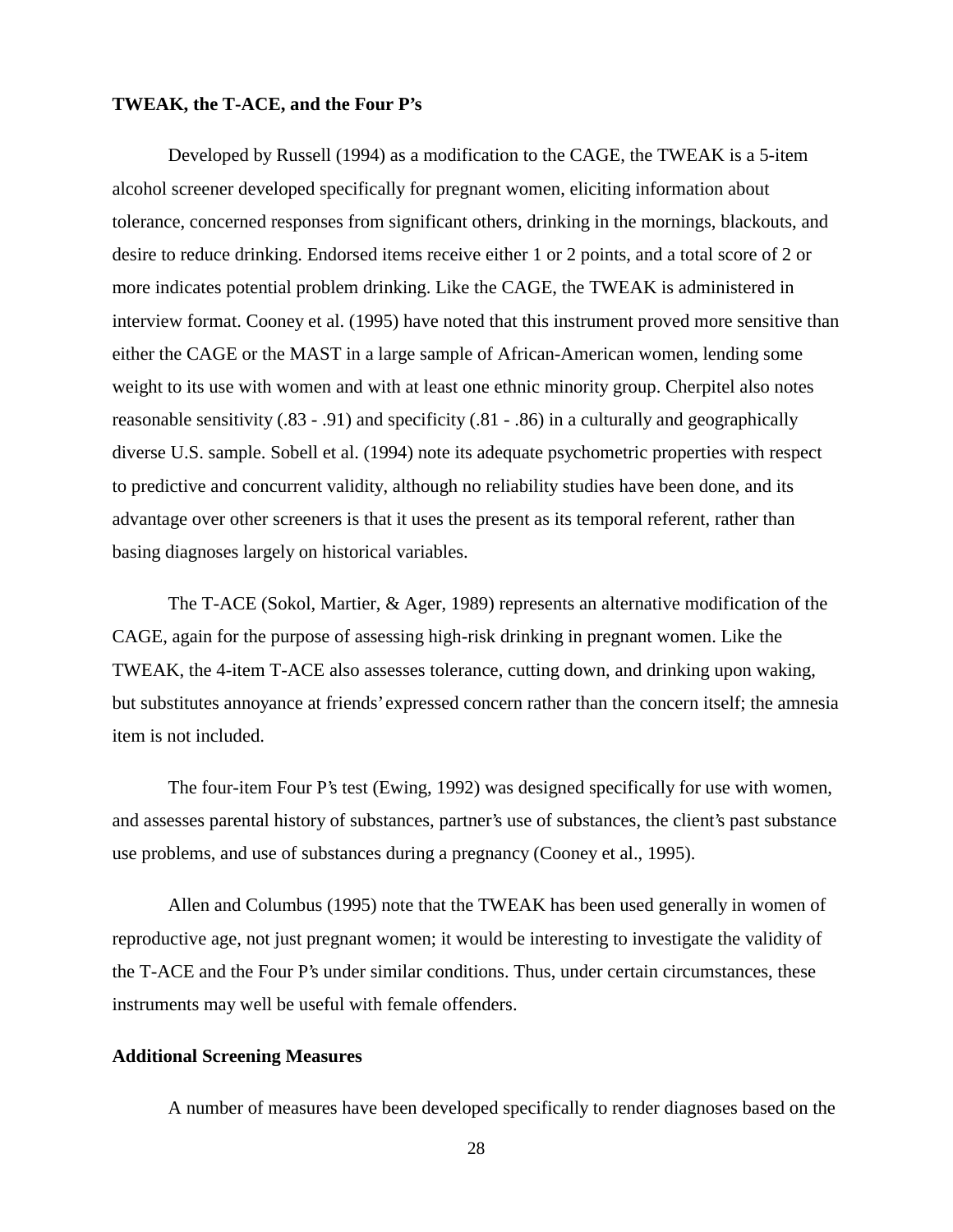**TWEAK, the T-ACE, and the Four P's**

Developed by Russell (1994) as a modification to the CAGE, the TWEAK is a 5-item alcohol screener developed specifically for pregnant women, eliciting information about tolerance, concerned responses from significant others, drinking in the mornings, blackouts, and desire to reduce drinking. Endorsed items receive either 1 or 2 points, and a total score of 2 or more indicates potential problem drinking. Like the CAGE, the TWEAK is administered in interview format. Cooney et al. (1995) have noted that this instrument proved more sensitive than either the CAGE or the MAST in a large sample of African-American women, lending some weight to its use with women and with at least one ethnic minority group. Cherpitel also notes reasonable sensitivity (.83 - .91) and specificity (.81 - .86) in a culturally and geographically diverse U.S. sample. Sobell et al. (1994) note its adequate psychometric properties with respect to predictive and concurrent validity, although no reliability studies have been done, and its advantage over other screeners is that it uses the present as its temporal referent, rather than basing diagnoses largely on historical variables.

The T-ACE (Sokol, Martier, & Ager, 1989) represents an alternative modification of the CAGE, again for the purpose of assessing high-risk drinking in pregnant women. Like the TWEAK, the 4-item T-ACE also assesses tolerance, cutting down, and drinking upon waking, but substitutes annoyance at friends' expressed concern rather than the concern itself; the amnesia item is not included.

The four-item Four P's test (Ewing, 1992) was designed specifically for use with women, and assesses parental history of substances, partner's use of substances, the client's past substance use problems, and use of substances during a pregnancy (Cooney et al., 1995).

Allen and Columbus (1995) note that the TWEAK has been used generally in women of reproductive age, not just pregnant women; it would be interesting to investigate the validity of the T-ACE and the Four P's under similar conditions. Thus, under certain circumstances, these instruments may well be useful with female offenders.

**Additional Screening Measures**

A number of measures have been developed specifically to render diagnoses based on the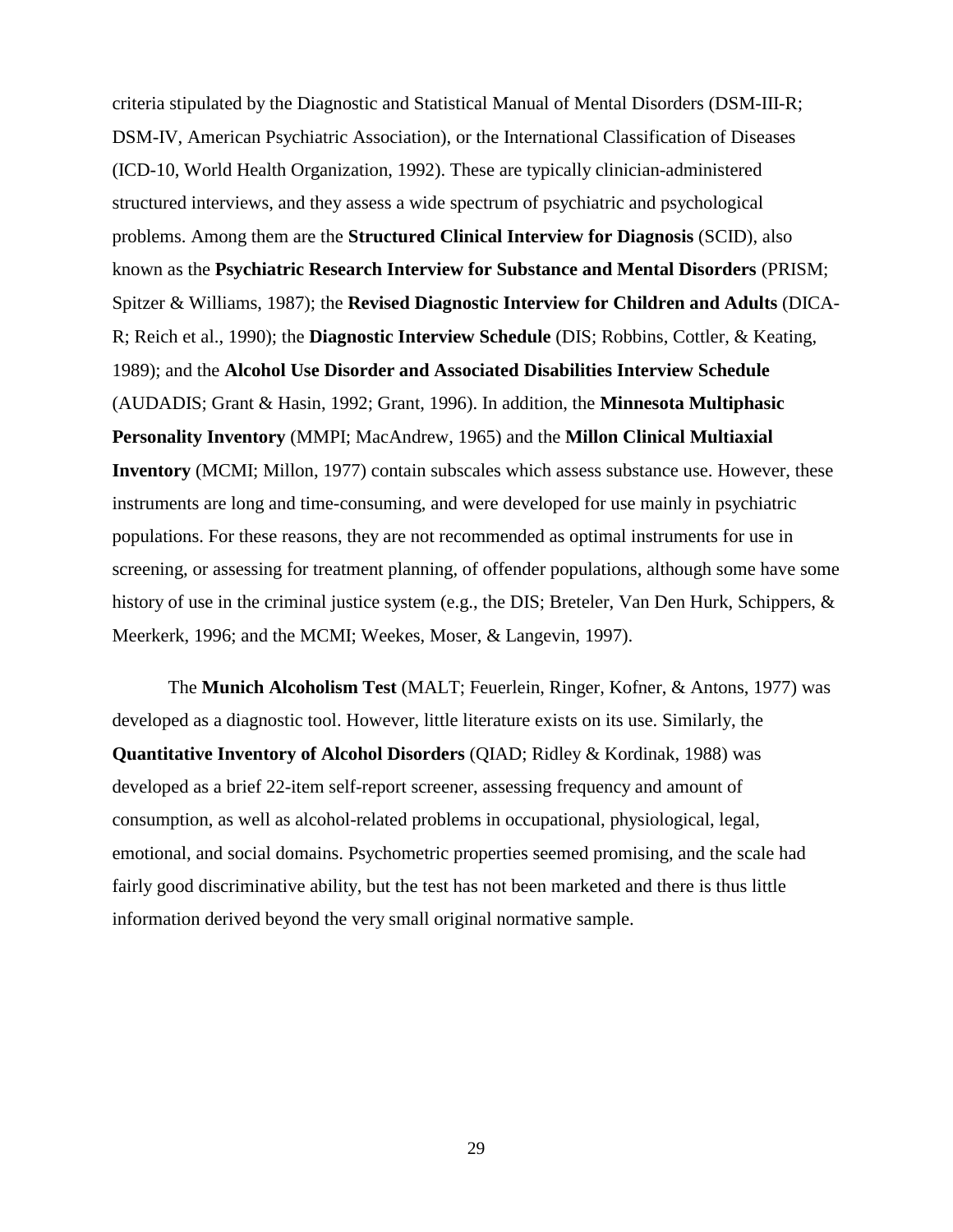criteria stipulated by the Diagnostic and Statistical Manual of Mental Disorders (DSM-III-R; DSM-IV, American Psychiatric Association), or the International Classification of Diseases (ICD-10, World Health Organization, 1992). These are typically clinician-administered structured interviews, and they assess a wide spectrum of psychiatric and psychological problems. Among them are the **Structured Clinical Interview for Diagnosis** (SCID), also known as the **Psychiatric Research Interview for Substance and Mental Disorders** (PRISM; Spitzer & Williams, 1987); the **Revised Diagnostic Interview for Children and Adults** (DICA-R; Reich et al., 1990); the **Diagnostic Interview Schedule** (DIS; Robbins, Cottler, & Keating, 1989); and the **Alcohol Use Disorder and Associated Disabilities Interview Schedule** (AUDADIS; Grant & Hasin, 1992; Grant, 1996). In addition, the **Minnesota Multiphasic Personality Inventory** (MMPI; MacAndrew, 1965) and the **Millon Clinical Multiaxial Inventory** (MCMI; Millon, 1977) contain subscales which assess substance use. However, these instruments are long and time-consuming, and were developed for use mainly in psychiatric populations. For these reasons, they are not recommended as optimal instruments for use in screening, or assessing for treatment planning, of offender populations, although some have some history of use in the criminal justice system (e.g., the DIS; Breteler, Van Den Hurk, Schippers, & Meerkerk, 1996; and the MCMI; Weekes, Moser, & Langevin, 1997).

The **Munich Alcoholism Test** (MALT; Feuerlein, Ringer, Kofner, & Antons, 1977) was developed as a diagnostic tool. However, little literature exists on its use. Similarly, the **Quantitative Inventory of Alcohol Disorders** (QIAD; Ridley & Kordinak, 1988) was developed as a brief 22-item self-report screener, assessing frequency and amount of consumption, as well as alcohol-related problems in occupational, physiological, legal, emotional, and social domains. Psychometric properties seemed promising, and the scale had fairly good discriminative ability, but the test has not been marketed and there is thus little information derived beyond the very small original normative sample.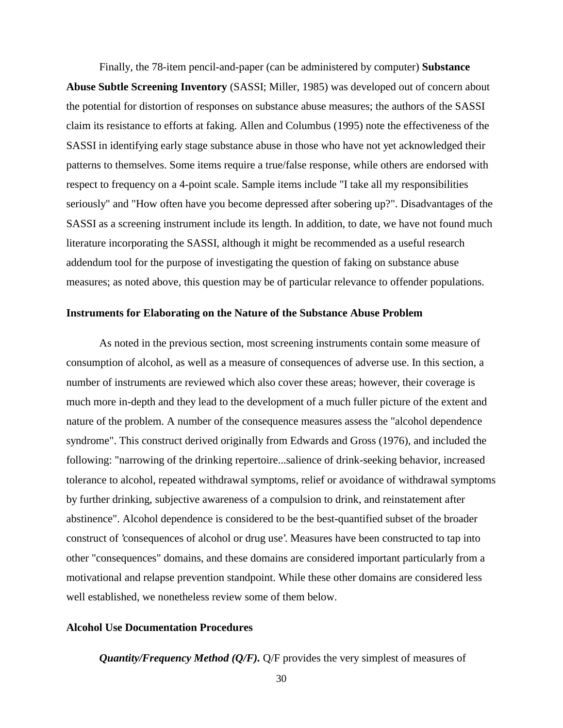Finally, the 78-item pencil-and-paper (can be administered by computer) **Substance Abuse Subtle Screening Inventory** (SASSI; Miller, 1985) was developed out of concern about the potential for distortion of responses on substance abuse measures; the authors of the SASSI claim its resistance to efforts at faking. Allen and Columbus (1995) note the effectiveness of the SASSI in identifying early stage substance abuse in those who have not yet acknowledged their patterns to themselves. Some items require a true/false response, while others are endorsed with respect to frequency on a 4-point scale. Sample items include "I take all my responsibilities seriously" and "How often have you become depressed after sobering up?". Disadvantages of the SASSI as a screening instrument include its length. In addition, to date, we have not found much literature incorporating the SASSI, although it might be recommended as a useful research addendum tool for the purpose of investigating the question of faking on substance abuse measures; as noted above, this question may be of particular relevance to offender populations.

### Instruments for Elaborating on the Nature of the Substance Abuse Problem

As noted in the previous section, most screening instruments contain some measure of consumption of alcohol, as well as a measure of consequences of adverse use. In this section, a number of instruments are reviewed which also cover these areas; however, their coverage is much more in-depth and they lead to the development of a much fuller picture of the extent and nature of the problem. A number of the consequence measures assess the "alcohol dependence syndrome". This construct derived originally from Edwards and Gross (1976), and included the following: "narrowing of the drinking repertoire...salience of drink-seeking behavior, increased tolerance to alcohol, repeated withdrawal symptoms, relief or avoidance of withdrawal symptoms by further drinking, subjective awareness of a compulsion to drink, and reinstatement after abstinence". Alcohol dependence is considered to be the best-quantified subset of the broader construct of 'consequences of alcohol or drug use'. Measures have been constructed to tap into other "consequences" domains, and these domains are considered important particularly from a motivational and relapse prevention standpoint. While these other domains are considered less well established, we nonetheless review some of them below.

### Alcohol Use Documentation Procedures

***Quantity/Frequency Method (Q/F).*** Q/F provides the very simplest of measures of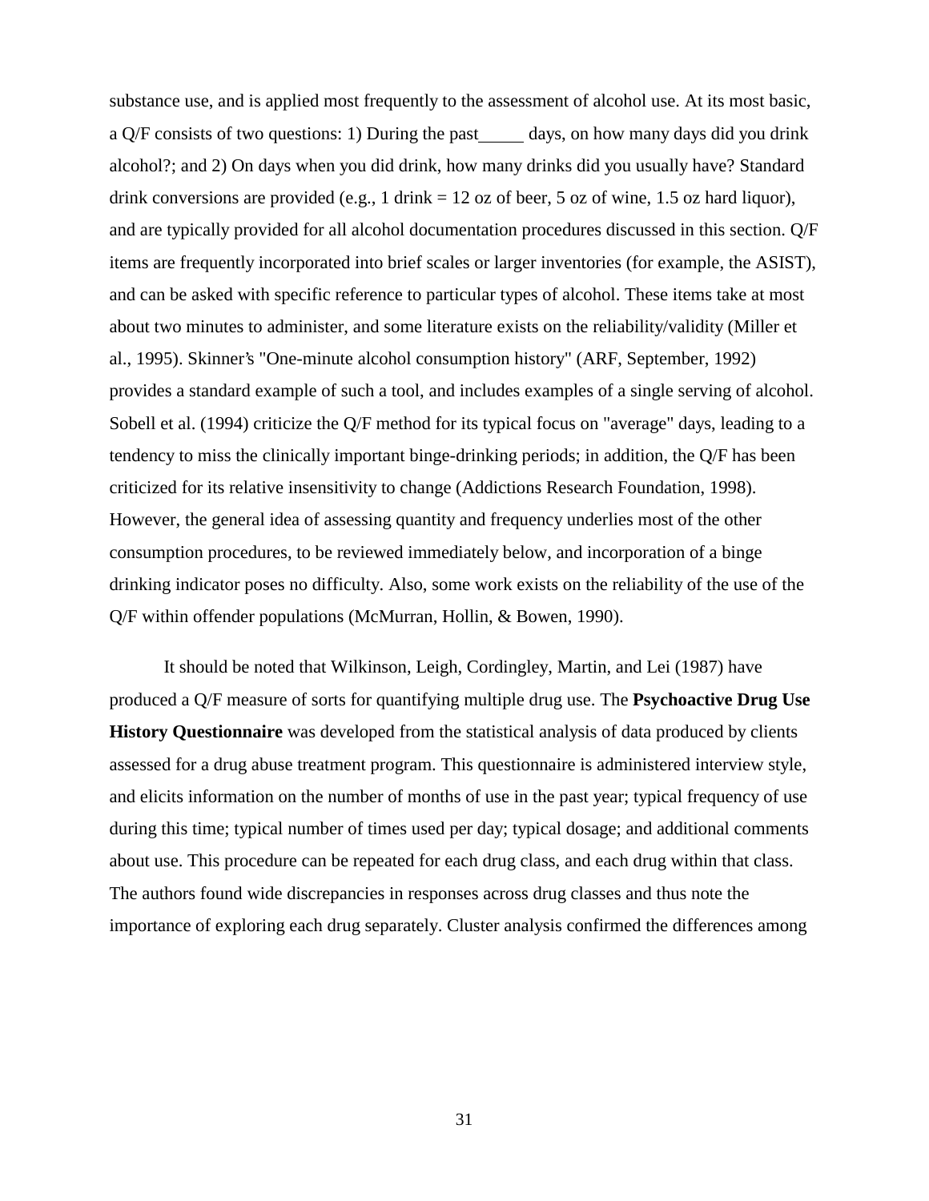substance use, and is applied most frequently to the assessment of alcohol use. At its most basic, a Q/F consists of two questions: 1) During the past_____ days, on how many days did you drink alcohol?; and 2) On days when you did drink, how many drinks did you usually have? Standard drink conversions are provided (e.g., 1 drink = 12 oz of beer, 5 oz of wine, 1.5 oz hard liquor), and are typically provided for all alcohol documentation procedures discussed in this section. Q/F items are frequently incorporated into brief scales or larger inventories (for example, the ASIST), and can be asked with specific reference to particular types of alcohol. These items take at most about two minutes to administer, and some literature exists on the reliability/validity (Miller et al., 1995). Skinner's "One-minute alcohol consumption history" (ARF, September, 1992) provides a standard example of such a tool, and includes examples of a single serving of alcohol. Sobell et al. (1994) criticize the Q/F method for its typical focus on "average" days, leading to a tendency to miss the clinically important binge-drinking periods; in addition, the Q/F has been criticized for its relative insensitivity to change (Addictions Research Foundation, 1998). However, the general idea of assessing quantity and frequency underlies most of the other consumption procedures, to be reviewed immediately below, and incorporation of a binge drinking indicator poses no difficulty. Also, some work exists on the reliability of the use of the Q/F within offender populations (McMurran, Hollin, & Bowen, 1990).

It should be noted that Wilkinson, Leigh, Cordingley, Martin, and Lei (1987) have produced a Q/F measure of sorts for quantifying multiple drug use. The **Psychoactive Drug Use History Questionnaire** was developed from the statistical analysis of data produced by clients assessed for a drug abuse treatment program. This questionnaire is administered interview style, and elicits information on the number of months of use in the past year; typical frequency of use during this time; typical number of times used per day; typical dosage; and additional comments about use. This procedure can be repeated for each drug class, and each drug within that class. The authors found wide discrepancies in responses across drug classes and thus note the importance of exploring each drug separately. Cluster analysis confirmed the differences among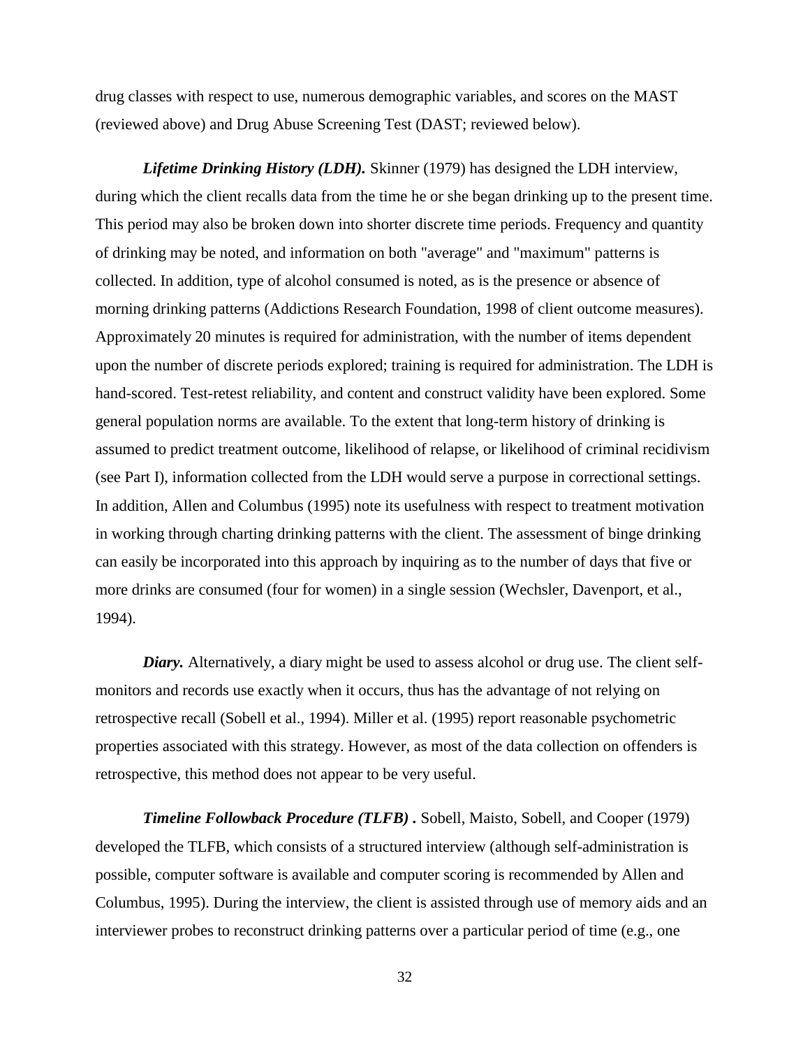drug classes with respect to use, numerous demographic variables, and scores on the MAST (reviewed above) and Drug Abuse Screening Test (DAST; reviewed below).

***Lifetime Drinking History (LDH).*** Skinner (1979) has designed the LDH interview, during which the client recalls data from the time he or she began drinking up to the present time. This period may also be broken down into shorter discrete time periods. Frequency and quantity of drinking may be noted, and information on both "average" and "maximum" patterns is collected. In addition, type of alcohol consumed is noted, as is the presence or absence of morning drinking patterns (Addictions Research Foundation, 1998 of client outcome measures). Approximately 20 minutes is required for administration, with the number of items dependent upon the number of discrete periods explored; training is required for administration. The LDH is hand-scored. Test-retest reliability, and content and construct validity have been explored. Some general population norms are available. To the extent that long-term history of drinking is assumed to predict treatment outcome, likelihood of relapse, or likelihood of criminal recidivism (see Part I), information collected from the LDH would serve a purpose in correctional settings. In addition, Allen and Columbus (1995) note its usefulness with respect to treatment motivation in working through charting drinking patterns with the client. The assessment of binge drinking can easily be incorporated into this approach by inquiring as to the number of days that five or more drinks are consumed (four for women) in a single session (Wechsler, Davenport, et al., 1994).

***Diary.*** Alternatively, a diary might be used to assess alcohol or drug use. The client self-monitors and records use exactly when it occurs, thus has the advantage of not relying on retrospective recall (Sobell et al., 1994). Miller et al. (1995) report reasonable psychometric properties associated with this strategy. However, as most of the data collection on offenders is retrospective, this method does not appear to be very useful.

***Timeline Followback Procedure (TLFB) .*** Sobell, Maisto, Sobell, and Cooper (1979) developed the TLFB, which consists of a structured interview (although self-administration is possible, computer software is available and computer scoring is recommended by Allen and Columbus, 1995). During the interview, the client is assisted through use of memory aids and an interviewer probes to reconstruct drinking patterns over a particular period of time (e.g., one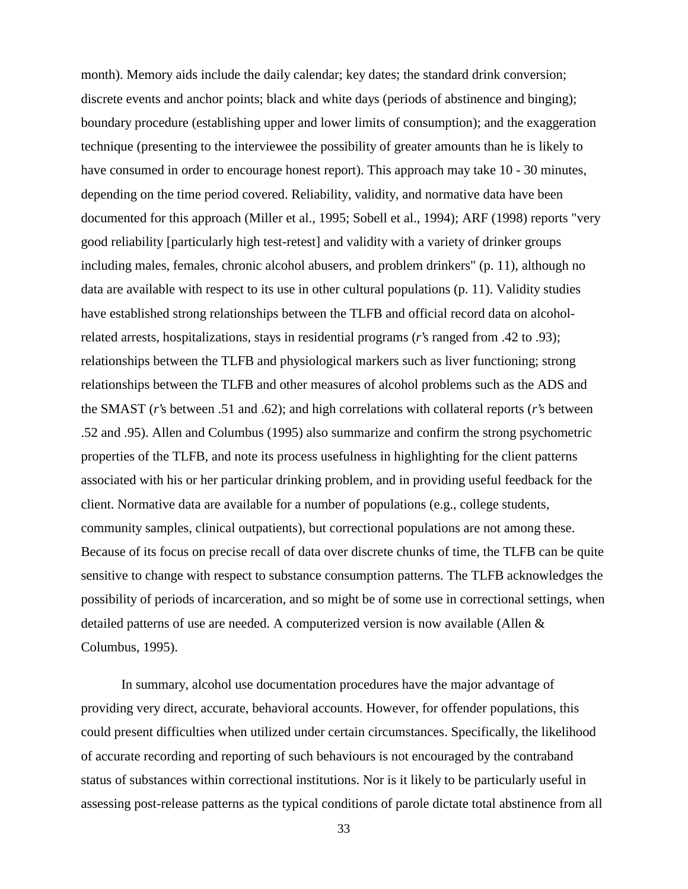month). Memory aids include the daily calendar; key dates; the standard drink conversion; discrete events and anchor points; black and white days (periods of abstinence and binging); boundary procedure (establishing upper and lower limits of consumption); and the exaggeration technique (presenting to the interviewee the possibility of greater amounts than he is likely to have consumed in order to encourage honest report). This approach may take 10 - 30 minutes, depending on the time period covered. Reliability, validity, and normative data have been documented for this approach (Miller et al., 1995; Sobell et al., 1994); ARF (1998) reports "very good reliability [particularly high test-retest] and validity with a variety of drinker groups including males, females, chronic alcohol abusers, and problem drinkers" (p. 11), although no data are available with respect to its use in other cultural populations (p. 11). Validity studies have established strong relationships between the TLFB and official record data on alcohol-related arrests, hospitalizations, stays in residential programs (*r*'s ranged from .42 to .93); relationships between the TLFB and physiological markers such as liver functioning; strong relationships between the TLFB and other measures of alcohol problems such as the ADS and the SMAST (*r*'s between .51 and .62); and high correlations with collateral reports (*r*'s between .52 and .95). Allen and Columbus (1995) also summarize and confirm the strong psychometric properties of the TLFB, and note its process usefulness in highlighting for the client patterns associated with his or her particular drinking problem, and in providing useful feedback for the client. Normative data are available for a number of populations (e.g., college students, community samples, clinical outpatients), but correctional populations are not among these. Because of its focus on precise recall of data over discrete chunks of time, the TLFB can be quite sensitive to change with respect to substance consumption patterns. The TLFB acknowledges the possibility of periods of incarceration, and so might be of some use in correctional settings, when detailed patterns of use are needed. A computerized version is now available (Allen & Columbus, 1995).

In summary, alcohol use documentation procedures have the major advantage of providing very direct, accurate, behavioral accounts. However, for offender populations, this could present difficulties when utilized under certain circumstances. Specifically, the likelihood of accurate recording and reporting of such behaviours is not encouraged by the contraband status of substances within correctional institutions. Nor is it likely to be particularly useful in assessing post-release patterns as the typical conditions of parole dictate total abstinence from all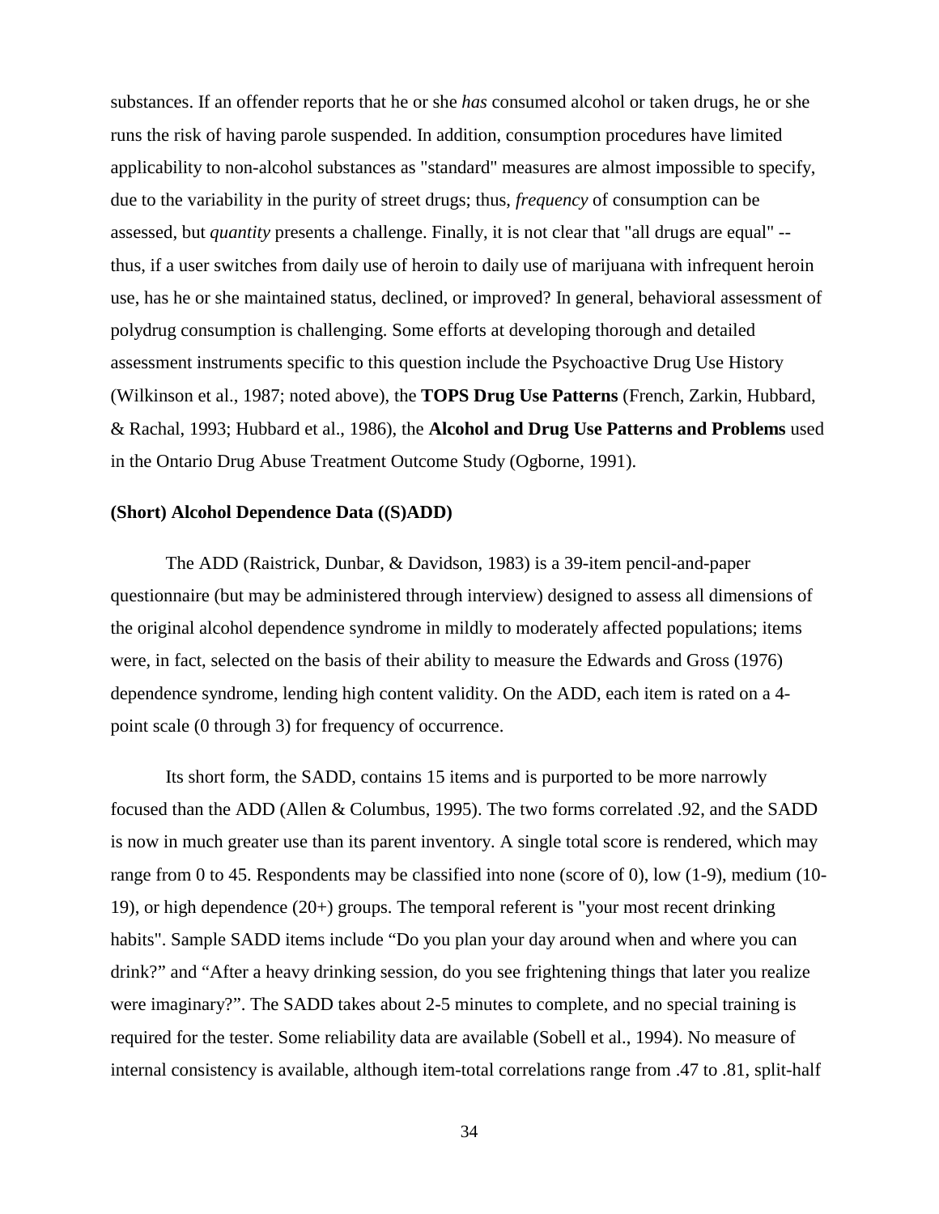substances. If an offender reports that he or she *has* consumed alcohol or taken drugs, he or she runs the risk of having parole suspended. In addition, consumption procedures have limited applicability to non-alcohol substances as "standard" measures are almost impossible to specify, due to the variability in the purity of street drugs; thus, *frequency* of consumption can be assessed, but *quantity* presents a challenge. Finally, it is not clear that "all drugs are equal" -- thus, if a user switches from daily use of heroin to daily use of marijuana with infrequent heroin use, has he or she maintained status, declined, or improved? In general, behavioral assessment of polydrug consumption is challenging. Some efforts at developing thorough and detailed assessment instruments specific to this question include the Psychoactive Drug Use History (Wilkinson et al., 1987; noted above), the **TOPS Drug Use Patterns** (French, Zarkin, Hubbard, & Rachal, 1993; Hubbard et al., 1986), the **Alcohol and Drug Use Patterns and Problems** used in the Ontario Drug Abuse Treatment Outcome Study (Ogborne, 1991).

**(Short) Alcohol Dependence Data ((S)ADD)**

The ADD (Raistrick, Dunbar, & Davidson, 1983) is a 39-item pencil-and-paper questionnaire (but may be administered through interview) designed to assess all dimensions of the original alcohol dependence syndrome in mildly to moderately affected populations; items were, in fact, selected on the basis of their ability to measure the Edwards and Gross (1976) dependence syndrome, lending high content validity. On the ADD, each item is rated on a 4-point scale (0 through 3) for frequency of occurrence.

Its short form, the SADD, contains 15 items and is purported to be more narrowly focused than the ADD (Allen & Columbus, 1995). The two forms correlated .92, and the SADD is now in much greater use than its parent inventory. A single total score is rendered, which may range from 0 to 45. Respondents may be classified into none (score of 0), low (1-9), medium (10-19), or high dependence (20+) groups. The temporal referent is "your most recent drinking habits". Sample SADD items include “Do you plan your day around when and where you can drink?” and “After a heavy drinking session, do you see frightening things that later you realize were imaginary?”. The SADD takes about 2-5 minutes to complete, and no special training is required for the tester. Some reliability data are available (Sobell et al., 1994). No measure of internal consistency is available, although item-total correlations range from .47 to .81, split-half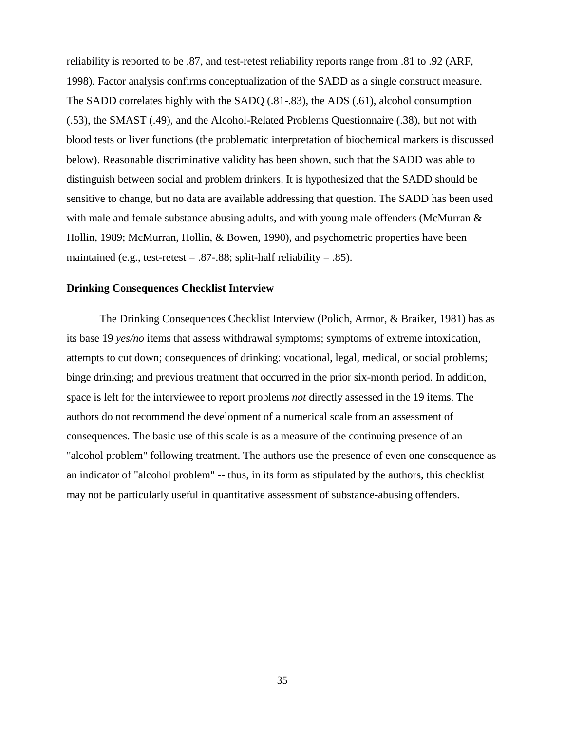reliability is reported to be .87, and test-retest reliability reports range from .81 to .92 (ARF, 1998). Factor analysis confirms conceptualization of the SADD as a single construct measure. The SADD correlates highly with the SADQ (.81-.83), the ADS (.61), alcohol consumption (.53), the SMAST (.49), and the Alcohol-Related Problems Questionnaire (.38), but not with blood tests or liver functions (the problematic interpretation of biochemical markers is discussed below). Reasonable discriminative validity has been shown, such that the SADD was able to distinguish between social and problem drinkers. It is hypothesized that the SADD should be sensitive to change, but no data are available addressing that question. The SADD has been used with male and female substance abusing adults, and with young male offenders (McMurran & Hollin, 1989; McMurran, Hollin, & Bowen, 1990), and psychometric properties have been maintained (e.g., test-retest = .87-.88; split-half reliability = .85).

**Drinking Consequences Checklist Interview**

The Drinking Consequences Checklist Interview (Polich, Armor, & Braiker, 1981) has as its base 19 *yes/no* items that assess withdrawal symptoms; symptoms of extreme intoxication, attempts to cut down; consequences of drinking: vocational, legal, medical, or social problems; binge drinking; and previous treatment that occurred in the prior six-month period. In addition, space is left for the interviewee to report problems *not* directly assessed in the 19 items. The authors do not recommend the development of a numerical scale from an assessment of consequences. The basic use of this scale is as a measure of the continuing presence of an "alcohol problem" following treatment. The authors use the presence of even one consequence as an indicator of "alcohol problem" -- thus, in its form as stipulated by the authors, this checklist may not be particularly useful in quantitative assessment of substance-abusing offenders.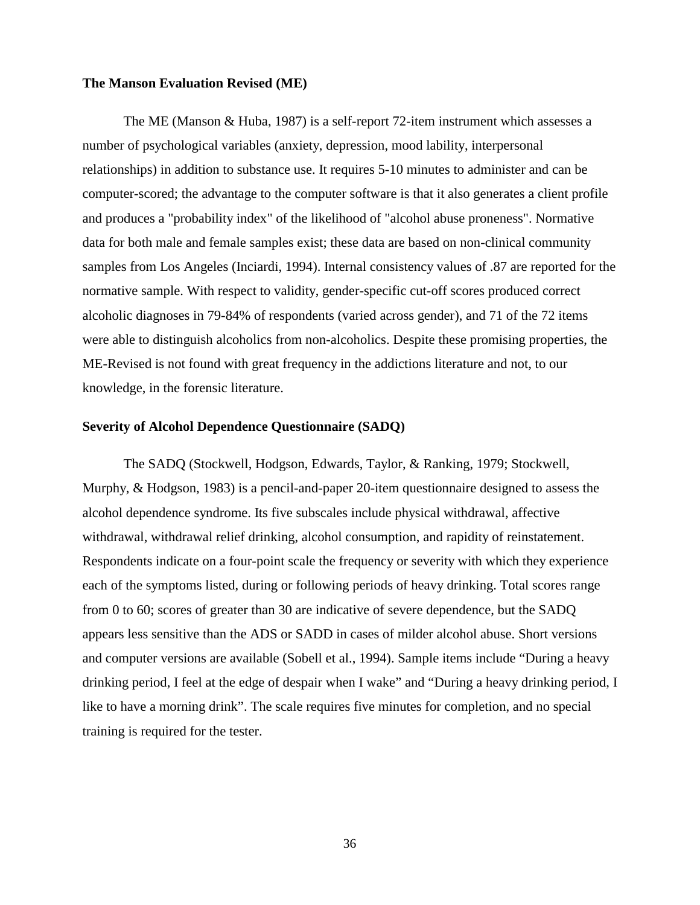**The Manson Evaluation Revised (ME)**

The ME (Manson & Huba, 1987) is a self-report 72-item instrument which assesses a number of psychological variables (anxiety, depression, mood lability, interpersonal relationships) in addition to substance use. It requires 5-10 minutes to administer and can be computer-scored; the advantage to the computer software is that it also generates a client profile and produces a "probability index" of the likelihood of "alcohol abuse proneness". Normative data for both male and female samples exist; these data are based on non-clinical community samples from Los Angeles (Inciardi, 1994). Internal consistency values of .87 are reported for the normative sample. With respect to validity, gender-specific cut-off scores produced correct alcoholic diagnoses in 79-84% of respondents (varied across gender), and 71 of the 72 items were able to distinguish alcoholics from non-alcoholics. Despite these promising properties, the ME-Revised is not found with great frequency in the addictions literature and not, to our knowledge, in the forensic literature.

**Severity of Alcohol Dependence Questionnaire (SADQ)**

The SADQ (Stockwell, Hodgson, Edwards, Taylor, & Ranking, 1979; Stockwell, Murphy, & Hodgson, 1983) is a pencil-and-paper 20-item questionnaire designed to assess the alcohol dependence syndrome. Its five subscales include physical withdrawal, affective withdrawal, withdrawal relief drinking, alcohol consumption, and rapidity of reinstatement. Respondents indicate on a four-point scale the frequency or severity with which they experience each of the symptoms listed, during or following periods of heavy drinking. Total scores range from 0 to 60; scores of greater than 30 are indicative of severe dependence, but the SADQ appears less sensitive than the ADS or SADD in cases of milder alcohol abuse. Short versions and computer versions are available (Sobell et al., 1994). Sample items include "During a heavy drinking period, I feel at the edge of despair when I wake" and "During a heavy drinking period, I like to have a morning drink". The scale requires five minutes for completion, and no special training is required for the tester.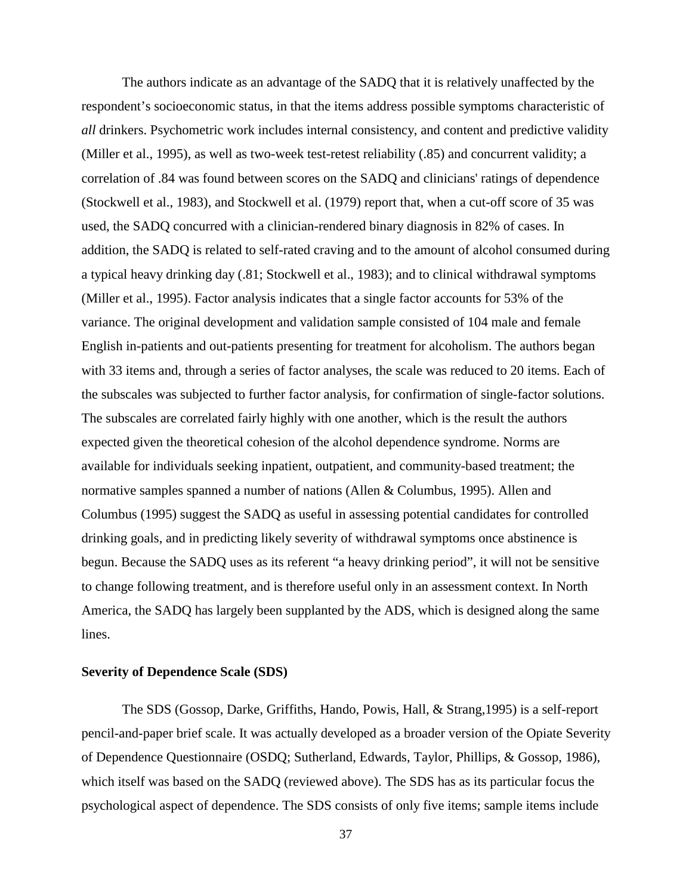The authors indicate as an advantage of the SADQ that it is relatively unaffected by the respondent's socioeconomic status, in that the items address possible symptoms characteristic of *all* drinkers. Psychometric work includes internal consistency, and content and predictive validity (Miller et al., 1995), as well as two-week test-retest reliability (.85) and concurrent validity; a correlation of .84 was found between scores on the SADQ and clinicians' ratings of dependence (Stockwell et al., 1983), and Stockwell et al. (1979) report that, when a cut-off score of 35 was used, the SADQ concurred with a clinician-rendered binary diagnosis in 82% of cases. In addition, the SADQ is related to self-rated craving and to the amount of alcohol consumed during a typical heavy drinking day (.81; Stockwell et al., 1983); and to clinical withdrawal symptoms (Miller et al., 1995). Factor analysis indicates that a single factor accounts for 53% of the variance. The original development and validation sample consisted of 104 male and female English in-patients and out-patients presenting for treatment for alcoholism. The authors began with 33 items and, through a series of factor analyses, the scale was reduced to 20 items. Each of the subscales was subjected to further factor analysis, for confirmation of single-factor solutions. The subscales are correlated fairly highly with one another, which is the result the authors expected given the theoretical cohesion of the alcohol dependence syndrome. Norms are available for individuals seeking inpatient, outpatient, and community-based treatment; the normative samples spanned a number of nations (Allen & Columbus, 1995). Allen and Columbus (1995) suggest the SADQ as useful in assessing potential candidates for controlled drinking goals, and in predicting likely severity of withdrawal symptoms once abstinence is begun. Because the SADQ uses as its referent "a heavy drinking period", it will not be sensitive to change following treatment, and is therefore useful only in an assessment context. In North America, the SADQ has largely been supplanted by the ADS, which is designed along the same lines.

**Severity of Dependence Scale (SDS)**

The SDS (Gossop, Darke, Griffiths, Hando, Powis, Hall, & Strang,1995) is a self-report pencil-and-paper brief scale. It was actually developed as a broader version of the Opiate Severity of Dependence Questionnaire (OSDQ; Sutherland, Edwards, Taylor, Phillips, & Gossop, 1986), which itself was based on the SADQ (reviewed above). The SDS has as its particular focus the psychological aspect of dependence. The SDS consists of only five items; sample items include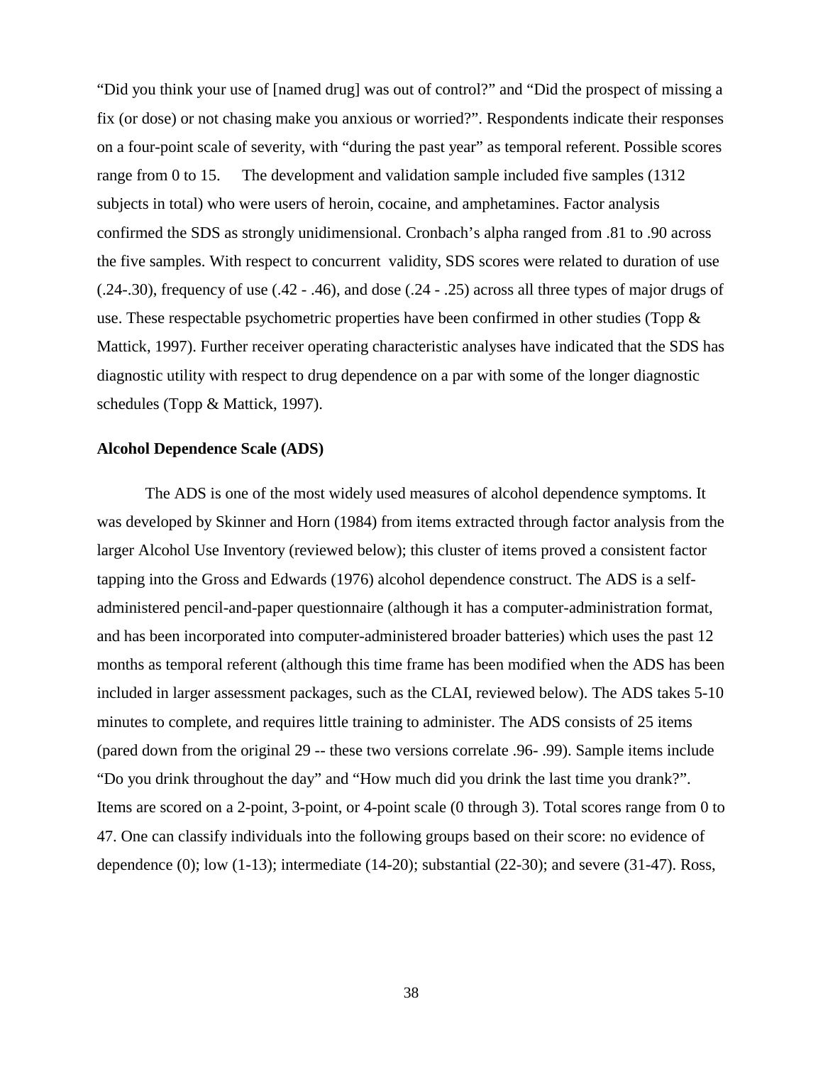"Did you think your use of [named drug] was out of control?" and "Did the prospect of missing a fix (or dose) or not chasing make you anxious or worried?". Respondents indicate their responses on a four-point scale of severity, with "during the past year" as temporal referent. Possible scores range from 0 to 15. The development and validation sample included five samples (1312 subjects in total) who were users of heroin, cocaine, and amphetamines. Factor analysis confirmed the SDS as strongly unidimensional. Cronbach's alpha ranged from .81 to .90 across the five samples. With respect to concurrent validity, SDS scores were related to duration of use (.24-.30), frequency of use (.42 - .46), and dose (.24 - .25) across all three types of major drugs of use. These respectable psychometric properties have been confirmed in other studies (Topp & Mattick, 1997). Further receiver operating characteristic analyses have indicated that the SDS has diagnostic utility with respect to drug dependence on a par with some of the longer diagnostic schedules (Topp & Mattick, 1997).

**Alcohol Dependence Scale (ADS)**

The ADS is one of the most widely used measures of alcohol dependence symptoms. It was developed by Skinner and Horn (1984) from items extracted through factor analysis from the larger Alcohol Use Inventory (reviewed below); this cluster of items proved a consistent factor tapping into the Gross and Edwards (1976) alcohol dependence construct. The ADS is a self-administered pencil-and-paper questionnaire (although it has a computer-administration format, and has been incorporated into computer-administered broader batteries) which uses the past 12 months as temporal referent (although this time frame has been modified when the ADS has been included in larger assessment packages, such as the CLAI, reviewed below). The ADS takes 5-10 minutes to complete, and requires little training to administer. The ADS consists of 25 items (pared down from the original 29 -- these two versions correlate .96- .99). Sample items include "Do you drink throughout the day" and "How much did you drink the last time you drank?". Items are scored on a 2-point, 3-point, or 4-point scale (0 through 3). Total scores range from 0 to 47. One can classify individuals into the following groups based on their score: no evidence of dependence (0); low (1-13); intermediate (14-20); substantial (22-30); and severe (31-47). Ross,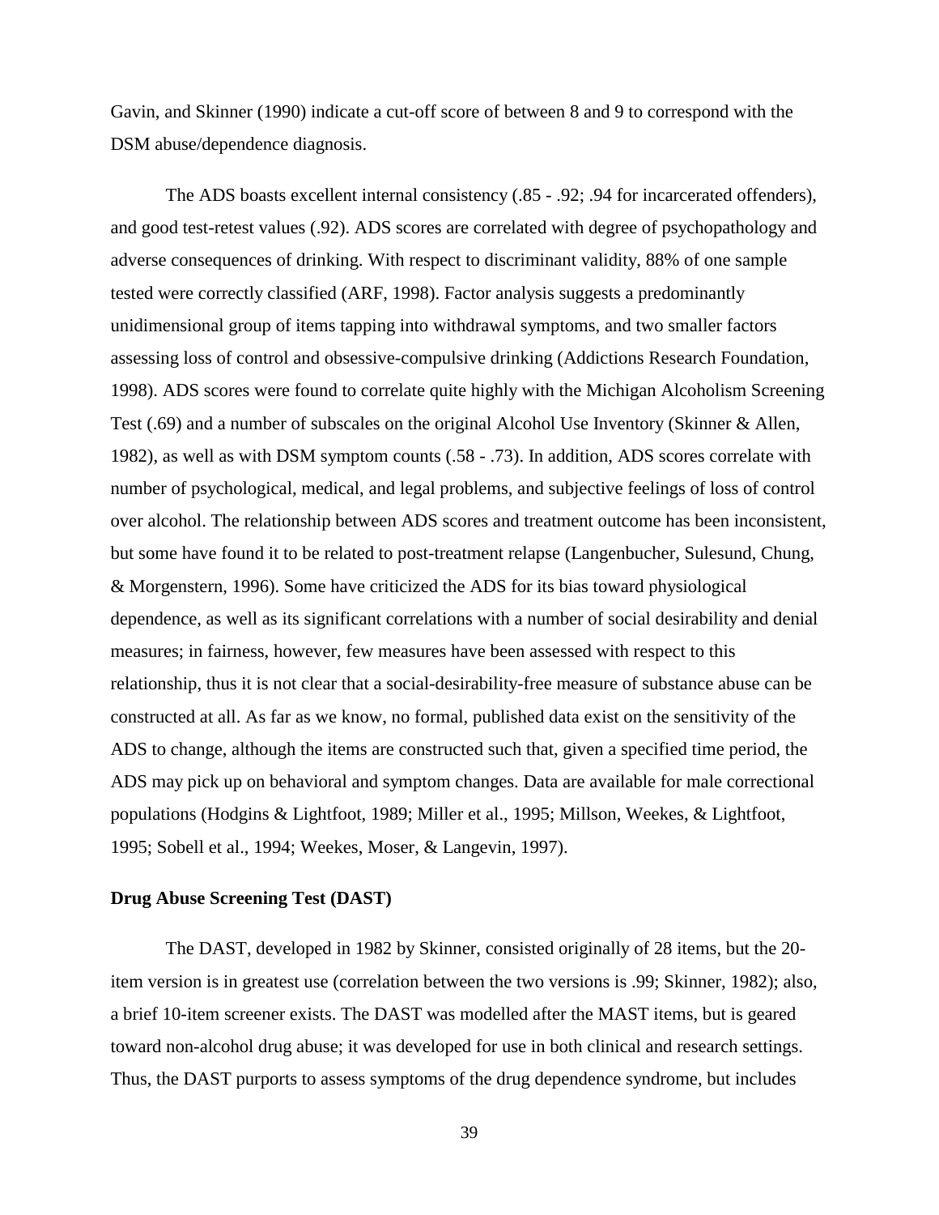Gavin, and Skinner (1990) indicate a cut-off score of between 8 and 9 to correspond with the DSM abuse/dependence diagnosis.

The ADS boasts excellent internal consistency (.85 - .92; .94 for incarcerated offenders), and good test-retest values (.92). ADS scores are correlated with degree of psychopathology and adverse consequences of drinking. With respect to discriminant validity, 88% of one sample tested were correctly classified (ARF, 1998). Factor analysis suggests a predominantly unidimensional group of items tapping into withdrawal symptoms, and two smaller factors assessing loss of control and obsessive-compulsive drinking (Addictions Research Foundation, 1998). ADS scores were found to correlate quite highly with the Michigan Alcoholism Screening Test (.69) and a number of subscales on the original Alcohol Use Inventory (Skinner & Allen, 1982), as well as with DSM symptom counts (.58 - .73). In addition, ADS scores correlate with number of psychological, medical, and legal problems, and subjective feelings of loss of control over alcohol. The relationship between ADS scores and treatment outcome has been inconsistent, but some have found it to be related to post-treatment relapse (Langenbucher, Sulesund, Chung, & Morgenstern, 1996). Some have criticized the ADS for its bias toward physiological dependence, as well as its significant correlations with a number of social desirability and denial measures; in fairness, however, few measures have been assessed with respect to this relationship, thus it is not clear that a social-desirability-free measure of substance abuse can be constructed at all. As far as we know, no formal, published data exist on the sensitivity of the ADS to change, although the items are constructed such that, given a specified time period, the ADS may pick up on behavioral and symptom changes. Data are available for male correctional populations (Hodgins & Lightfoot, 1989; Miller et al., 1995; Millson, Weekes, & Lightfoot, 1995; Sobell et al., 1994; Weekes, Moser, & Langevin, 1997).

**Drug Abuse Screening Test (DAST)**

The DAST, developed in 1982 by Skinner, consisted originally of 28 items, but the 20-item version is in greatest use (correlation between the two versions is .99; Skinner, 1982); also, a brief 10-item screener exists. The DAST was modelled after the MAST items, but is geared toward non-alcohol drug abuse; it was developed for use in both clinical and research settings. Thus, the DAST purports to assess symptoms of the drug dependence syndrome, but includes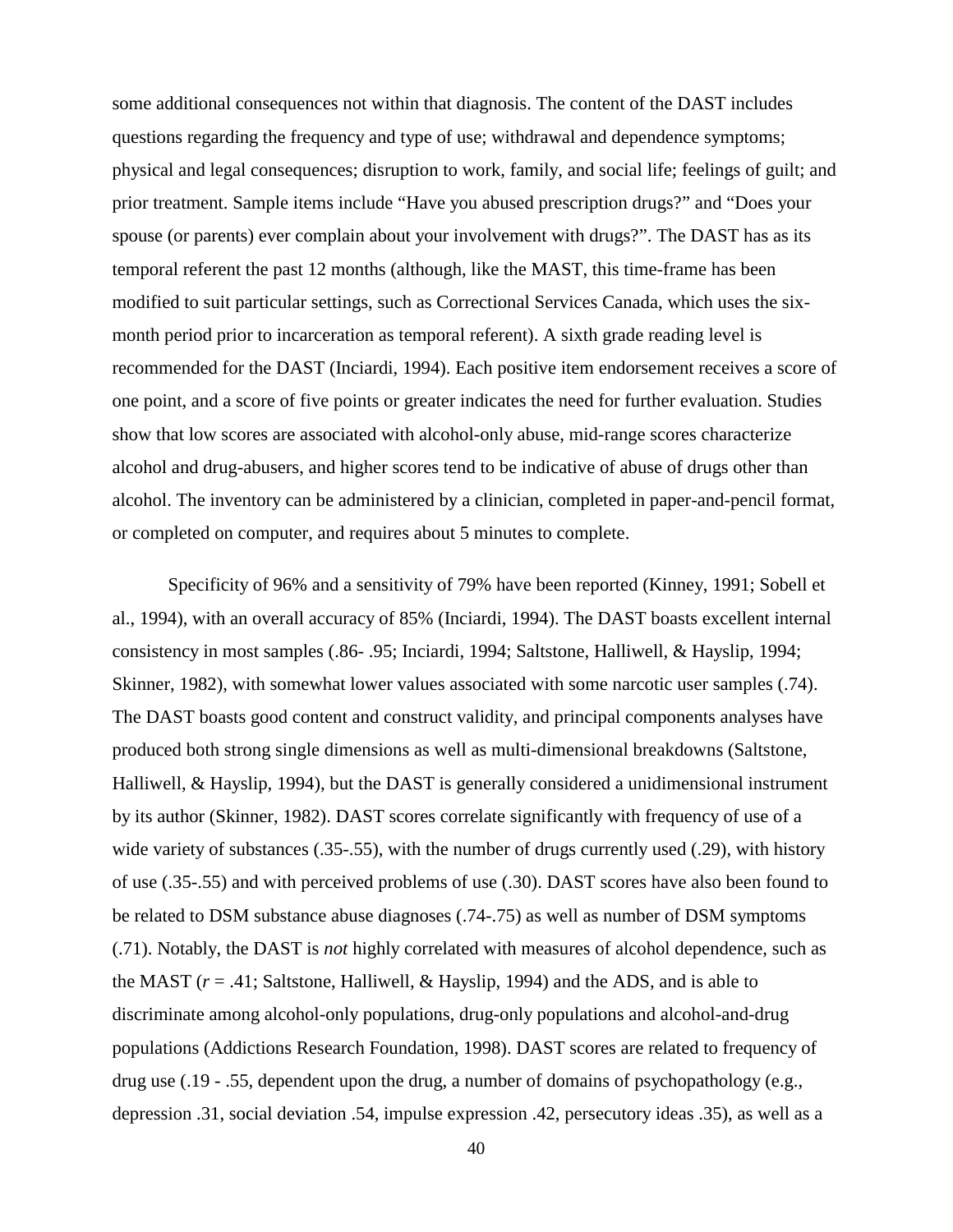some additional consequences not within that diagnosis. The content of the DAST includes questions regarding the frequency and type of use; withdrawal and dependence symptoms; physical and legal consequences; disruption to work, family, and social life; feelings of guilt; and prior treatment. Sample items include “Have you abused prescription drugs?” and “Does your spouse (or parents) ever complain about your involvement with drugs?”. The DAST has as its temporal referent the past 12 months (although, like the MAST, this time-frame has been modified to suit particular settings, such as Correctional Services Canada, which uses the six-month period prior to incarceration as temporal referent). A sixth grade reading level is recommended for the DAST (Inciardi, 1994). Each positive item endorsement receives a score of one point, and a score of five points or greater indicates the need for further evaluation. Studies show that low scores are associated with alcohol-only abuse, mid-range scores characterize alcohol and drug-abusers, and higher scores tend to be indicative of abuse of drugs other than alcohol. The inventory can be administered by a clinician, completed in paper-and-pencil format, or completed on computer, and requires about 5 minutes to complete.

Specificity of 96% and a sensitivity of 79% have been reported (Kinney, 1991; Sobell et al., 1994), with an overall accuracy of 85% (Inciardi, 1994). The DAST boasts excellent internal consistency in most samples (.86- .95; Inciardi, 1994; Saltstone, Halliwell, & Hayslip, 1994; Skinner, 1982), with somewhat lower values associated with some narcotic user samples (.74). The DAST boasts good content and construct validity, and principal components analyses have produced both strong single dimensions as well as multi-dimensional breakdowns (Saltstone, Halliwell, & Hayslip, 1994), but the DAST is generally considered a unidimensional instrument by its author (Skinner, 1982). DAST scores correlate significantly with frequency of use of a wide variety of substances (.35-.55), with the number of drugs currently used (.29), with history of use (.35-.55) and with perceived problems of use (.30). DAST scores have also been found to be related to DSM substance abuse diagnoses (.74-.75) as well as number of DSM symptoms (.71). Notably, the DAST is *not* highly correlated with measures of alcohol dependence, such as the MAST ($r$ = .41; Saltstone, Halliwell, & Hayslip, 1994) and the ADS, and is able to discriminate among alcohol-only populations, drug-only populations and alcohol-and-drug populations (Addictions Research Foundation, 1998). DAST scores are related to frequency of drug use (.19 - .55, dependent upon the drug, a number of domains of psychopathology (e.g., depression .31, social deviation .54, impulse expression .42, persecutory ideas .35), as well as a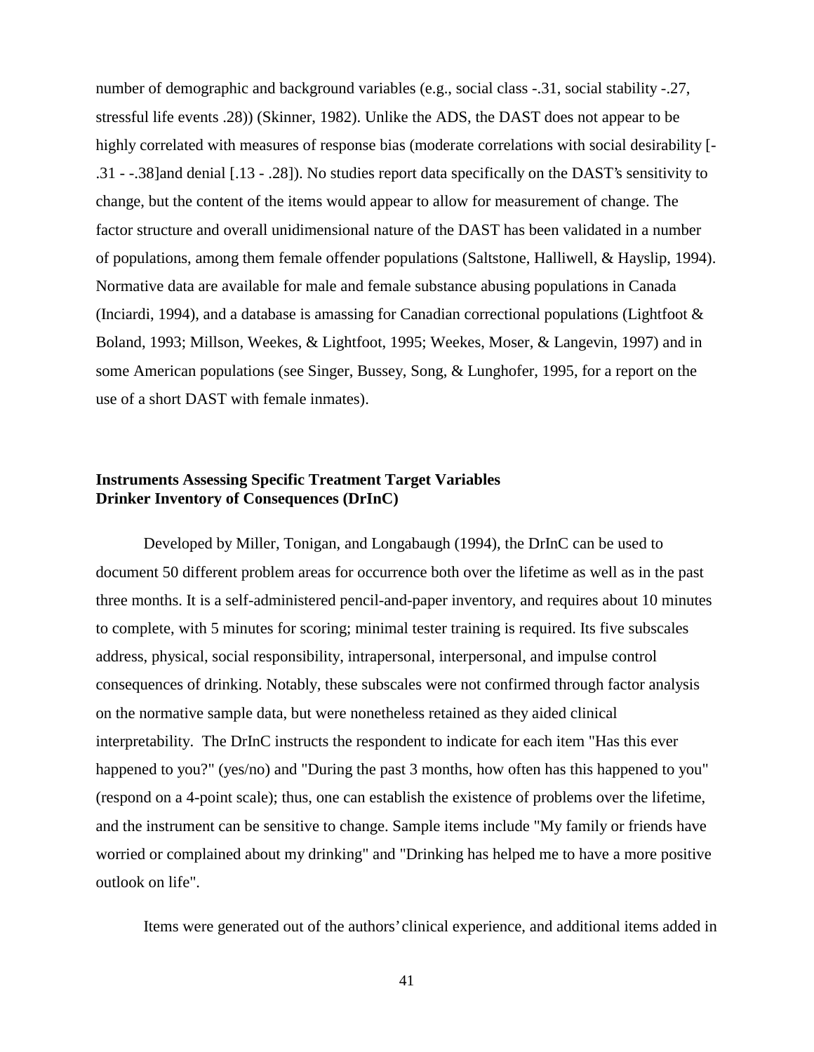number of demographic and background variables (e.g., social class -.31, social stability -.27, stressful life events .28)) (Skinner, 1982). Unlike the ADS, the DAST does not appear to be highly correlated with measures of response bias (moderate correlations with social desirability [-.31 - -.38]and denial [.13 - .28]). No studies report data specifically on the DAST's sensitivity to change, but the content of the items would appear to allow for measurement of change. The factor structure and overall unidimensional nature of the DAST has been validated in a number of populations, among them female offender populations (Saltstone, Halliwell, & Hayslip, 1994). Normative data are available for male and female substance abusing populations in Canada (Inciardi, 1994), and a database is amassing for Canadian correctional populations (Lightfoot & Boland, 1993; Millson, Weekes, & Lightfoot, 1995; Weekes, Moser, & Langevin, 1997) and in some American populations (see Singer, Bussey, Song, & Lunghofer, 1995, for a report on the use of a short DAST with female inmates).

**Instruments Assessing Specific Treatment Target Variables**
**Drinker Inventory of Consequences (DrInC)**

Developed by Miller, Tonigan, and Longabaugh (1994), the DrInC can be used to document 50 different problem areas for occurrence both over the lifetime as well as in the past three months. It is a self-administered pencil-and-paper inventory, and requires about 10 minutes to complete, with 5 minutes for scoring; minimal tester training is required. Its five subscales address, physical, social responsibility, intrapersonal, interpersonal, and impulse control consequences of drinking. Notably, these subscales were not confirmed through factor analysis on the normative sample data, but were nonetheless retained as they aided clinical interpretability. The DrInC instructs the respondent to indicate for each item "Has this ever happened to you?" (yes/no) and "During the past 3 months, how often has this happened to you" (respond on a 4-point scale); thus, one can establish the existence of problems over the lifetime, and the instrument can be sensitive to change. Sample items include "My family or friends have worried or complained about my drinking" and "Drinking has helped me to have a more positive outlook on life".

Items were generated out of the authors' clinical experience, and additional items added in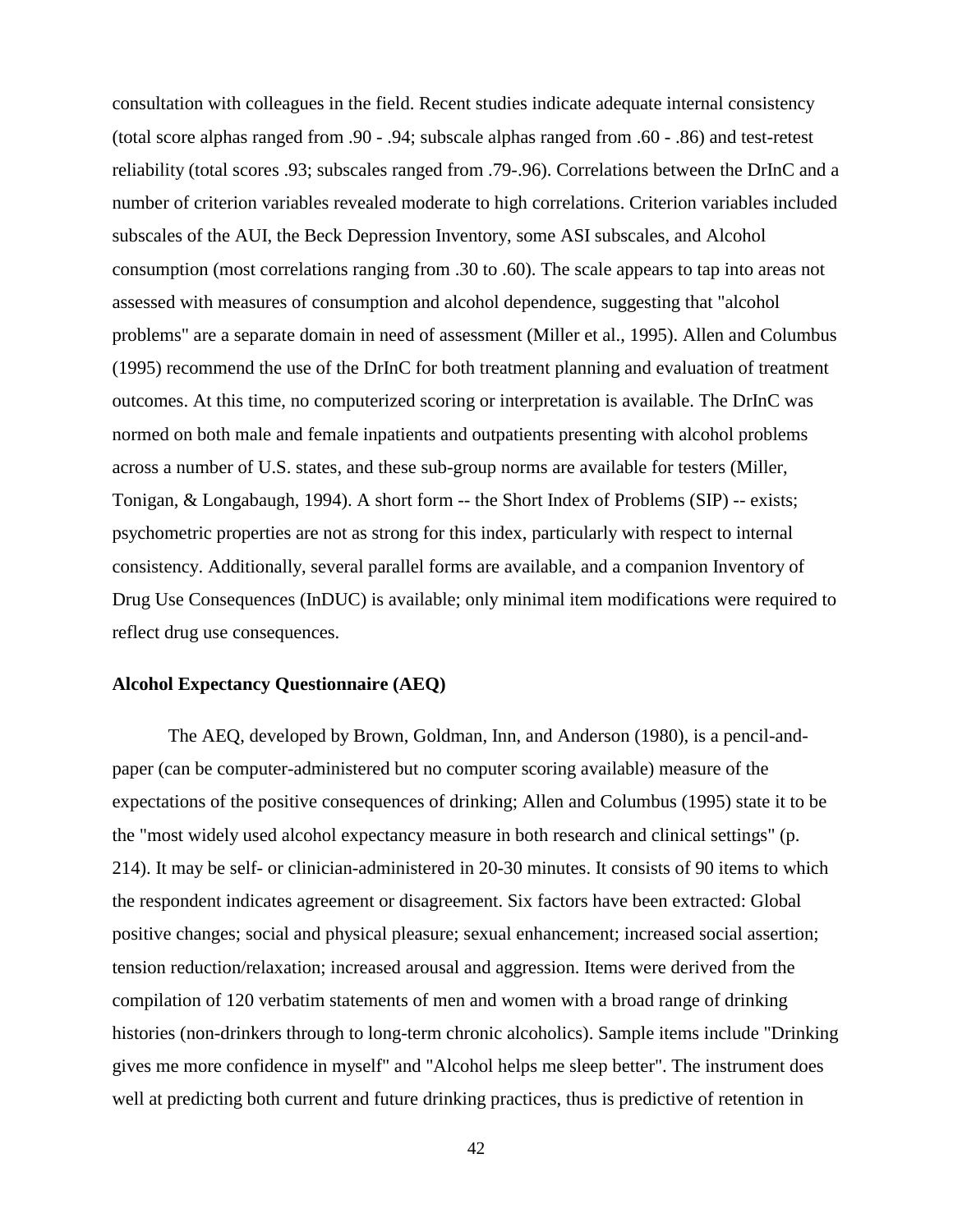consultation with colleagues in the field. Recent studies indicate adequate internal consistency (total score alphas ranged from .90 - .94; subscale alphas ranged from .60 - .86) and test-retest reliability (total scores .93; subscales ranged from .79-.96). Correlations between the DrInC and a number of criterion variables revealed moderate to high correlations. Criterion variables included subscales of the AUI, the Beck Depression Inventory, some ASI subscales, and Alcohol consumption (most correlations ranging from .30 to .60). The scale appears to tap into areas not assessed with measures of consumption and alcohol dependence, suggesting that "alcohol problems" are a separate domain in need of assessment (Miller et al., 1995). Allen and Columbus (1995) recommend the use of the DrInC for both treatment planning and evaluation of treatment outcomes. At this time, no computerized scoring or interpretation is available. The DrInC was normed on both male and female inpatients and outpatients presenting with alcohol problems across a number of U.S. states, and these sub-group norms are available for testers (Miller, Tonigan, & Longabaugh, 1994). A short form -- the Short Index of Problems (SIP) -- exists; psychometric properties are not as strong for this index, particularly with respect to internal consistency. Additionally, several parallel forms are available, and a companion Inventory of Drug Use Consequences (InDUC) is available; only minimal item modifications were required to reflect drug use consequences.

**Alcohol Expectancy Questionnaire (AEQ)**

The AEQ, developed by Brown, Goldman, Inn, and Anderson (1980), is a pencil-and-paper (can be computer-administered but no computer scoring available) measure of the expectations of the positive consequences of drinking; Allen and Columbus (1995) state it to be the "most widely used alcohol expectancy measure in both research and clinical settings" (p. 214). It may be self- or clinician-administered in 20-30 minutes. It consists of 90 items to which the respondent indicates agreement or disagreement. Six factors have been extracted: Global positive changes; social and physical pleasure; sexual enhancement; increased social assertion; tension reduction/relaxation; increased arousal and aggression. Items were derived from the compilation of 120 verbatim statements of men and women with a broad range of drinking histories (non-drinkers through to long-term chronic alcoholics). Sample items include "Drinking gives me more confidence in myself" and "Alcohol helps me sleep better". The instrument does well at predicting both current and future drinking practices, thus is predictive of retention in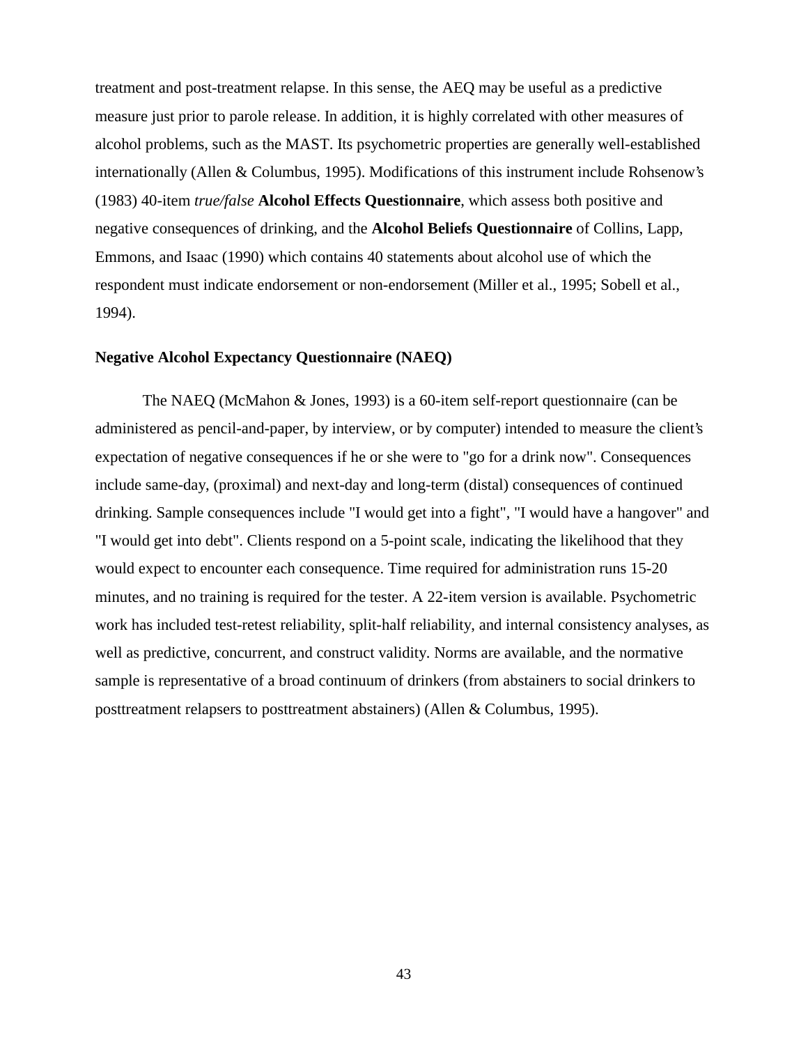treatment and post-treatment relapse. In this sense, the AEQ may be useful as a predictive measure just prior to parole release. In addition, it is highly correlated with other measures of alcohol problems, such as the MAST. Its psychometric properties are generally well-established internationally (Allen & Columbus, 1995). Modifications of this instrument include Rohsenow's (1983) 40-item *true/false* **Alcohol Effects Questionnaire**, which assess both positive and negative consequences of drinking, and the **Alcohol Beliefs Questionnaire** of Collins, Lapp, Emmons, and Isaac (1990) which contains 40 statements about alcohol use of which the respondent must indicate endorsement or non-endorsement (Miller et al., 1995; Sobell et al., 1994).

### Negative Alcohol Expectancy Questionnaire (NAEQ)

The NAEQ (McMahon & Jones, 1993) is a 60-item self-report questionnaire (can be administered as pencil-and-paper, by interview, or by computer) intended to measure the client's expectation of negative consequences if he or she were to "go for a drink now". Consequences include same-day, (proximal) and next-day and long-term (distal) consequences of continued drinking. Sample consequences include "I would get into a fight", "I would have a hangover" and "I would get into debt". Clients respond on a 5-point scale, indicating the likelihood that they would expect to encounter each consequence. Time required for administration runs 15-20 minutes, and no training is required for the tester. A 22-item version is available. Psychometric work has included test-retest reliability, split-half reliability, and internal consistency analyses, as well as predictive, concurrent, and construct validity. Norms are available, and the normative sample is representative of a broad continuum of drinkers (from abstainers to social drinkers to posttreatment relapsers to posttreatment abstainers) (Allen & Columbus, 1995).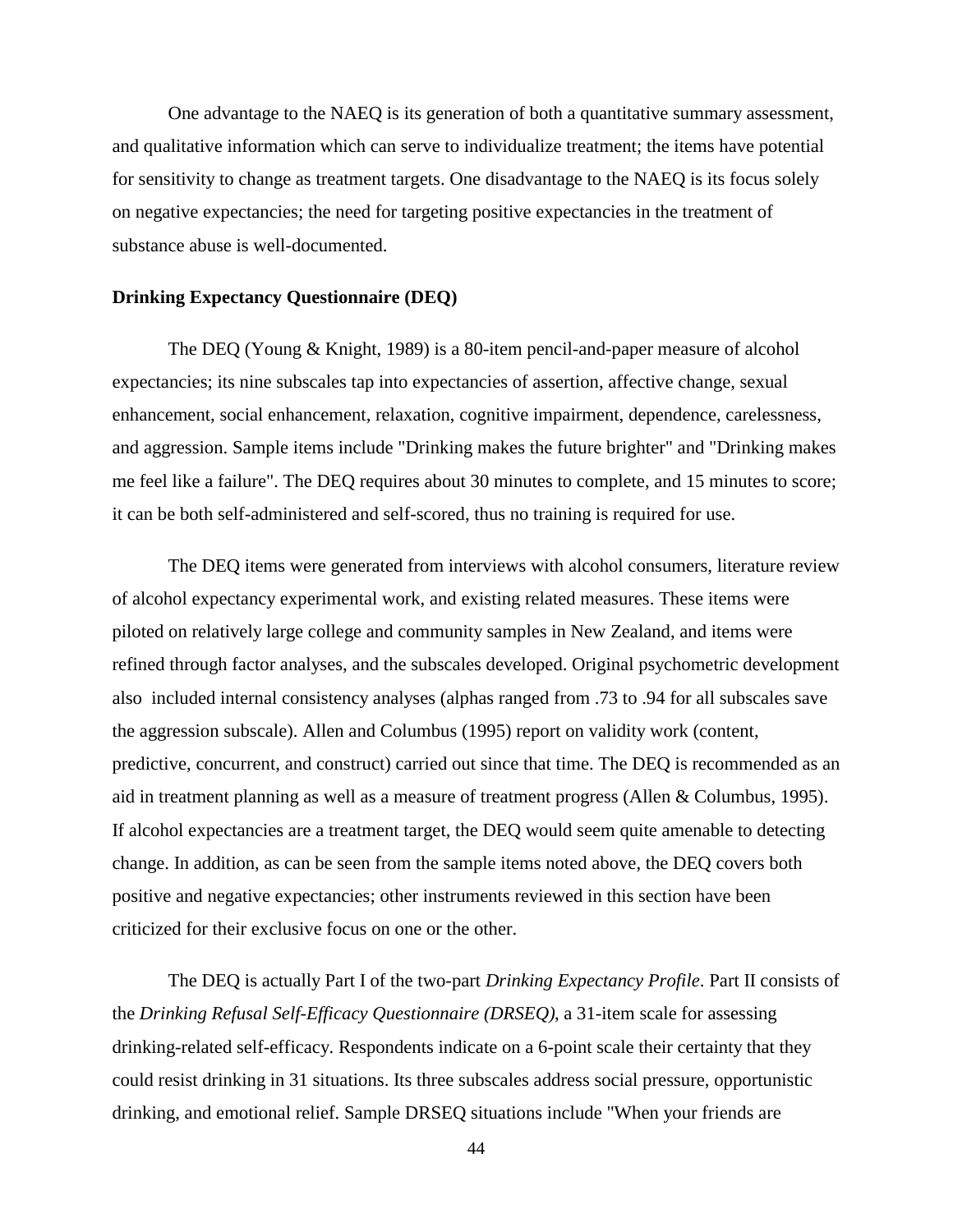One advantage to the NAEQ is its generation of both a quantitative summary assessment, and qualitative information which can serve to individualize treatment; the items have potential for sensitivity to change as treatment targets. One disadvantage to the NAEQ is its focus solely on negative expectancies; the need for targeting positive expectancies in the treatment of substance abuse is well-documented.

**Drinking Expectancy Questionnaire (DEQ)**

The DEQ (Young & Knight, 1989) is a 80-item pencil-and-paper measure of alcohol expectancies; its nine subscales tap into expectancies of assertion, affective change, sexual enhancement, social enhancement, relaxation, cognitive impairment, dependence, carelessness, and aggression. Sample items include "Drinking makes the future brighter" and "Drinking makes me feel like a failure". The DEQ requires about 30 minutes to complete, and 15 minutes to score; it can be both self-administered and self-scored, thus no training is required for use.

The DEQ items were generated from interviews with alcohol consumers, literature review of alcohol expectancy experimental work, and existing related measures. These items were piloted on relatively large college and community samples in New Zealand, and items were refined through factor analyses, and the subscales developed. Original psychometric development also included internal consistency analyses (alphas ranged from .73 to .94 for all subscales save the aggression subscale). Allen and Columbus (1995) report on validity work (content, predictive, concurrent, and construct) carried out since that time. The DEQ is recommended as an aid in treatment planning as well as a measure of treatment progress (Allen & Columbus, 1995). If alcohol expectancies are a treatment target, the DEQ would seem quite amenable to detecting change. In addition, as can be seen from the sample items noted above, the DEQ covers both positive and negative expectancies; other instruments reviewed in this section have been criticized for their exclusive focus on one or the other.

The DEQ is actually Part I of the two-part *Drinking Expectancy Profile*. Part II consists of the *Drinking Refusal Self-Efficacy Questionnaire (DRSEQ)*, a 31-item scale for assessing drinking-related self-efficacy. Respondents indicate on a 6-point scale their certainty that they could resist drinking in 31 situations. Its three subscales address social pressure, opportunistic drinking, and emotional relief. Sample DRSEQ situations include "When your friends are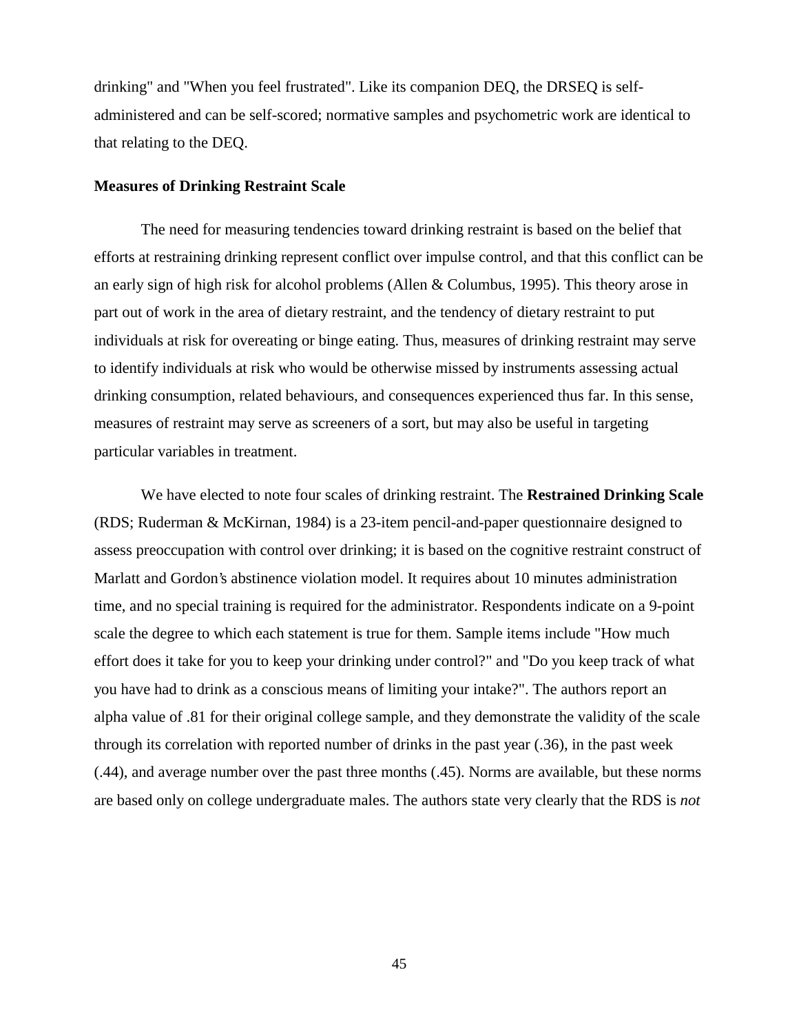drinking" and "When you feel frustrated". Like its companion DEQ, the DRSEQ is self-administered and can be self-scored; normative samples and psychometric work are identical to that relating to the DEQ.

**Measures of Drinking Restraint Scale**

The need for measuring tendencies toward drinking restraint is based on the belief that efforts at restraining drinking represent conflict over impulse control, and that this conflict can be an early sign of high risk for alcohol problems (Allen & Columbus, 1995). This theory arose in part out of work in the area of dietary restraint, and the tendency of dietary restraint to put individuals at risk for overeating or binge eating. Thus, measures of drinking restraint may serve to identify individuals at risk who would be otherwise missed by instruments assessing actual drinking consumption, related behaviours, and consequences experienced thus far. In this sense, measures of restraint may serve as screeners of a sort, but may also be useful in targeting particular variables in treatment.

We have elected to note four scales of drinking restraint. The **Restrained Drinking Scale** (RDS; Ruderman & McKirnan, 1984) is a 23-item pencil-and-paper questionnaire designed to assess preoccupation with control over drinking; it is based on the cognitive restraint construct of Marlatt and Gordon's abstinence violation model. It requires about 10 minutes administration time, and no special training is required for the administrator. Respondents indicate on a 9-point scale the degree to which each statement is true for them. Sample items include "How much effort does it take for you to keep your drinking under control?" and "Do you keep track of what you have had to drink as a conscious means of limiting your intake?". The authors report an alpha value of .81 for their original college sample, and they demonstrate the validity of the scale through its correlation with reported number of drinks in the past year (.36), in the past week (.44), and average number over the past three months (.45). Norms are available, but these norms are based only on college undergraduate males. The authors state very clearly that the RDS is *not*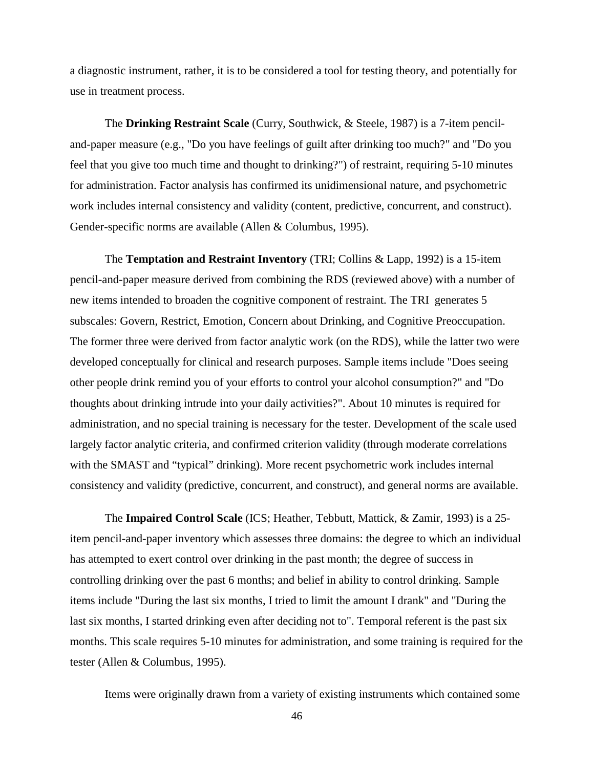a diagnostic instrument, rather, it is to be considered a tool for testing theory, and potentially for use in treatment process.

The **Drinking Restraint Scale** (Curry, Southwick, & Steele, 1987) is a 7-item pencil-and-paper measure (e.g., "Do you have feelings of guilt after drinking too much?" and "Do you feel that you give too much time and thought to drinking?") of restraint, requiring 5-10 minutes for administration. Factor analysis has confirmed its unidimensional nature, and psychometric work includes internal consistency and validity (content, predictive, concurrent, and construct). Gender-specific norms are available (Allen & Columbus, 1995).

The **Temptation and Restraint Inventory** (TRI; Collins & Lapp, 1992) is a 15-item pencil-and-paper measure derived from combining the RDS (reviewed above) with a number of new items intended to broaden the cognitive component of restraint. The TRI generates 5 subscales: Govern, Restrict, Emotion, Concern about Drinking, and Cognitive Preoccupation. The former three were derived from factor analytic work (on the RDS), while the latter two were developed conceptually for clinical and research purposes. Sample items include "Does seeing other people drink remind you of your efforts to control your alcohol consumption?" and "Do thoughts about drinking intrude into your daily activities?". About 10 minutes is required for administration, and no special training is necessary for the tester. Development of the scale used largely factor analytic criteria, and confirmed criterion validity (through moderate correlations with the SMAST and "typical" drinking). More recent psychometric work includes internal consistency and validity (predictive, concurrent, and construct), and general norms are available.

The **Impaired Control Scale** (ICS; Heather, Tebbutt, Mattick, & Zamir, 1993) is a 25-item pencil-and-paper inventory which assesses three domains: the degree to which an individual has attempted to exert control over drinking in the past month; the degree of success in controlling drinking over the past 6 months; and belief in ability to control drinking. Sample items include "During the last six months, I tried to limit the amount I drank" and "During the last six months, I started drinking even after deciding not to". Temporal referent is the past six months. This scale requires 5-10 minutes for administration, and some training is required for the tester (Allen & Columbus, 1995).

Items were originally drawn from a variety of existing instruments which contained some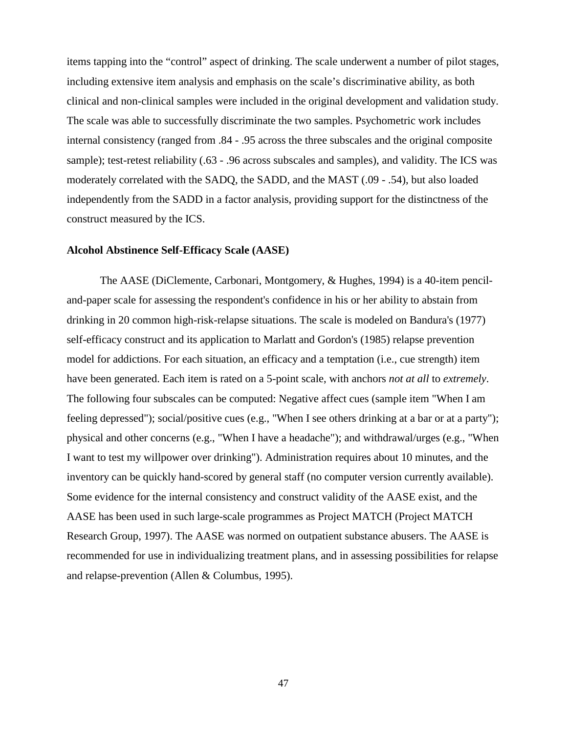items tapping into the “control” aspect of drinking. The scale underwent a number of pilot stages, including extensive item analysis and emphasis on the scale’s discriminative ability, as both clinical and non-clinical samples were included in the original development and validation study. The scale was able to successfully discriminate the two samples. Psychometric work includes internal consistency (ranged from .84 - .95 across the three subscales and the original composite sample); test-retest reliability (.63 - .96 across subscales and samples), and validity. The ICS was moderately correlated with the SADQ, the SADD, and the MAST (.09 - .54), but also loaded independently from the SADD in a factor analysis, providing support for the distinctness of the construct measured by the ICS.

**Alcohol Abstinence Self-Efficacy Scale (AASE)**

The AASE (DiClemente, Carbonari, Montgomery, & Hughes, 1994) is a 40-item pencil-and-paper scale for assessing the respondent's confidence in his or her ability to abstain from drinking in 20 common high-risk-relapse situations. The scale is modeled on Bandura's (1977) self-efficacy construct and its application to Marlatt and Gordon's (1985) relapse prevention model for addictions. For each situation, an efficacy and a temptation (i.e., cue strength) item have been generated. Each item is rated on a 5-point scale, with anchors *not at all* to *extremely*. The following four subscales can be computed: Negative affect cues (sample item "When I am feeling depressed"); social/positive cues (e.g., "When I see others drinking at a bar or at a party"); physical and other concerns (e.g., "When I have a headache"); and withdrawal/urges (e.g., "When I want to test my willpower over drinking"). Administration requires about 10 minutes, and the inventory can be quickly hand-scored by general staff (no computer version currently available). Some evidence for the internal consistency and construct validity of the AASE exist, and the AASE has been used in such large-scale programmes as Project MATCH (Project MATCH Research Group, 1997). The AASE was normed on outpatient substance abusers. The AASE is recommended for use in individualizing treatment plans, and in assessing possibilities for relapse and relapse-prevention (Allen & Columbus, 1995).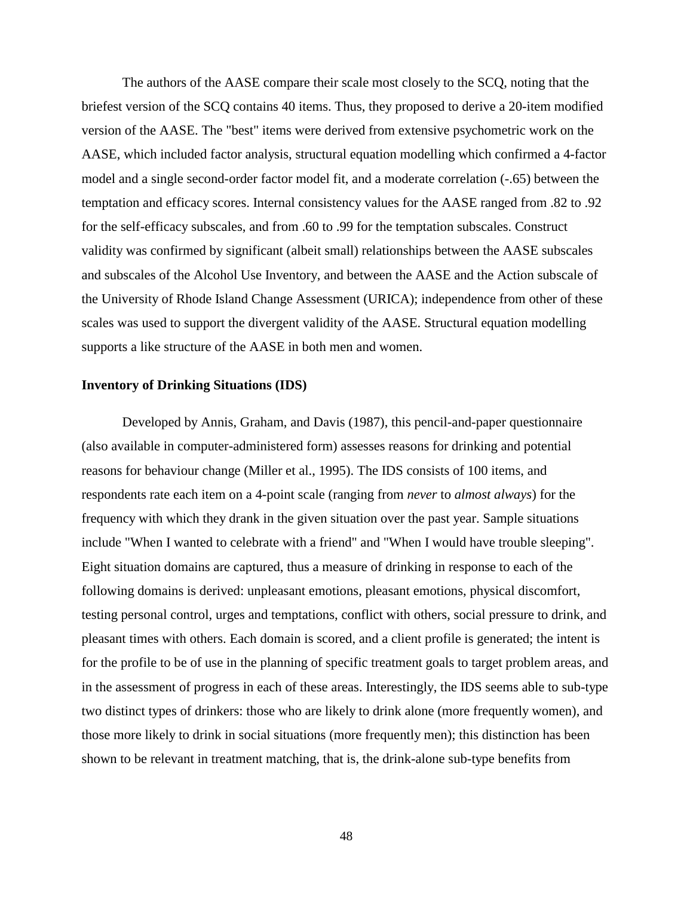The authors of the AASE compare their scale most closely to the SCQ, noting that the briefest version of the SCQ contains 40 items. Thus, they proposed to derive a 20-item modified version of the AASE. The "best" items were derived from extensive psychometric work on the AASE, which included factor analysis, structural equation modelling which confirmed a 4-factor model and a single second-order factor model fit, and a moderate correlation (-.65) between the temptation and efficacy scores. Internal consistency values for the AASE ranged from .82 to .92 for the self-efficacy subscales, and from .60 to .99 for the temptation subscales. Construct validity was confirmed by significant (albeit small) relationships between the AASE subscales and subscales of the Alcohol Use Inventory, and between the AASE and the Action subscale of the University of Rhode Island Change Assessment (URICA); independence from other of these scales was used to support the divergent validity of the AASE. Structural equation modelling supports a like structure of the AASE in both men and women.

**Inventory of Drinking Situations (IDS)**

Developed by Annis, Graham, and Davis (1987), this pencil-and-paper questionnaire (also available in computer-administered form) assesses reasons for drinking and potential reasons for behaviour change (Miller et al., 1995). The IDS consists of 100 items, and respondents rate each item on a 4-point scale (ranging from *never* to *almost always*) for the frequency with which they drank in the given situation over the past year. Sample situations include "When I wanted to celebrate with a friend" and "When I would have trouble sleeping". Eight situation domains are captured, thus a measure of drinking in response to each of the following domains is derived: unpleasant emotions, pleasant emotions, physical discomfort, testing personal control, urges and temptations, conflict with others, social pressure to drink, and pleasant times with others. Each domain is scored, and a client profile is generated; the intent is for the profile to be of use in the planning of specific treatment goals to target problem areas, and in the assessment of progress in each of these areas. Interestingly, the IDS seems able to sub-type two distinct types of drinkers: those who are likely to drink alone (more frequently women), and those more likely to drink in social situations (more frequently men); this distinction has been shown to be relevant in treatment matching, that is, the drink-alone sub-type benefits from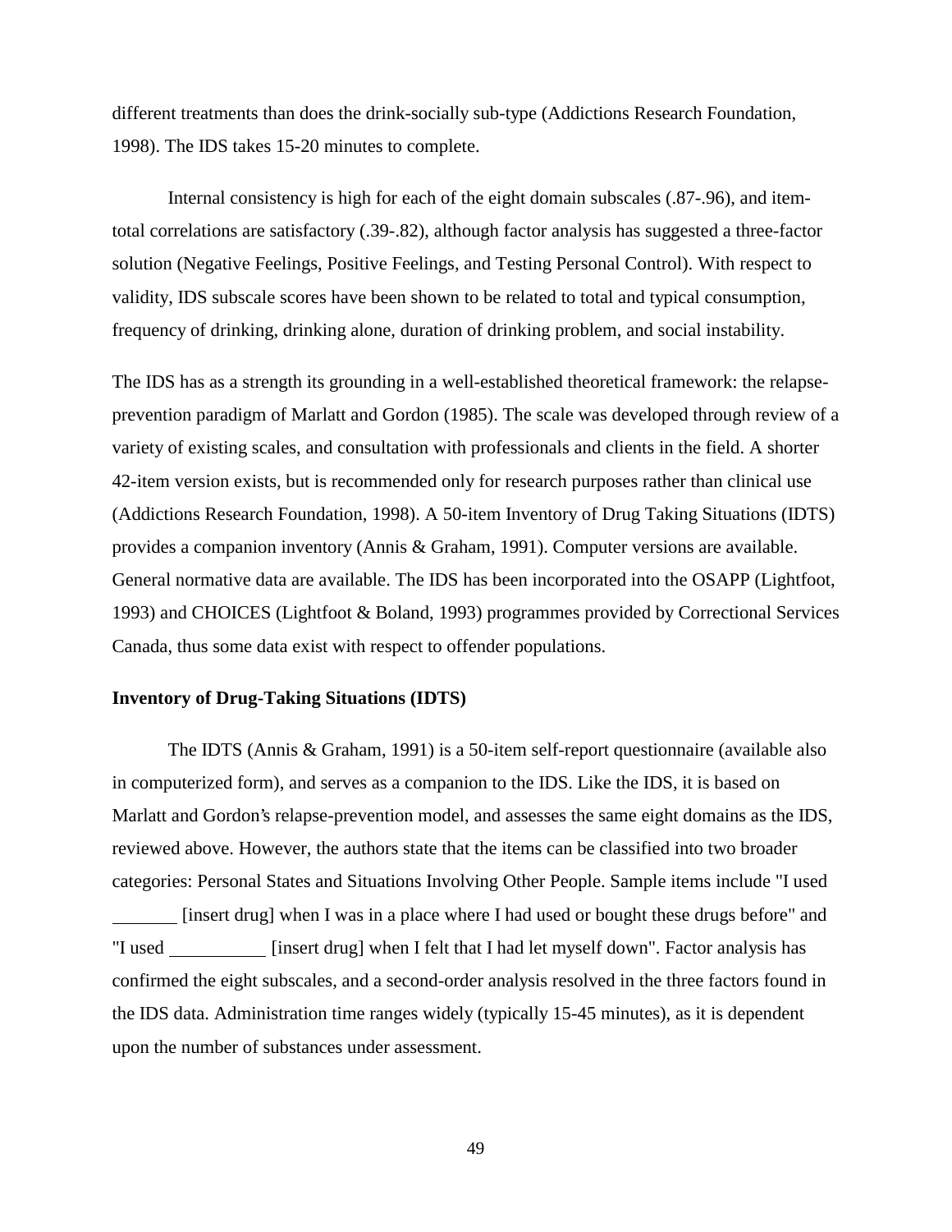different treatments than does the drink-socially sub-type (Addictions Research Foundation, 1998). The IDS takes 15-20 minutes to complete.

Internal consistency is high for each of the eight domain subscales (.87-.96), and item-total correlations are satisfactory (.39-.82), although factor analysis has suggested a three-factor solution (Negative Feelings, Positive Feelings, and Testing Personal Control). With respect to validity, IDS subscale scores have been shown to be related to total and typical consumption, frequency of drinking, drinking alone, duration of drinking problem, and social instability.

The IDS has as a strength its grounding in a well-established theoretical framework: the relapse-prevention paradigm of Marlatt and Gordon (1985). The scale was developed through review of a variety of existing scales, and consultation with professionals and clients in the field. A shorter 42-item version exists, but is recommended only for research purposes rather than clinical use (Addictions Research Foundation, 1998). A 50-item Inventory of Drug Taking Situations (IDTS) provides a companion inventory (Annis & Graham, 1991). Computer versions are available. General normative data are available. The IDS has been incorporated into the OSAPP (Lightfoot, 1993) and CHOICES (Lightfoot & Boland, 1993) programmes provided by Correctional Services Canada, thus some data exist with respect to offender populations.

**Inventory of Drug-Taking Situations (IDTS)**

The IDTS (Annis & Graham, 1991) is a 50-item self-report questionnaire (available also in computerized form), and serves as a companion to the IDS. Like the IDS, it is based on Marlatt and Gordon's relapse-prevention model, and assesses the same eight domains as the IDS, reviewed above. However, the authors state that the items can be classified into two broader categories: Personal States and Situations Involving Other People. Sample items include "I used _______ [insert drug] when I was in a place where I had used or bought these drugs before" and "I used __________ [insert drug] when I felt that I had let myself down". Factor analysis has confirmed the eight subscales, and a second-order analysis resolved in the three factors found in the IDS data. Administration time ranges widely (typically 15-45 minutes), as it is dependent upon the number of substances under assessment.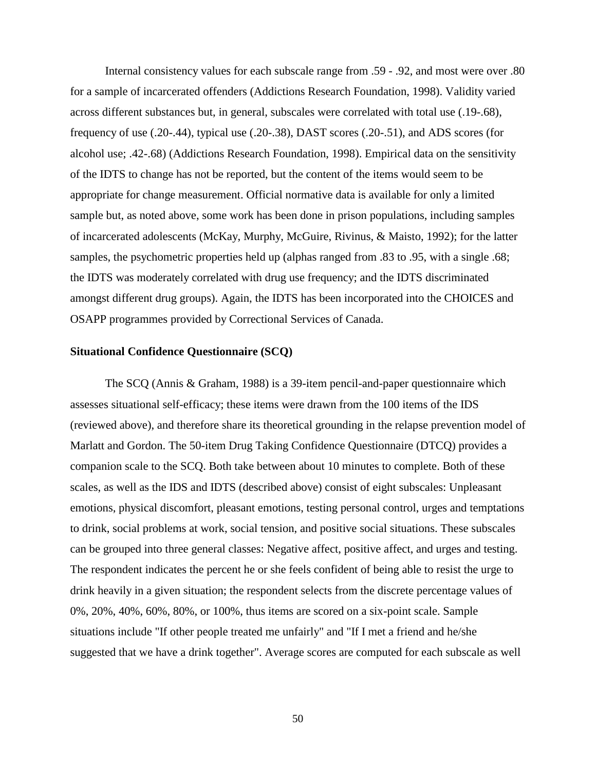Internal consistency values for each subscale range from .59 - .92, and most were over .80 for a sample of incarcerated offenders (Addictions Research Foundation, 1998). Validity varied across different substances but, in general, subscales were correlated with total use (.19-.68), frequency of use (.20-.44), typical use (.20-.38), DAST scores (.20-.51), and ADS scores (for alcohol use; .42-.68) (Addictions Research Foundation, 1998). Empirical data on the sensitivity of the IDTS to change has not be reported, but the content of the items would seem to be appropriate for change measurement. Official normative data is available for only a limited sample but, as noted above, some work has been done in prison populations, including samples of incarcerated adolescents (McKay, Murphy, McGuire, Rivinus, & Maisto, 1992); for the latter samples, the psychometric properties held up (alphas ranged from .83 to .95, with a single .68; the IDTS was moderately correlated with drug use frequency; and the IDTS discriminated amongst different drug groups). Again, the IDTS has been incorporated into the CHOICES and OSAPP programmes provided by Correctional Services of Canada.

**Situational Confidence Questionnaire (SCQ)**

The SCQ (Annis & Graham, 1988) is a 39-item pencil-and-paper questionnaire which assesses situational self-efficacy; these items were drawn from the 100 items of the IDS (reviewed above), and therefore share its theoretical grounding in the relapse prevention model of Marlatt and Gordon. The 50-item Drug Taking Confidence Questionnaire (DTCQ) provides a companion scale to the SCQ. Both take between about 10 minutes to complete. Both of these scales, as well as the IDS and IDTS (described above) consist of eight subscales: Unpleasant emotions, physical discomfort, pleasant emotions, testing personal control, urges and temptations to drink, social problems at work, social tension, and positive social situations. These subscales can be grouped into three general classes: Negative affect, positive affect, and urges and testing. The respondent indicates the percent he or she feels confident of being able to resist the urge to drink heavily in a given situation; the respondent selects from the discrete percentage values of 0%, 20%, 40%, 60%, 80%, or 100%, thus items are scored on a six-point scale. Sample situations include "If other people treated me unfairly" and "If I met a friend and he/she suggested that we have a drink together". Average scores are computed for each subscale as well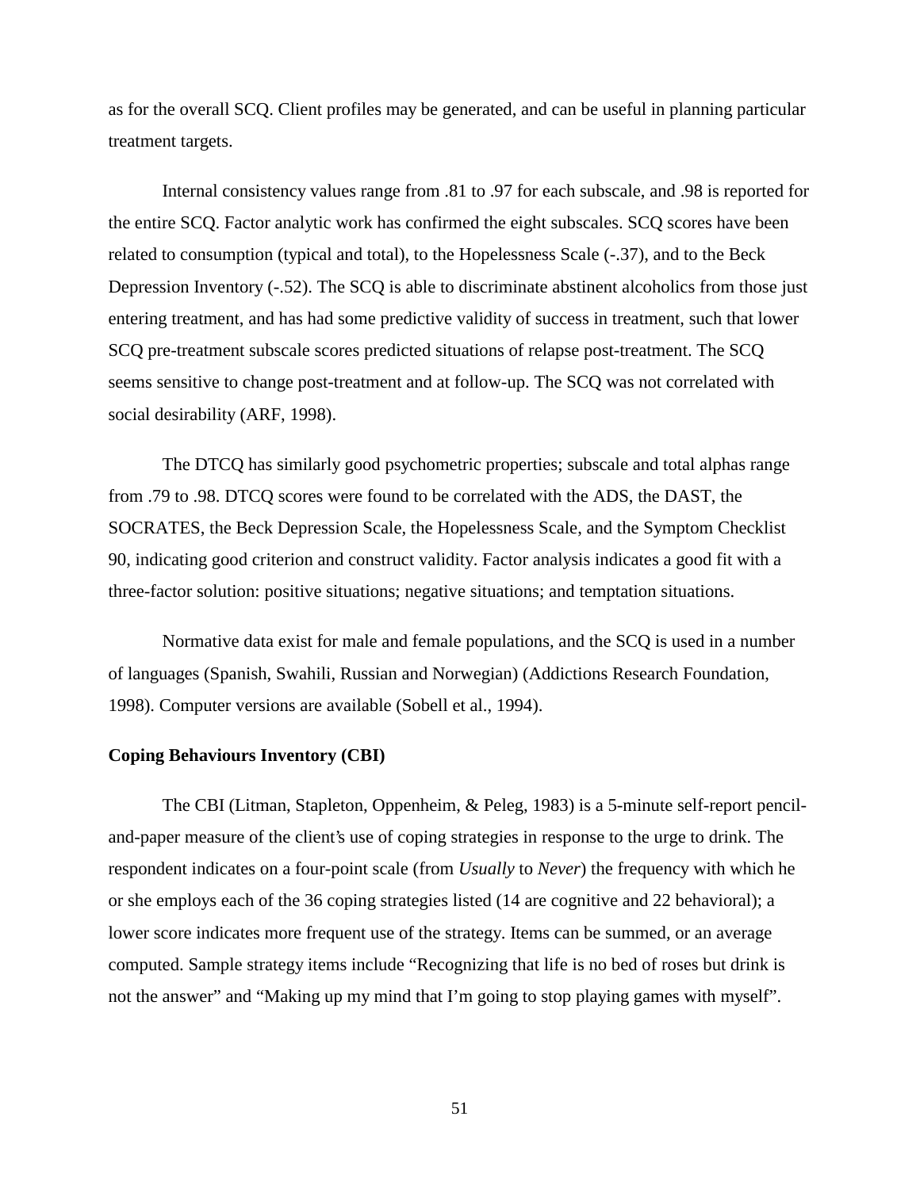as for the overall SCQ. Client profiles may be generated, and can be useful in planning particular treatment targets.

Internal consistency values range from .81 to .97 for each subscale, and .98 is reported for the entire SCQ. Factor analytic work has confirmed the eight subscales. SCQ scores have been related to consumption (typical and total), to the Hopelessness Scale (-.37), and to the Beck Depression Inventory (-.52). The SCQ is able to discriminate abstinent alcoholics from those just entering treatment, and has had some predictive validity of success in treatment, such that lower SCQ pre-treatment subscale scores predicted situations of relapse post-treatment. The SCQ seems sensitive to change post-treatment and at follow-up. The SCQ was not correlated with social desirability (ARF, 1998).

The DTCQ has similarly good psychometric properties; subscale and total alphas range from .79 to .98. DTCQ scores were found to be correlated with the ADS, the DAST, the SOCRATES, the Beck Depression Scale, the Hopelessness Scale, and the Symptom Checklist 90, indicating good criterion and construct validity. Factor analysis indicates a good fit with a three-factor solution: positive situations; negative situations; and temptation situations.

Normative data exist for male and female populations, and the SCQ is used in a number of languages (Spanish, Swahili, Russian and Norwegian) (Addictions Research Foundation, 1998). Computer versions are available (Sobell et al., 1994).

**Coping Behaviours Inventory (CBI)**

The CBI (Litman, Stapleton, Oppenheim, & Peleg, 1983) is a 5-minute self-report pencil-and-paper measure of the client's use of coping strategies in response to the urge to drink. The respondent indicates on a four-point scale (from *Usually* to *Never*) the frequency with which he or she employs each of the 36 coping strategies listed (14 are cognitive and 22 behavioral); a lower score indicates more frequent use of the strategy. Items can be summed, or an average computed. Sample strategy items include "Recognizing that life is no bed of roses but drink is not the answer" and "Making up my mind that I'm going to stop playing games with myself".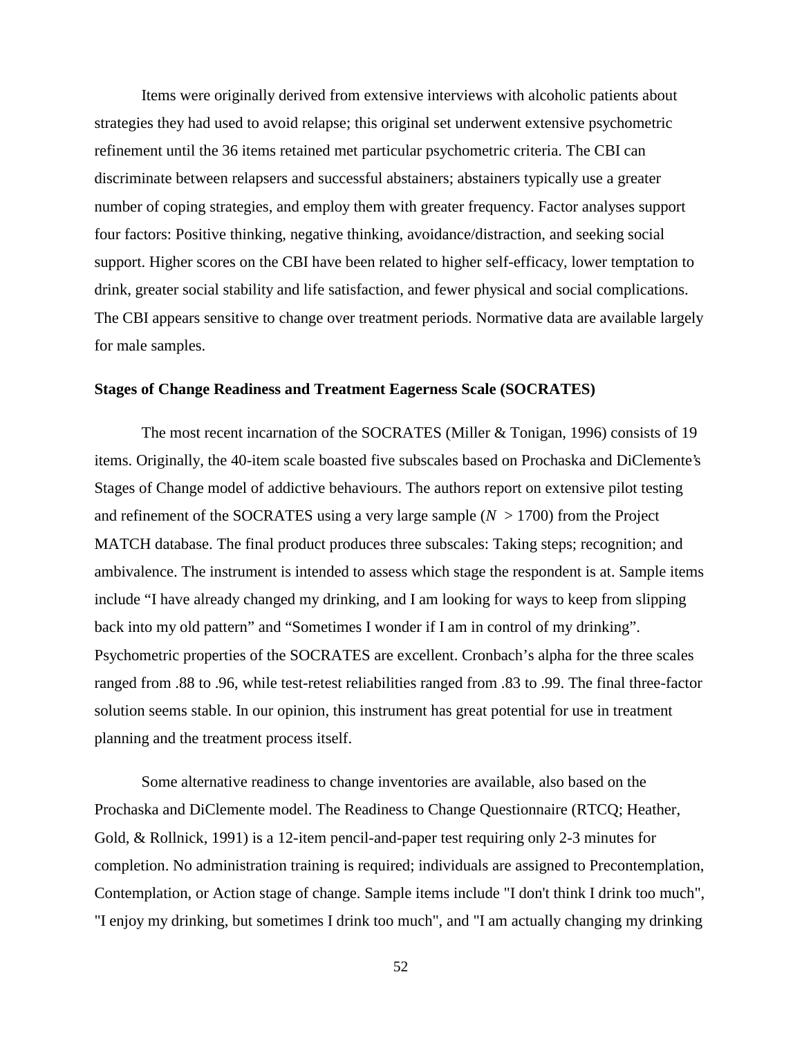Items were originally derived from extensive interviews with alcoholic patients about strategies they had used to avoid relapse; this original set underwent extensive psychometric refinement until the 36 items retained met particular psychometric criteria. The CBI can discriminate between relapsers and successful abstainers; abstainers typically use a greater number of coping strategies, and employ them with greater frequency. Factor analyses support four factors: Positive thinking, negative thinking, avoidance/distraction, and seeking social support. Higher scores on the CBI have been related to higher self-efficacy, lower temptation to drink, greater social stability and life satisfaction, and fewer physical and social complications. The CBI appears sensitive to change over treatment periods. Normative data are available largely for male samples.

### Stages of Change Readiness and Treatment Eagerness Scale (SOCRATES)

The most recent incarnation of the SOCRATES (Miller & Tonigan, 1996) consists of 19 items. Originally, the 40-item scale boasted five subscales based on Prochaska and DiClemente's Stages of Change model of addictive behaviours. The authors report on extensive pilot testing and refinement of the SOCRATES using a very large sample ($N > 1700$) from the Project MATCH database. The final product produces three subscales: Taking steps; recognition; and ambivalence. The instrument is intended to assess which stage the respondent is at. Sample items include "I have already changed my drinking, and I am looking for ways to keep from slipping back into my old pattern" and "Sometimes I wonder if I am in control of my drinking". Psychometric properties of the SOCRATES are excellent. Cronbach's alpha for the three scales ranged from .88 to .96, while test-retest reliabilities ranged from .83 to .99. The final three-factor solution seems stable. In our opinion, this instrument has great potential for use in treatment planning and the treatment process itself.

Some alternative readiness to change inventories are available, also based on the Prochaska and DiClemente model. The Readiness to Change Questionnaire (RTCQ; Heather, Gold, & Rollnick, 1991) is a 12-item pencil-and-paper test requiring only 2-3 minutes for completion. No administration training is required; individuals are assigned to Precontemplation, Contemplation, or Action stage of change. Sample items include "I don't think I drink too much", "I enjoy my drinking, but sometimes I drink too much", and "I am actually changing my drinking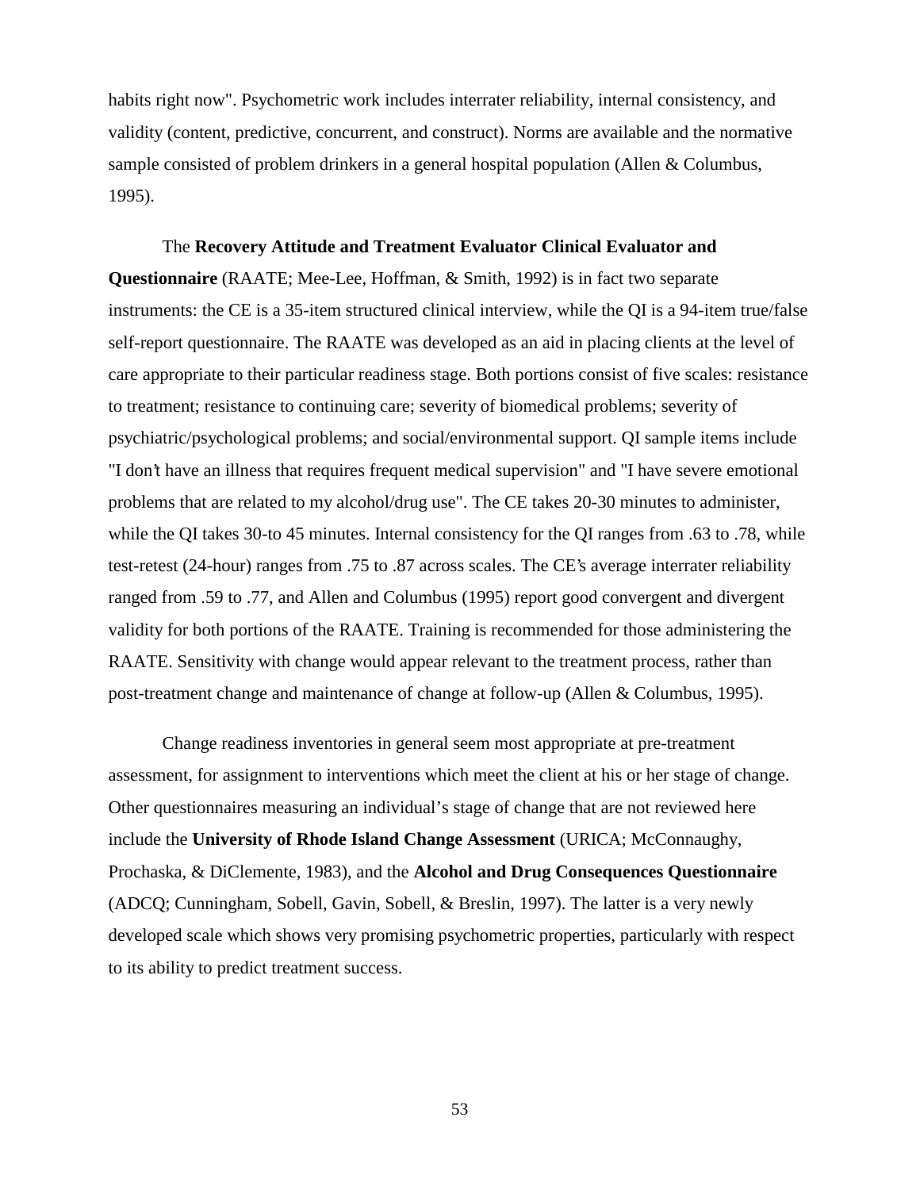habits right now". Psychometric work includes interrater reliability, internal consistency, and validity (content, predictive, concurrent, and construct). Norms are available and the normative sample consisted of problem drinkers in a general hospital population (Allen & Columbus, 1995).

The **Recovery Attitude and Treatment Evaluator Clinical Evaluator and Questionnaire** (RAATE; Mee-Lee, Hoffman, & Smith, 1992) is in fact two separate instruments: the CE is a 35-item structured clinical interview, while the QI is a 94-item true/false self-report questionnaire. The RAATE was developed as an aid in placing clients at the level of care appropriate to their particular readiness stage. Both portions consist of five scales: resistance to treatment; resistance to continuing care; severity of biomedical problems; severity of psychiatric/psychological problems; and social/environmental support. QI sample items include "I don't have an illness that requires frequent medical supervision" and "I have severe emotional problems that are related to my alcohol/drug use". The CE takes 20-30 minutes to administer, while the QI takes 30-to 45 minutes. Internal consistency for the QI ranges from .63 to .78, while test-retest (24-hour) ranges from .75 to .87 across scales. The CE's average interrater reliability ranged from .59 to .77, and Allen and Columbus (1995) report good convergent and divergent validity for both portions of the RAATE. Training is recommended for those administering the RAATE. Sensitivity with change would appear relevant to the treatment process, rather than post-treatment change and maintenance of change at follow-up (Allen & Columbus, 1995).

Change readiness inventories in general seem most appropriate at pre-treatment assessment, for assignment to interventions which meet the client at his or her stage of change. Other questionnaires measuring an individual's stage of change that are not reviewed here include the **University of Rhode Island Change Assessment** (URICA; McConnaughy, Prochaska, & DiClemente, 1983), and the **Alcohol and Drug Consequences Questionnaire** (ADCQ; Cunningham, Sobell, Gavin, Sobell, & Breslin, 1997). The latter is a very newly developed scale which shows very promising psychometric properties, particularly with respect to its ability to predict treatment success.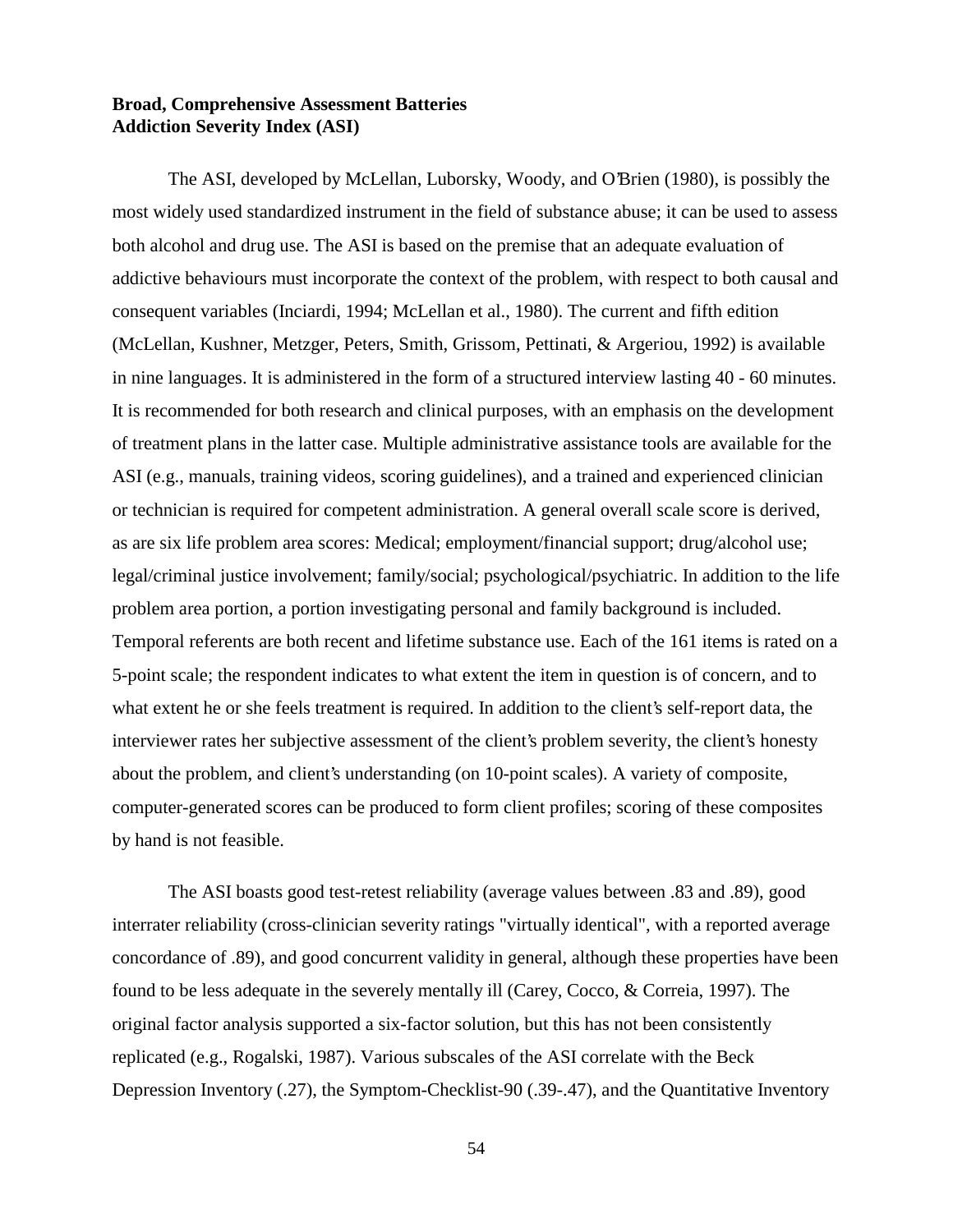**Broad, Comprehensive Assessment Batteries**
**Addiction Severity Index (ASI)**

The ASI, developed by McLellan, Luborsky, Woody, and O'Brien (1980), is possibly the most widely used standardized instrument in the field of substance abuse; it can be used to assess both alcohol and drug use. The ASI is based on the premise that an adequate evaluation of addictive behaviours must incorporate the context of the problem, with respect to both causal and consequent variables (Inciardi, 1994; McLellan et al., 1980). The current and fifth edition (McLellan, Kushner, Metzger, Peters, Smith, Grissom, Pettinati, & Argeriou, 1992) is available in nine languages. It is administered in the form of a structured interview lasting 40 - 60 minutes. It is recommended for both research and clinical purposes, with an emphasis on the development of treatment plans in the latter case. Multiple administrative assistance tools are available for the ASI (e.g., manuals, training videos, scoring guidelines), and a trained and experienced clinician or technician is required for competent administration. A general overall scale score is derived, as are six life problem area scores: Medical; employment/financial support; drug/alcohol use; legal/criminal justice involvement; family/social; psychological/psychiatric. In addition to the life problem area portion, a portion investigating personal and family background is included. Temporal referents are both recent and lifetime substance use. Each of the 161 items is rated on a 5-point scale; the respondent indicates to what extent the item in question is of concern, and to what extent he or she feels treatment is required. In addition to the client's self-report data, the interviewer rates her subjective assessment of the client's problem severity, the client's honesty about the problem, and client's understanding (on 10-point scales). A variety of composite, computer-generated scores can be produced to form client profiles; scoring of these composites by hand is not feasible.

The ASI boasts good test-retest reliability (average values between .83 and .89), good interrater reliability (cross-clinician severity ratings "virtually identical", with a reported average concordance of .89), and good concurrent validity in general, although these properties have been found to be less adequate in the severely mentally ill (Carey, Cocco, & Correia, 1997). The original factor analysis supported a six-factor solution, but this has not been consistently replicated (e.g., Rogalski, 1987). Various subscales of the ASI correlate with the Beck Depression Inventory (.27), the Symptom-Checklist-90 (.39-.47), and the Quantitative Inventory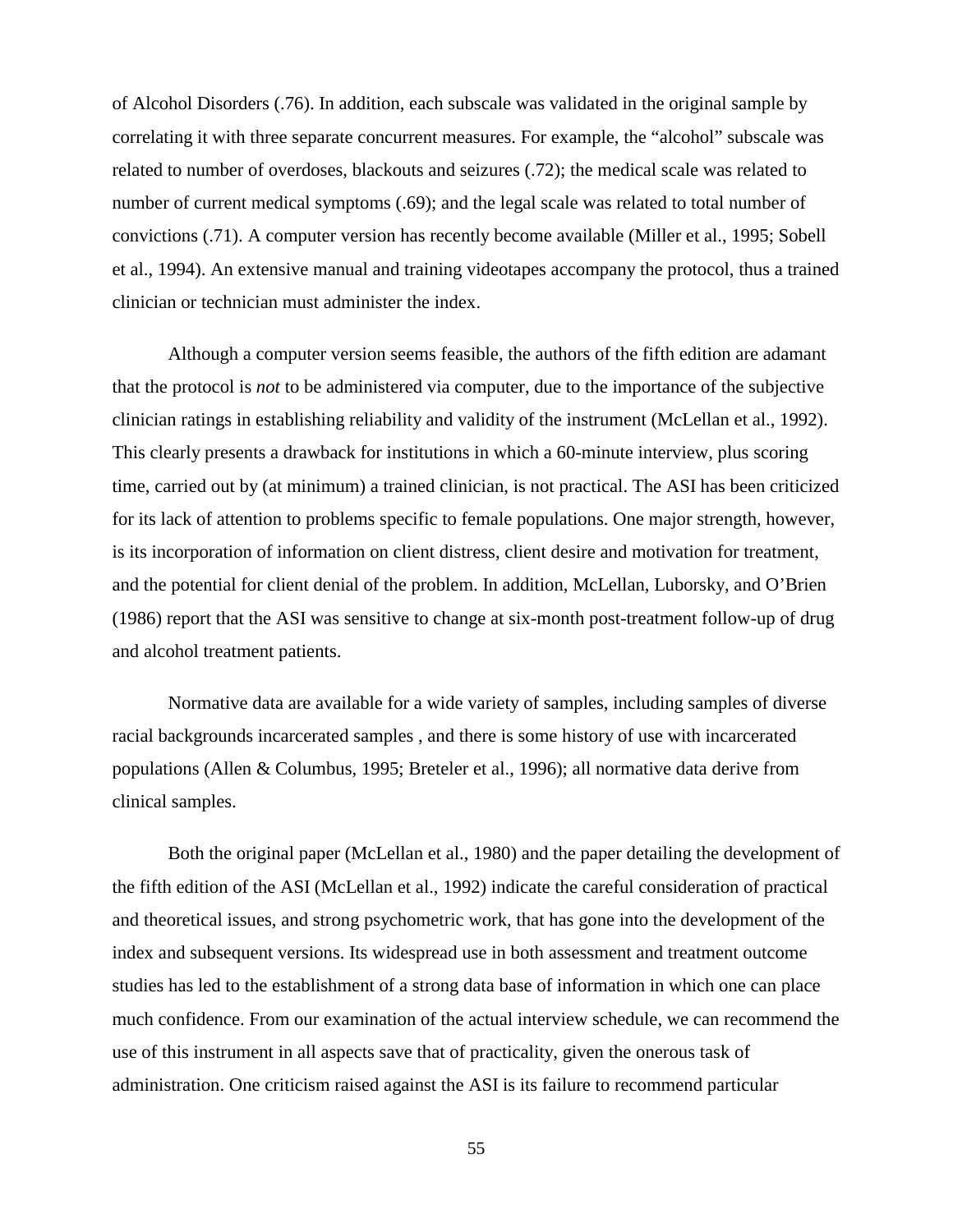of Alcohol Disorders (.76). In addition, each subscale was validated in the original sample by correlating it with three separate concurrent measures. For example, the "alcohol" subscale was related to number of overdoses, blackouts and seizures (.72); the medical scale was related to number of current medical symptoms (.69); and the legal scale was related to total number of convictions (.71). A computer version has recently become available (Miller et al., 1995; Sobell et al., 1994). An extensive manual and training videotapes accompany the protocol, thus a trained clinician or technician must administer the index.

Although a computer version seems feasible, the authors of the fifth edition are adamant that the protocol is *not* to be administered via computer, due to the importance of the subjective clinician ratings in establishing reliability and validity of the instrument (McLellan et al., 1992). This clearly presents a drawback for institutions in which a 60-minute interview, plus scoring time, carried out by (at minimum) a trained clinician, is not practical. The ASI has been criticized for its lack of attention to problems specific to female populations. One major strength, however, is its incorporation of information on client distress, client desire and motivation for treatment, and the potential for client denial of the problem. In addition, McLellan, Luborsky, and O'Brien (1986) report that the ASI was sensitive to change at six-month post-treatment follow-up of drug and alcohol treatment patients.

Normative data are available for a wide variety of samples, including samples of diverse racial backgrounds incarcerated samples , and there is some history of use with incarcerated populations (Allen & Columbus, 1995; Breteler et al., 1996); all normative data derive from clinical samples.

Both the original paper (McLellan et al., 1980) and the paper detailing the development of the fifth edition of the ASI (McLellan et al., 1992) indicate the careful consideration of practical and theoretical issues, and strong psychometric work, that has gone into the development of the index and subsequent versions. Its widespread use in both assessment and treatment outcome studies has led to the establishment of a strong data base of information in which one can place much confidence. From our examination of the actual interview schedule, we can recommend the use of this instrument in all aspects save that of practicality, given the onerous task of administration. One criticism raised against the ASI is its failure to recommend particular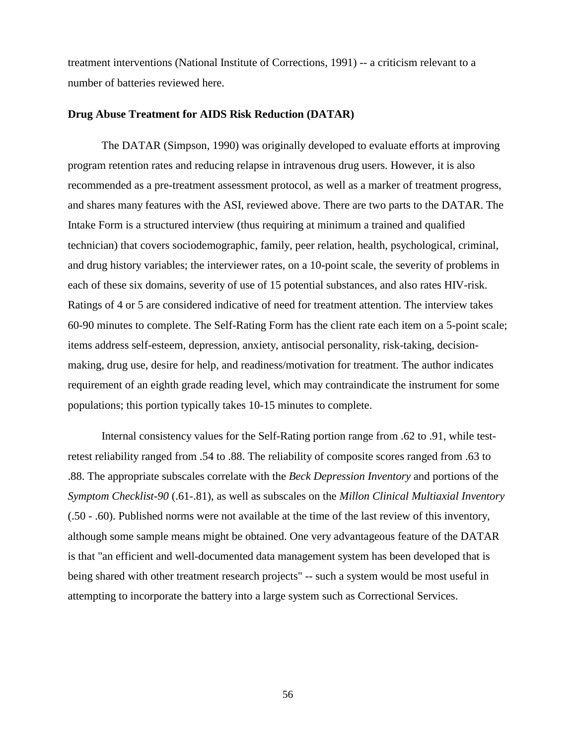treatment interventions (National Institute of Corrections, 1991) -- a criticism relevant to a number of batteries reviewed here.

**Drug Abuse Treatment for AIDS Risk Reduction (DATAR)**

The DATAR (Simpson, 1990) was originally developed to evaluate efforts at improving program retention rates and reducing relapse in intravenous drug users. However, it is also recommended as a pre-treatment assessment protocol, as well as a marker of treatment progress, and shares many features with the ASI, reviewed above. There are two parts to the DATAR. The Intake Form is a structured interview (thus requiring at minimum a trained and qualified technician) that covers sociodemographic, family, peer relation, health, psychological, criminal, and drug history variables; the interviewer rates, on a 10-point scale, the severity of problems in each of these six domains, severity of use of 15 potential substances, and also rates HIV-risk. Ratings of 4 or 5 are considered indicative of need for treatment attention. The interview takes 60-90 minutes to complete. The Self-Rating Form has the client rate each item on a 5-point scale; items address self-esteem, depression, anxiety, antisocial personality, risk-taking, decision-making, drug use, desire for help, and readiness/motivation for treatment. The author indicates requirement of an eighth grade reading level, which may contraindicate the instrument for some populations; this portion typically takes 10-15 minutes to complete.

Internal consistency values for the Self-Rating portion range from .62 to .91, while test-retest reliability ranged from .54 to .88. The reliability of composite scores ranged from .63 to .88. The appropriate subscales correlate with the *Beck Depression Inventory* and portions of the *Symptom Checklist-90* (.61-.81), as well as subscales on the *Millon Clinical Multiaxial Inventory* (.50 - .60). Published norms were not available at the time of the last review of this inventory, although some sample means might be obtained. One very advantageous feature of the DATAR is that "an efficient and well-documented data management system has been developed that is being shared with other treatment research projects" -- such a system would be most useful in attempting to incorporate the battery into a large system such as Correctional Services.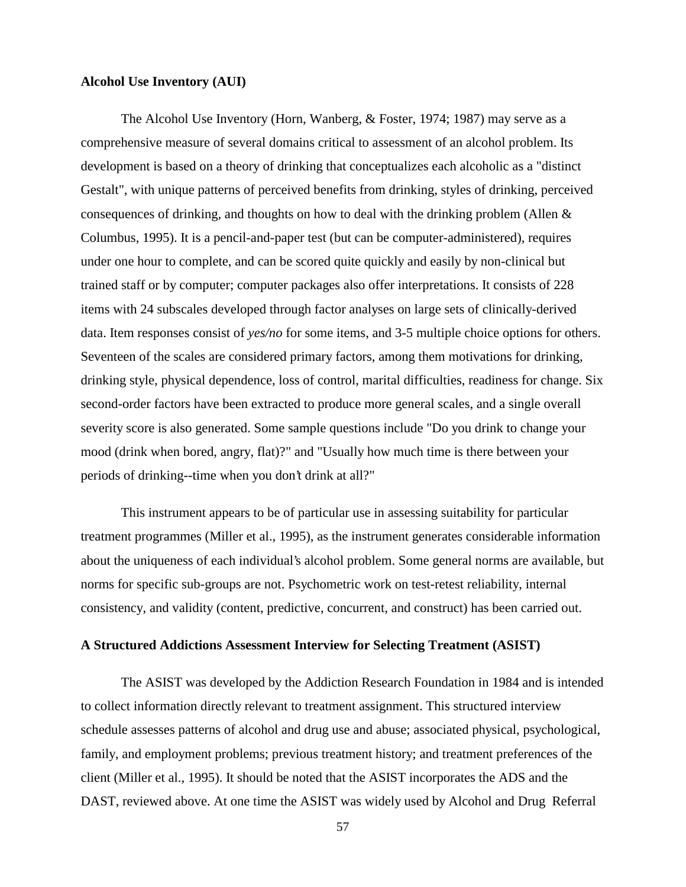**Alcohol Use Inventory (AUI)**

The Alcohol Use Inventory (Horn, Wanberg, & Foster, 1974; 1987) may serve as a comprehensive measure of several domains critical to assessment of an alcohol problem. Its development is based on a theory of drinking that conceptualizes each alcoholic as a "distinct Gestalt", with unique patterns of perceived benefits from drinking, styles of drinking, perceived consequences of drinking, and thoughts on how to deal with the drinking problem (Allen & Columbus, 1995). It is a pencil-and-paper test (but can be computer-administered), requires under one hour to complete, and can be scored quite quickly and easily by non-clinical but trained staff or by computer; computer packages also offer interpretations. It consists of 228 items with 24 subscales developed through factor analyses on large sets of clinically-derived data. Item responses consist of *yes/no* for some items, and 3-5 multiple choice options for others. Seventeen of the scales are considered primary factors, among them motivations for drinking, drinking style, physical dependence, loss of control, marital difficulties, readiness for change. Six second-order factors have been extracted to produce more general scales, and a single overall severity score is also generated. Some sample questions include "Do you drink to change your mood (drink when bored, angry, flat)?" and "Usually how much time is there between your periods of drinking--time when you don't drink at all?"

This instrument appears to be of particular use in assessing suitability for particular treatment programmes (Miller et al., 1995), as the instrument generates considerable information about the uniqueness of each individual's alcohol problem. Some general norms are available, but norms for specific sub-groups are not. Psychometric work on test-retest reliability, internal consistency, and validity (content, predictive, concurrent, and construct) has been carried out.

**A Structured Addictions Assessment Interview for Selecting Treatment (ASIST)**

The ASIST was developed by the Addiction Research Foundation in 1984 and is intended to collect information directly relevant to treatment assignment. This structured interview schedule assesses patterns of alcohol and drug use and abuse; associated physical, psychological, family, and employment problems; previous treatment history; and treatment preferences of the client (Miller et al., 1995). It should be noted that the ASIST incorporates the ADS and the DAST, reviewed above. At one time the ASIST was widely used by Alcohol and Drug Referral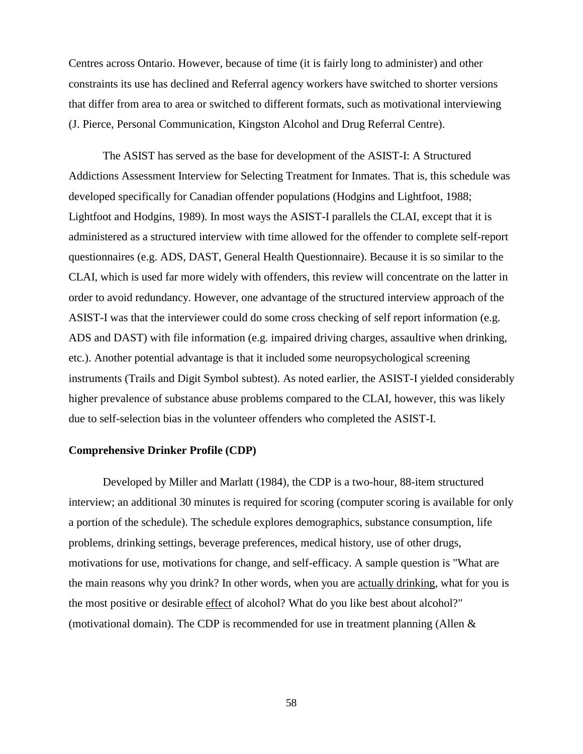Centres across Ontario. However, because of time (it is fairly long to administer) and other constraints its use has declined and Referral agency workers have switched to shorter versions that differ from area to area or switched to different formats, such as motivational interviewing (J. Pierce, Personal Communication, Kingston Alcohol and Drug Referral Centre).

The ASIST has served as the base for development of the ASIST-I: A Structured Addictions Assessment Interview for Selecting Treatment for Inmates. That is, this schedule was developed specifically for Canadian offender populations (Hodgins and Lightfoot, 1988; Lightfoot and Hodgins, 1989). In most ways the ASIST-I parallels the CLAI, except that it is administered as a structured interview with time allowed for the offender to complete self-report questionnaires (e.g. ADS, DAST, General Health Questionnaire). Because it is so similar to the CLAI, which is used far more widely with offenders, this review will concentrate on the latter in order to avoid redundancy. However, one advantage of the structured interview approach of the ASIST-I was that the interviewer could do some cross checking of self report information (e.g. ADS and DAST) with file information (e.g. impaired driving charges, assaultive when drinking, etc.). Another potential advantage is that it included some neuropsychological screening instruments (Trails and Digit Symbol subtest). As noted earlier, the ASIST-I yielded considerably higher prevalence of substance abuse problems compared to the CLAI, however, this was likely due to self-selection bias in the volunteer offenders who completed the ASIST-I.

**Comprehensive Drinker Profile (CDP)**

Developed by Miller and Marlatt (1984), the CDP is a two-hour, 88-item structured interview; an additional 30 minutes is required for scoring (computer scoring is available for only a portion of the schedule). The schedule explores demographics, substance consumption, life problems, drinking settings, beverage preferences, medical history, use of other drugs, motivations for use, motivations for change, and self-efficacy. A sample question is "What are the main reasons why you drink? In other words, when you are actually drinking, what for you is the most positive or desirable effect of alcohol? What do you like best about alcohol?" (motivational domain). The CDP is recommended for use in treatment planning (Allen &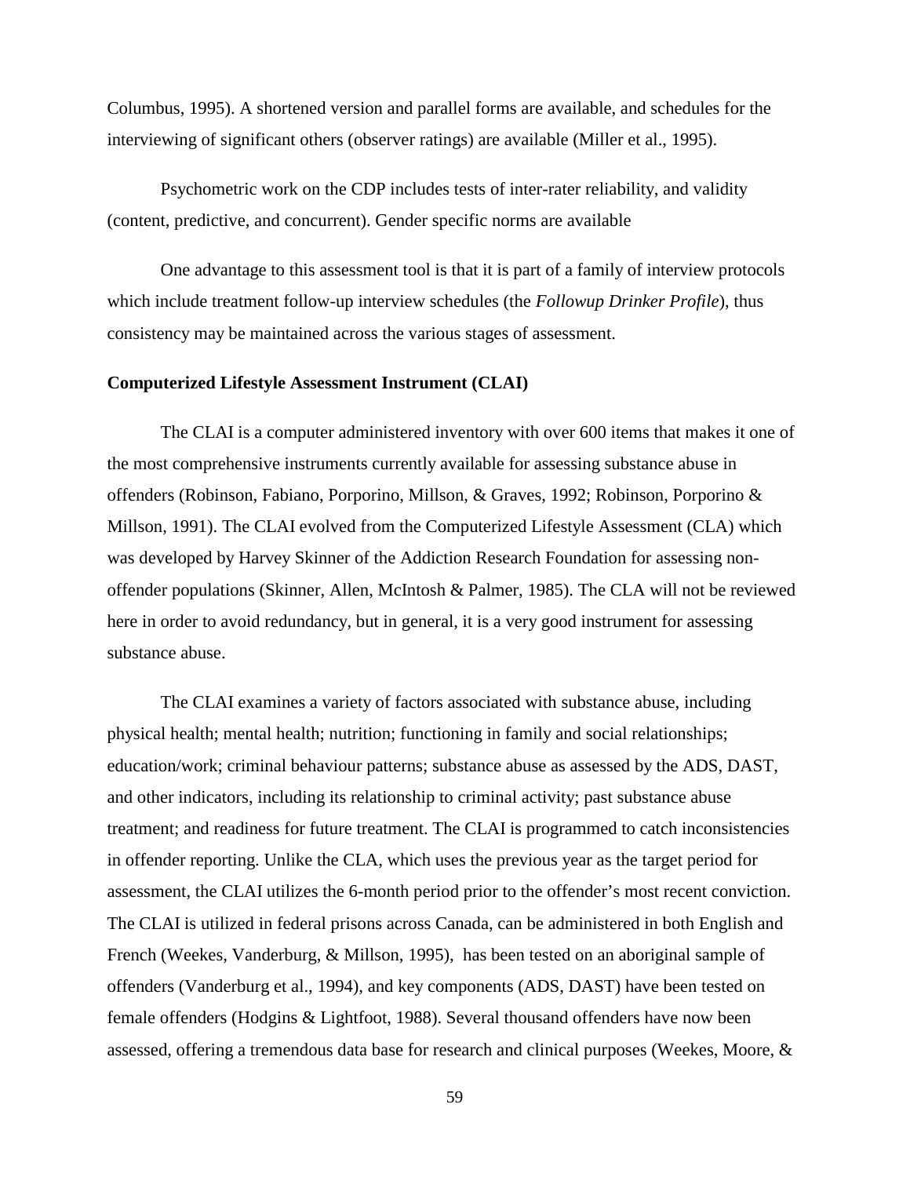Columbus, 1995). A shortened version and parallel forms are available, and schedules for the interviewing of significant others (observer ratings) are available (Miller et al., 1995).

Psychometric work on the CDP includes tests of inter-rater reliability, and validity (content, predictive, and concurrent). Gender specific norms are available

One advantage to this assessment tool is that it is part of a family of interview protocols which include treatment follow-up interview schedules (the *Followup Drinker Profile*), thus consistency may be maintained across the various stages of assessment.

**Computerized Lifestyle Assessment Instrument (CLAI)**

The CLAI is a computer administered inventory with over 600 items that makes it one of the most comprehensive instruments currently available for assessing substance abuse in offenders (Robinson, Fabiano, Porporino, Millson, & Graves, 1992; Robinson, Porporino & Millson, 1991). The CLAI evolved from the Computerized Lifestyle Assessment (CLA) which was developed by Harvey Skinner of the Addiction Research Foundation for assessing non-offender populations (Skinner, Allen, McIntosh & Palmer, 1985). The CLA will not be reviewed here in order to avoid redundancy, but in general, it is a very good instrument for assessing substance abuse.

The CLAI examines a variety of factors associated with substance abuse, including physical health; mental health; nutrition; functioning in family and social relationships; education/work; criminal behaviour patterns; substance abuse as assessed by the ADS, DAST, and other indicators, including its relationship to criminal activity; past substance abuse treatment; and readiness for future treatment. The CLAI is programmed to catch inconsistencies in offender reporting. Unlike the CLA, which uses the previous year as the target period for assessment, the CLAI utilizes the 6-month period prior to the offender's most recent conviction. The CLAI is utilized in federal prisons across Canada, can be administered in both English and French (Weekes, Vanderburg, & Millson, 1995), has been tested on an aboriginal sample of offenders (Vanderburg et al., 1994), and key components (ADS, DAST) have been tested on female offenders (Hodgins & Lightfoot, 1988). Several thousand offenders have now been assessed, offering a tremendous data base for research and clinical purposes (Weekes, Moore, &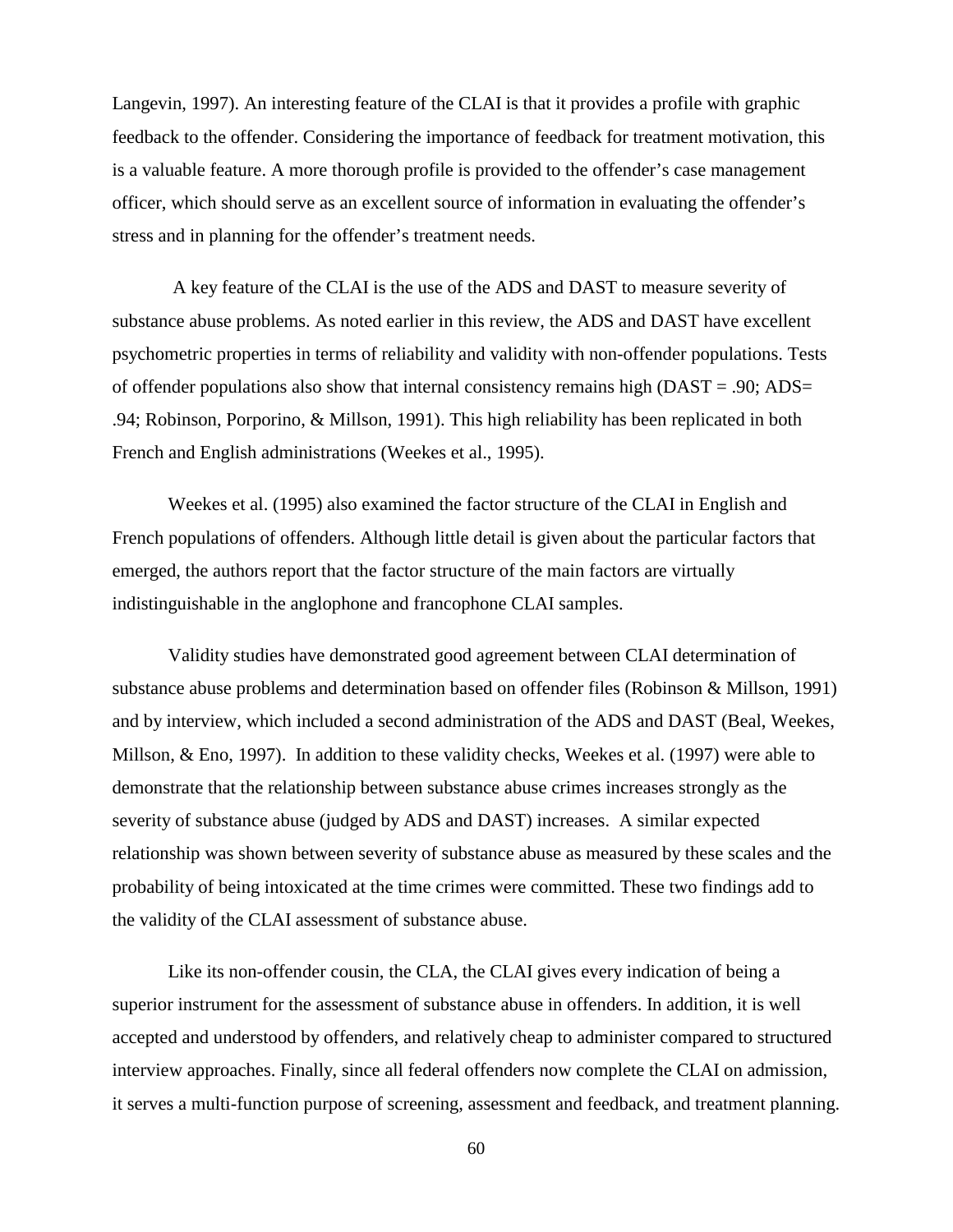Langevin, 1997). An interesting feature of the CLAI is that it provides a profile with graphic feedback to the offender. Considering the importance of feedback for treatment motivation, this is a valuable feature. A more thorough profile is provided to the offender's case management officer, which should serve as an excellent source of information in evaluating the offender's stress and in planning for the offender's treatment needs.

A key feature of the CLAI is the use of the ADS and DAST to measure severity of substance abuse problems. As noted earlier in this review, the ADS and DAST have excellent psychometric properties in terms of reliability and validity with non-offender populations. Tests of offender populations also show that internal consistency remains high (DAST = .90; ADS= .94; Robinson, Porporino, & Millson, 1991). This high reliability has been replicated in both French and English administrations (Weekes et al., 1995).

Weekes et al. (1995) also examined the factor structure of the CLAI in English and French populations of offenders. Although little detail is given about the particular factors that emerged, the authors report that the factor structure of the main factors are virtually indistinguishable in the anglophone and francophone CLAI samples.

Validity studies have demonstrated good agreement between CLAI determination of substance abuse problems and determination based on offender files (Robinson & Millson, 1991) and by interview, which included a second administration of the ADS and DAST (Beal, Weekes, Millson, & Eno, 1997). In addition to these validity checks, Weekes et al. (1997) were able to demonstrate that the relationship between substance abuse crimes increases strongly as the severity of substance abuse (judged by ADS and DAST) increases. A similar expected relationship was shown between severity of substance abuse as measured by these scales and the probability of being intoxicated at the time crimes were committed. These two findings add to the validity of the CLAI assessment of substance abuse.

Like its non-offender cousin, the CLA, the CLAI gives every indication of being a superior instrument for the assessment of substance abuse in offenders. In addition, it is well accepted and understood by offenders, and relatively cheap to administer compared to structured interview approaches. Finally, since all federal offenders now complete the CLAI on admission, it serves a multi-function purpose of screening, assessment and feedback, and treatment planning.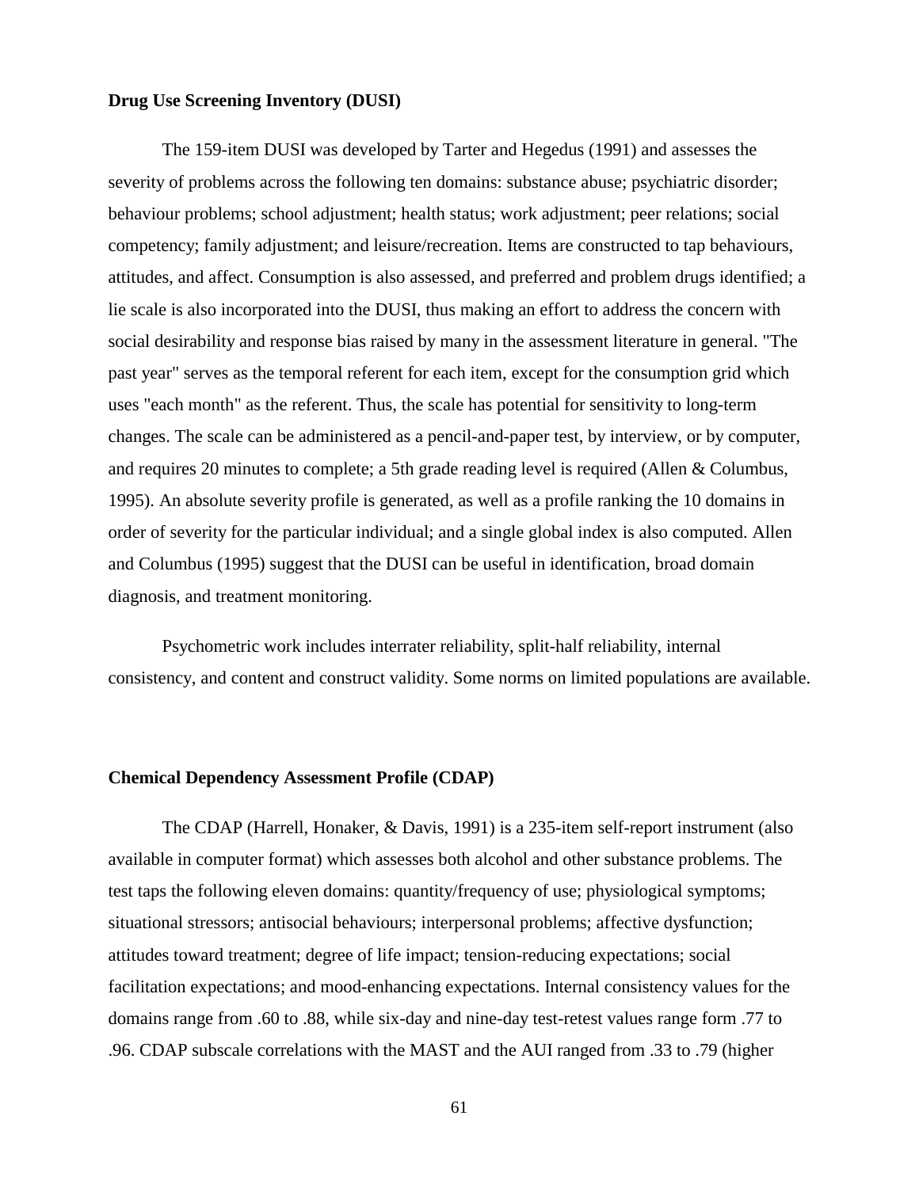**Drug Use Screening Inventory (DUSI)**

The 159-item DUSI was developed by Tarter and Hegedus (1991) and assesses the severity of problems across the following ten domains: substance abuse; psychiatric disorder; behaviour problems; school adjustment; health status; work adjustment; peer relations; social competency; family adjustment; and leisure/recreation. Items are constructed to tap behaviours, attitudes, and affect. Consumption is also assessed, and preferred and problem drugs identified; a lie scale is also incorporated into the DUSI, thus making an effort to address the concern with social desirability and response bias raised by many in the assessment literature in general. "The past year" serves as the temporal referent for each item, except for the consumption grid which uses "each month" as the referent. Thus, the scale has potential for sensitivity to long-term changes. The scale can be administered as a pencil-and-paper test, by interview, or by computer, and requires 20 minutes to complete; a 5th grade reading level is required (Allen & Columbus, 1995). An absolute severity profile is generated, as well as a profile ranking the 10 domains in order of severity for the particular individual; and a single global index is also computed. Allen and Columbus (1995) suggest that the DUSI can be useful in identification, broad domain diagnosis, and treatment monitoring.

Psychometric work includes interrater reliability, split-half reliability, internal consistency, and content and construct validity. Some norms on limited populations are available.

**Chemical Dependency Assessment Profile (CDAP)**

The CDAP (Harrell, Honaker, & Davis, 1991) is a 235-item self-report instrument (also available in computer format) which assesses both alcohol and other substance problems. The test taps the following eleven domains: quantity/frequency of use; physiological symptoms; situational stressors; antisocial behaviours; interpersonal problems; affective dysfunction; attitudes toward treatment; degree of life impact; tension-reducing expectations; social facilitation expectations; and mood-enhancing expectations. Internal consistency values for the domains range from .60 to .88, while six-day and nine-day test-retest values range form .77 to .96. CDAP subscale correlations with the MAST and the AUI ranged from .33 to .79 (higher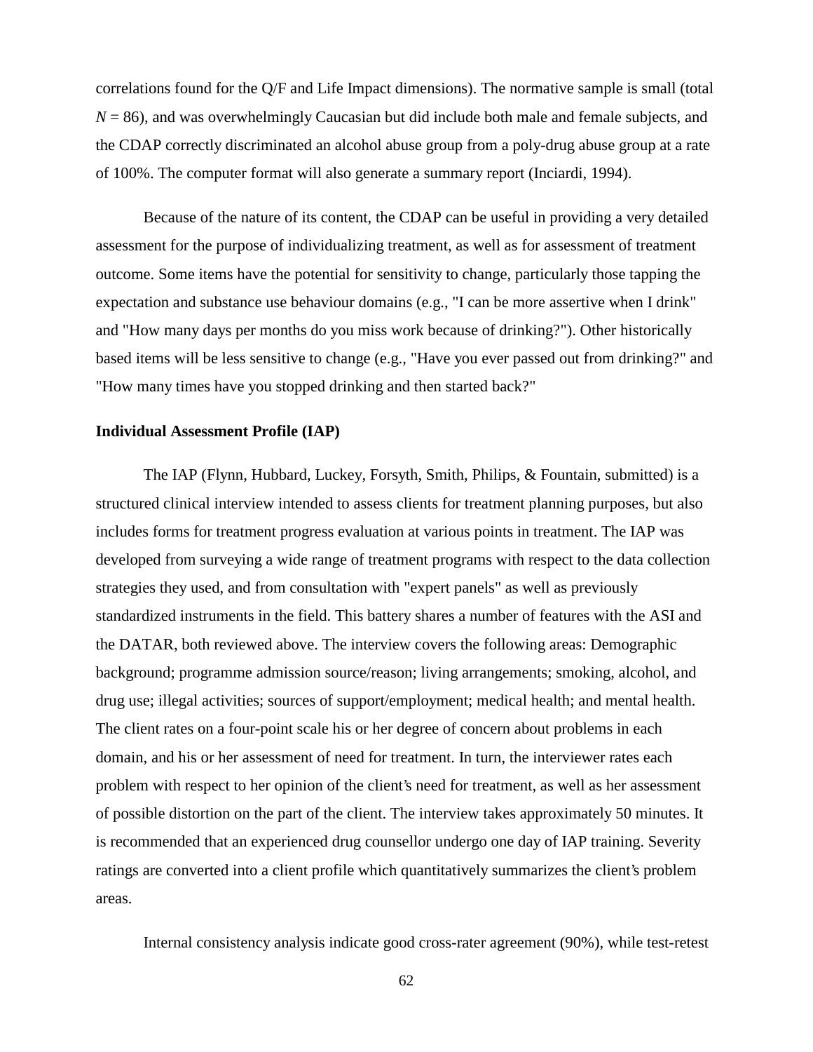correlations found for the Q/F and Life Impact dimensions). The normative sample is small (total *N* = 86), and was overwhelmingly Caucasian but did include both male and female subjects, and the CDAP correctly discriminated an alcohol abuse group from a poly-drug abuse group at a rate of 100%. The computer format will also generate a summary report (Inciardi, 1994).

Because of the nature of its content, the CDAP can be useful in providing a very detailed assessment for the purpose of individualizing treatment, as well as for assessment of treatment outcome. Some items have the potential for sensitivity to change, particularly those tapping the expectation and substance use behaviour domains (e.g., "I can be more assertive when I drink" and "How many days per months do you miss work because of drinking?"). Other historically based items will be less sensitive to change (e.g., "Have you ever passed out from drinking?" and "How many times have you stopped drinking and then started back?"

**Individual Assessment Profile (IAP)**

The IAP (Flynn, Hubbard, Luckey, Forsyth, Smith, Philips, & Fountain, submitted) is a structured clinical interview intended to assess clients for treatment planning purposes, but also includes forms for treatment progress evaluation at various points in treatment. The IAP was developed from surveying a wide range of treatment programs with respect to the data collection strategies they used, and from consultation with "expert panels" as well as previously standardized instruments in the field. This battery shares a number of features with the ASI and the DATAR, both reviewed above. The interview covers the following areas: Demographic background; programme admission source/reason; living arrangements; smoking, alcohol, and drug use; illegal activities; sources of support/employment; medical health; and mental health. The client rates on a four-point scale his or her degree of concern about problems in each domain, and his or her assessment of need for treatment. In turn, the interviewer rates each problem with respect to her opinion of the client's need for treatment, as well as her assessment of possible distortion on the part of the client. The interview takes approximately 50 minutes. It is recommended that an experienced drug counsellor undergo one day of IAP training. Severity ratings are converted into a client profile which quantitatively summarizes the client's problem areas.

Internal consistency analysis indicate good cross-rater agreement (90%), while test-retest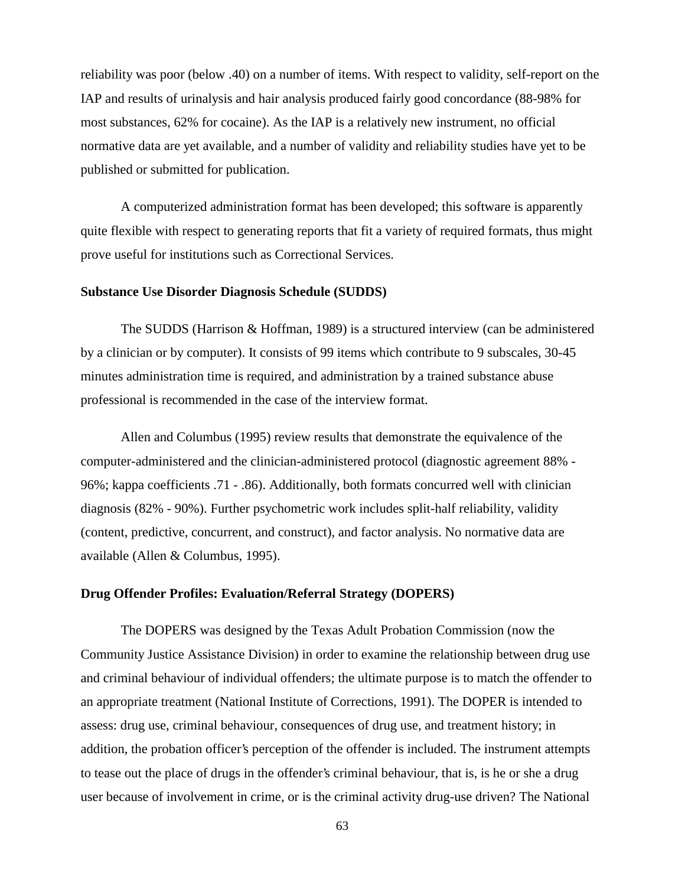reliability was poor (below .40) on a number of items. With respect to validity, self-report on the IAP and results of urinalysis and hair analysis produced fairly good concordance (88-98% for most substances, 62% for cocaine). As the IAP is a relatively new instrument, no official normative data are yet available, and a number of validity and reliability studies have yet to be published or submitted for publication.

A computerized administration format has been developed; this software is apparently quite flexible with respect to generating reports that fit a variety of required formats, thus might prove useful for institutions such as Correctional Services.

**Substance Use Disorder Diagnosis Schedule (SUDDS)**

The SUDDS (Harrison & Hoffman, 1989) is a structured interview (can be administered by a clinician or by computer). It consists of 99 items which contribute to 9 subscales, 30-45 minutes administration time is required, and administration by a trained substance abuse professional is recommended in the case of the interview format.

Allen and Columbus (1995) review results that demonstrate the equivalence of the computer-administered and the clinician-administered protocol (diagnostic agreement 88% - 96%; kappa coefficients .71 - .86). Additionally, both formats concurred well with clinician diagnosis (82% - 90%). Further psychometric work includes split-half reliability, validity (content, predictive, concurrent, and construct), and factor analysis. No normative data are available (Allen & Columbus, 1995).

**Drug Offender Profiles: Evaluation/Referral Strategy (DOPERS)**

The DOPERS was designed by the Texas Adult Probation Commission (now the Community Justice Assistance Division) in order to examine the relationship between drug use and criminal behaviour of individual offenders; the ultimate purpose is to match the offender to an appropriate treatment (National Institute of Corrections, 1991). The DOPER is intended to assess: drug use, criminal behaviour, consequences of drug use, and treatment history; in addition, the probation officer's perception of the offender is included. The instrument attempts to tease out the place of drugs in the offender's criminal behaviour, that is, is he or she a drug user because of involvement in crime, or is the criminal activity drug-use driven? The National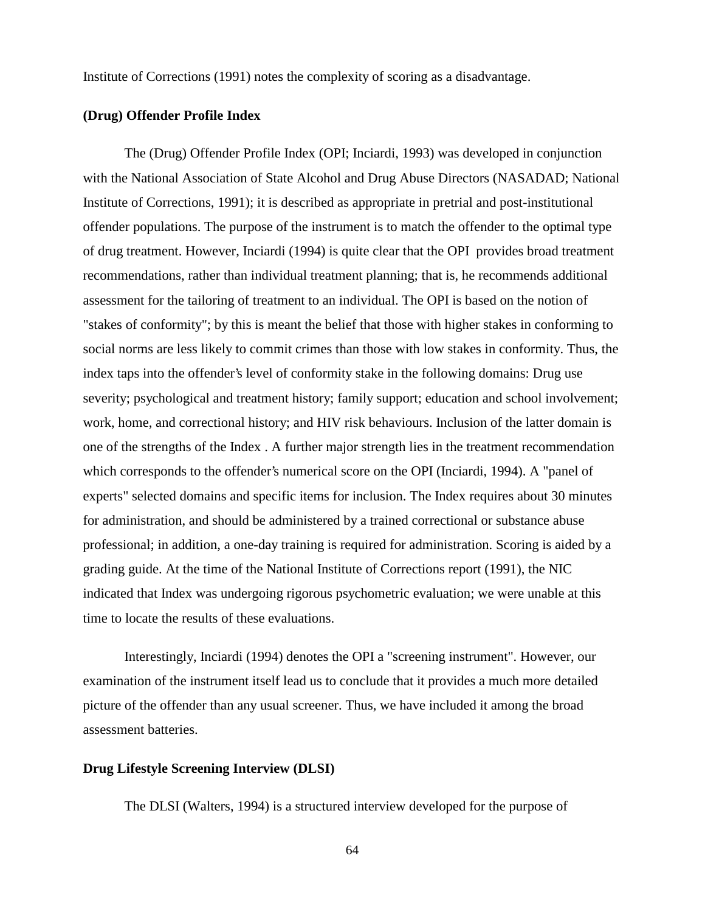Institute of Corrections (1991) notes the complexity of scoring as a disadvantage.

**(Drug) Offender Profile Index**

The (Drug) Offender Profile Index (OPI; Inciardi, 1993) was developed in conjunction with the National Association of State Alcohol and Drug Abuse Directors (NASADAD; National Institute of Corrections, 1991); it is described as appropriate in pretrial and post-institutional offender populations. The purpose of the instrument is to match the offender to the optimal type of drug treatment. However, Inciardi (1994) is quite clear that the OPI provides broad treatment recommendations, rather than individual treatment planning; that is, he recommends additional assessment for the tailoring of treatment to an individual. The OPI is based on the notion of "stakes of conformity"; by this is meant the belief that those with higher stakes in conforming to social norms are less likely to commit crimes than those with low stakes in conformity. Thus, the index taps into the offender's level of conformity stake in the following domains: Drug use severity; psychological and treatment history; family support; education and school involvement; work, home, and correctional history; and HIV risk behaviours. Inclusion of the latter domain is one of the strengths of the Index . A further major strength lies in the treatment recommendation which corresponds to the offender's numerical score on the OPI (Inciardi, 1994). A "panel of experts" selected domains and specific items for inclusion. The Index requires about 30 minutes for administration, and should be administered by a trained correctional or substance abuse professional; in addition, a one-day training is required for administration. Scoring is aided by a grading guide. At the time of the National Institute of Corrections report (1991), the NIC indicated that Index was undergoing rigorous psychometric evaluation; we were unable at this time to locate the results of these evaluations.

Interestingly, Inciardi (1994) denotes the OPI a "screening instrument". However, our examination of the instrument itself lead us to conclude that it provides a much more detailed picture of the offender than any usual screener. Thus, we have included it among the broad assessment batteries.

**Drug Lifestyle Screening Interview (DLSI)**

The DLSI (Walters, 1994) is a structured interview developed for the purpose of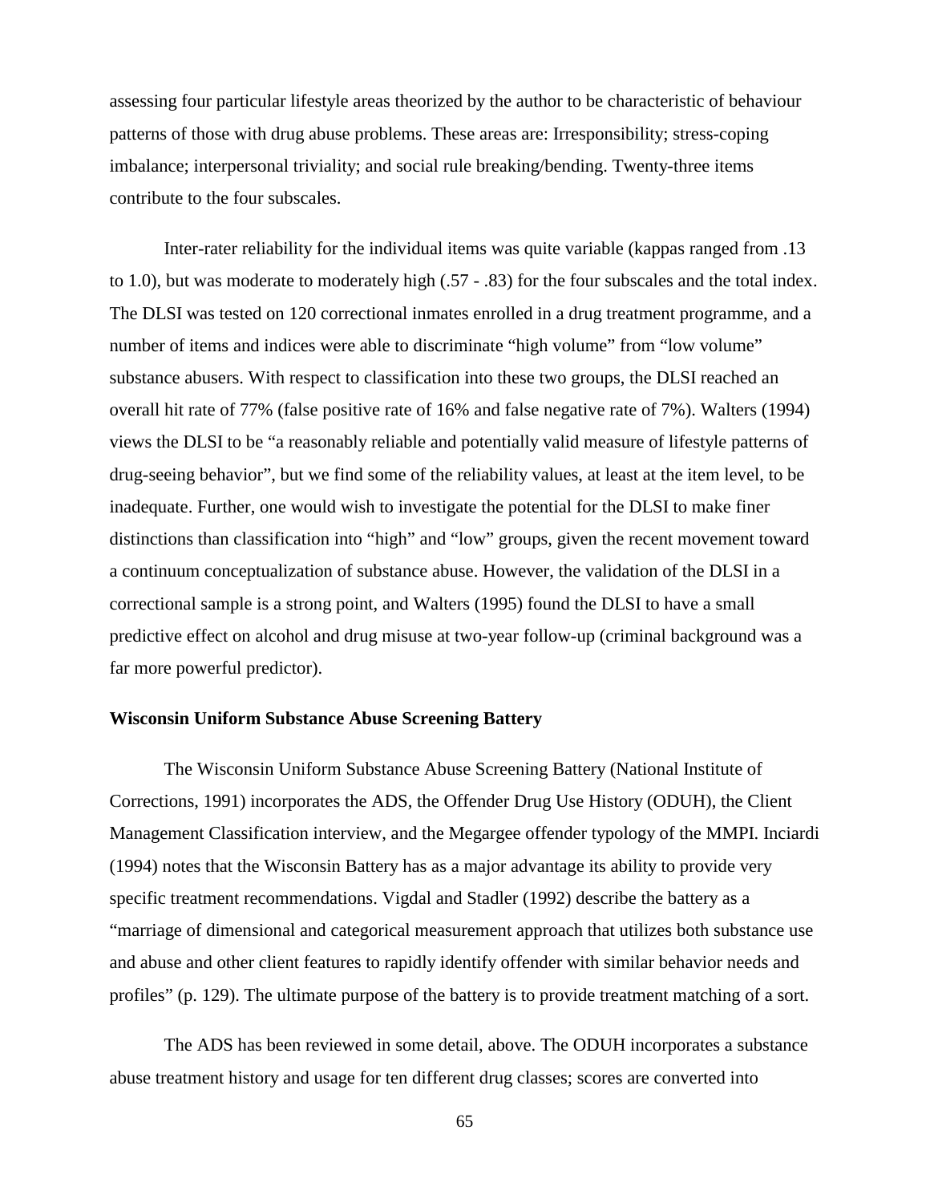assessing four particular lifestyle areas theorized by the author to be characteristic of behaviour patterns of those with drug abuse problems. These areas are: Irresponsibility; stress-coping imbalance; interpersonal triviality; and social rule breaking/bending. Twenty-three items contribute to the four subscales.

Inter-rater reliability for the individual items was quite variable (kappas ranged from .13 to 1.0), but was moderate to moderately high (.57 - .83) for the four subscales and the total index. The DLSI was tested on 120 correctional inmates enrolled in a drug treatment programme, and a number of items and indices were able to discriminate "high volume" from "low volume" substance abusers. With respect to classification into these two groups, the DLSI reached an overall hit rate of 77% (false positive rate of 16% and false negative rate of 7%). Walters (1994) views the DLSI to be "a reasonably reliable and potentially valid measure of lifestyle patterns of drug-seeing behavior", but we find some of the reliability values, at least at the item level, to be inadequate. Further, one would wish to investigate the potential for the DLSI to make finer distinctions than classification into "high" and "low" groups, given the recent movement toward a continuum conceptualization of substance abuse. However, the validation of the DLSI in a correctional sample is a strong point, and Walters (1995) found the DLSI to have a small predictive effect on alcohol and drug misuse at two-year follow-up (criminal background was a far more powerful predictor).

### Wisconsin Uniform Substance Abuse Screening Battery

The Wisconsin Uniform Substance Abuse Screening Battery (National Institute of Corrections, 1991) incorporates the ADS, the Offender Drug Use History (ODUH), the Client Management Classification interview, and the Megargee offender typology of the MMPI. Inciardi (1994) notes that the Wisconsin Battery has as a major advantage its ability to provide very specific treatment recommendations. Vigdal and Stadler (1992) describe the battery as a "marriage of dimensional and categorical measurement approach that utilizes both substance use and abuse and other client features to rapidly identify offender with similar behavior needs and profiles" (p. 129). The ultimate purpose of the battery is to provide treatment matching of a sort.

The ADS has been reviewed in some detail, above. The ODUH incorporates a substance abuse treatment history and usage for ten different drug classes; scores are converted into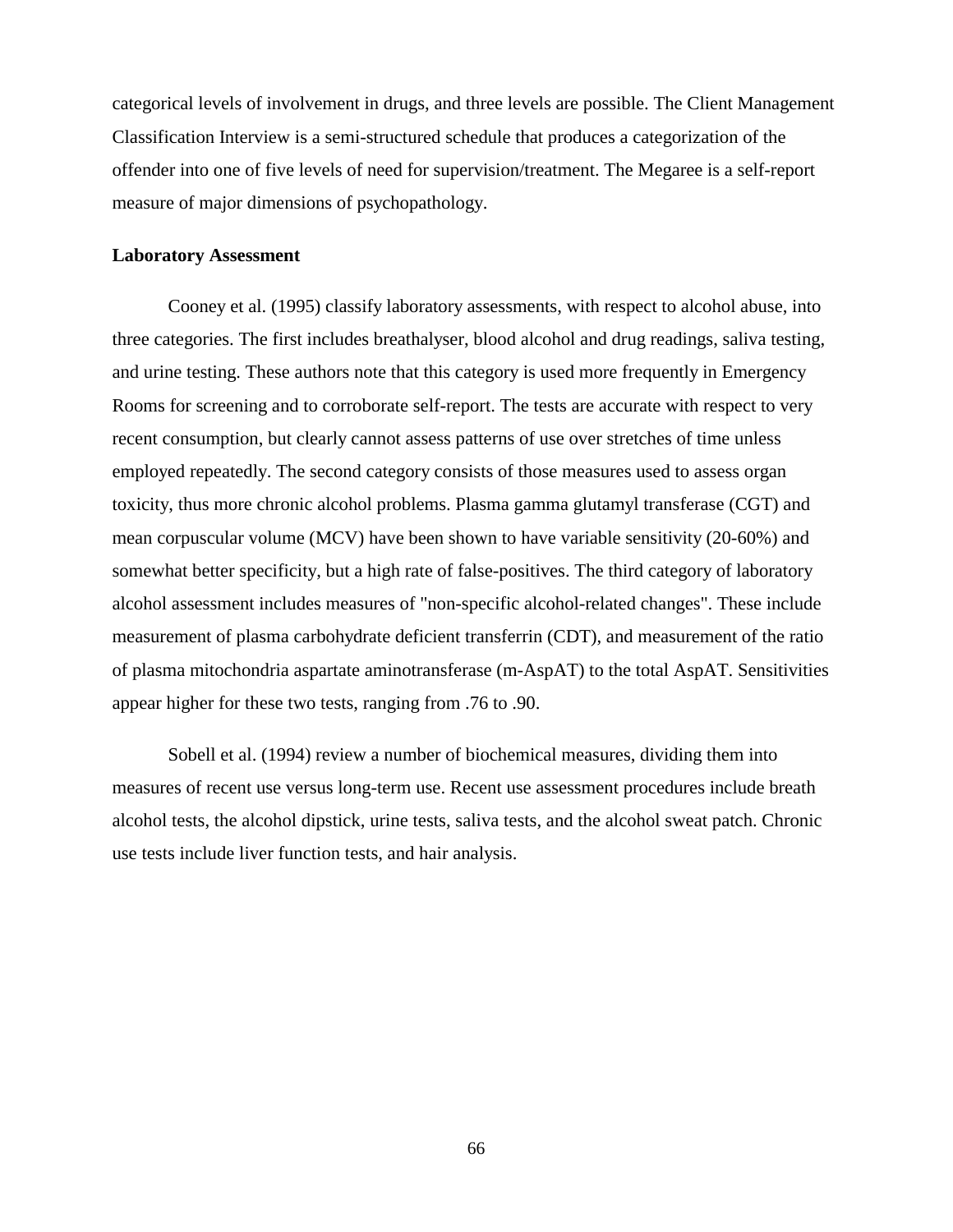categorical levels of involvement in drugs, and three levels are possible. The Client Management Classification Interview is a semi-structured schedule that produces a categorization of the offender into one of five levels of need for supervision/treatment. The Megaree is a self-report measure of major dimensions of psychopathology.

**Laboratory Assessment**

Cooney et al. (1995) classify laboratory assessments, with respect to alcohol abuse, into three categories. The first includes breathalyser, blood alcohol and drug readings, saliva testing, and urine testing. These authors note that this category is used more frequently in Emergency Rooms for screening and to corroborate self-report. The tests are accurate with respect to very recent consumption, but clearly cannot assess patterns of use over stretches of time unless employed repeatedly. The second category consists of those measures used to assess organ toxicity, thus more chronic alcohol problems. Plasma gamma glutamyl transferase (CGT) and mean corpuscular volume (MCV) have been shown to have variable sensitivity (20-60%) and somewhat better specificity, but a high rate of false-positives. The third category of laboratory alcohol assessment includes measures of "non-specific alcohol-related changes". These include measurement of plasma carbohydrate deficient transferrin (CDT), and measurement of the ratio of plasma mitochondria aspartate aminotransferase (m-AspAT) to the total AspAT. Sensitivities appear higher for these two tests, ranging from .76 to .90.

Sobell et al. (1994) review a number of biochemical measures, dividing them into measures of recent use versus long-term use. Recent use assessment procedures include breath alcohol tests, the alcohol dipstick, urine tests, saliva tests, and the alcohol sweat patch. Chronic use tests include liver function tests, and hair analysis.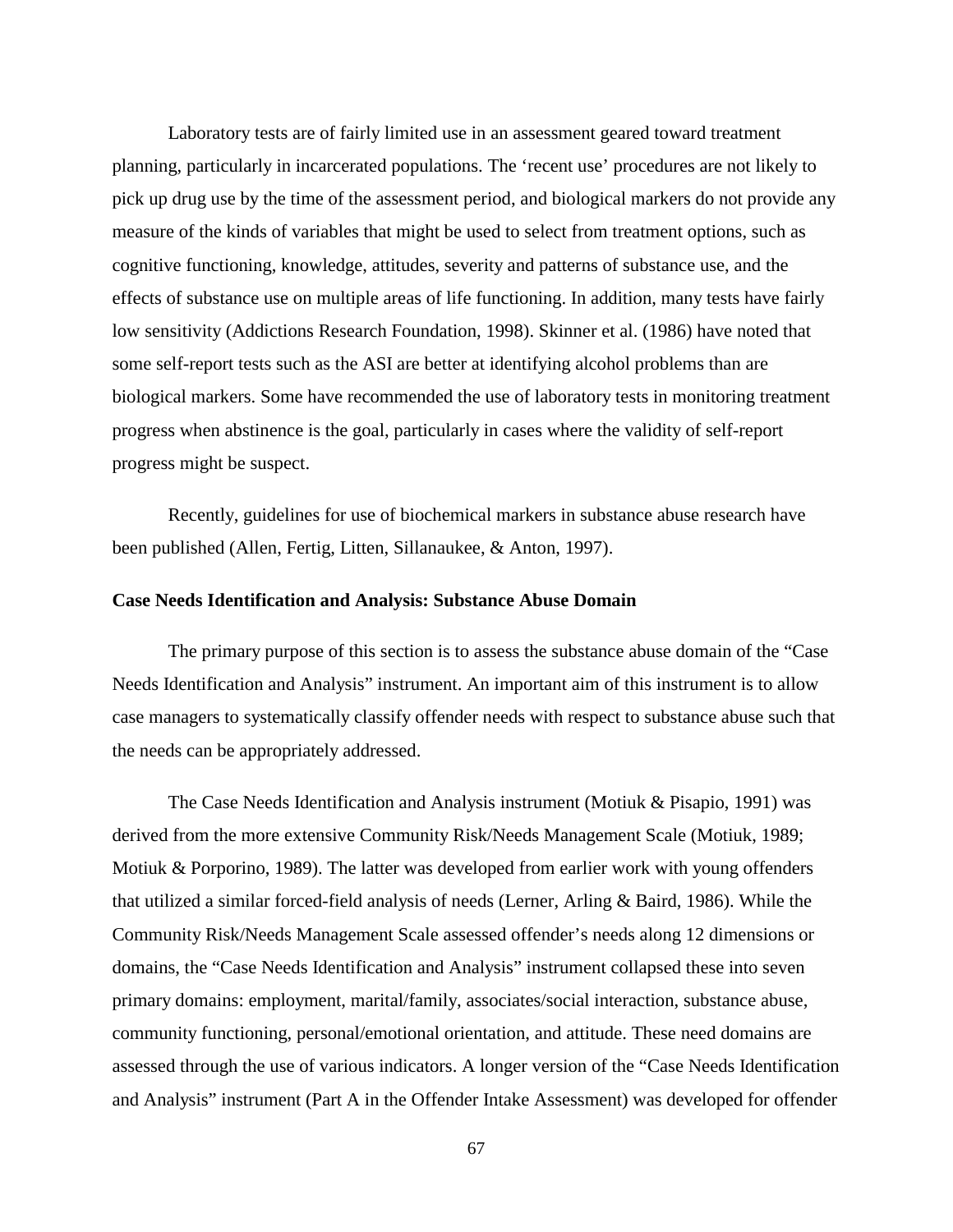Laboratory tests are of fairly limited use in an assessment geared toward treatment planning, particularly in incarcerated populations. The 'recent use' procedures are not likely to pick up drug use by the time of the assessment period, and biological markers do not provide any measure of the kinds of variables that might be used to select from treatment options, such as cognitive functioning, knowledge, attitudes, severity and patterns of substance use, and the effects of substance use on multiple areas of life functioning. In addition, many tests have fairly low sensitivity (Addictions Research Foundation, 1998). Skinner et al. (1986) have noted that some self-report tests such as the ASI are better at identifying alcohol problems than are biological markers. Some have recommended the use of laboratory tests in monitoring treatment progress when abstinence is the goal, particularly in cases where the validity of self-report progress might be suspect.

Recently, guidelines for use of biochemical markers in substance abuse research have been published (Allen, Fertig, Litten, Sillanaukee, & Anton, 1997).

### Case Needs Identification and Analysis: Substance Abuse Domain

The primary purpose of this section is to assess the substance abuse domain of the "Case Needs Identification and Analysis" instrument. An important aim of this instrument is to allow case managers to systematically classify offender needs with respect to substance abuse such that the needs can be appropriately addressed.

The Case Needs Identification and Analysis instrument (Motiuk & Pisapio, 1991) was derived from the more extensive Community Risk/Needs Management Scale (Motiuk, 1989; Motiuk & Porporino, 1989). The latter was developed from earlier work with young offenders that utilized a similar forced-field analysis of needs (Lerner, Arling & Baird, 1986). While the Community Risk/Needs Management Scale assessed offender's needs along 12 dimensions or domains, the "Case Needs Identification and Analysis" instrument collapsed these into seven primary domains: employment, marital/family, associates/social interaction, substance abuse, community functioning, personal/emotional orientation, and attitude. These need domains are assessed through the use of various indicators. A longer version of the "Case Needs Identification and Analysis" instrument (Part A in the Offender Intake Assessment) was developed for offender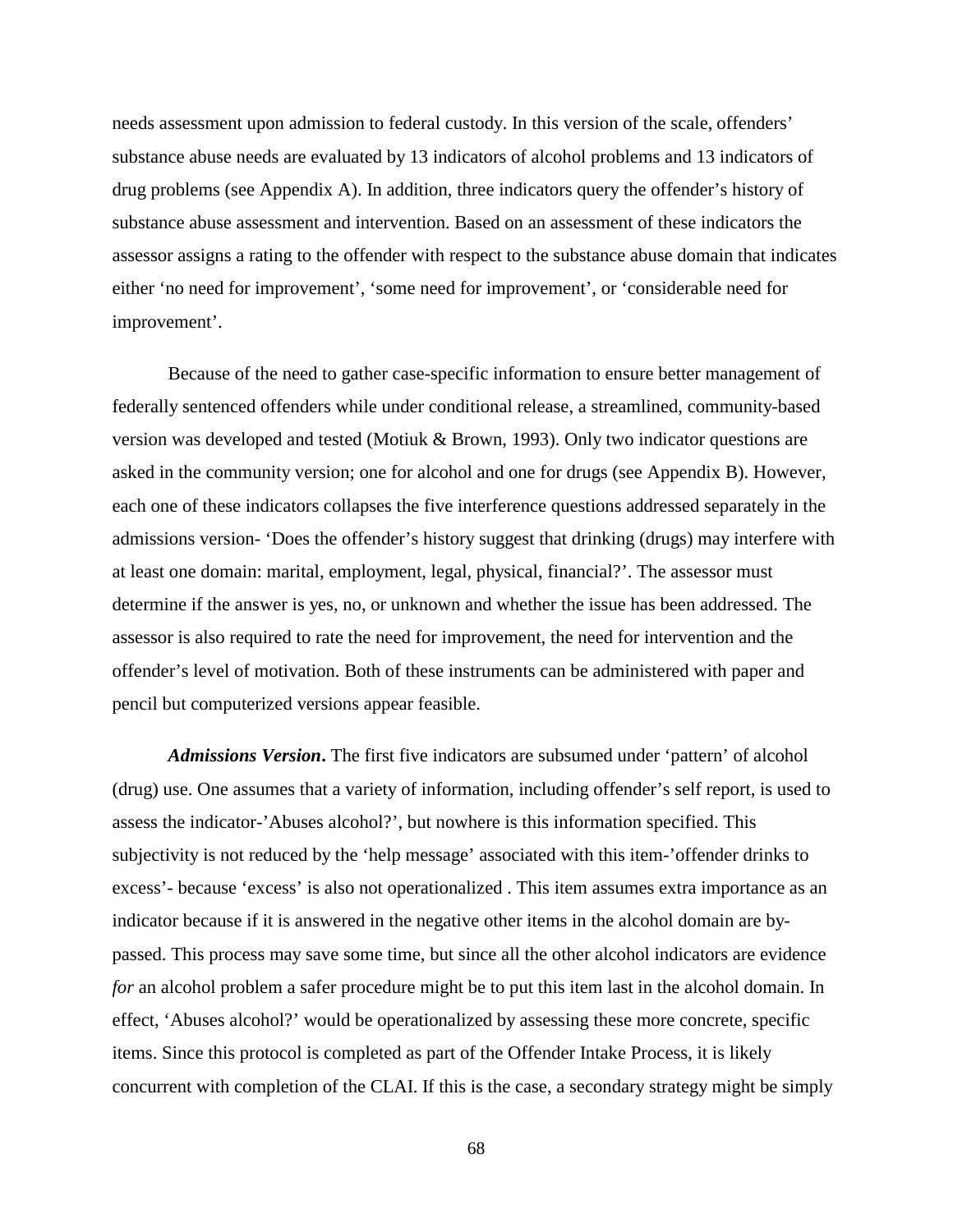needs assessment upon admission to federal custody. In this version of the scale, offenders' substance abuse needs are evaluated by 13 indicators of alcohol problems and 13 indicators of drug problems (see Appendix A). In addition, three indicators query the offender's history of substance abuse assessment and intervention. Based on an assessment of these indicators the assessor assigns a rating to the offender with respect to the substance abuse domain that indicates either 'no need for improvement', 'some need for improvement', or 'considerable need for improvement'.

Because of the need to gather case-specific information to ensure better management of federally sentenced offenders while under conditional release, a streamlined, community-based version was developed and tested (Motiuk & Brown, 1993). Only two indicator questions are asked in the community version; one for alcohol and one for drugs (see Appendix B). However, each one of these indicators collapses the five interference questions addressed separately in the admissions version- 'Does the offender's history suggest that drinking (drugs) may interfere with at least one domain: marital, employment, legal, physical, financial?'. The assessor must determine if the answer is yes, no, or unknown and whether the issue has been addressed. The assessor is also required to rate the need for improvement, the need for intervention and the offender's level of motivation. Both of these instruments can be administered with paper and pencil but computerized versions appear feasible.

***Admissions Version*.** The first five indicators are subsumed under 'pattern' of alcohol (drug) use. One assumes that a variety of information, including offender's self report, is used to assess the indicator-'Abuses alcohol?', but nowhere is this information specified. This subjectivity is not reduced by the 'help message' associated with this item-'offender drinks to excess'- because 'excess' is also not operationalized . This item assumes extra importance as an indicator because if it is answered in the negative other items in the alcohol domain are by-passed. This process may save some time, but since all the other alcohol indicators are evidence *for* an alcohol problem a safer procedure might be to put this item last in the alcohol domain. In effect, 'Abuses alcohol?' would be operationalized by assessing these more concrete, specific items. Since this protocol is completed as part of the Offender Intake Process, it is likely concurrent with completion of the CLAI. If this is the case, a secondary strategy might be simply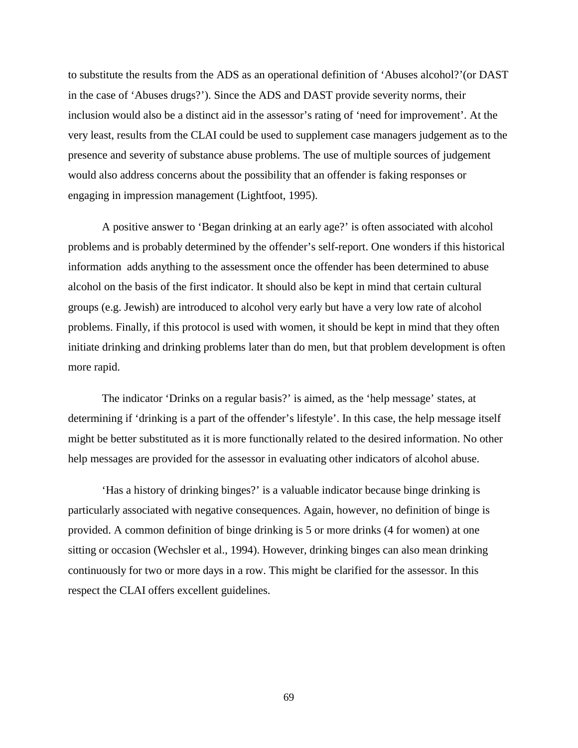to substitute the results from the ADS as an operational definition of ‘Abuses alcohol?’(or DAST in the case of ‘Abuses drugs?’). Since the ADS and DAST provide severity norms, their inclusion would also be a distinct aid in the assessor’s rating of ‘need for improvement’. At the very least, results from the CLAI could be used to supplement case managers judgement as to the presence and severity of substance abuse problems. The use of multiple sources of judgement would also address concerns about the possibility that an offender is faking responses or engaging in impression management (Lightfoot, 1995).

A positive answer to ‘Began drinking at an early age?’ is often associated with alcohol problems and is probably determined by the offender’s self-report. One wonders if this historical information adds anything to the assessment once the offender has been determined to abuse alcohol on the basis of the first indicator. It should also be kept in mind that certain cultural groups (e.g. Jewish) are introduced to alcohol very early but have a very low rate of alcohol problems. Finally, if this protocol is used with women, it should be kept in mind that they often initiate drinking and drinking problems later than do men, but that problem development is often more rapid.

The indicator ‘Drinks on a regular basis?’ is aimed, as the ‘help message’ states, at determining if ‘drinking is a part of the offender’s lifestyle’. In this case, the help message itself might be better substituted as it is more functionally related to the desired information. No other help messages are provided for the assessor in evaluating other indicators of alcohol abuse.

‘Has a history of drinking binges?’ is a valuable indicator because binge drinking is particularly associated with negative consequences. Again, however, no definition of binge is provided. A common definition of binge drinking is 5 or more drinks (4 for women) at one sitting or occasion (Wechsler et al., 1994). However, drinking binges can also mean drinking continuously for two or more days in a row. This might be clarified for the assessor. In this respect the CLAI offers excellent guidelines.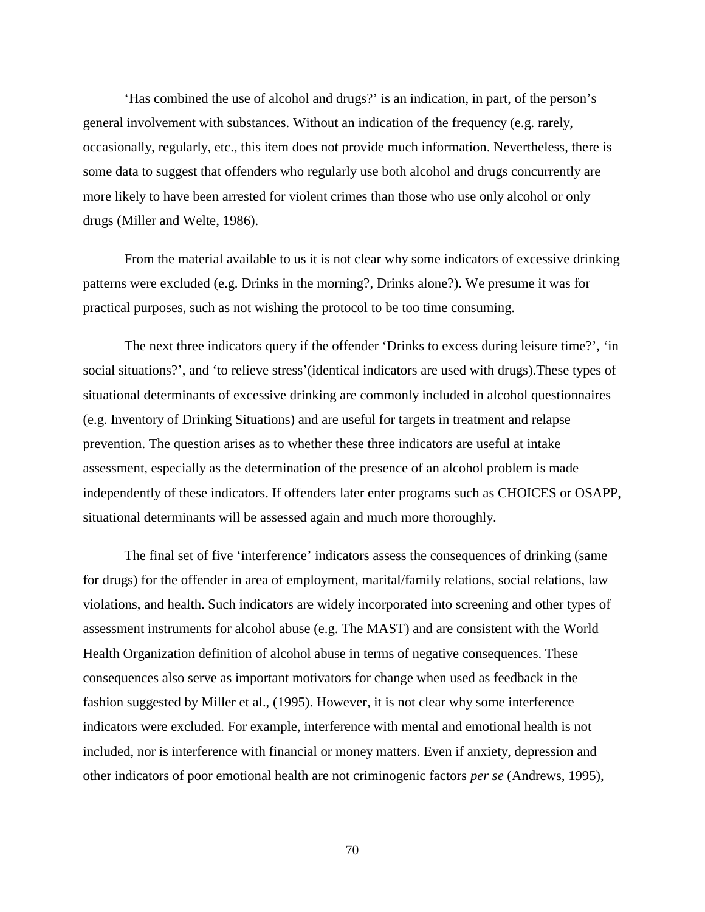‘Has combined the use of alcohol and drugs?’ is an indication, in part, of the person’s general involvement with substances. Without an indication of the frequency (e.g. rarely, occasionally, regularly, etc., this item does not provide much information. Nevertheless, there is some data to suggest that offenders who regularly use both alcohol and drugs concurrently are more likely to have been arrested for violent crimes than those who use only alcohol or only drugs (Miller and Welte, 1986).

From the material available to us it is not clear why some indicators of excessive drinking patterns were excluded (e.g. Drinks in the morning?, Drinks alone?). We presume it was for practical purposes, such as not wishing the protocol to be too time consuming.

The next three indicators query if the offender ‘Drinks to excess during leisure time?’, ‘in social situations?’, and ‘to relieve stress’(identical indicators are used with drugs).These types of situational determinants of excessive drinking are commonly included in alcohol questionnaires (e.g. Inventory of Drinking Situations) and are useful for targets in treatment and relapse prevention. The question arises as to whether these three indicators are useful at intake assessment, especially as the determination of the presence of an alcohol problem is made independently of these indicators. If offenders later enter programs such as CHOICES or OSAPP, situational determinants will be assessed again and much more thoroughly.

The final set of five ‘interference’ indicators assess the consequences of drinking (same for drugs) for the offender in area of employment, marital/family relations, social relations, law violations, and health. Such indicators are widely incorporated into screening and other types of assessment instruments for alcohol abuse (e.g. The MAST) and are consistent with the World Health Organization definition of alcohol abuse in terms of negative consequences. These consequences also serve as important motivators for change when used as feedback in the fashion suggested by Miller et al., (1995). However, it is not clear why some interference indicators were excluded. For example, interference with mental and emotional health is not included, nor is interference with financial or money matters. Even if anxiety, depression and other indicators of poor emotional health are not criminogenic factors *per se* (Andrews, 1995),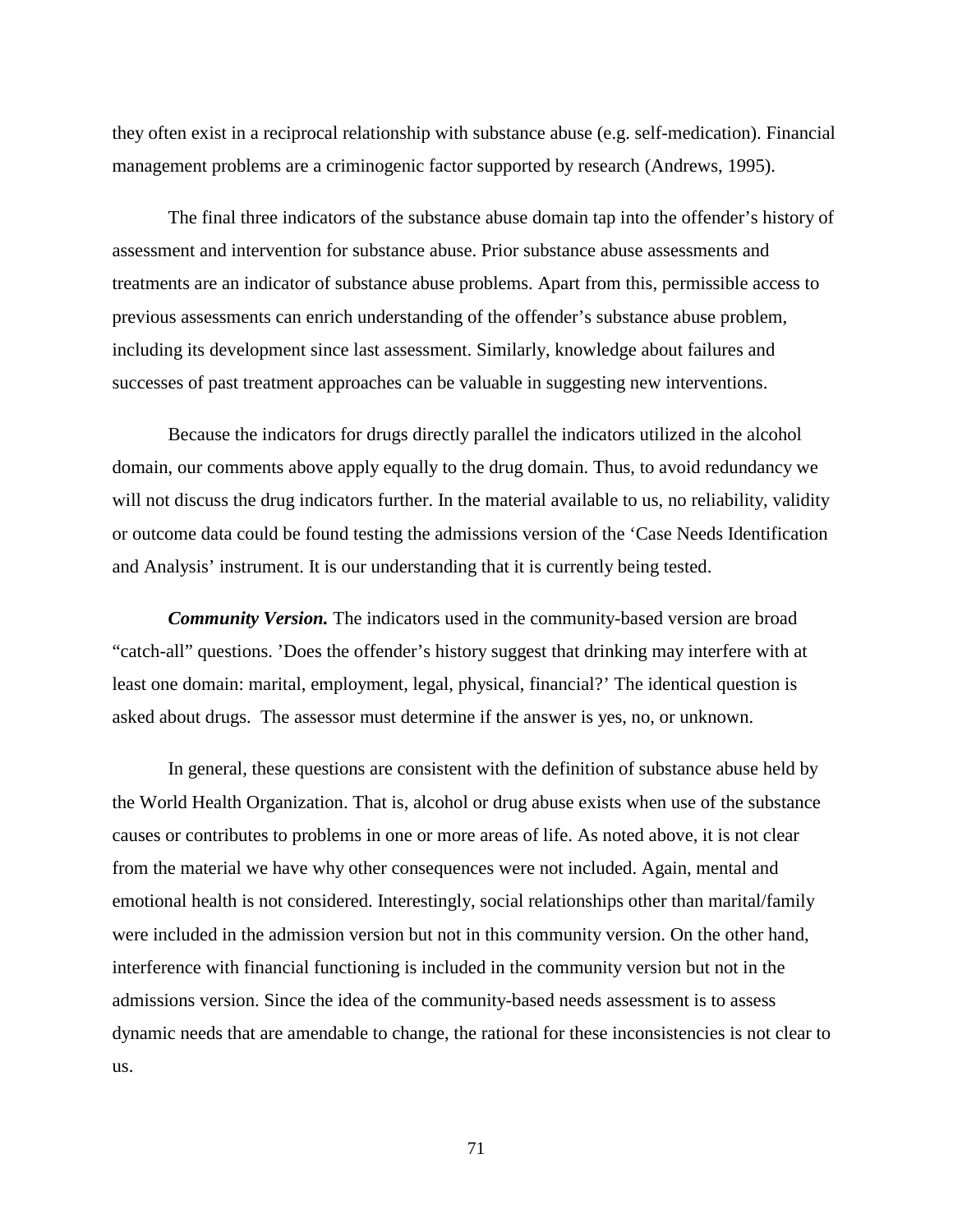they often exist in a reciprocal relationship with substance abuse (e.g. self-medication). Financial management problems are a criminogenic factor supported by research (Andrews, 1995).

The final three indicators of the substance abuse domain tap into the offender's history of assessment and intervention for substance abuse. Prior substance abuse assessments and treatments are an indicator of substance abuse problems. Apart from this, permissible access to previous assessments can enrich understanding of the offender's substance abuse problem, including its development since last assessment. Similarly, knowledge about failures and successes of past treatment approaches can be valuable in suggesting new interventions.

Because the indicators for drugs directly parallel the indicators utilized in the alcohol domain, our comments above apply equally to the drug domain. Thus, to avoid redundancy we will not discuss the drug indicators further. In the material available to us, no reliability, validity or outcome data could be found testing the admissions version of the 'Case Needs Identification and Analysis' instrument. It is our understanding that it is currently being tested.

***Community Version.*** The indicators used in the community-based version are broad "catch-all" questions. 'Does the offender's history suggest that drinking may interfere with at least one domain: marital, employment, legal, physical, financial?' The identical question is asked about drugs. The assessor must determine if the answer is yes, no, or unknown.

In general, these questions are consistent with the definition of substance abuse held by the World Health Organization. That is, alcohol or drug abuse exists when use of the substance causes or contributes to problems in one or more areas of life. As noted above, it is not clear from the material we have why other consequences were not included. Again, mental and emotional health is not considered. Interestingly, social relationships other than marital/family were included in the admission version but not in this community version. On the other hand, interference with financial functioning is included in the community version but not in the admissions version. Since the idea of the community-based needs assessment is to assess dynamic needs that are amendable to change, the rational for these inconsistencies is not clear to us.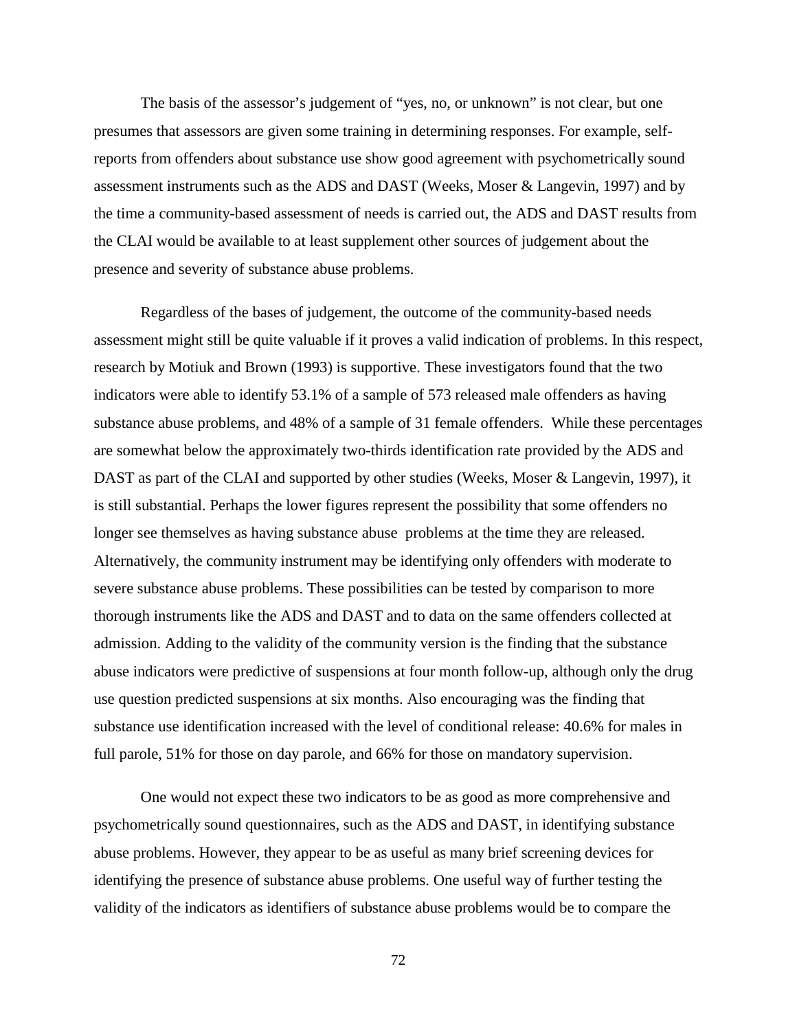The basis of the assessor's judgement of "yes, no, or unknown" is not clear, but one presumes that assessors are given some training in determining responses. For example, self-reports from offenders about substance use show good agreement with psychometrically sound assessment instruments such as the ADS and DAST (Weeks, Moser & Langevin, 1997) and by the time a community-based assessment of needs is carried out, the ADS and DAST results from the CLAI would be available to at least supplement other sources of judgement about the presence and severity of substance abuse problems.

Regardless of the bases of judgement, the outcome of the community-based needs assessment might still be quite valuable if it proves a valid indication of problems. In this respect, research by Motiuk and Brown (1993) is supportive. These investigators found that the two indicators were able to identify 53.1% of a sample of 573 released male offenders as having substance abuse problems, and 48% of a sample of 31 female offenders. While these percentages are somewhat below the approximately two-thirds identification rate provided by the ADS and DAST as part of the CLAI and supported by other studies (Weeks, Moser & Langevin, 1997), it is still substantial. Perhaps the lower figures represent the possibility that some offenders no longer see themselves as having substance abuse problems at the time they are released. Alternatively, the community instrument may be identifying only offenders with moderate to severe substance abuse problems. These possibilities can be tested by comparison to more thorough instruments like the ADS and DAST and to data on the same offenders collected at admission. Adding to the validity of the community version is the finding that the substance abuse indicators were predictive of suspensions at four month follow-up, although only the drug use question predicted suspensions at six months. Also encouraging was the finding that substance use identification increased with the level of conditional release: 40.6% for males in full parole, 51% for those on day parole, and 66% for those on mandatory supervision.

One would not expect these two indicators to be as good as more comprehensive and psychometrically sound questionnaires, such as the ADS and DAST, in identifying substance abuse problems. However, they appear to be as useful as many brief screening devices for identifying the presence of substance abuse problems. One useful way of further testing the validity of the indicators as identifiers of substance abuse problems would be to compare the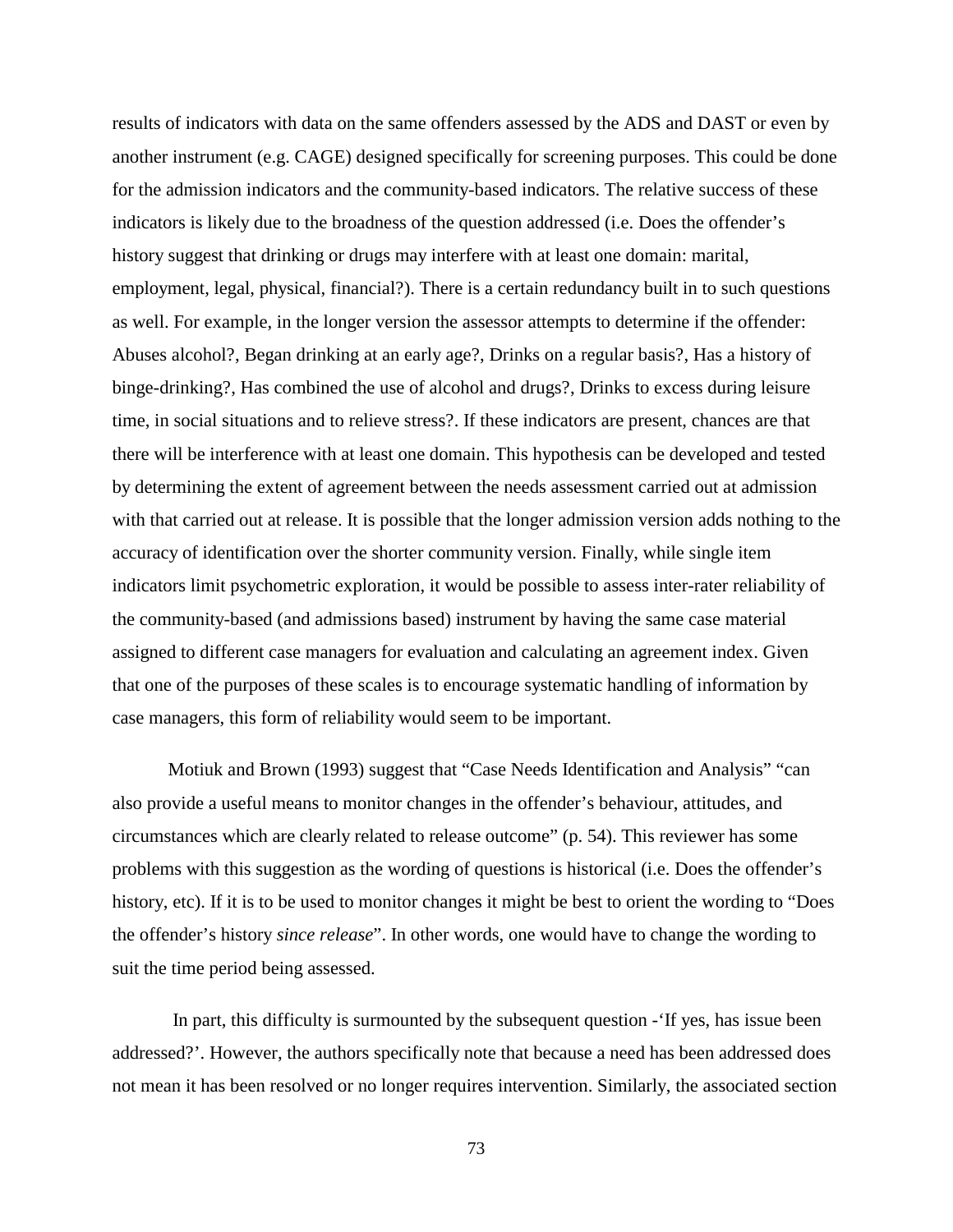results of indicators with data on the same offenders assessed by the ADS and DAST or even by another instrument (e.g. CAGE) designed specifically for screening purposes. This could be done for the admission indicators and the community-based indicators. The relative success of these indicators is likely due to the broadness of the question addressed (i.e. Does the offender's history suggest that drinking or drugs may interfere with at least one domain: marital, employment, legal, physical, financial?). There is a certain redundancy built in to such questions as well. For example, in the longer version the assessor attempts to determine if the offender: Abuses alcohol?, Began drinking at an early age?, Drinks on a regular basis?, Has a history of binge-drinking?, Has combined the use of alcohol and drugs?, Drinks to excess during leisure time, in social situations and to relieve stress?. If these indicators are present, chances are that there will be interference with at least one domain. This hypothesis can be developed and tested by determining the extent of agreement between the needs assessment carried out at admission with that carried out at release. It is possible that the longer admission version adds nothing to the accuracy of identification over the shorter community version. Finally, while single item indicators limit psychometric exploration, it would be possible to assess inter-rater reliability of the community-based (and admissions based) instrument by having the same case material assigned to different case managers for evaluation and calculating an agreement index. Given that one of the purposes of these scales is to encourage systematic handling of information by case managers, this form of reliability would seem to be important.

Motiuk and Brown (1993) suggest that "Case Needs Identification and Analysis" "can also provide a useful means to monitor changes in the offender's behaviour, attitudes, and circumstances which are clearly related to release outcome" (p. 54). This reviewer has some problems with this suggestion as the wording of questions is historical (i.e. Does the offender's history, etc). If it is to be used to monitor changes it might be best to orient the wording to "Does the offender's history *since release*". In other words, one would have to change the wording to suit the time period being assessed.

In part, this difficulty is surmounted by the subsequent question -'If yes, has issue been addressed?'. However, the authors specifically note that because a need has been addressed does not mean it has been resolved or no longer requires intervention. Similarly, the associated section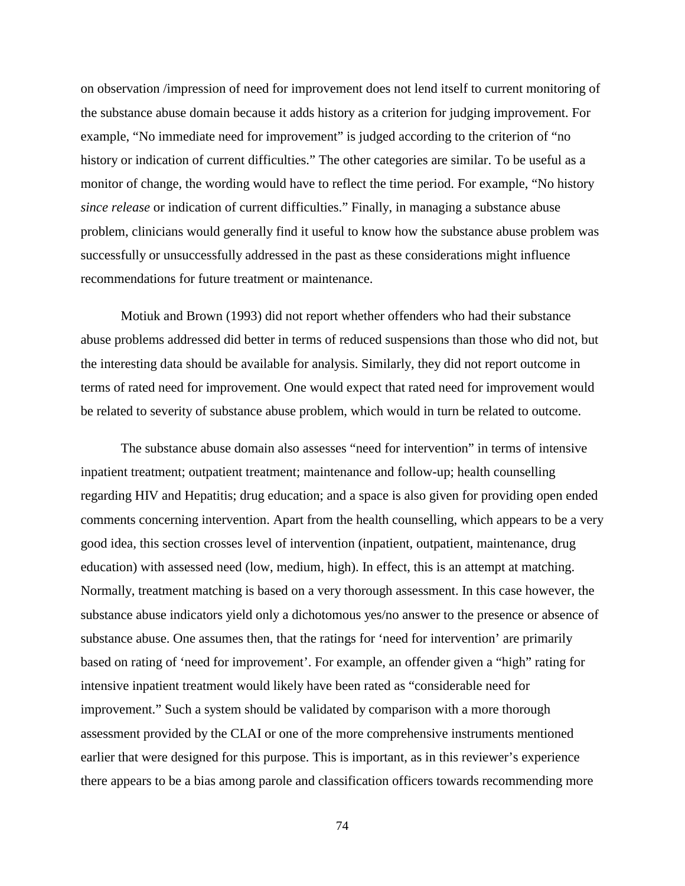on observation /impression of need for improvement does not lend itself to current monitoring of the substance abuse domain because it adds history as a criterion for judging improvement. For example, "No immediate need for improvement" is judged according to the criterion of "no history or indication of current difficulties." The other categories are similar. To be useful as a monitor of change, the wording would have to reflect the time period. For example, "No history *since release* or indication of current difficulties." Finally, in managing a substance abuse problem, clinicians would generally find it useful to know how the substance abuse problem was successfully or unsuccessfully addressed in the past as these considerations might influence recommendations for future treatment or maintenance.

Motiuk and Brown (1993) did not report whether offenders who had their substance abuse problems addressed did better in terms of reduced suspensions than those who did not, but the interesting data should be available for analysis. Similarly, they did not report outcome in terms of rated need for improvement. One would expect that rated need for improvement would be related to severity of substance abuse problem, which would in turn be related to outcome.

The substance abuse domain also assesses "need for intervention" in terms of intensive inpatient treatment; outpatient treatment; maintenance and follow-up; health counselling regarding HIV and Hepatitis; drug education; and a space is also given for providing open ended comments concerning intervention. Apart from the health counselling, which appears to be a very good idea, this section crosses level of intervention (inpatient, outpatient, maintenance, drug education) with assessed need (low, medium, high). In effect, this is an attempt at matching. Normally, treatment matching is based on a very thorough assessment. In this case however, the substance abuse indicators yield only a dichotomous yes/no answer to the presence or absence of substance abuse. One assumes then, that the ratings for 'need for intervention' are primarily based on rating of 'need for improvement'. For example, an offender given a "high" rating for intensive inpatient treatment would likely have been rated as "considerable need for improvement." Such a system should be validated by comparison with a more thorough assessment provided by the CLAI or one of the more comprehensive instruments mentioned earlier that were designed for this purpose. This is important, as in this reviewer's experience there appears to be a bias among parole and classification officers towards recommending more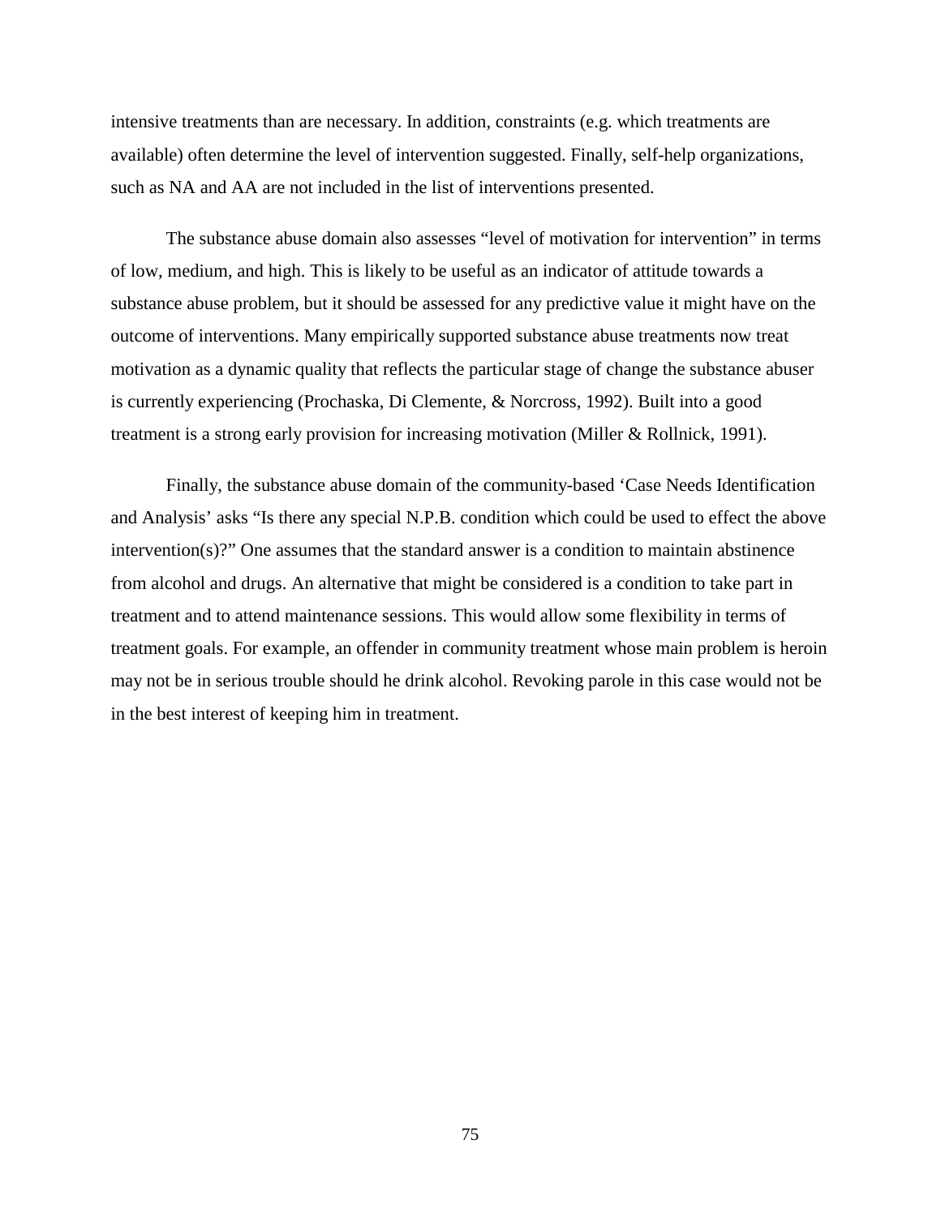intensive treatments than are necessary. In addition, constraints (e.g. which treatments are available) often determine the level of intervention suggested. Finally, self-help organizations, such as NA and AA are not included in the list of interventions presented.

The substance abuse domain also assesses “level of motivation for intervention” in terms of low, medium, and high. This is likely to be useful as an indicator of attitude towards a substance abuse problem, but it should be assessed for any predictive value it might have on the outcome of interventions. Many empirically supported substance abuse treatments now treat motivation as a dynamic quality that reflects the particular stage of change the substance abuser is currently experiencing (Prochaska, Di Clemente, & Norcross, 1992). Built into a good treatment is a strong early provision for increasing motivation (Miller & Rollnick, 1991).

Finally, the substance abuse domain of the community-based ‘Case Needs Identification and Analysis’ asks “Is there any special N.P.B. condition which could be used to effect the above intervention(s)?” One assumes that the standard answer is a condition to maintain abstinence from alcohol and drugs. An alternative that might be considered is a condition to take part in treatment and to attend maintenance sessions. This would allow some flexibility in terms of treatment goals. For example, an offender in community treatment whose main problem is heroin may not be in serious trouble should he drink alcohol. Revoking parole in this case would not be in the best interest of keeping him in treatment.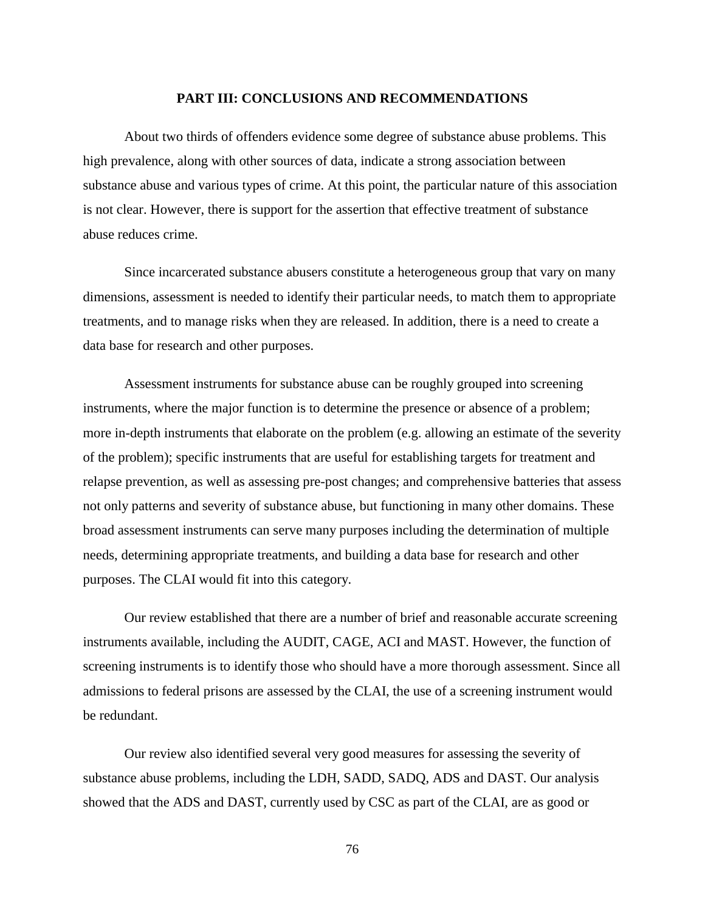## PART III: CONCLUSIONS AND RECOMMENDATIONS

About two thirds of offenders evidence some degree of substance abuse problems. This high prevalence, along with other sources of data, indicate a strong association between substance abuse and various types of crime. At this point, the particular nature of this association is not clear. However, there is support for the assertion that effective treatment of substance abuse reduces crime.

Since incarcerated substance abusers constitute a heterogeneous group that vary on many dimensions, assessment is needed to identify their particular needs, to match them to appropriate treatments, and to manage risks when they are released. In addition, there is a need to create a data base for research and other purposes.

Assessment instruments for substance abuse can be roughly grouped into screening instruments, where the major function is to determine the presence or absence of a problem; more in-depth instruments that elaborate on the problem (e.g. allowing an estimate of the severity of the problem); specific instruments that are useful for establishing targets for treatment and relapse prevention, as well as assessing pre-post changes; and comprehensive batteries that assess not only patterns and severity of substance abuse, but functioning in many other domains. These broad assessment instruments can serve many purposes including the determination of multiple needs, determining appropriate treatments, and building a data base for research and other purposes. The CLAI would fit into this category.

Our review established that there are a number of brief and reasonable accurate screening instruments available, including the AUDIT, CAGE, ACI and MAST. However, the function of screening instruments is to identify those who should have a more thorough assessment. Since all admissions to federal prisons are assessed by the CLAI, the use of a screening instrument would be redundant.

Our review also identified several very good measures for assessing the severity of substance abuse problems, including the LDH, SADD, SADQ, ADS and DAST. Our analysis showed that the ADS and DAST, currently used by CSC as part of the CLAI, are as good or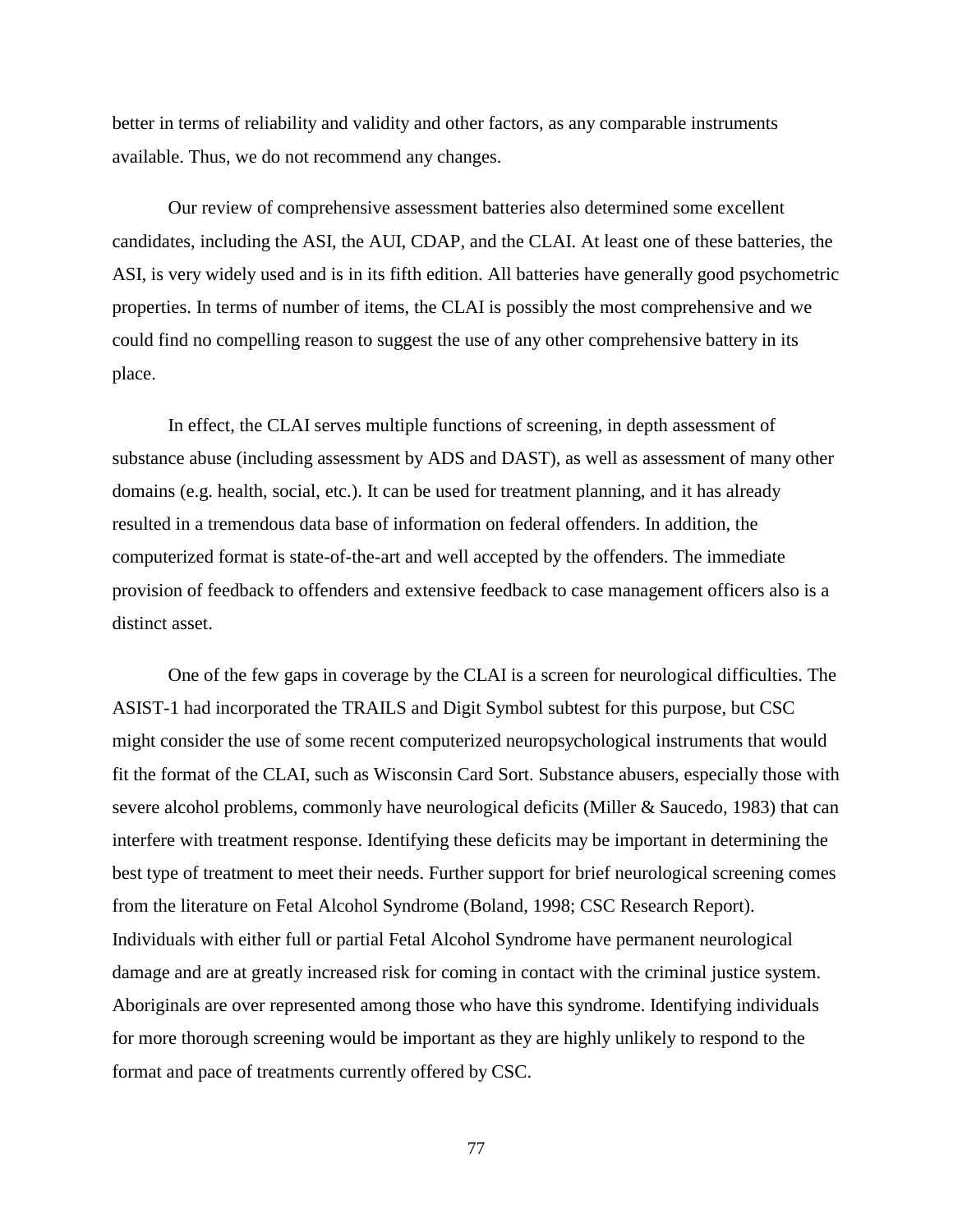better in terms of reliability and validity and other factors, as any comparable instruments available. Thus, we do not recommend any changes.

Our review of comprehensive assessment batteries also determined some excellent candidates, including the ASI, the AUI, CDAP, and the CLAI. At least one of these batteries, the ASI, is very widely used and is in its fifth edition. All batteries have generally good psychometric properties. In terms of number of items, the CLAI is possibly the most comprehensive and we could find no compelling reason to suggest the use of any other comprehensive battery in its place.

In effect, the CLAI serves multiple functions of screening, in depth assessment of substance abuse (including assessment by ADS and DAST), as well as assessment of many other domains (e.g. health, social, etc.). It can be used for treatment planning, and it has already resulted in a tremendous data base of information on federal offenders. In addition, the computerized format is state-of-the-art and well accepted by the offenders. The immediate provision of feedback to offenders and extensive feedback to case management officers also is a distinct asset.

One of the few gaps in coverage by the CLAI is a screen for neurological difficulties. The ASIST-1 had incorporated the TRAILS and Digit Symbol subtest for this purpose, but CSC might consider the use of some recent computerized neuropsychological instruments that would fit the format of the CLAI, such as Wisconsin Card Sort. Substance abusers, especially those with severe alcohol problems, commonly have neurological deficits (Miller & Saucedo, 1983) that can interfere with treatment response. Identifying these deficits may be important in determining the best type of treatment to meet their needs. Further support for brief neurological screening comes from the literature on Fetal Alcohol Syndrome (Boland, 1998; CSC Research Report). Individuals with either full or partial Fetal Alcohol Syndrome have permanent neurological damage and are at greatly increased risk for coming in contact with the criminal justice system. Aboriginals are over represented among those who have this syndrome. Identifying individuals for more thorough screening would be important as they are highly unlikely to respond to the format and pace of treatments currently offered by CSC.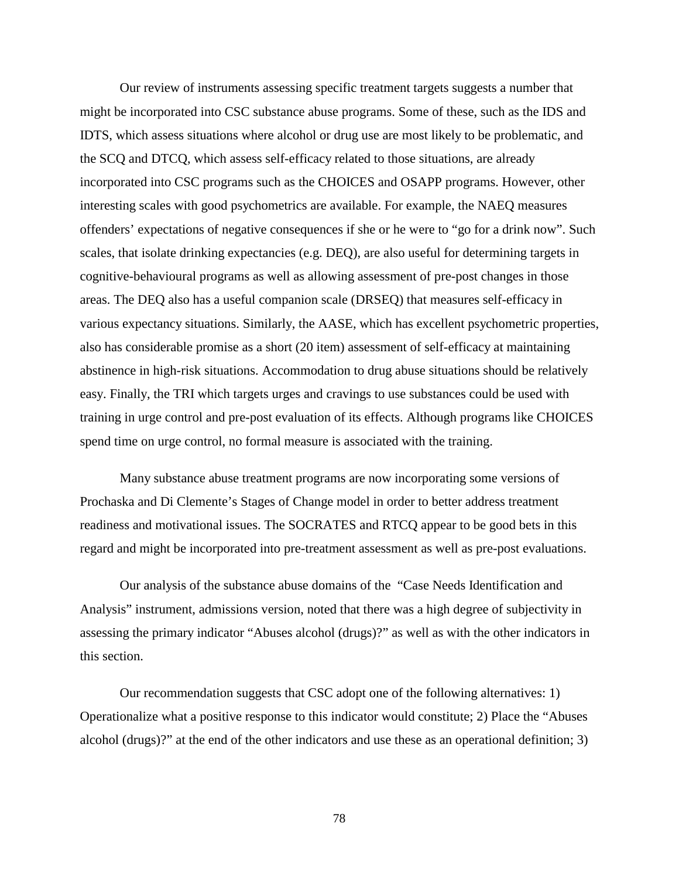Our review of instruments assessing specific treatment targets suggests a number that might be incorporated into CSC substance abuse programs. Some of these, such as the IDS and IDTS, which assess situations where alcohol or drug use are most likely to be problematic, and the SCQ and DTCQ, which assess self-efficacy related to those situations, are already incorporated into CSC programs such as the CHOICES and OSAPP programs. However, other interesting scales with good psychometrics are available. For example, the NAEQ measures offenders' expectations of negative consequences if she or he were to "go for a drink now". Such scales, that isolate drinking expectancies (e.g. DEQ), are also useful for determining targets in cognitive-behavioural programs as well as allowing assessment of pre-post changes in those areas. The DEQ also has a useful companion scale (DRSEQ) that measures self-efficacy in various expectancy situations. Similarly, the AASE, which has excellent psychometric properties, also has considerable promise as a short (20 item) assessment of self-efficacy at maintaining abstinence in high-risk situations. Accommodation to drug abuse situations should be relatively easy. Finally, the TRI which targets urges and cravings to use substances could be used with training in urge control and pre-post evaluation of its effects. Although programs like CHOICES spend time on urge control, no formal measure is associated with the training.

Many substance abuse treatment programs are now incorporating some versions of Prochaska and Di Clemente's Stages of Change model in order to better address treatment readiness and motivational issues. The SOCRATES and RTCQ appear to be good bets in this regard and might be incorporated into pre-treatment assessment as well as pre-post evaluations.

Our analysis of the substance abuse domains of the "Case Needs Identification and Analysis" instrument, admissions version, noted that there was a high degree of subjectivity in assessing the primary indicator "Abuses alcohol (drugs)?" as well as with the other indicators in this section.

Our recommendation suggests that CSC adopt one of the following alternatives: 1) Operationalize what a positive response to this indicator would constitute; 2) Place the "Abuses alcohol (drugs)?" at the end of the other indicators and use these as an operational definition; 3)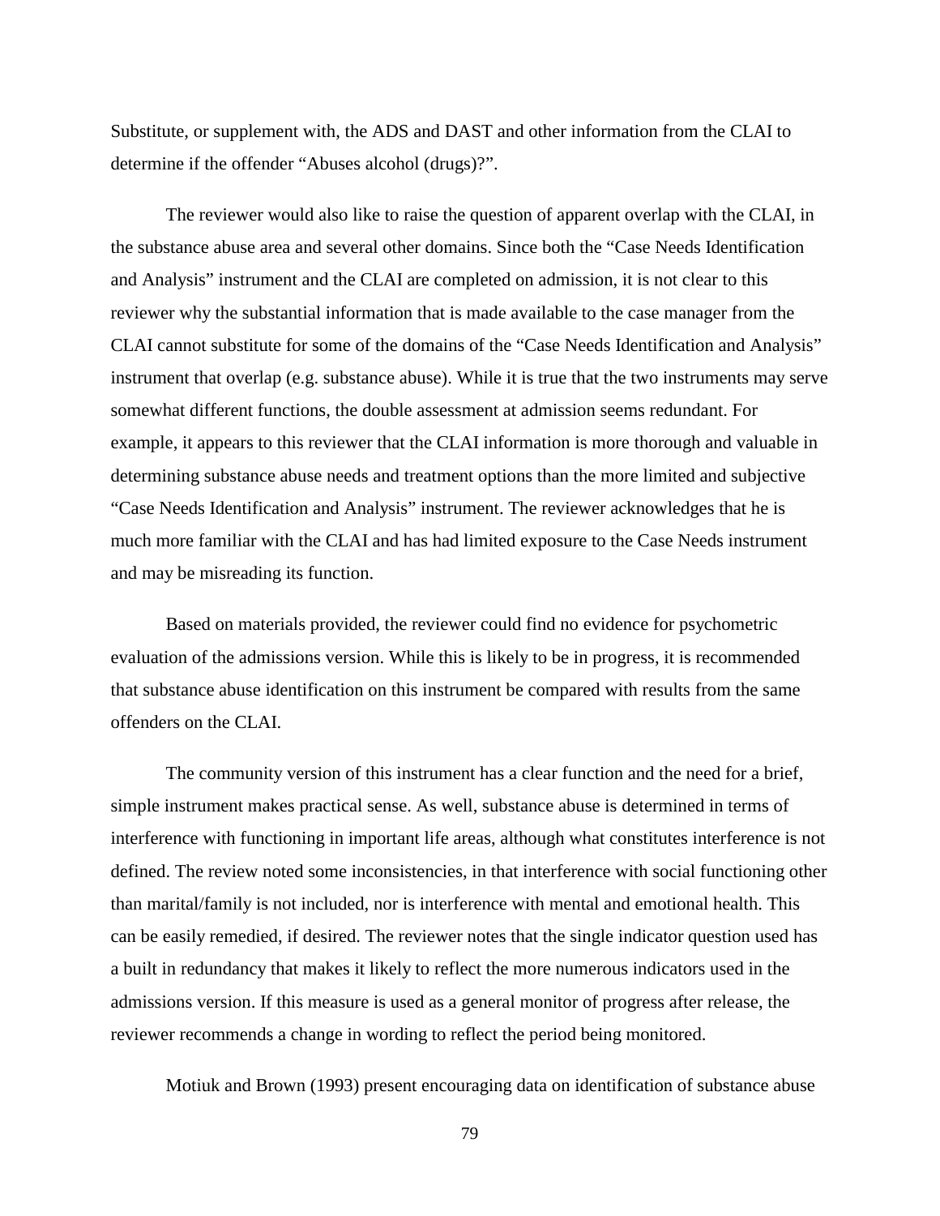Substitute, or supplement with, the ADS and DAST and other information from the CLAI to determine if the offender "Abuses alcohol (drugs)?".

The reviewer would also like to raise the question of apparent overlap with the CLAI, in the substance abuse area and several other domains. Since both the "Case Needs Identification and Analysis" instrument and the CLAI are completed on admission, it is not clear to this reviewer why the substantial information that is made available to the case manager from the CLAI cannot substitute for some of the domains of the "Case Needs Identification and Analysis" instrument that overlap (e.g. substance abuse). While it is true that the two instruments may serve somewhat different functions, the double assessment at admission seems redundant. For example, it appears to this reviewer that the CLAI information is more thorough and valuable in determining substance abuse needs and treatment options than the more limited and subjective "Case Needs Identification and Analysis" instrument. The reviewer acknowledges that he is much more familiar with the CLAI and has had limited exposure to the Case Needs instrument and may be misreading its function.

Based on materials provided, the reviewer could find no evidence for psychometric evaluation of the admissions version. While this is likely to be in progress, it is recommended that substance abuse identification on this instrument be compared with results from the same offenders on the CLAI.

The community version of this instrument has a clear function and the need for a brief, simple instrument makes practical sense. As well, substance abuse is determined in terms of interference with functioning in important life areas, although what constitutes interference is not defined. The review noted some inconsistencies, in that interference with social functioning other than marital/family is not included, nor is interference with mental and emotional health. This can be easily remedied, if desired. The reviewer notes that the single indicator question used has a built in redundancy that makes it likely to reflect the more numerous indicators used in the admissions version. If this measure is used as a general monitor of progress after release, the reviewer recommends a change in wording to reflect the period being monitored.

Motiuk and Brown (1993) present encouraging data on identification of substance abuse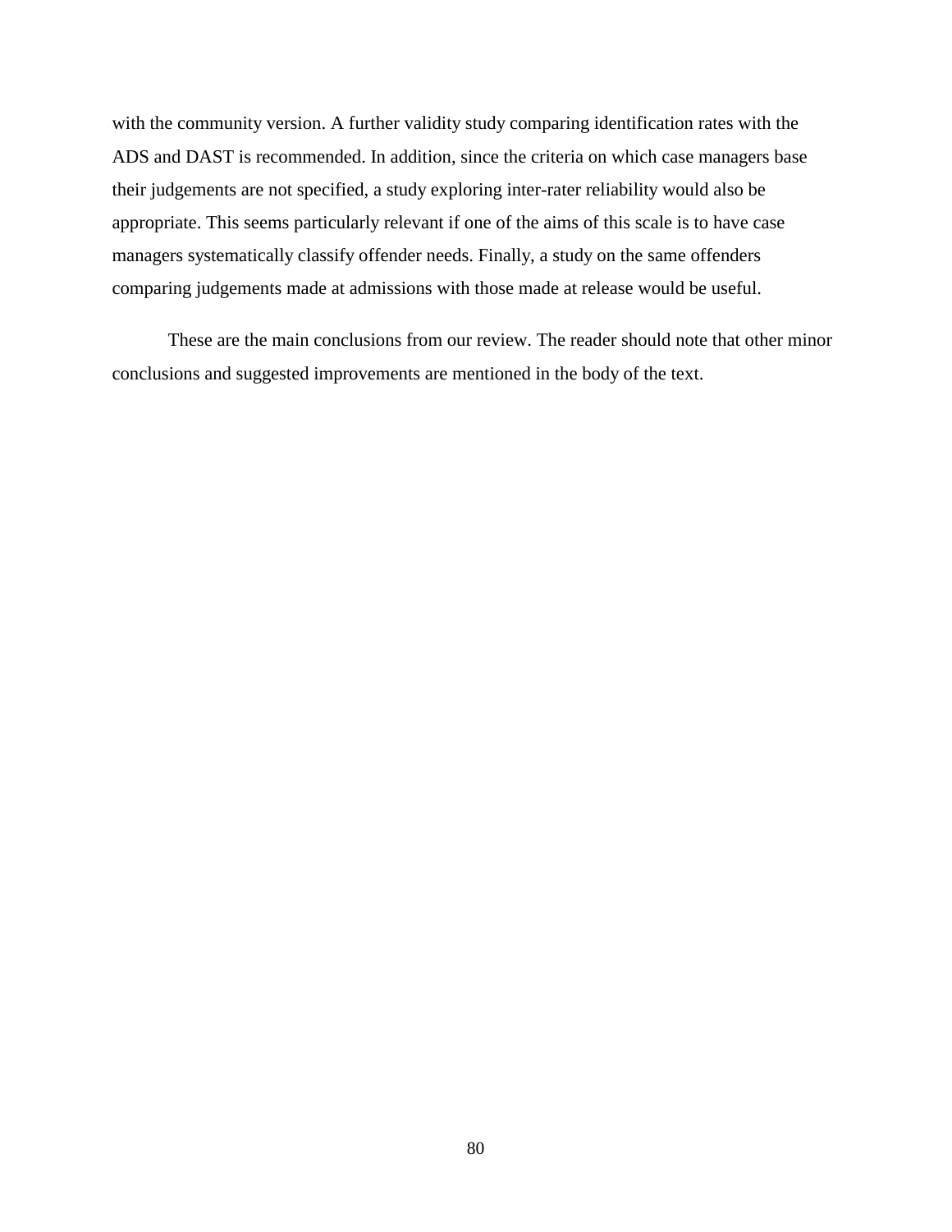with the community version. A further validity study comparing identification rates with the ADS and DAST is recommended. In addition, since the criteria on which case managers base their judgements are not specified, a study exploring inter-rater reliability would also be appropriate. This seems particularly relevant if one of the aims of this scale is to have case managers systematically classify offender needs. Finally, a study on the same offenders comparing judgements made at admissions with those made at release would be useful.

These are the main conclusions from our review. The reader should note that other minor conclusions and suggested improvements are mentioned in the body of the text.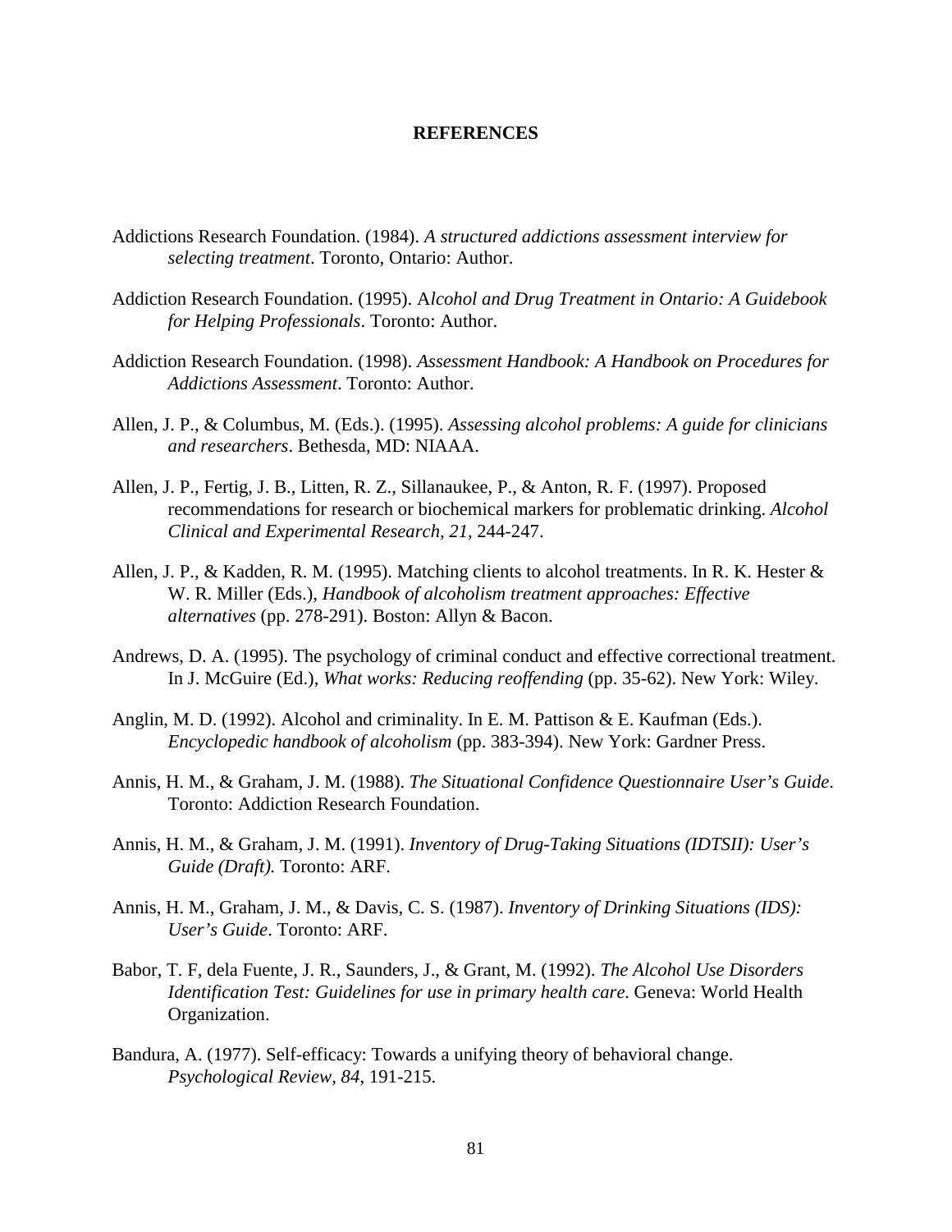# REFERENCES

Addictions Research Foundation. (1984). *A structured addictions assessment interview for selecting treatment*. Toronto, Ontario: Author.

Addiction Research Foundation. (1995). A*lcohol and Drug Treatment in Ontario: A Guidebook for Helping Professionals*. Toronto: Author.

Addiction Research Foundation. (1998). *Assessment Handbook: A Handbook on Procedures for Addictions Assessment*. Toronto: Author.

Allen, J. P., & Columbus, M. (Eds.). (1995). *Assessing alcohol problems: A guide for clinicians and researchers*. Bethesda, MD: NIAAA.

Allen, J. P., Fertig, J. B., Litten, R. Z., Sillanaukee, P., & Anton, R. F. (1997). Proposed recommendations for research or biochemical markers for problematic drinking. *Alcohol Clinical and Experimental Research, 21*, 244-247.

Allen, J. P., & Kadden, R. M. (1995). Matching clients to alcohol treatments. In R. K. Hester & W. R. Miller (Eds.), *Handbook of alcoholism treatment approaches: Effective alternatives* (pp. 278-291). Boston: Allyn & Bacon.

Andrews, D. A. (1995). The psychology of criminal conduct and effective correctional treatment. In J. McGuire (Ed.), *What works: Reducing reoffending* (pp. 35-62). New York: Wiley.

Anglin, M. D. (1992). Alcohol and criminality. In E. M. Pattison & E. Kaufman (Eds.). *Encyclopedic handbook of alcoholism* (pp. 383-394). New York: Gardner Press.

Annis, H. M., & Graham, J. M. (1988). *The Situational Confidence Questionnaire User's Guide*. Toronto: Addiction Research Foundation.

Annis, H. M., & Graham, J. M. (1991). *Inventory of Drug-Taking Situations (IDTSII): User's Guide (Draft).* Toronto: ARF.

Annis, H. M., Graham, J. M., & Davis, C. S. (1987). *Inventory of Drinking Situations (IDS): User's Guide*. Toronto: ARF.

Babor, T. F, dela Fuente, J. R., Saunders, J., & Grant, M. (1992). *The Alcohol Use Disorders Identification Test: Guidelines for use in primary health care*. Geneva: World Health Organization.

Bandura, A. (1977). Self-efficacy: Towards a unifying theory of behavioral change. *Psychological Review, 84*, 191-215.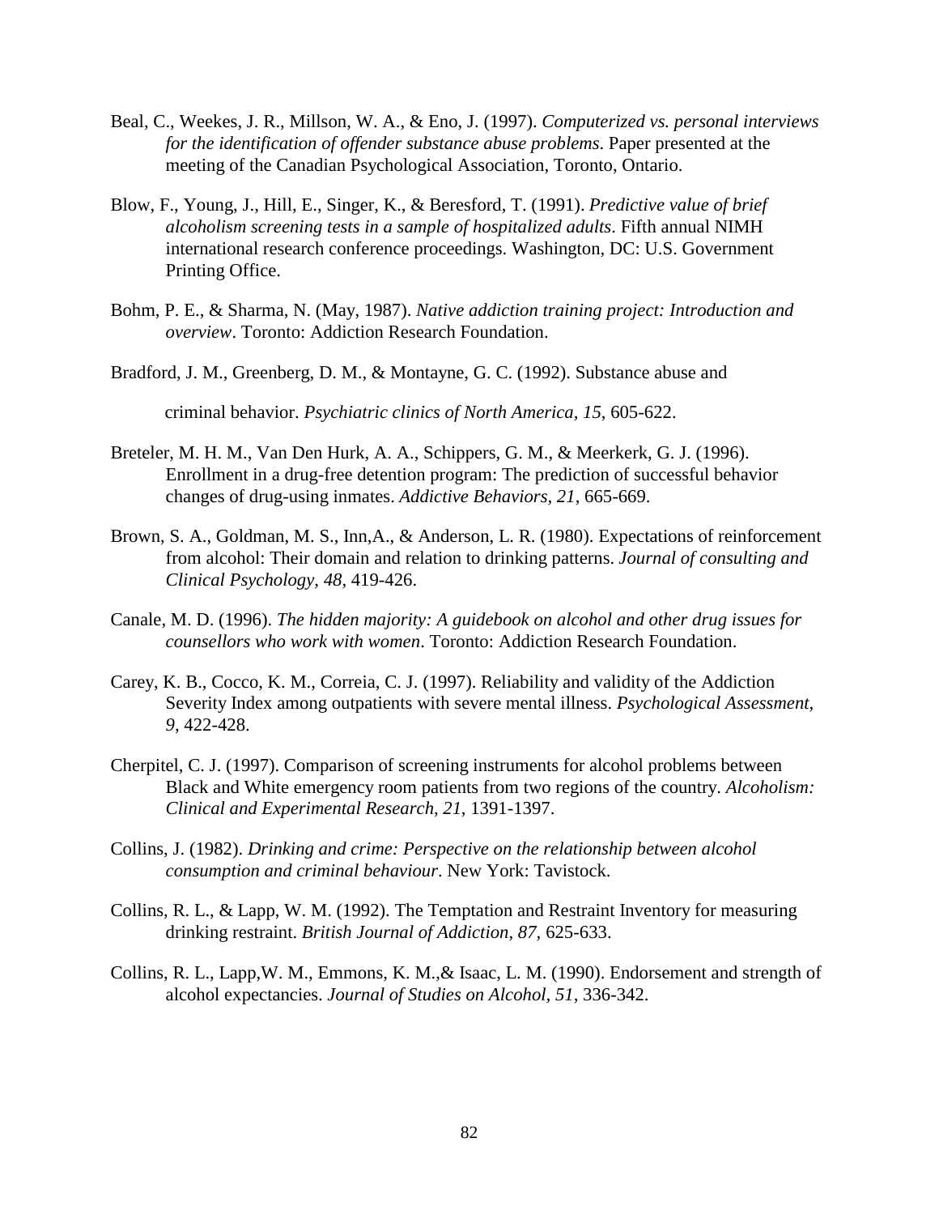Beal, C., Weekes, J. R., Millson, W. A., & Eno, J. (1997). *Computerized vs. personal interviews for the identification of offender substance abuse problems*. Paper presented at the meeting of the Canadian Psychological Association, Toronto, Ontario.

Blow, F., Young, J., Hill, E., Singer, K., & Beresford, T. (1991). *Predictive value of brief alcoholism screening tests in a sample of hospitalized adults*. Fifth annual NIMH international research conference proceedings. Washington, DC: U.S. Government Printing Office.

Bohm, P. E., & Sharma, N. (May, 1987). *Native addiction training project: Introduction and overview*. Toronto: Addiction Research Foundation.

Bradford, J. M., Greenberg, D. M., & Montayne, G. C. (1992). Substance abuse and criminal behavior. *Psychiatric clinics of North America, 15*, 605-622.

Breteler, M. H. M., Van Den Hurk, A. A., Schippers, G. M., & Meerkerk, G. J. (1996). Enrollment in a drug-free detention program: The prediction of successful behavior changes of drug-using inmates. *Addictive Behaviors, 21*, 665-669.

Brown, S. A., Goldman, M. S., Inn,A., & Anderson, L. R. (1980). Expectations of reinforcement from alcohol: Their domain and relation to drinking patterns. *Journal of consulting and Clinical Psychology, 48*, 419-426.

Canale, M. D. (1996). *The hidden majority: A guidebook on alcohol and other drug issues for counsellors who work with women*. Toronto: Addiction Research Foundation.

Carey, K. B., Cocco, K. M., Correia, C. J. (1997). Reliability and validity of the Addiction Severity Index among outpatients with severe mental illness. *Psychological Assessment, 9*, 422-428.

Cherpitel, C. J. (1997). Comparison of screening instruments for alcohol problems between Black and White emergency room patients from two regions of the country. *Alcoholism: Clinical and Experimental Research, 21*, 1391-1397.

Collins, J. (1982). *Drinking and crime: Perspective on the relationship between alcohol consumption and criminal behaviour*. New York: Tavistock.

Collins, R. L., & Lapp, W. M. (1992). The Temptation and Restraint Inventory for measuring drinking restraint. *British Journal of Addiction, 87*, 625-633.

Collins, R. L., Lapp,W. M., Emmons, K. M.,& Isaac, L. M. (1990). Endorsement and strength of alcohol expectancies. *Journal of Studies on Alcohol, 51*, 336-342.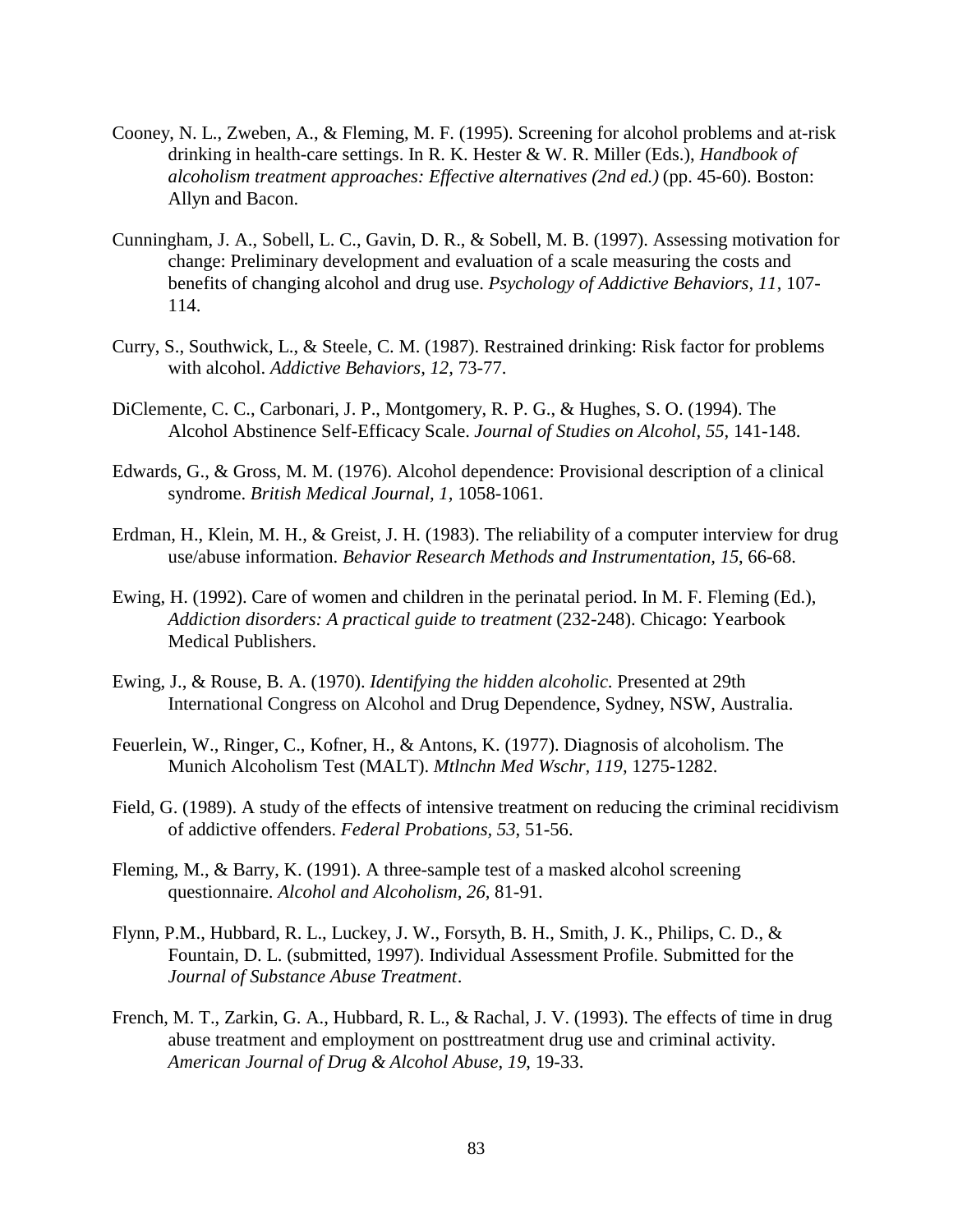Cooney, N. L., Zweben, A., & Fleming, M. F. (1995). Screening for alcohol problems and at-risk drinking in health-care settings. In R. K. Hester & W. R. Miller (Eds.), *Handbook of alcoholism treatment approaches: Effective alternatives (2nd ed.)* (pp. 45-60). Boston: Allyn and Bacon.

Cunningham, J. A., Sobell, L. C., Gavin, D. R., & Sobell, M. B. (1997). Assessing motivation for change: Preliminary development and evaluation of a scale measuring the costs and benefits of changing alcohol and drug use. *Psychology of Addictive Behaviors, 11*, 107-114.

Curry, S., Southwick, L., & Steele, C. M. (1987). Restrained drinking: Risk factor for problems with alcohol. *Addictive Behaviors, 12,* 73-77.

DiClemente, C. C., Carbonari, J. P., Montgomery, R. P. G., & Hughes, S. O. (1994). The Alcohol Abstinence Self-Efficacy Scale. *Journal of Studies on Alcohol, 55,* 141-148.

Edwards, G., & Gross, M. M. (1976). Alcohol dependence: Provisional description of a clinical syndrome. *British Medical Journal, 1*, 1058-1061.

Erdman, H., Klein, M. H., & Greist, J. H. (1983). The reliability of a computer interview for drug use/abuse information. *Behavior Research Methods and Instrumentation, 15*, 66-68.

Ewing, H. (1992). Care of women and children in the perinatal period. In M. F. Fleming (Ed.), *Addiction disorders: A practical guide to treatment* (232-248). Chicago: Yearbook Medical Publishers.

Ewing, J., & Rouse, B. A. (1970). *Identifying the hidden alcoholic*. Presented at 29th International Congress on Alcohol and Drug Dependence, Sydney, NSW, Australia.

Feuerlein, W., Ringer, C., Kofner, H., & Antons, K. (1977). Diagnosis of alcoholism. The Munich Alcoholism Test (MALT). *Mtlnchn Med Wschr, 119,* 1275-1282.

Field, G. (1989). A study of the effects of intensive treatment on reducing the criminal recidivism of addictive offenders. *Federal Probations, 53,* 51-56.

Fleming, M., & Barry, K. (1991). A three-sample test of a masked alcohol screening questionnaire. *Alcohol and Alcoholism, 26,* 81-91.

Flynn, P.M., Hubbard, R. L., Luckey, J. W., Forsyth, B. H., Smith, J. K., Philips, C. D., & Fountain, D. L. (submitted, 1997). Individual Assessment Profile. Submitted for the *Journal of Substance Abuse Treatment*.

French, M. T., Zarkin, G. A., Hubbard, R. L., & Rachal, J. V. (1993). The effects of time in drug abuse treatment and employment on posttreatment drug use and criminal activity. *American Journal of Drug & Alcohol Abuse, 19,* 19-33.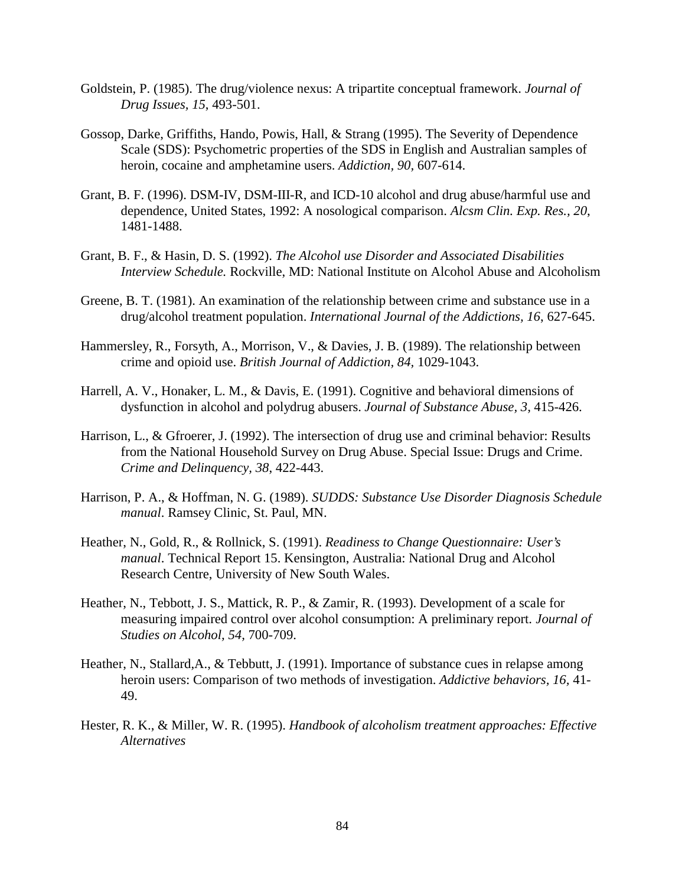Goldstein, P. (1985). The drug/violence nexus: A tripartite conceptual framework. *Journal of Drug Issues*, *15*, 493-501.

Gossop, Darke, Griffiths, Hando, Powis, Hall, & Strang (1995). The Severity of Dependence Scale (SDS): Psychometric properties of the SDS in English and Australian samples of heroin, cocaine and amphetamine users. *Addiction, 90,* 607-614.

Grant, B. F. (1996). DSM-IV, DSM-III-R, and ICD-10 alcohol and drug abuse/harmful use and dependence, United States, 1992: A nosological comparison. *Alcsm Clin. Exp. Res., 20,* 1481-1488.

Grant, B. F., & Hasin, D. S. (1992). *The Alcohol use Disorder and Associated Disabilities Interview Schedule.* Rockville, MD: National Institute on Alcohol Abuse and Alcoholism

Greene, B. T. (1981). An examination of the relationship between crime and substance use in a drug/alcohol treatment population. *International Journal of the Addictions, 16,* 627-645.

Hammersley, R., Forsyth, A., Morrison, V., & Davies, J. B. (1989). The relationship between crime and opioid use. *British Journal of Addiction, 84,* 1029-1043.

Harrell, A. V., Honaker, L. M., & Davis, E. (1991). Cognitive and behavioral dimensions of dysfunction in alcohol and polydrug abusers. *Journal of Substance Abuse, 3,* 415-426.

Harrison, L., & Gfroerer, J. (1992). The intersection of drug use and criminal behavior: Results from the National Household Survey on Drug Abuse. Special Issue: Drugs and Crime. *Crime and Delinquency, 38*, 422-443.

Harrison, P. A., & Hoffman, N. G. (1989). *SUDDS: Substance Use Disorder Diagnosis Schedule manual*. Ramsey Clinic, St. Paul, MN.

Heather, N., Gold, R., & Rollnick, S. (1991). *Readiness to Change Questionnaire: User's manual*. Technical Report 15. Kensington, Australia: National Drug and Alcohol Research Centre, University of New South Wales.

Heather, N., Tebbott, J. S., Mattick, R. P., & Zamir, R. (1993). Development of a scale for measuring impaired control over alcohol consumption: A preliminary report. *Journal of Studies on Alcohol, 54,* 700-709.

Heather, N., Stallard,A., & Tebbutt, J. (1991). Importance of substance cues in relapse among heroin users: Comparison of two methods of investigation. *Addictive behaviors, 16,* 41-49.

Hester, R. K., & Miller, W. R. (1995). *Handbook of alcoholism treatment approaches: Effective Alternatives*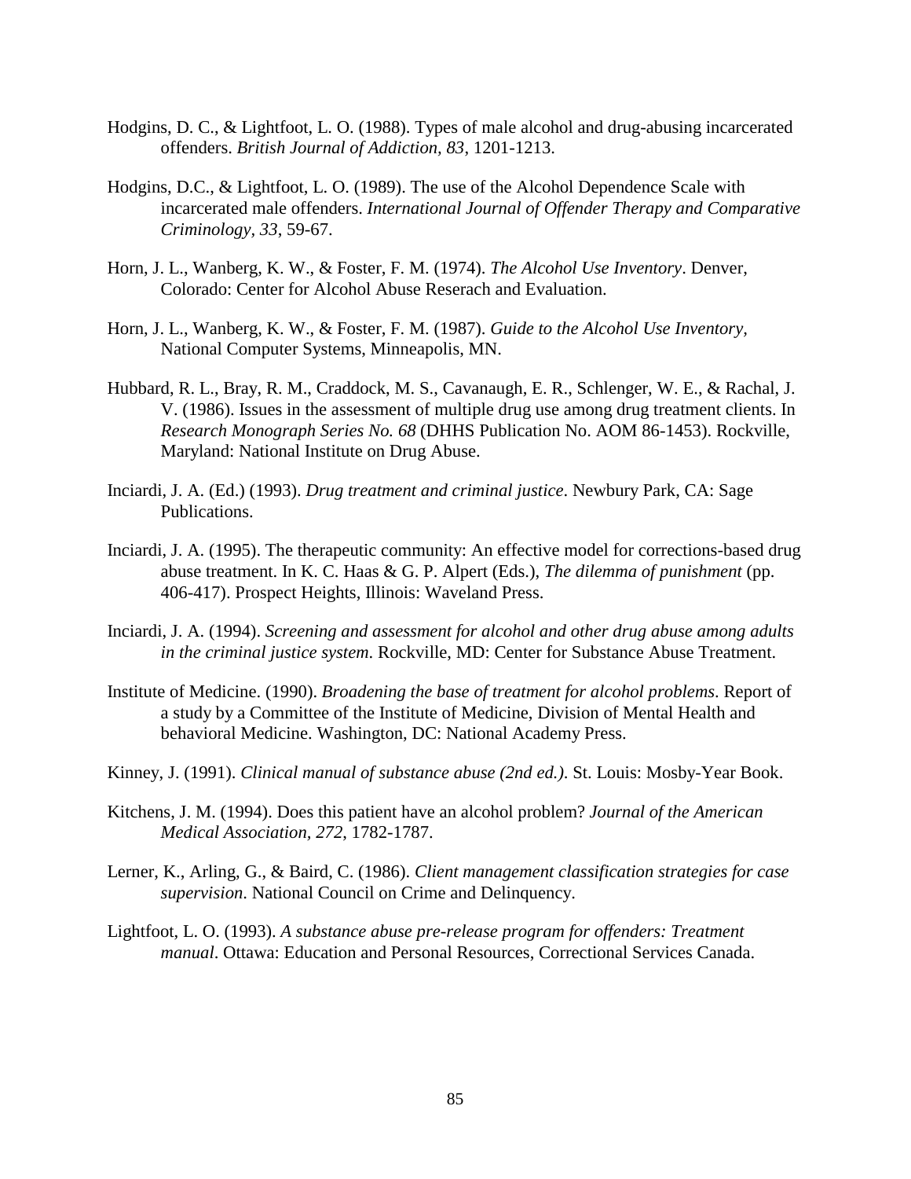Hodgins, D. C., & Lightfoot, L. O. (1988). Types of male alcohol and drug-abusing incarcerated offenders. *British Journal of Addiction, 83*, 1201-1213.

Hodgins, D.C., & Lightfoot, L. O. (1989). The use of the Alcohol Dependence Scale with incarcerated male offenders. *International Journal of Offender Therapy and Comparative Criminology, 33*, 59-67.

Horn, J. L., Wanberg, K. W., & Foster, F. M. (1974). *The Alcohol Use Inventory*. Denver, Colorado: Center for Alcohol Abuse Reserach and Evaluation.

Horn, J. L., Wanberg, K. W., & Foster, F. M. (1987). *Guide to the Alcohol Use Inventory,* National Computer Systems, Minneapolis, MN.

Hubbard, R. L., Bray, R. M., Craddock, M. S., Cavanaugh, E. R., Schlenger, W. E., & Rachal, J. V. (1986). Issues in the assessment of multiple drug use among drug treatment clients. In *Research Monograph Series No. 68* (DHHS Publication No. AOM 86-1453). Rockville, Maryland: National Institute on Drug Abuse.

Inciardi, J. A. (Ed.) (1993). *Drug treatment and criminal justice*. Newbury Park, CA: Sage Publications.

Inciardi, J. A. (1995). The therapeutic community: An effective model for corrections-based drug abuse treatment. In K. C. Haas & G. P. Alpert (Eds.), *The dilemma of punishment* (pp. 406-417). Prospect Heights, Illinois: Waveland Press.

Inciardi, J. A. (1994). *Screening and assessment for alcohol and other drug abuse among adults in the criminal justice system*. Rockville, MD: Center for Substance Abuse Treatment.

Institute of Medicine. (1990). *Broadening the base of treatment for alcohol problems*. Report of a study by a Committee of the Institute of Medicine, Division of Mental Health and behavioral Medicine. Washington, DC: National Academy Press.

Kinney, J. (1991). *Clinical manual of substance abuse (2nd ed.)*. St. Louis: Mosby-Year Book.

Kitchens, J. M. (1994). Does this patient have an alcohol problem? *Journal of the American Medical Association, 272*, 1782-1787.

Lerner, K., Arling, G., & Baird, C. (1986). *Client management classification strategies for case supervision*. National Council on Crime and Delinquency.

Lightfoot, L. O. (1993). *A substance abuse pre-release program for offenders: Treatment manual*. Ottawa: Education and Personal Resources, Correctional Services Canada.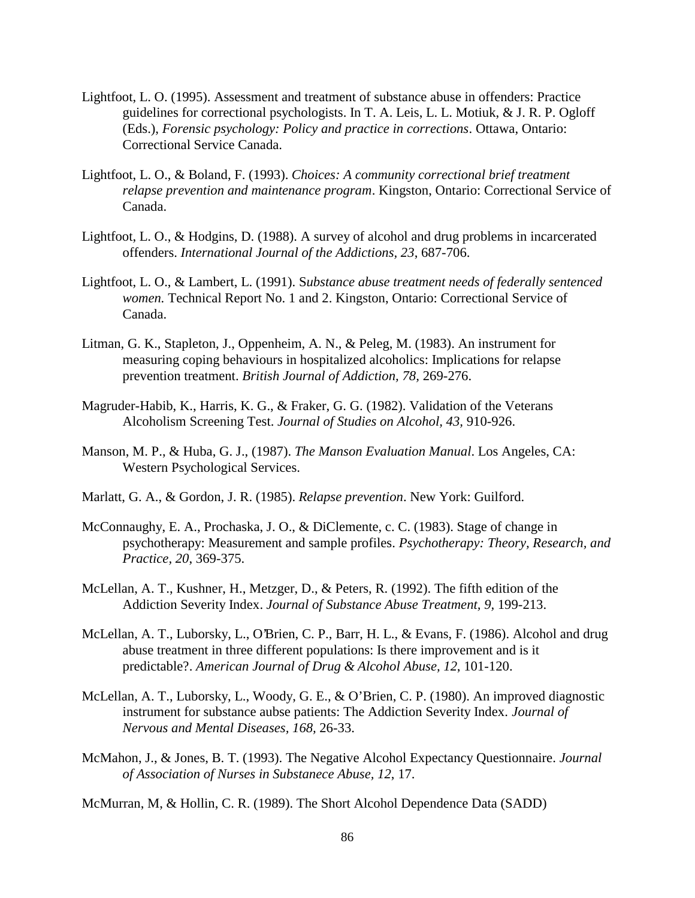Lightfoot, L. O. (1995). Assessment and treatment of substance abuse in offenders: Practice guidelines for correctional psychologists. In T. A. Leis, L. L. Motiuk, & J. R. P. Ogloff (Eds.), *Forensic psychology: Policy and practice in corrections*. Ottawa, Ontario: Correctional Service Canada.

Lightfoot, L. O., & Boland, F. (1993). *Choices: A community correctional brief treatment relapse prevention and maintenance program*. Kingston, Ontario: Correctional Service of Canada.

Lightfoot, L. O., & Hodgins, D. (1988). A survey of alcohol and drug problems in incarcerated offenders. *International Journal of the Addictions, 23*, 687-706.

Lightfoot, L. O., & Lambert, L. (1991). S*ubstance abuse treatment needs of federally sentenced women.* Technical Report No. 1 and 2. Kingston, Ontario: Correctional Service of Canada.

Litman, G. K., Stapleton, J., Oppenheim, A. N., & Peleg, M. (1983). An instrument for measuring coping behaviours in hospitalized alcoholics: Implications for relapse prevention treatment. *British Journal of Addiction, 78,* 269-276.

Magruder-Habib, K., Harris, K. G., & Fraker, G. G. (1982). Validation of the Veterans Alcoholism Screening Test. *Journal of Studies on Alcohol, 43,* 910-926.

Manson, M. P., & Huba, G. J., (1987). *The Manson Evaluation Manual*. Los Angeles, CA: Western Psychological Services.

Marlatt, G. A., & Gordon, J. R. (1985). *Relapse prevention*. New York: Guilford.

McConnaughy, E. A., Prochaska, J. O., & DiClemente, c. C. (1983). Stage of change in psychotherapy: Measurement and sample profiles. *Psychotherapy: Theory, Research, and Practice, 20*, 369-375.

McLellan, A. T., Kushner, H., Metzger, D., & Peters, R. (1992). The fifth edition of the Addiction Severity Index. *Journal of Substance Abuse Treatment, 9,* 199-213.

McLellan, A. T., Luborsky, L., O'Brien, C. P., Barr, H. L., & Evans, F. (1986). Alcohol and drug abuse treatment in three different populations: Is there improvement and is it predictable?. *American Journal of Drug & Alcohol Abuse, 12,* 101-120.

McLellan, A. T., Luborsky, L., Woody, G. E., & O'Brien, C. P. (1980). An improved diagnostic instrument for substance aubse patients: The Addiction Severity Index. *Journal of Nervous and Mental Diseases, 168,* 26-33.

McMahon, J., & Jones, B. T. (1993). The Negative Alcohol Expectancy Questionnaire. *Journal of Association of Nurses in Substanece Abuse, 12,* 17.

McMurran, M, & Hollin, C. R. (1989). The Short Alcohol Dependence Data (SADD)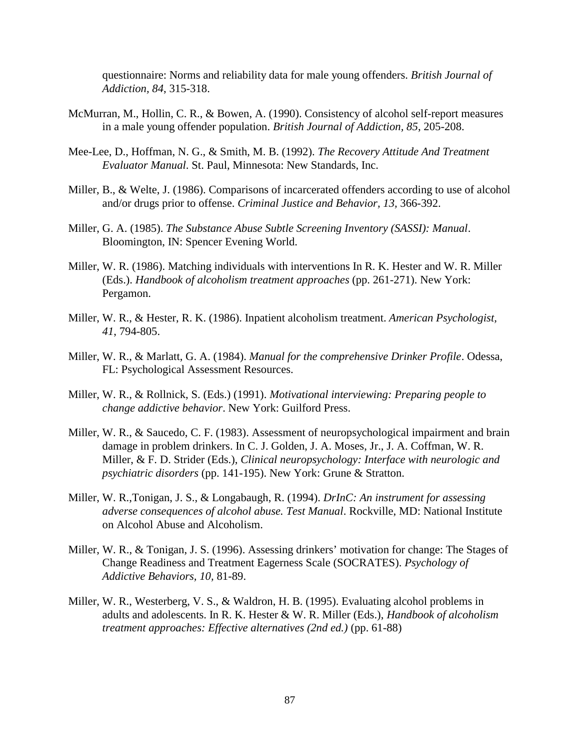questionnaire: Norms and reliability data for male young offenders. *British Journal of Addiction, 84*, 315-318.

McMurran, M., Hollin, C. R., & Bowen, A. (1990). Consistency of alcohol self-report measures in a male young offender population. *British Journal of Addiction, 85*, 205-208.

Mee-Lee, D., Hoffman, N. G., & Smith, M. B. (1992). *The Recovery Attitude And Treatment Evaluator Manual*. St. Paul, Minnesota: New Standards, Inc.

Miller, B., & Welte, J. (1986). Comparisons of incarcerated offenders according to use of alcohol and/or drugs prior to offense. *Criminal Justice and Behavior, 13*, 366-392.

Miller, G. A. (1985). *The Substance Abuse Subtle Screening Inventory (SASSI): Manual*. Bloomington, IN: Spencer Evening World.

Miller, W. R. (1986). Matching individuals with interventions In R. K. Hester and W. R. Miller (Eds.). *Handbook of alcoholism treatment approaches* (pp. 261-271). New York: Pergamon.

Miller, W. R., & Hester, R. K. (1986). Inpatient alcoholism treatment. *American Psychologist, 41*, 794-805.

Miller, W. R., & Marlatt, G. A. (1984). *Manual for the comprehensive Drinker Profile*. Odessa, FL: Psychological Assessment Resources.

Miller, W. R., & Rollnick, S. (Eds.) (1991). *Motivational interviewing: Preparing people to change addictive behavior*. New York: Guilford Press.

Miller, W. R., & Saucedo, C. F. (1983). Assessment of neuropsychological impairment and brain damage in problem drinkers. In C. J. Golden, J. A. Moses, Jr., J. A. Coffman, W. R. Miller, & F. D. Strider (Eds.), *Clinical neuropsychology: Interface with neurologic and psychiatric disorders* (pp. 141-195). New York: Grune & Stratton.

Miller, W. R.,Tonigan, J. S., & Longabaugh, R. (1994). *DrInC: An instrument for assessing adverse consequences of alcohol abuse. Test Manual*. Rockville, MD: National Institute on Alcohol Abuse and Alcoholism.

Miller, W. R., & Tonigan, J. S. (1996). Assessing drinkers' motivation for change: The Stages of Change Readiness and Treatment Eagerness Scale (SOCRATES). *Psychology of Addictive Behaviors, 10,* 81-89.

Miller, W. R., Westerberg, V. S., & Waldron, H. B. (1995). Evaluating alcohol problems in adults and adolescents. In R. K. Hester & W. R. Miller (Eds.), *Handbook of alcoholism treatment approaches: Effective alternatives (2nd ed.)* (pp. 61-88)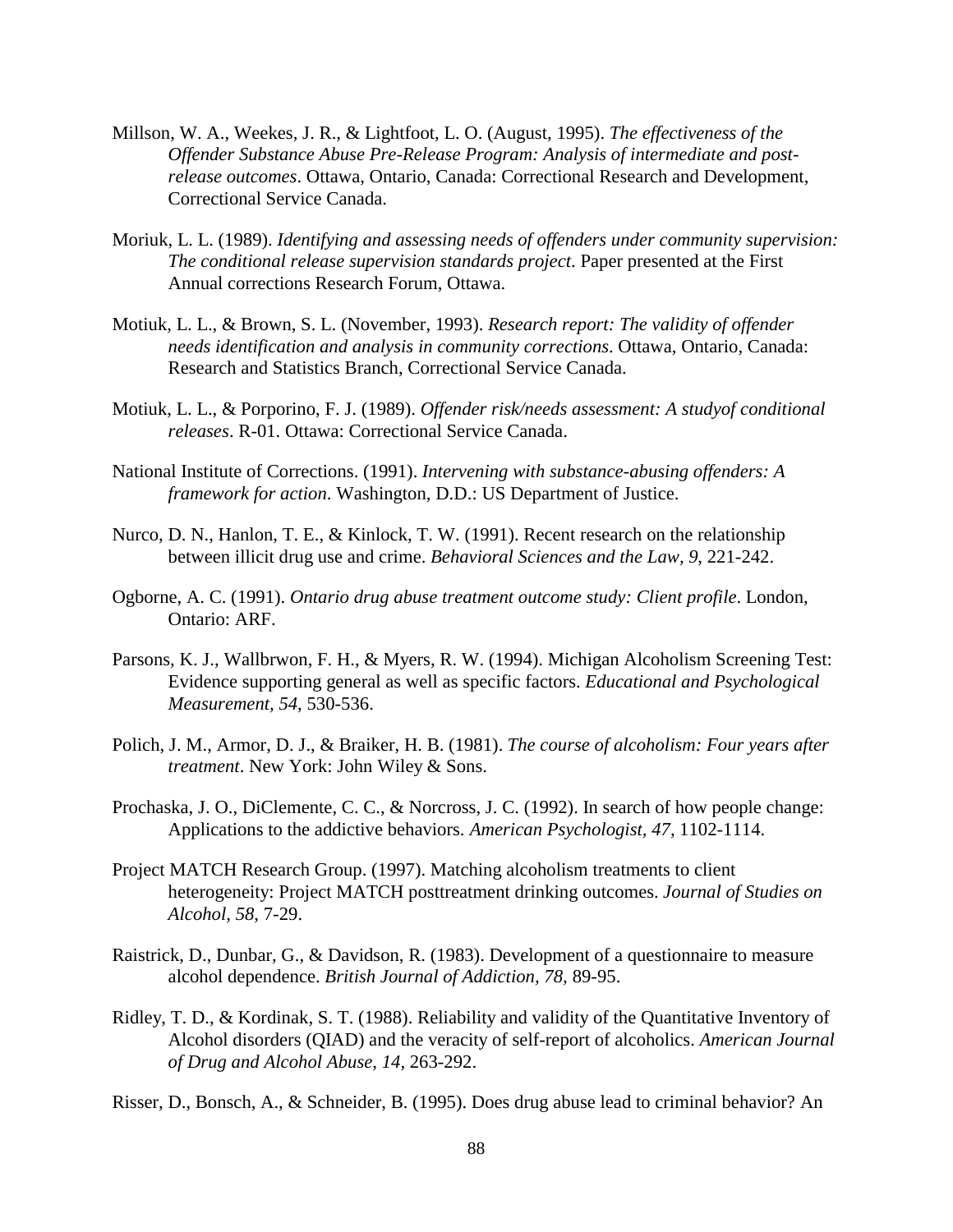Millson, W. A., Weekes, J. R., & Lightfoot, L. O. (August, 1995). *The effectiveness of the Offender Substance Abuse Pre-Release Program: Analysis of intermediate and post-release outcomes*. Ottawa, Ontario, Canada: Correctional Research and Development, Correctional Service Canada.

Moriuk, L. L. (1989). *Identifying and assessing needs of offenders under community supervision: The conditional release supervision standards project*. Paper presented at the First Annual corrections Research Forum, Ottawa.

Motiuk, L. L., & Brown, S. L. (November, 1993). *Research report: The validity of offender needs identification and analysis in community corrections*. Ottawa, Ontario, Canada: Research and Statistics Branch, Correctional Service Canada.

Motiuk, L. L., & Porporino, F. J. (1989). *Offender risk/needs assessment: A studyof conditional releases*. R-01. Ottawa: Correctional Service Canada.

National Institute of Corrections. (1991). *Intervening with substance-abusing offenders: A framework for action*. Washington, D.D.: US Department of Justice.

Nurco, D. N., Hanlon, T. E., & Kinlock, T. W. (1991). Recent research on the relationship between illicit drug use and crime. *Behavioral Sciences and the Law, 9*, 221-242.

Ogborne, A. C. (1991). *Ontario drug abuse treatment outcome study: Client profile*. London, Ontario: ARF.

Parsons, K. J., Wallbrwon, F. H., & Myers, R. W. (1994). Michigan Alcoholism Screening Test: Evidence supporting general as well as specific factors. *Educational and Psychological Measurement, 54,* 530-536.

Polich, J. M., Armor, D. J., & Braiker, H. B. (1981). *The course of alcoholism: Four years after treatment*. New York: John Wiley & Sons.

Prochaska, J. O., DiClemente, C. C., & Norcross, J. C. (1992). In search of how people change: Applications to the addictive behaviors. *American Psychologist, 47,* 1102-1114.

Project MATCH Research Group. (1997). Matching alcoholism treatments to client heterogeneity: Project MATCH posttreatment drinking outcomes. *Journal of Studies on Alcohol, 58,* 7-29.

Raistrick, D., Dunbar, G., & Davidson, R. (1983). Development of a questionnaire to measure alcohol dependence. *British Journal of Addiction, 78,* 89-95.

Ridley, T. D., & Kordinak, S. T. (1988). Reliability and validity of the Quantitative Inventory of Alcohol disorders (QIAD) and the veracity of self-report of alcoholics. *American Journal of Drug and Alcohol Abuse, 14,* 263-292.

Risser, D., Bonsch, A., & Schneider, B. (1995). Does drug abuse lead to criminal behavior? An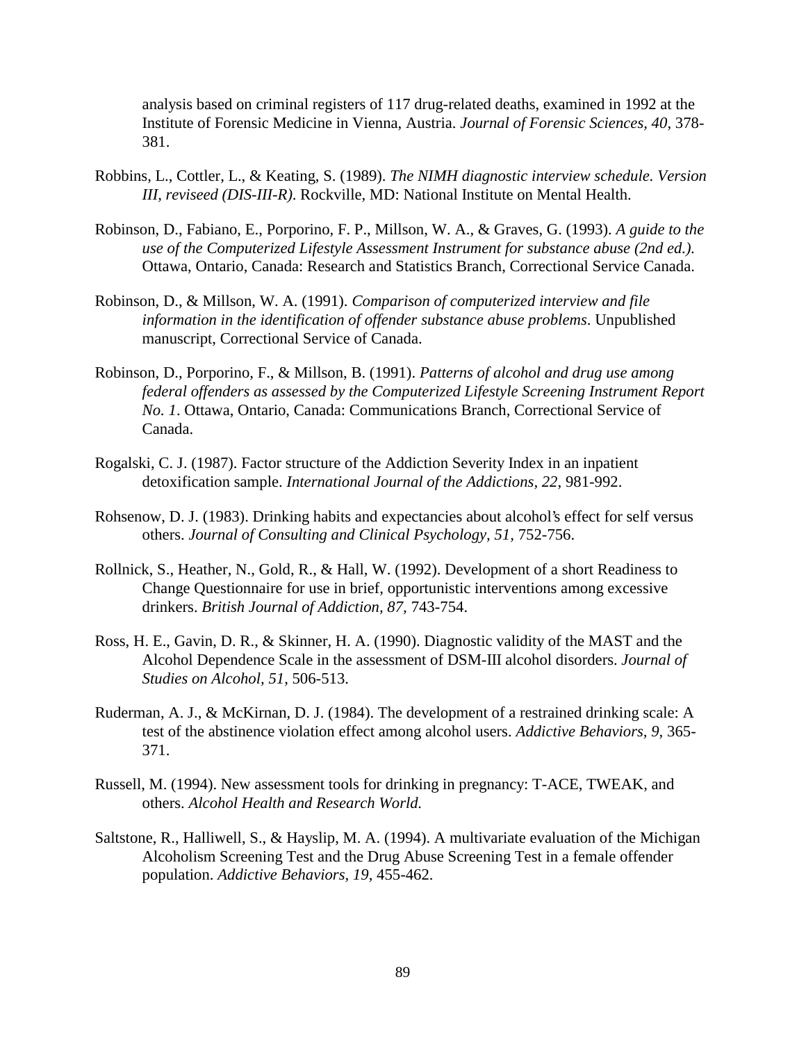analysis based on criminal registers of 117 drug-related deaths, examined in 1992 at the Institute of Forensic Medicine in Vienna, Austria. *Journal of Forensic Sciences, 40*, 378-381.

Robbins, L., Cottler, L., & Keating, S. (1989). *The NIMH diagnostic interview schedule. Version III, reviseed (DIS-III-R)*. Rockville, MD: National Institute on Mental Health.

Robinson, D., Fabiano, E., Porporino, F. P., Millson, W. A., & Graves, G. (1993). *A guide to the use of the Computerized Lifestyle Assessment Instrument for substance abuse (2nd ed.)*. Ottawa, Ontario, Canada: Research and Statistics Branch, Correctional Service Canada.

Robinson, D., & Millson, W. A. (1991). *Comparison of computerized interview and file information in the identification of offender substance abuse problems*. Unpublished manuscript, Correctional Service of Canada.

Robinson, D., Porporino, F., & Millson, B. (1991). *Patterns of alcohol and drug use among federal offenders as assessed by the Computerized Lifestyle Screening Instrument Report No. 1*. Ottawa, Ontario, Canada: Communications Branch, Correctional Service of Canada.

Rogalski, C. J. (1987). Factor structure of the Addiction Severity Index in an inpatient detoxification sample. *International Journal of the Addictions, 22*, 981-992.

Rohsenow, D. J. (1983). Drinking habits and expectancies about alcohol's effect for self versus others. *Journal of Consulting and Clinical Psychology, 51*, 752-756.

Rollnick, S., Heather, N., Gold, R., & Hall, W. (1992). Development of a short Readiness to Change Questionnaire for use in brief, opportunistic interventions among excessive drinkers. *British Journal of Addiction, 87*, 743-754.

Ross, H. E., Gavin, D. R., & Skinner, H. A. (1990). Diagnostic validity of the MAST and the Alcohol Dependence Scale in the assessment of DSM-III alcohol disorders. *Journal of Studies on Alcohol, 51*, 506-513.

Ruderman, A. J., & McKirnan, D. J. (1984). The development of a restrained drinking scale: A test of the abstinence violation effect among alcohol users. *Addictive Behaviors, 9*, 365-371.

Russell, M. (1994). New assessment tools for drinking in pregnancy: T-ACE, TWEAK, and others. *Alcohol Health and Research World.*

Saltstone, R., Halliwell, S., & Hayslip, M. A. (1994). A multivariate evaluation of the Michigan Alcoholism Screening Test and the Drug Abuse Screening Test in a female offender population. *Addictive Behaviors, 19*, 455-462.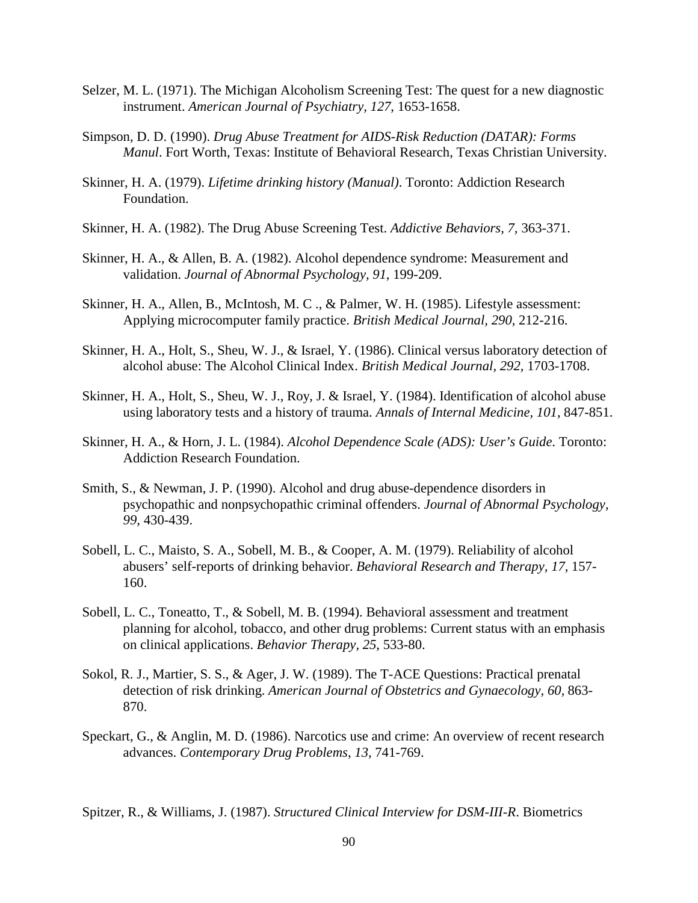Selzer, M. L. (1971). The Michigan Alcoholism Screening Test: The quest for a new diagnostic instrument. *American Journal of Psychiatry, 127,* 1653-1658.

Simpson, D. D. (1990). *Drug Abuse Treatment for AIDS-Risk Reduction (DATAR): Forms Manul*. Fort Worth, Texas: Institute of Behavioral Research, Texas Christian University.

Skinner, H. A. (1979). *Lifetime drinking history (Manual)*. Toronto: Addiction Research Foundation.

Skinner, H. A. (1982). The Drug Abuse Screening Test. *Addictive Behaviors, 7,* 363-371.

Skinner, H. A., & Allen, B. A. (1982). Alcohol dependence syndrome: Measurement and validation. *Journal of Abnormal Psychology, 91,* 199-209.

Skinner, H. A., Allen, B., McIntosh, M. C ., & Palmer, W. H. (1985). Lifestyle assessment: Applying microcomputer family practice. *British Medical Journal, 290,* 212-216.

Skinner, H. A., Holt, S., Sheu, W. J., & Israel, Y. (1986). Clinical versus laboratory detection of alcohol abuse: The Alcohol Clinical Index. *British Medical Journal, 292,* 1703-1708.

Skinner, H. A., Holt, S., Sheu, W. J., Roy, J. & Israel, Y. (1984). Identification of alcohol abuse using laboratory tests and a history of trauma. *Annals of Internal Medicine, 101,* 847-851.

Skinner, H. A., & Horn, J. L. (1984). *Alcohol Dependence Scale (ADS): User's Guide.* Toronto: Addiction Research Foundation.

Smith, S., & Newman, J. P. (1990). Alcohol and drug abuse-dependence disorders in psychopathic and nonpsychopathic criminal offenders. *Journal of Abnormal Psychology, 99*, 430-439.

Sobell, L. C., Maisto, S. A., Sobell, M. B., & Cooper, A. M. (1979). Reliability of alcohol abusers' self-reports of drinking behavior. *Behavioral Research and Therapy, 17,* 157-160.

Sobell, L. C., Toneatto, T., & Sobell, M. B. (1994). Behavioral assessment and treatment planning for alcohol, tobacco, and other drug problems: Current status with an emphasis on clinical applications. *Behavior Therapy, 25*, 533-80.

Sokol, R. J., Martier, S. S., & Ager, J. W. (1989). The T-ACE Questions: Practical prenatal detection of risk drinking. *American Journal of Obstetrics and Gynaecology, 60,* 863-870.

Speckart, G., & Anglin, M. D. (1986). Narcotics use and crime: An overview of recent research advances. *Contemporary Drug Problems, 13,* 741-769.

Spitzer, R., & Williams, J. (1987). *Structured Clinical Interview for DSM-III-R*. Biometrics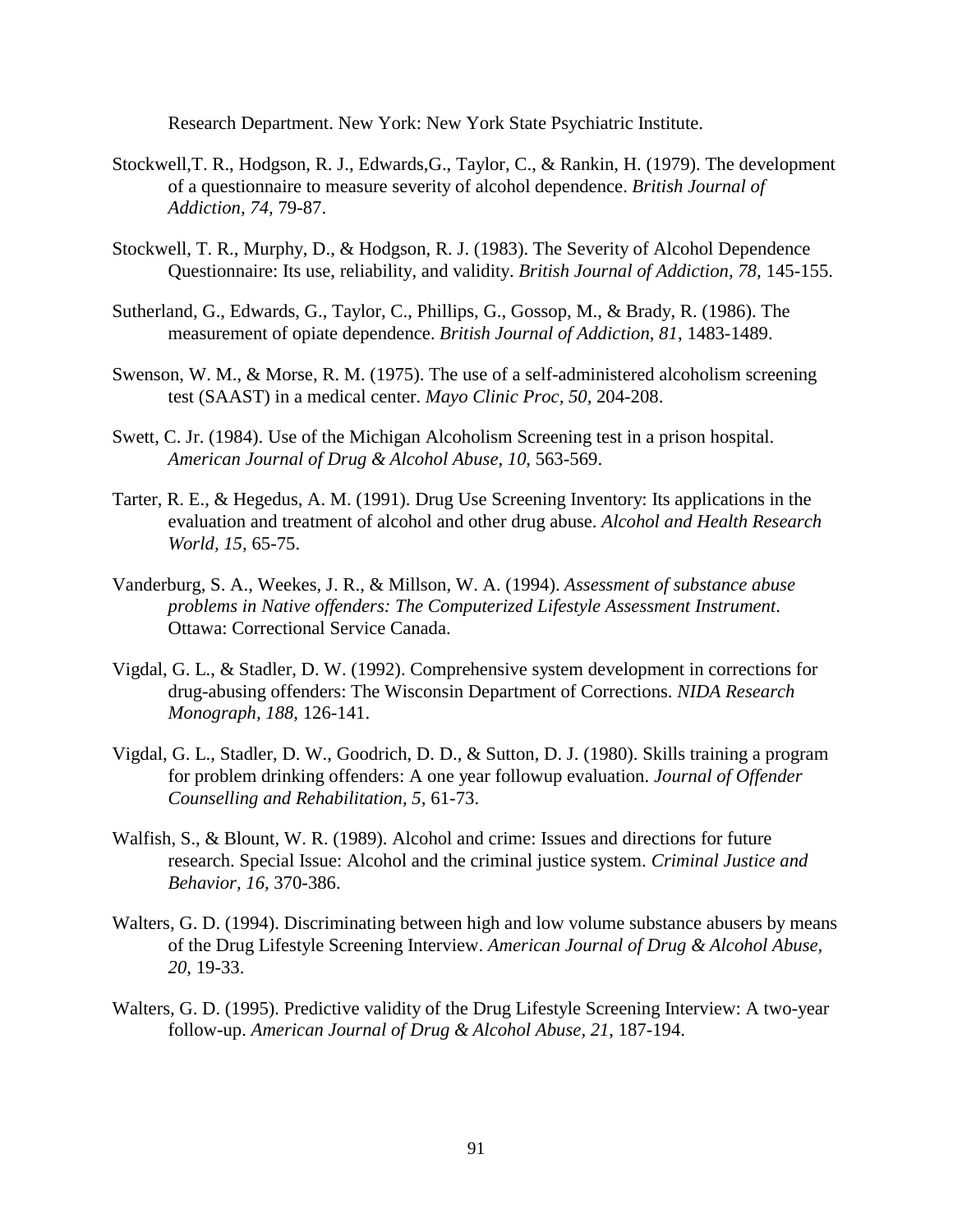Research Department. New York: New York State Psychiatric Institute.

Stockwell,T. R., Hodgson, R. J., Edwards,G., Taylor, C., & Rankin, H. (1979). The development of a questionnaire to measure severity of alcohol dependence. *British Journal of Addiction, 74*, 79-87.

Stockwell, T. R., Murphy, D., & Hodgson, R. J. (1983). The Severity of Alcohol Dependence Questionnaire: Its use, reliability, and validity. *British Journal of Addiction, 78*, 145-155.

Sutherland, G., Edwards, G., Taylor, C., Phillips, G., Gossop, M., & Brady, R. (1986). The measurement of opiate dependence. *British Journal of Addiction, 81*, 1483-1489.

Swenson, W. M., & Morse, R. M. (1975). The use of a self-administered alcoholism screening test (SAAST) in a medical center. *Mayo Clinic Proc, 50*, 204-208.

Swett, C. Jr. (1984). Use of the Michigan Alcoholism Screening test in a prison hospital. *American Journal of Drug & Alcohol Abuse, 10*, 563-569.

Tarter, R. E., & Hegedus, A. M. (1991). Drug Use Screening Inventory: Its applications in the evaluation and treatment of alcohol and other drug abuse. *Alcohol and Health Research World, 15*, 65-75.

Vanderburg, S. A., Weekes, J. R., & Millson, W. A. (1994). *Assessment of substance abuse problems in Native offenders: The Computerized Lifestyle Assessment Instrument*. Ottawa: Correctional Service Canada.

Vigdal, G. L., & Stadler, D. W. (1992). Comprehensive system development in corrections for drug-abusing offenders: The Wisconsin Department of Corrections. *NIDA Research Monograph, 188*, 126-141.

Vigdal, G. L., Stadler, D. W., Goodrich, D. D., & Sutton, D. J. (1980). Skills training a program for problem drinking offenders: A one year followup evaluation. *Journal of Offender Counselling and Rehabilitation, 5*, 61-73.

Walfish, S., & Blount, W. R. (1989). Alcohol and crime: Issues and directions for future research. Special Issue: Alcohol and the criminal justice system. *Criminal Justice and Behavior, 16*, 370-386.

Walters, G. D. (1994). Discriminating between high and low volume substance abusers by means of the Drug Lifestyle Screening Interview. *American Journal of Drug & Alcohol Abuse, 20*, 19-33.

Walters, G. D. (1995). Predictive validity of the Drug Lifestyle Screening Interview: A two-year follow-up. *American Journal of Drug & Alcohol Abuse, 21*, 187-194.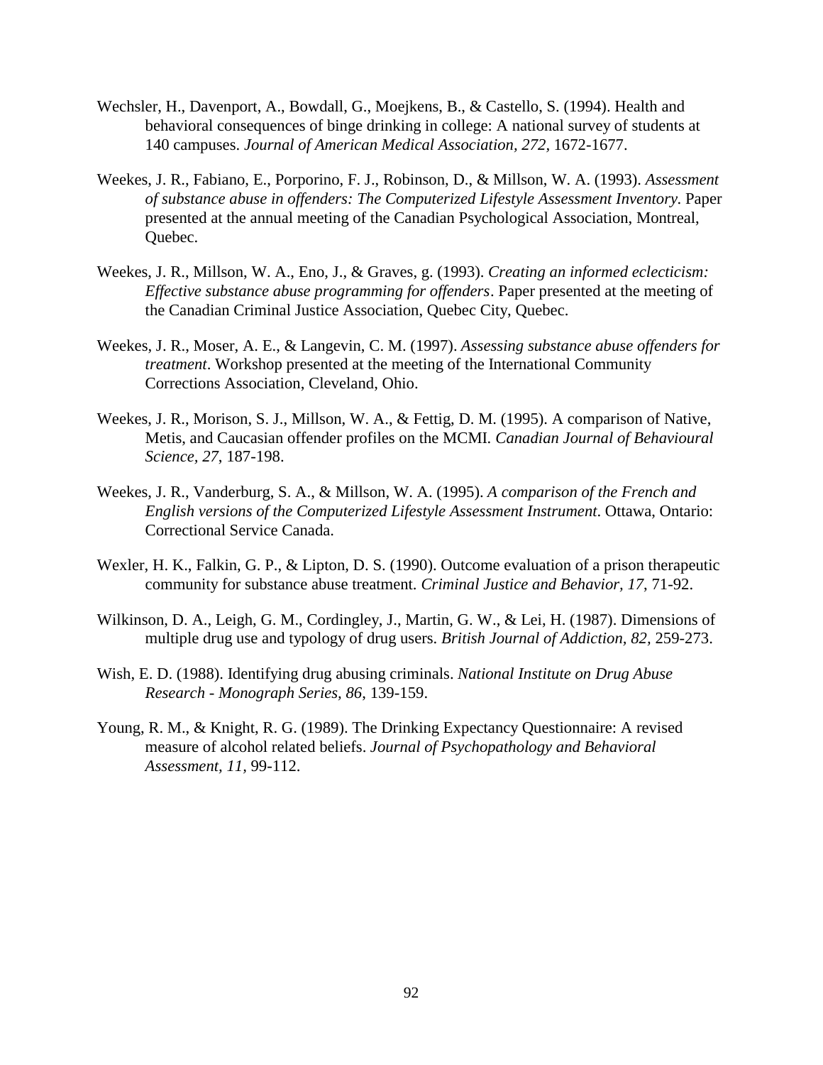Wechsler, H., Davenport, A., Bowdall, G., Moejkens, B., & Castello, S. (1994). Health and behavioral consequences of binge drinking in college: A national survey of students at 140 campuses. *Journal of American Medical Association, 272*, 1672-1677.

Weekes, J. R., Fabiano, E., Porporino, F. J., Robinson, D., & Millson, W. A. (1993). *Assessment of substance abuse in offenders: The Computerized Lifestyle Assessment Inventory.* Paper presented at the annual meeting of the Canadian Psychological Association, Montreal, Quebec.

Weekes, J. R., Millson, W. A., Eno, J., & Graves, g. (1993). *Creating an informed eclecticism: Effective substance abuse programming for offenders*. Paper presented at the meeting of the Canadian Criminal Justice Association, Quebec City, Quebec.

Weekes, J. R., Moser, A. E., & Langevin, C. M. (1997). *Assessing substance abuse offenders for treatment*. Workshop presented at the meeting of the International Community Corrections Association, Cleveland, Ohio.

Weekes, J. R., Morison, S. J., Millson, W. A., & Fettig, D. M. (1995). A comparison of Native, Metis, and Caucasian offender profiles on the MCMI. *Canadian Journal of Behavioural Science, 27*, 187-198.

Weekes, J. R., Vanderburg, S. A., & Millson, W. A. (1995). *A comparison of the French and English versions of the Computerized Lifestyle Assessment Instrument*. Ottawa, Ontario: Correctional Service Canada.

Wexler, H. K., Falkin, G. P., & Lipton, D. S. (1990). Outcome evaluation of a prison therapeutic community for substance abuse treatment. *Criminal Justice and Behavior, 17*, 71-92.

Wilkinson, D. A., Leigh, G. M., Cordingley, J., Martin, G. W., & Lei, H. (1987). Dimensions of multiple drug use and typology of drug users. *British Journal of Addiction, 82*, 259-273.

Wish, E. D. (1988). Identifying drug abusing criminals. *National Institute on Drug Abuse Research - Monograph Series, 86*, 139-159.

Young, R. M., & Knight, R. G. (1989). The Drinking Expectancy Questionnaire: A revised measure of alcohol related beliefs. *Journal of Psychopathology and Behavioral Assessment, 11*, 99-112.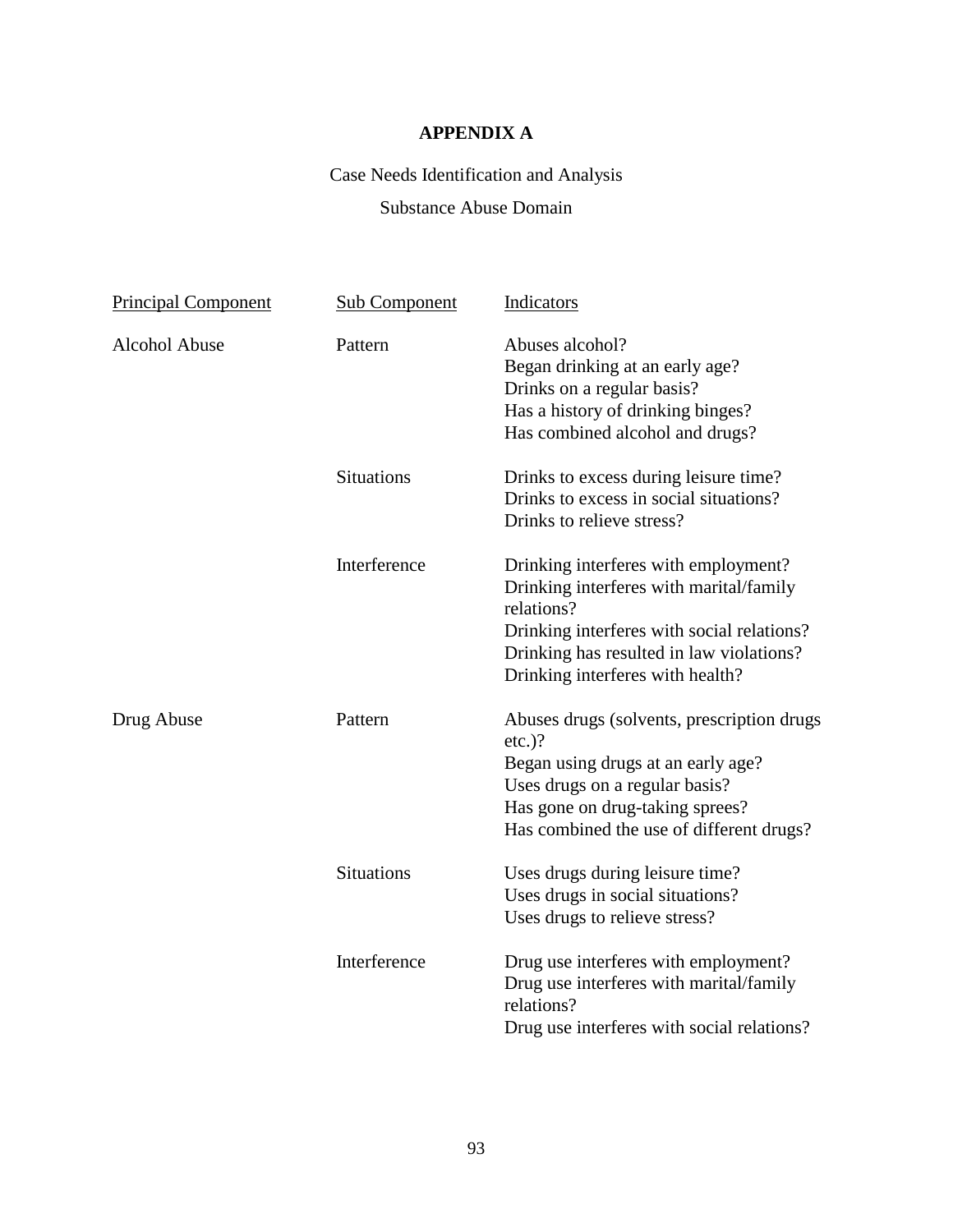# APPENDIX A

Case Needs Identification and Analysis

Substance Abuse Domain

| Principal Component | Sub Component | Indicators |
|---|---|---|
| Alcohol Abuse | Pattern | Abuses alcohol?<br>Began drinking at an early age?<br>Drinks on a regular basis?<br>Has a history of drinking binges?<br>Has combined alcohol and drugs? |
| | Situations | Drinks to excess during leisure time?<br>Drinks to excess in social situations?<br>Drinks to relieve stress? |
| | Interference | Drinking interferes with employment?<br>Drinking interferes with marital/family relations?<br>Drinking interferes with social relations?<br>Drinking has resulted in law violations?<br>Drinking interferes with health? |
| Drug Abuse | Pattern | Abuses drugs (solvents, prescription drugs etc.)?<br>Began using drugs at an early age?<br>Uses drugs on a regular basis?<br>Has gone on drug-taking sprees?<br>Has combined the use of different drugs? |
| | Situations | Uses drugs during leisure time?<br>Uses drugs in social situations?<br>Uses drugs to relieve stress? |
| | Interference | Drug use interferes with employment?<br>Drug use interferes with marital/family relations?<br>Drug use interferes with social relations? |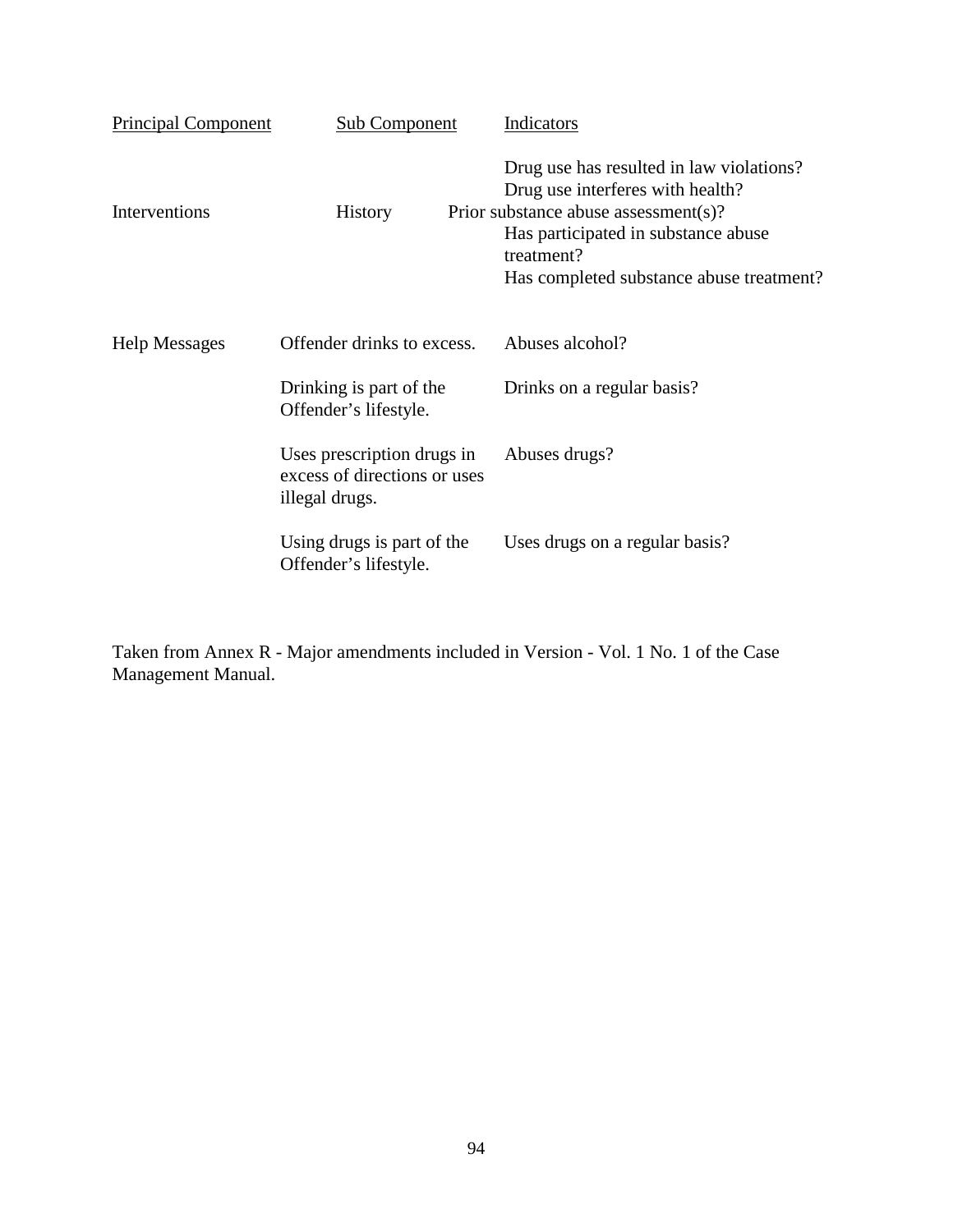| Principal Component | Sub Component | Indicators |
| --- | --- | --- |
| Interventions | History | Drug use has resulted in law violations?<br>Drug use interferes with health?<br>Prior substance abuse assessment(s)?<br>Has participated in substance abuse treatment?<br>Has completed substance abuse treatment? |
| Help Messages | Offender drinks to excess. | Abuses alcohol? |
| | Drinking is part of the Offender's lifestyle. | Drinks on a regular basis? |
| | Uses prescription drugs in excess of directions or uses illegal drugs. | Abuses drugs? |
| | Using drugs is part of the Offender's lifestyle. | Uses drugs on a regular basis? |

Taken from Annex R - Major amendments included in Version - Vol. 1 No. 1 of the Case Management Manual.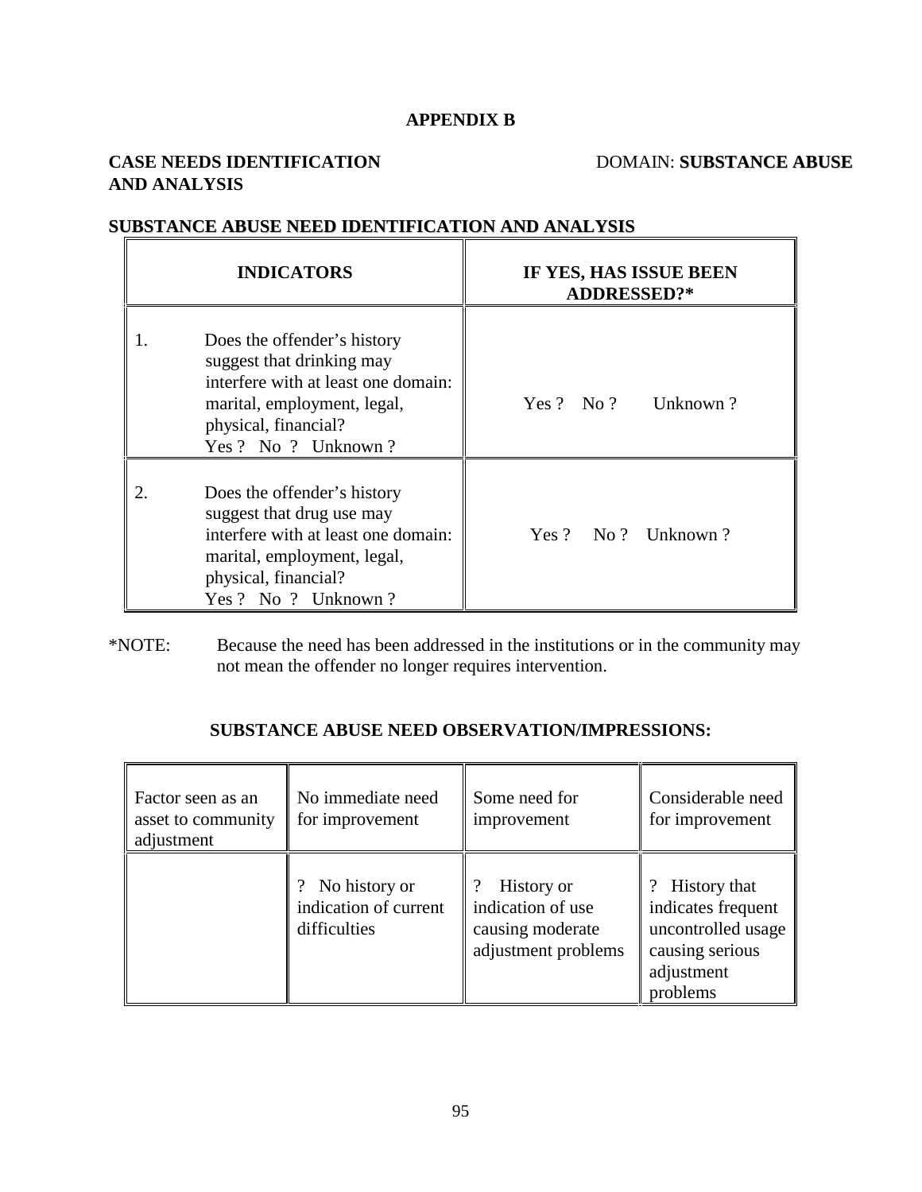**APPENDIX B**

**CASE NEEDS IDENTIFICATION AND ANALYSIS** DOMAIN: **SUBSTANCE ABUSE**

**SUBSTANCE ABUSE NEED IDENTIFICATION AND ANALYSIS**

| INDICATORS | IF YES, HAS ISSUE BEEN ADDRESSED?* |
|---|---|
| 1. Does the offender's history suggest that drinking may interfere with at least one domain: marital, employment, legal, physical, financial? Yes ? No ? Unknown ? | Yes ? No ? Unknown ? |
| 2. Does the offender's history suggest that drug use may interfere with at least one domain: marital, employment, legal, physical, financial? Yes ? No ? Unknown ? | Yes ? No ? Unknown ? |

*NOTE: Because the need has been addressed in the institutions or in the community may not mean the offender no longer requires intervention.

**SUBSTANCE ABUSE NEED OBSERVATION/IMPRESSIONS:**

| Factor seen as an asset to community adjustment | No immediate need for improvement | Some need for improvement | Considerable need for improvement |
|---|---|---|---|
| | ? No history or indication of current difficulties | ? History or indication of use causing moderate adjustment problems | ? History that indicates frequent uncontrolled usage causing serious adjustment problems |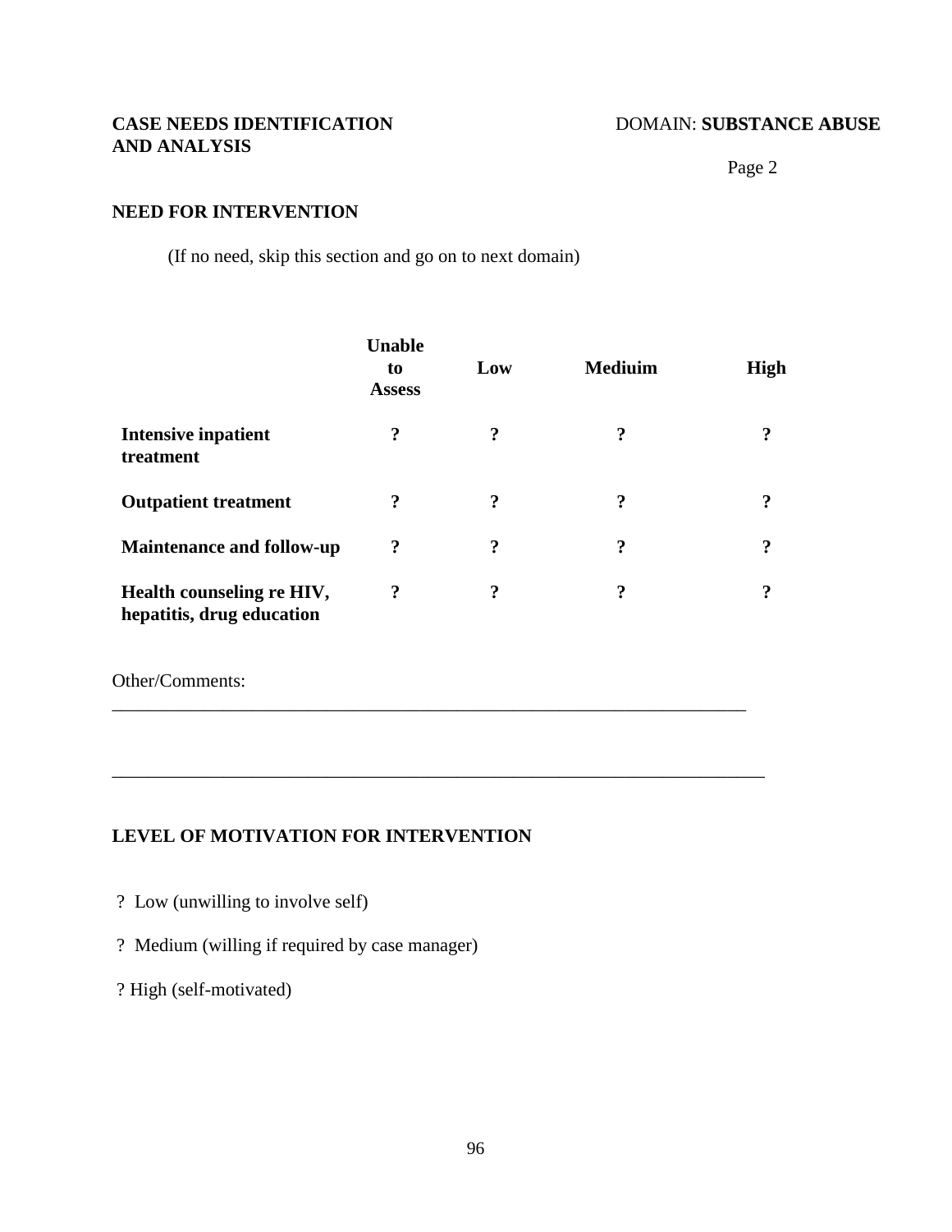**CASE NEEDS IDENTIFICATION AND ANALYSIS**

DOMAIN: **SUBSTANCE ABUSE**

Page 2

## NEED FOR INTERVENTION

(If no need, skip this section and go on to next domain)

| | Unable to Assess | Low | Mediuim | High |
|---|---|---|---|---|
| **Intensive inpatient treatment** | ? | ? | ? | ? |
| **Outpatient treatment** | ? | ? | ? | ? |
| **Maintenance and follow-up** | ? | ? | ? | ? |
| **Health counseling re HIV, hepatitis, drug education** | ? | ? | ? | ? |

Other/Comments: ______________________________________________________________________

______________________________________________________________________

## LEVEL OF MOTIVATION FOR INTERVENTION

? Low (unwilling to involve self)

? Medium (willing if required by case manager)

? High (self-motivated)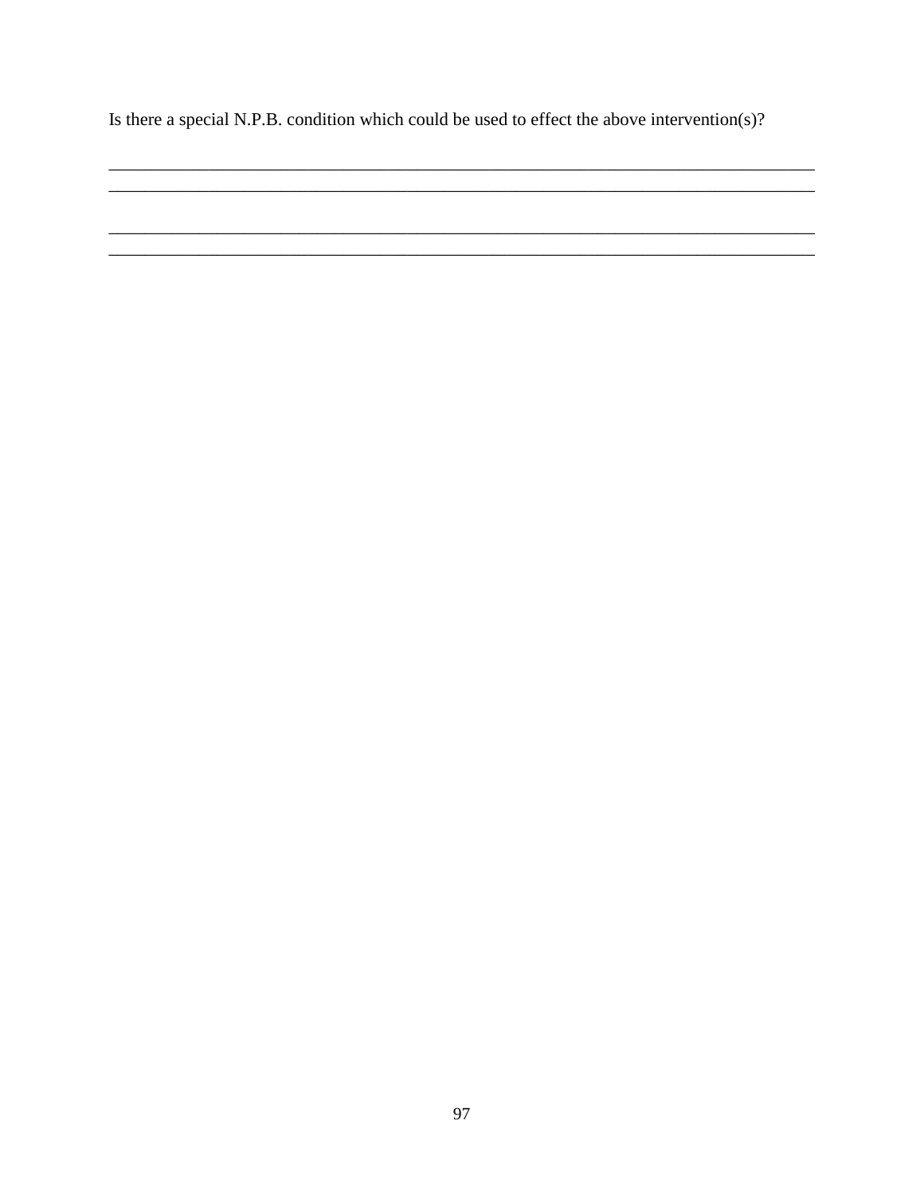Is there a special N.P.B. condition which could be used to effect the above intervention(s)?

\_\_\_\_\_\_\_\_\_\_\_\_\_\_\_\_\_\_\_\_\_\_\_\_\_\_\_\_\_\_\_\_\_\_\_\_\_\_\_\_\_\_\_\_\_\_\_\_\_\_\_\_\_\_\_\_\_\_\_\_\_\_\_\_\_\_\_\_\_\_\_\_\_\_\_\_\_\_

\_\_\_\_\_\_\_\_\_\_\_\_\_\_\_\_\_\_\_\_\_\_\_\_\_\_\_\_\_\_\_\_\_\_\_\_\_\_\_\_\_\_\_\_\_\_\_\_\_\_\_\_\_\_\_\_\_\_\_\_\_\_\_\_\_\_\_\_\_\_\_\_\_\_\_\_\_\_

\_\_\_\_\_\_\_\_\_\_\_\_\_\_\_\_\_\_\_\_\_\_\_\_\_\_\_\_\_\_\_\_\_\_\_\_\_\_\_\_\_\_\_\_\_\_\_\_\_\_\_\_\_\_\_\_\_\_\_\_\_\_\_\_\_\_\_\_\_\_\_\_\_\_\_\_\_\_

\_\_\_\_\_\_\_\_\_\_\_\_\_\_\_\_\_\_\_\_\_\_\_\_\_\_\_\_\_\_\_\_\_\_\_\_\_\_\_\_\_\_\_\_\_\_\_\_\_\_\_\_\_\_\_\_\_\_\_\_\_\_\_\_\_\_\_\_\_\_\_\_\_\_\_\_\_\_